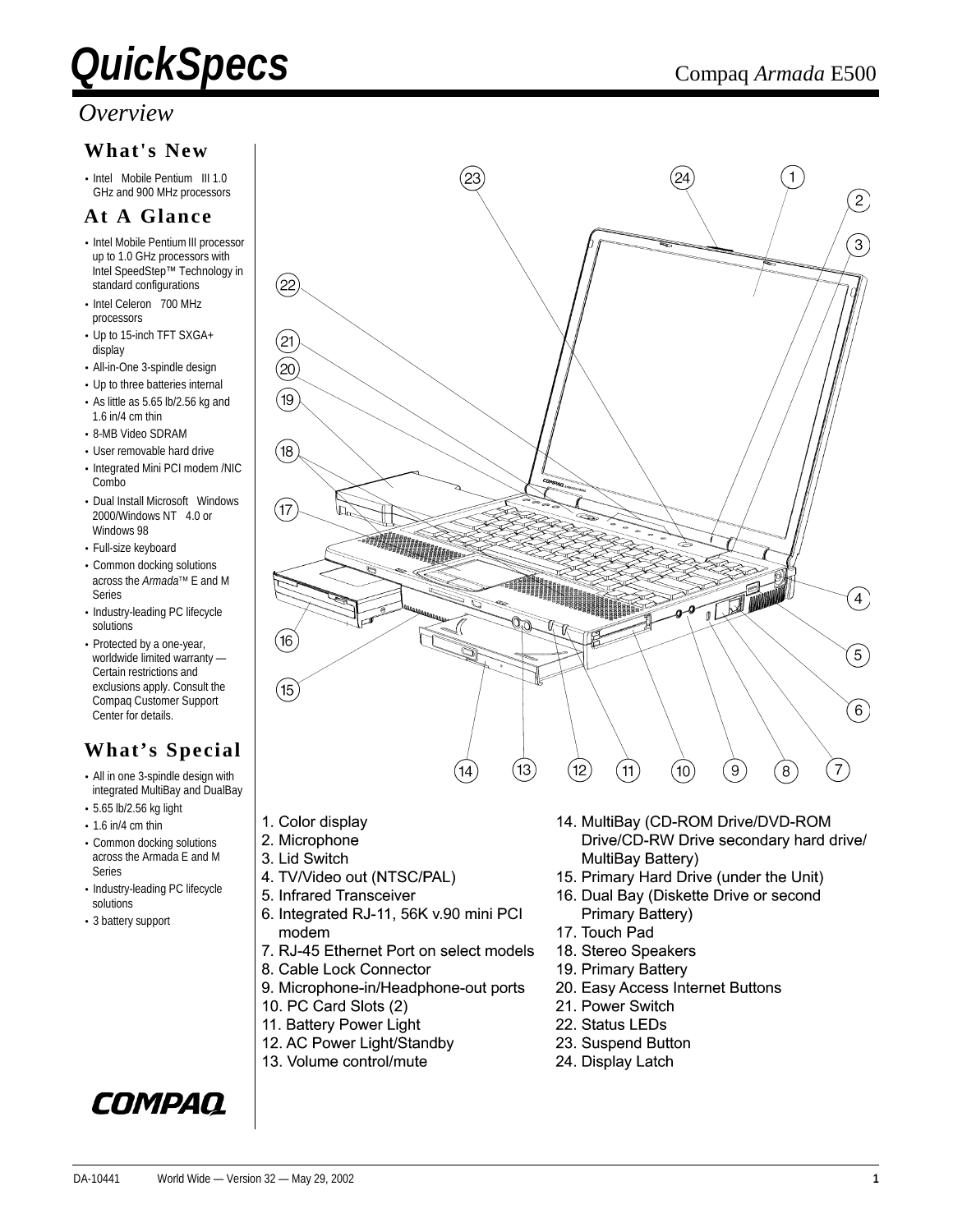# QuickSpecs

Compaq *Armada* E500

## *Overview*

### What's New

- Intel Mobile Pentium III 1.0 GHz and 900 MHz processors

### At A Glance

- Intel Mobile Pentium III processor up to 1.0 GHz processors with Intel SpeedStep™ Technology in standard configurations
- Intel Celeron 700 MHz processors
- Up to 15-inch TFT SXGA+ display
- All-in-One 3-spindle design
- Up to three batteries internal
- As little as 5.65 lb/2.56 kg and 1.6 in/4 cm thin
- 8-MB Video SDRAM
- User removable hard drive
- Integrated Mini PCI modem /NIC Combo
- Dual Install Microsoft Windows 2000/Windows NT 4.0 or Windows 98
- Full-size keyboard
- Common docking solutions across the *Armada*™ E and M Series
- Industry-leading PC lifecycle solutions
- Protected by a one-year, worldwide limited warranty — Certain restrictions and exclusions apply. Consult the Compaq Customer Support Center for details.

### What's Special

- All in one 3-spindle design with integrated MultiBay and DualBay
- 5.65 lb/2.56 kg light
- 1.6 in/4 cm thin
- Common docking solutions across the Armada E and M Series
- Industry-leading PC lifecycle solutions
- 3 battery support

1. Color display
2. Microphone
3. Lid Switch
4. TV/Video out (NTSC/PAL)
5. Infrared Transceiver
6. Integrated RJ-11, 56K v.90 mini PCI modem
7. RJ-45 Ethernet Port on select models
8. Cable Lock Connector
9. Microphone-in/Headphone-out ports
10. PC Card Slots (2)
11. Battery Power Light
12. AC Power Light/Standby
13. Volume control/mute
14. MultiBay (CD-ROM Drive/DVD-ROM Drive/CD-RW Drive secondary hard drive/ MultiBay Battery)
15. Primary Hard Drive (under the Unit)
16. Dual Bay (Diskette Drive or second Primary Battery)
17. Touch Pad
18. Stereo Speakers
19. Primary Battery
20. Easy Access Internet Buttons
21. Power Switch
22. Status LEDs
23. Suspend Button
24. Display Latch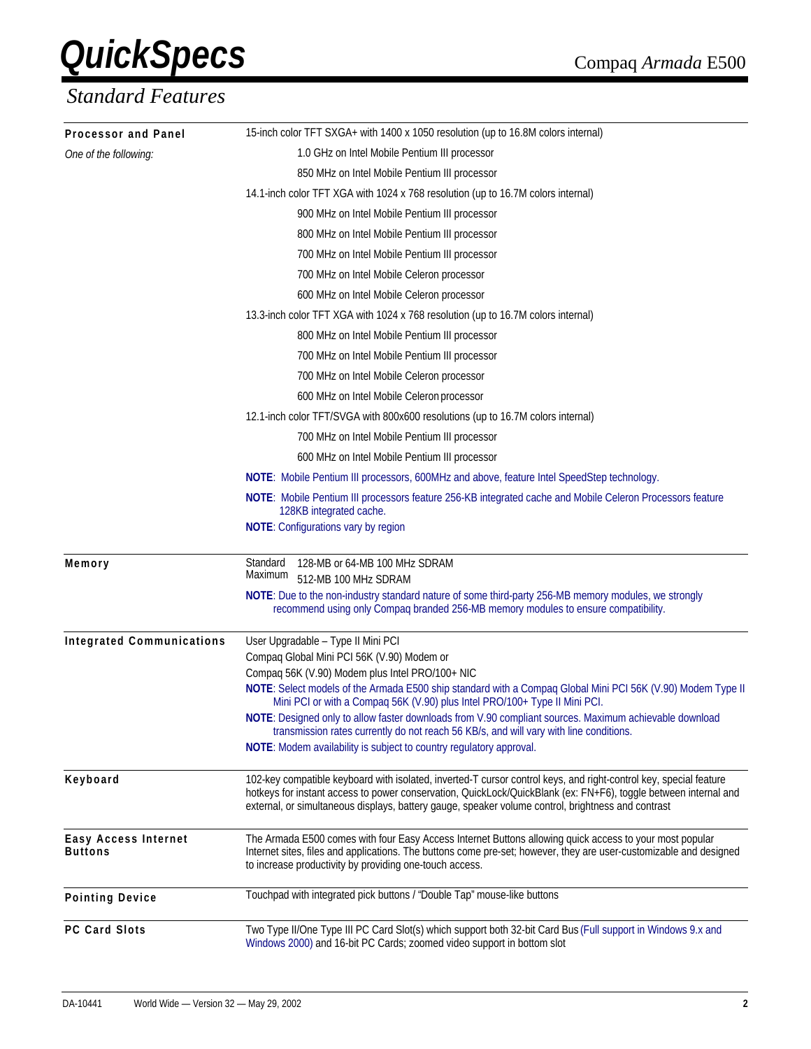## Standard Features

**Processor and Panel**

*One of the following:*

15-inch color TFT SXGA+ with 1400 x 1050 resolution (up to 16.8M colors internal)

- 1.0 GHz on Intel Mobile Pentium III processor
- 850 MHz on Intel Mobile Pentium III processor

14.1-inch color TFT XGA with 1024 x 768 resolution (up to 16.7M colors internal)

- 900 MHz on Intel Mobile Pentium III processor
- 800 MHz on Intel Mobile Pentium III processor
- 700 MHz on Intel Mobile Pentium III processor
- 700 MHz on Intel Mobile Celeron processor
- 600 MHz on Intel Mobile Celeron processor

13.3-inch color TFT XGA with 1024 x 768 resolution (up to 16.7M colors internal)

- 800 MHz on Intel Mobile Pentium III processor
- 700 MHz on Intel Mobile Pentium III processor
- 700 MHz on Intel Mobile Celeron processor
- 600 MHz on Intel Mobile Celeron processor

12.1-inch color TFT/SVGA with 800x600 resolutions (up to 16.7M colors internal)

- 700 MHz on Intel Mobile Pentium III processor
- 600 MHz on Intel Mobile Pentium III processor

**NOTE**: Mobile Pentium III processors, 600MHz and above, feature Intel SpeedStep technology.

**NOTE**: Mobile Pentium III processors feature 256-KB integrated cache and Mobile Celeron Processors feature 128KB integrated cache.

**NOTE**: Configurations vary by region

**Memory**

Standard 128-MB or 64-MB 100 MHz SDRAM

Maximum 512-MB 100 MHz SDRAM

**NOTE**: Due to the non-industry standard nature of some third-party 256-MB memory modules, we strongly recommend using only Compaq branded 256-MB memory modules to ensure compatibility.

**Integrated Communications**

User Upgradable – Type II Mini PCI

Compaq Global Mini PCI 56K (V.90) Modem or

Compaq 56K (V.90) Modem plus Intel PRO/100+ NIC

**NOTE**: Select models of the Armada E500 ship standard with a Compaq Global Mini PCI 56K (V.90) Modem Type II Mini PCI or with a Compaq 56K (V.90) plus Intel PRO/100+ Type II Mini PCI.

**NOTE**: Designed only to allow faster downloads from V.90 compliant sources. Maximum achievable download transmission rates currently do not reach 56 KB/s, and will vary with line conditions.

**NOTE**: Modem availability is subject to country regulatory approval.

**Keyboard**

102-key compatible keyboard with isolated, inverted-T cursor control keys, and right-control key, special feature hotkeys for instant access to power conservation, QuickLock/QuickBlank (ex: FN+F6), toggle between internal and external, or simultaneous displays, battery gauge, speaker volume control, brightness and contrast

**Easy Access Internet Buttons**

The Armada E500 comes with four Easy Access Internet Buttons allowing quick access to your most popular Internet sites, files and applications. The buttons come pre-set; however, they are user-customizable and designed to increase productivity by providing one-touch access.

**Pointing Device**

Touchpad with integrated pick buttons / "Double Tap" mouse-like buttons

**PC Card Slots**

Two Type II/One Type III PC Card Slot(s) which support both 32-bit Card Bus (Full support in Windows 9.x and Windows 2000) and 16-bit PC Cards; zoomed video support in bottom slot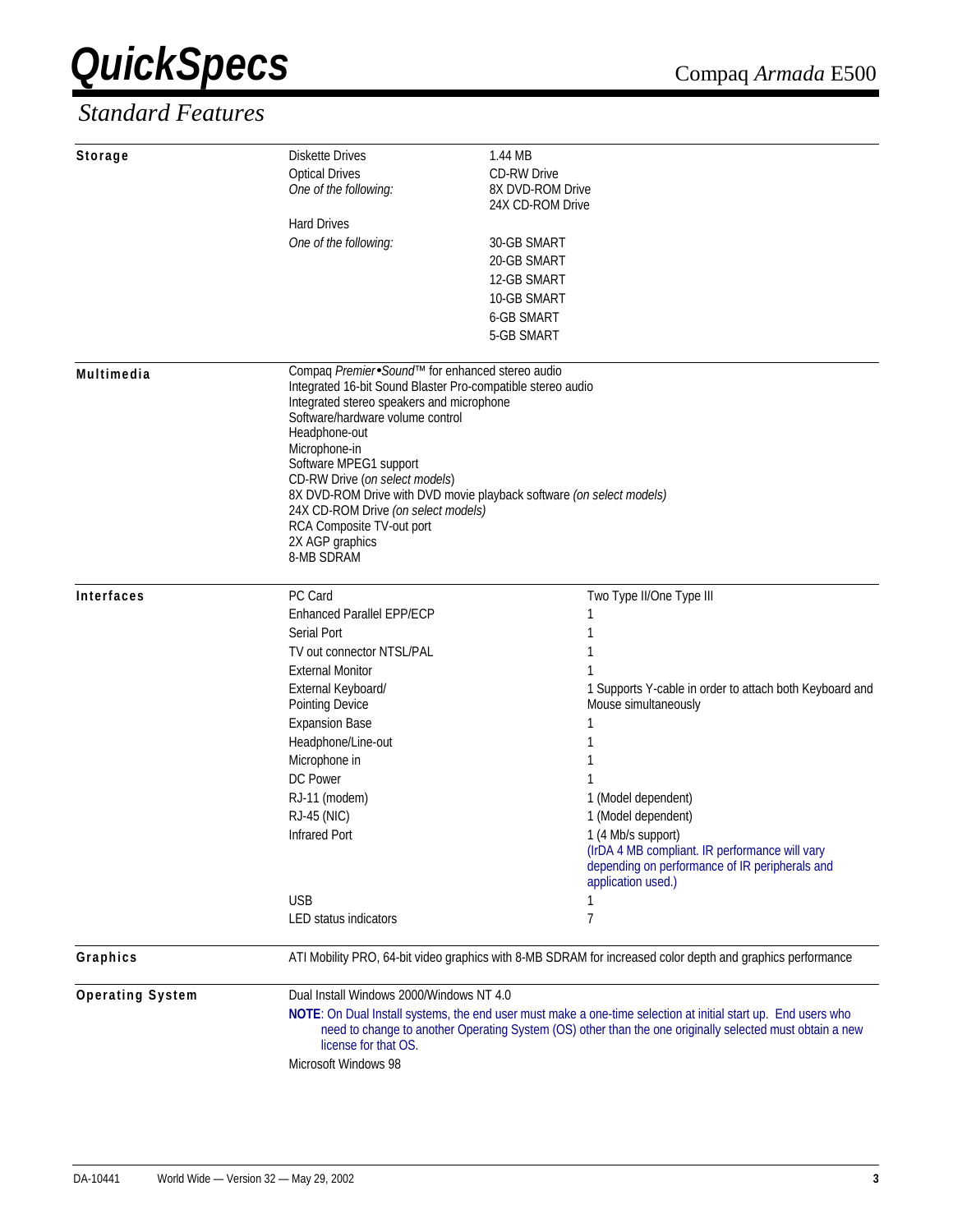## Standard Features

### Storage

| | | |
|---|---|---|
| Diskette Drives | 1.44 MB | |
| Optical Drives *One of the following:* | CD-RW Drive<br>8X DVD-ROM Drive<br>24X CD-ROM Drive | |
| Hard Drives | | |
| *One of the following:* | 30-GB SMART<br>20-GB SMART<br>12-GB SMART<br>10-GB SMART<br>6-GB SMART<br>5-GB SMART | |

### Multimedia

Compaq *Premier•Sound*™ for enhanced stereo audio
Integrated 16-bit Sound Blaster Pro-compatible stereo audio
Integrated stereo speakers and microphone
Software/hardware volume control
Headphone-out
Microphone-in
Software MPEG1 support
CD-RW Drive (*on select models*)
8X DVD-ROM Drive with DVD movie playback software *(on select models)*
24X CD-ROM Drive *(on select models)*
RCA Composite TV-out port
2X AGP graphics
8-MB SDRAM

### Interfaces

| | |
|---|---|
| PC Card | Two Type II/One Type III |
| Enhanced Parallel EPP/ECP | 1 |
| Serial Port | 1 |
| TV out connector NTSL/PAL | 1 |
| External Monitor | 1 |
| External Keyboard/ Pointing Device | 1 Supports Y-cable in order to attach both Keyboard and Mouse simultaneously |
| Expansion Base | 1 |
| Headphone/Line-out | 1 |
| Microphone in | 1 |
| DC Power | 1 |
| RJ-11 (modem) | 1 (Model dependent) |
| RJ-45 (NIC) | 1 (Model dependent) |
| Infrared Port | 1 (4 Mb/s support) (IrDA 4 MB compliant. IR performance will vary depending on performance of IR peripherals and application used.) |
| USB | 1 |
| LED status indicators | 7 |

### Graphics

ATI Mobility PRO, 64-bit video graphics with 8-MB SDRAM for increased color depth and graphics performance

### Operating System

Dual Install Windows 2000/Windows NT 4.0

**NOTE**: On Dual Install systems, the end user must make a one-time selection at initial start up. End users who need to change to another Operating System (OS) other than the one originally selected must obtain a new license for that OS.

Microsoft Windows 98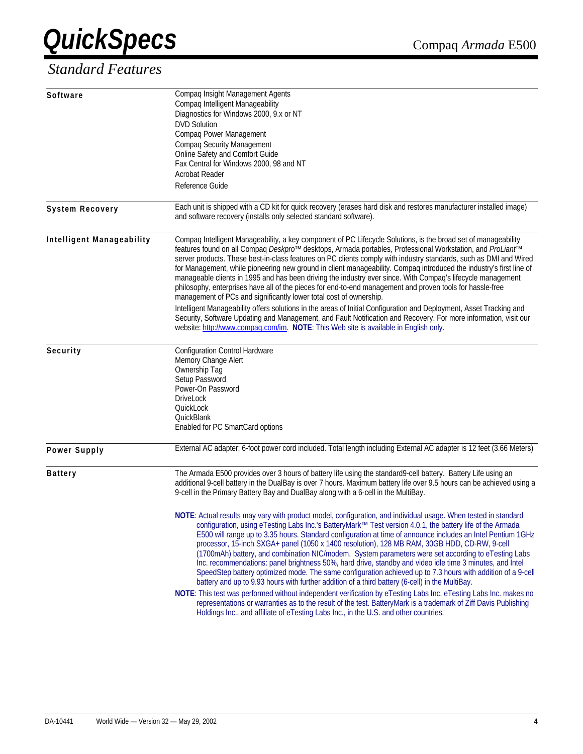## Standard Features

| | |
|---|---|
| **Software** | Compaq Insight Management Agents<br>Compaq Intelligent Manageability<br>Diagnostics for Windows 2000, 9.x or NT<br>DVD Solution<br>Compaq Power Management<br>Compaq Security Management<br>Online Safety and Comfort Guide<br>Fax Central for Windows 2000, 98 and NT<br>Acrobat Reader<br>Reference Guide |
| **System Recovery** | Each unit is shipped with a CD kit for quick recovery (erases hard disk and restores manufacturer installed image) and software recovery (installs only selected standard software). |
| **Intelligent Manageability** | Compaq Intelligent Manageability, a key component of PC Lifecycle Solutions, is the broad set of manageability features found on all Compaq *Deskpro*™ desktops, Armada portables, Professional Workstation, and *ProLiant*™ server products. These best-in-class features on PC clients comply with industry standards, such as DMI and Wired for Management, while pioneering new ground in client manageability. Compaq introduced the industry's first line of manageable clients in 1995 and has been driving the industry ever since. With Compaq's lifecycle management philosophy, enterprises have all of the pieces for end-to-end management and proven tools for hassle-free management of PCs and significantly lower total cost of ownership.<br><br>Intelligent Manageability offers solutions in the areas of Initial Configuration and Deployment, Asset Tracking and Security, Software Updating and Management, and Fault Notification and Recovery. For more information, visit our website: http://www.compaq.com/im. **NOTE**: This Web site is available in English only. |
| **Security** | Configuration Control Hardware<br>Memory Change Alert<br>Ownership Tag<br>Setup Password<br>Power-On Password<br>DriveLock<br>QuickLock<br>QuickBlank<br>Enabled for PC SmartCard options |
| **Power Supply** | External AC adapter; 6-foot power cord included. Total length including External AC adapter is 12 feet (3.66 Meters) |
| **Battery** | The Armada E500 provides over 3 hours of battery life using the standard9-cell battery. Battery Life using an additional 9-cell battery in the DualBay is over 7 hours. Maximum battery life over 9.5 hours can be achieved using a 9-cell in the Primary Battery Bay and DualBay along with a 6-cell in the MultiBay.<br><br>**NOTE**: Actual results may vary with product model, configuration, and individual usage. When tested in standard configuration, using eTesting Labs Inc.'s BatteryMark™ Test version 4.0.1, the battery life of the Armada E500 will range up to 3.35 hours. Standard configuration at time of announce includes an Intel Pentium 1GHz processor, 15-inch SXGA+ panel (1050 x 1400 resolution), 128 MB RAM, 30GB HDD, CD-RW, 9-cell (1700mAh) battery, and combination NIC/modem. System parameters were set according to eTesting Labs Inc. recommendations: panel brightness 50%, hard drive, standby and video idle time 3 minutes, and Intel SpeedStep battery optimized mode. The same configuration achieved up to 7.3 hours with addition of a 9-cell battery and up to 9.93 hours with further addition of a third battery (6-cell) in the MultiBay.<br><br>**NOTE**: This test was performed without independent verification by eTesting Labs Inc. eTesting Labs Inc. makes no representations or warranties as to the result of the test. BatteryMark is a trademark of Ziff Davis Publishing Holdings Inc., and affiliate of eTesting Labs Inc., in the U.S. and other countries. |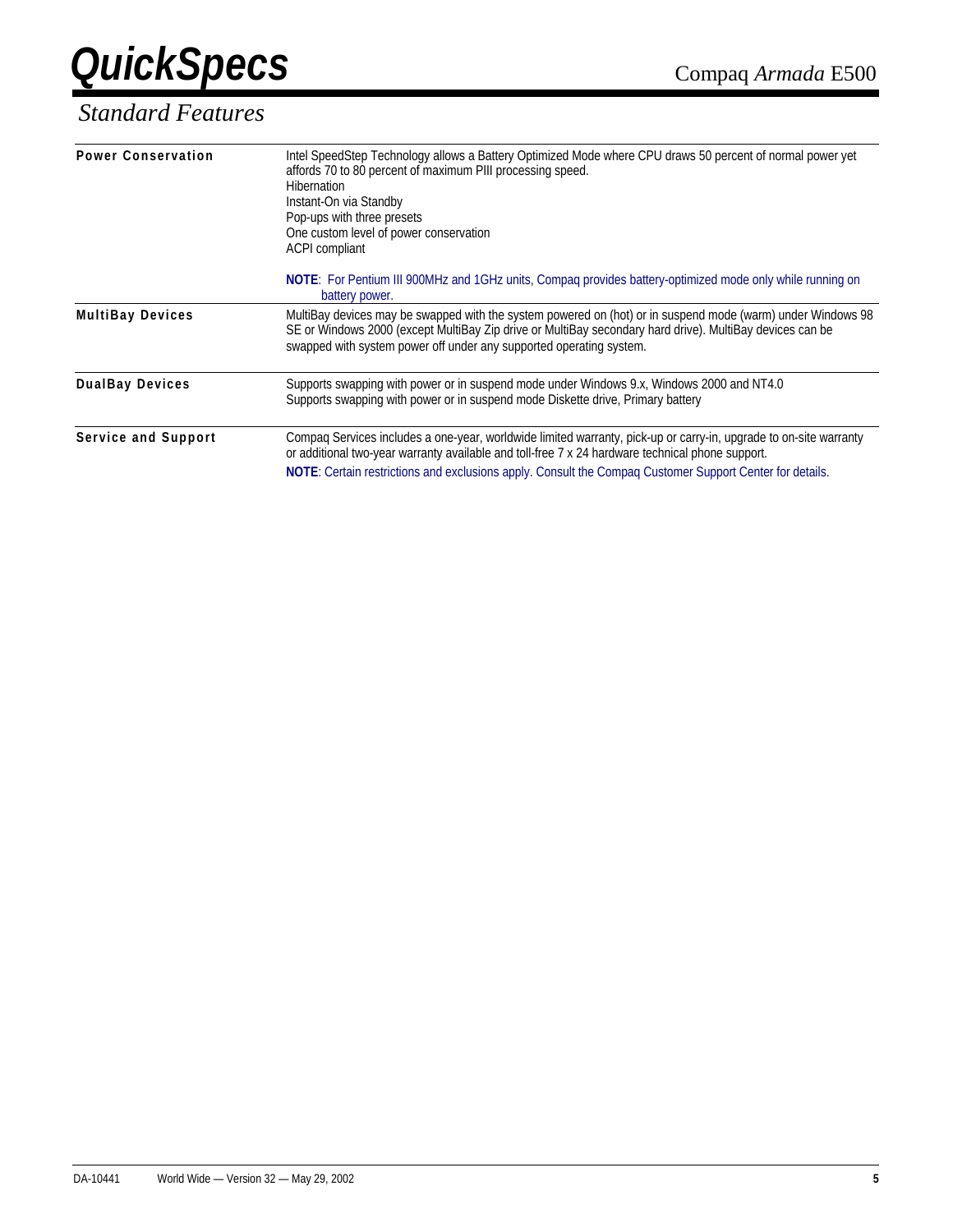## Standard Features

| | |
|---|---|
| **Power Conservation** | Intel SpeedStep Technology allows a Battery Optimized Mode where CPU draws 50 percent of normal power yet affords 70 to 80 percent of maximum PIII processing speed.<br>Hibernation<br>Instant-On via Standby<br>Pop-ups with three presets<br>One custom level of power conservation<br>ACPI compliant<br><br>**NOTE**: For Pentium III 900MHz and 1GHz units, Compaq provides battery-optimized mode only while running on battery power. |
| **MultiBay Devices** | MultiBay devices may be swapped with the system powered on (hot) or in suspend mode (warm) under Windows 98 SE or Windows 2000 (except MultiBay Zip drive or MultiBay secondary hard drive). MultiBay devices can be swapped with system power off under any supported operating system. |
| **DualBay Devices** | Supports swapping with power or in suspend mode under Windows 9.x, Windows 2000 and NT4.0<br>Supports swapping with power or in suspend mode Diskette drive, Primary battery |
| **Service and Support** | Compaq Services includes a one-year, worldwide limited warranty, pick-up or carry-in, upgrade to on-site warranty or additional two-year warranty available and toll-free 7 x 24 hardware technical phone support.<br>**NOTE**: Certain restrictions and exclusions apply. Consult the Compaq Customer Support Center for details. |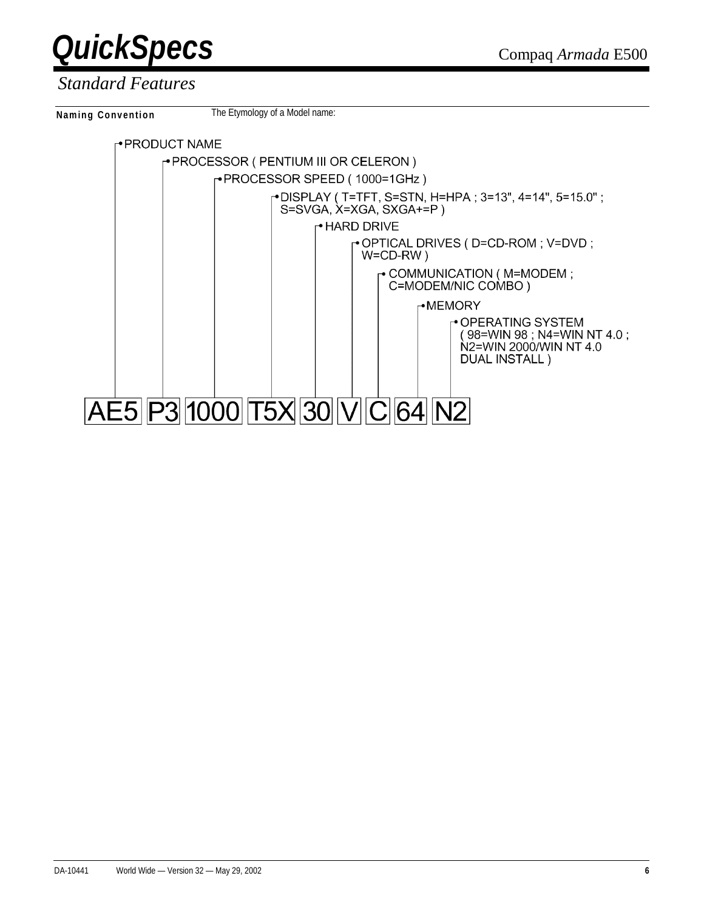## Standard Features

**Naming Convention**

The Etymology of a Model name:

- PRODUCT NAME
- PROCESSOR ( PENTIUM III OR CELERON )
- PROCESSOR SPEED ( 1000=1GHz )
- DISPLAY ( T=TFT, S=STN, H=HPA ; 3=13", 4=14", 5=15.0" ; S=SVGA, X=XGA, SXGA+=P )
- HARD DRIVE
- OPTICAL DRIVES ( D=CD-ROM ; V=DVD ; W=CD-RW )
- COMMUNICATION ( M=MODEM ; C=MODEM/NIC COMBO )
- MEMORY
- OPERATING SYSTEM ( 98=WIN 98 ; N4=WIN NT 4.0 ; N2=WIN 2000/WIN NT 4.0 DUAL INSTALL )

| AE5 | P3 | 1000 | T5X | 30 | V | C | 64 | N2 |
|---|---|---|---|---|---|---|---|---|
| PRODUCT NAME | PROCESSOR | PROCESSOR SPEED | DISPLAY | HARD DRIVE | OPTICAL DRIVES | COMMUNICATION | MEMORY | OPERATING SYSTEM |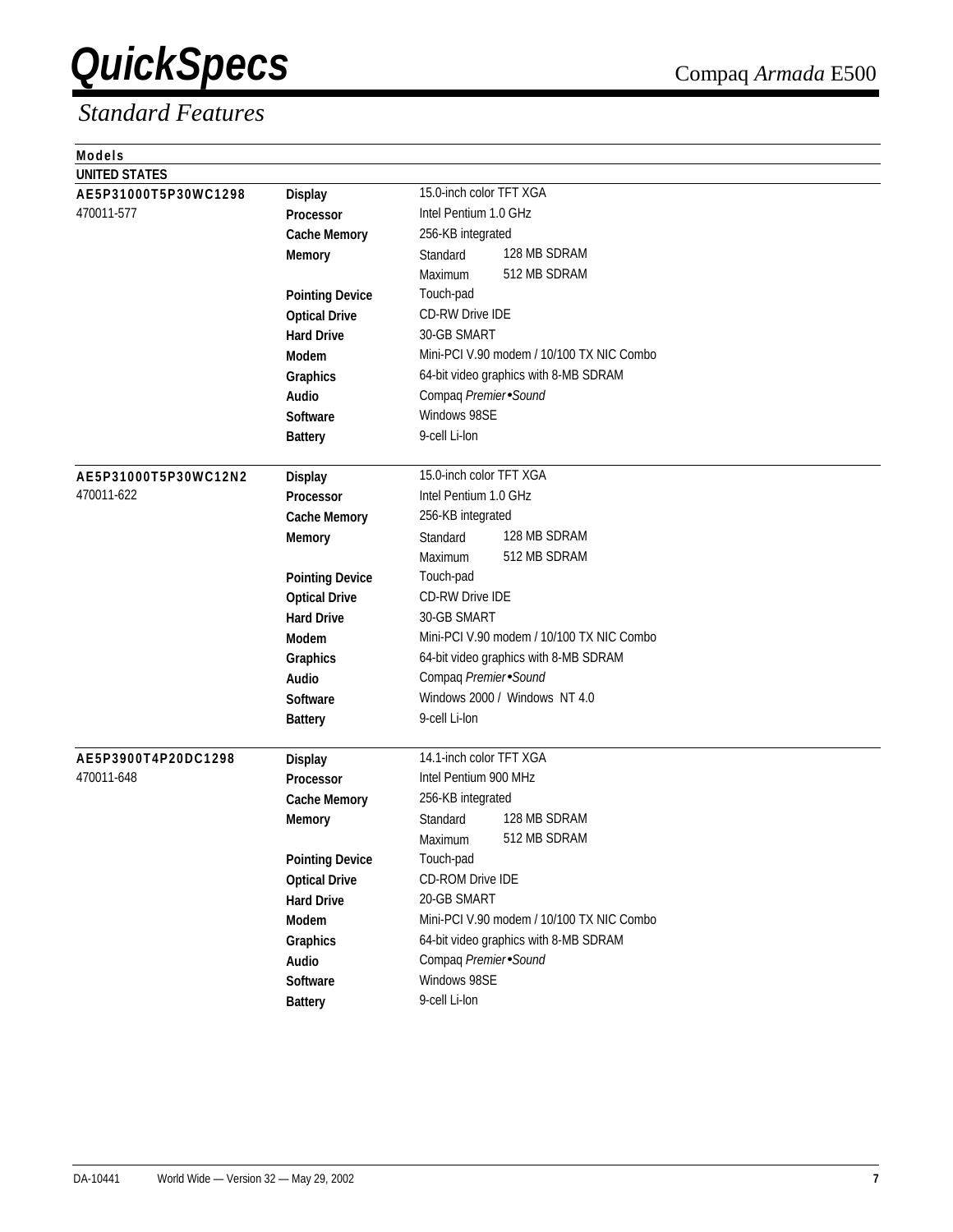## Standard Features

**Models**

**UNITED STATES**

| Model | Feature | Specification | |
|---|---|---|---|
| **AE5P31000T5P30WC1298** | **Display** | 15.0-inch color TFT XGA | |
| 470011-577 | **Processor** | Intel Pentium 1.0 GHz | |
| | **Cache Memory** | 256-KB integrated | |
| | **Memory** | Standard | 128 MB SDRAM |
| | | Maximum | 512 MB SDRAM |
| | **Pointing Device** | Touch-pad | |
| | **Optical Drive** | CD-RW Drive IDE | |
| | **Hard Drive** | 30-GB SMART | |
| | **Modem** | Mini-PCI V.90 modem / 10/100 TX NIC Combo | |
| | **Graphics** | 64-bit video graphics with 8-MB SDRAM | |
| | **Audio** | Compaq *Premier•Sound* | |
| | **Software** | Windows 98SE | |
| | **Battery** | 9-cell Li-Ion | |
| **AE5P31000T5P30WC12N2** | **Display** | 15.0-inch color TFT XGA | |
| 470011-622 | **Processor** | Intel Pentium 1.0 GHz | |
| | **Cache Memory** | 256-KB integrated | |
| | **Memory** | Standard | 128 MB SDRAM |
| | | Maximum | 512 MB SDRAM |
| | **Pointing Device** | Touch-pad | |
| | **Optical Drive** | CD-RW Drive IDE | |
| | **Hard Drive** | 30-GB SMART | |
| | **Modem** | Mini-PCI V.90 modem / 10/100 TX NIC Combo | |
| | **Graphics** | 64-bit video graphics with 8-MB SDRAM | |
| | **Audio** | Compaq *Premier•Sound* | |
| | **Software** | Windows 2000 / Windows NT 4.0 | |
| | **Battery** | 9-cell Li-Ion | |
| **AE5P3900T4P20DC1298** | **Display** | 14.1-inch color TFT XGA | |
| 470011-648 | **Processor** | Intel Pentium 900 MHz | |
| | **Cache Memory** | 256-KB integrated | |
| | **Memory** | Standard | 128 MB SDRAM |
| | | Maximum | 512 MB SDRAM |
| | **Pointing Device** | Touch-pad | |
| | **Optical Drive** | CD-ROM Drive IDE | |
| | **Hard Drive** | 20-GB SMART | |
| | **Modem** | Mini-PCI V.90 modem / 10/100 TX NIC Combo | |
| | **Graphics** | 64-bit video graphics with 8-MB SDRAM | |
| | **Audio** | Compaq *Premier•Sound* | |
| | **Software** | Windows 98SE | |
| | **Battery** | 9-cell Li-Ion | |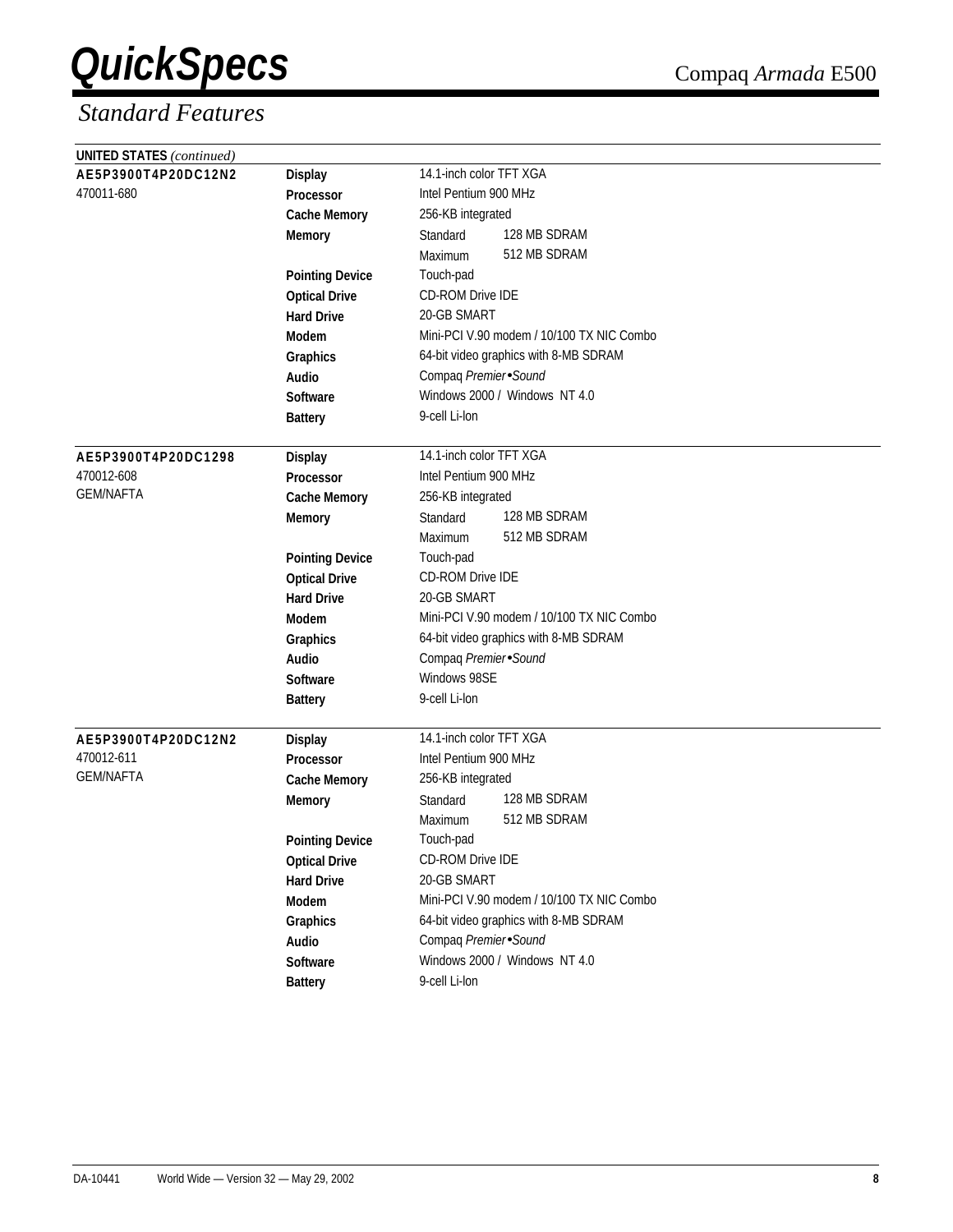## Standard Features

**UNITED STATES** *(continued)*

| | | |
|---|---|---|
| **AE5P3900T4P20DC12N2** | **Display** | 14.1-inch color TFT XGA |
| 470011-680 | **Processor** | Intel Pentium 900 MHz |
| | **Cache Memory** | 256-KB integrated |
| | **Memory** | Standard 128 MB SDRAM |
| | | Maximum 512 MB SDRAM |
| | **Pointing Device** | Touch-pad |
| | **Optical Drive** | CD-ROM Drive IDE |
| | **Hard Drive** | 20-GB SMART |
| | **Modem** | Mini-PCI V.90 modem / 10/100 TX NIC Combo |
| | **Graphics** | 64-bit video graphics with 8-MB SDRAM |
| | **Audio** | Compaq *Premier•Sound* |
| | **Software** | Windows 2000 / Windows NT 4.0 |
| | **Battery** | 9-cell Li-Ion |

| | | |
|---|---|---|
| **AE5P3900T4P20DC1298** | **Display** | 14.1-inch color TFT XGA |
| 470012-608 | **Processor** | Intel Pentium 900 MHz |
| GEM/NAFTA | **Cache Memory** | 256-KB integrated |
| | **Memory** | Standard 128 MB SDRAM |
| | | Maximum 512 MB SDRAM |
| | **Pointing Device** | Touch-pad |
| | **Optical Drive** | CD-ROM Drive IDE |
| | **Hard Drive** | 20-GB SMART |
| | **Modem** | Mini-PCI V.90 modem / 10/100 TX NIC Combo |
| | **Graphics** | 64-bit video graphics with 8-MB SDRAM |
| | **Audio** | Compaq *Premier•Sound* |
| | **Software** | Windows 98SE |
| | **Battery** | 9-cell Li-Ion |

| | | |
|---|---|---|
| **AE5P3900T4P20DC12N2** | **Display** | 14.1-inch color TFT XGA |
| 470012-611 | **Processor** | Intel Pentium 900 MHz |
| GEM/NAFTA | **Cache Memory** | 256-KB integrated |
| | **Memory** | Standard 128 MB SDRAM |
| | | Maximum 512 MB SDRAM |
| | **Pointing Device** | Touch-pad |
| | **Optical Drive** | CD-ROM Drive IDE |
| | **Hard Drive** | 20-GB SMART |
| | **Modem** | Mini-PCI V.90 modem / 10/100 TX NIC Combo |
| | **Graphics** | 64-bit video graphics with 8-MB SDRAM |
| | **Audio** | Compaq *Premier•Sound* |
| | **Software** | Windows 2000 / Windows NT 4.0 |
| | **Battery** | 9-cell Li-Ion |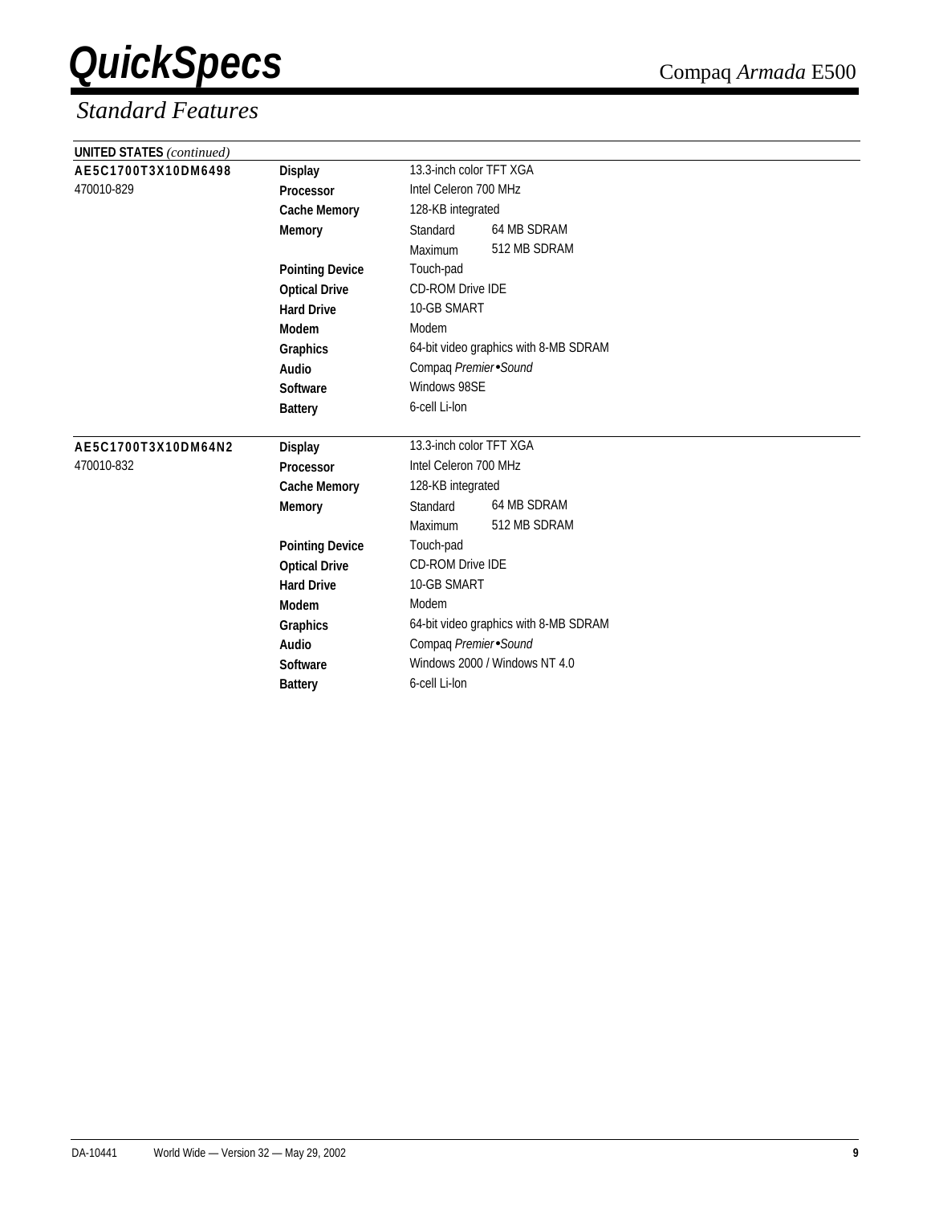## Standard Features

**UNITED STATES** *(continued)*

| Model | Feature | Specification | |
|---|---|---|---|
| **AE5C1700T3X10DM6498** | **Display** | 13.3-inch color TFT XGA | |
| 470010-829 | **Processor** | Intel Celeron 700 MHz | |
| | **Cache Memory** | 128-KB integrated | |
| | **Memory** | Standard | 64 MB SDRAM |
| | | Maximum | 512 MB SDRAM |
| | **Pointing Device** | Touch-pad | |
| | **Optical Drive** | CD-ROM Drive IDE | |
| | **Hard Drive** | 10-GB SMART | |
| | **Modem** | Modem | |
| | **Graphics** | 64-bit video graphics with 8-MB SDRAM | |
| | **Audio** | Compaq *Premier•Sound* | |
| | **Software** | Windows 98SE | |
| | **Battery** | 6-cell Li-Ion | |
| **AE5C1700T3X10DM64N2** | **Display** | 13.3-inch color TFT XGA | |
| 470010-832 | **Processor** | Intel Celeron 700 MHz | |
| | **Cache Memory** | 128-KB integrated | |
| | **Memory** | Standard | 64 MB SDRAM |
| | | Maximum | 512 MB SDRAM |
| | **Pointing Device** | Touch-pad | |
| | **Optical Drive** | CD-ROM Drive IDE | |
| | **Hard Drive** | 10-GB SMART | |
| | **Modem** | Modem | |
| | **Graphics** | 64-bit video graphics with 8-MB SDRAM | |
| | **Audio** | Compaq *Premier•Sound* | |
| | **Software** | Windows 2000 / Windows NT 4.0 | |
| | **Battery** | 6-cell Li-Ion | |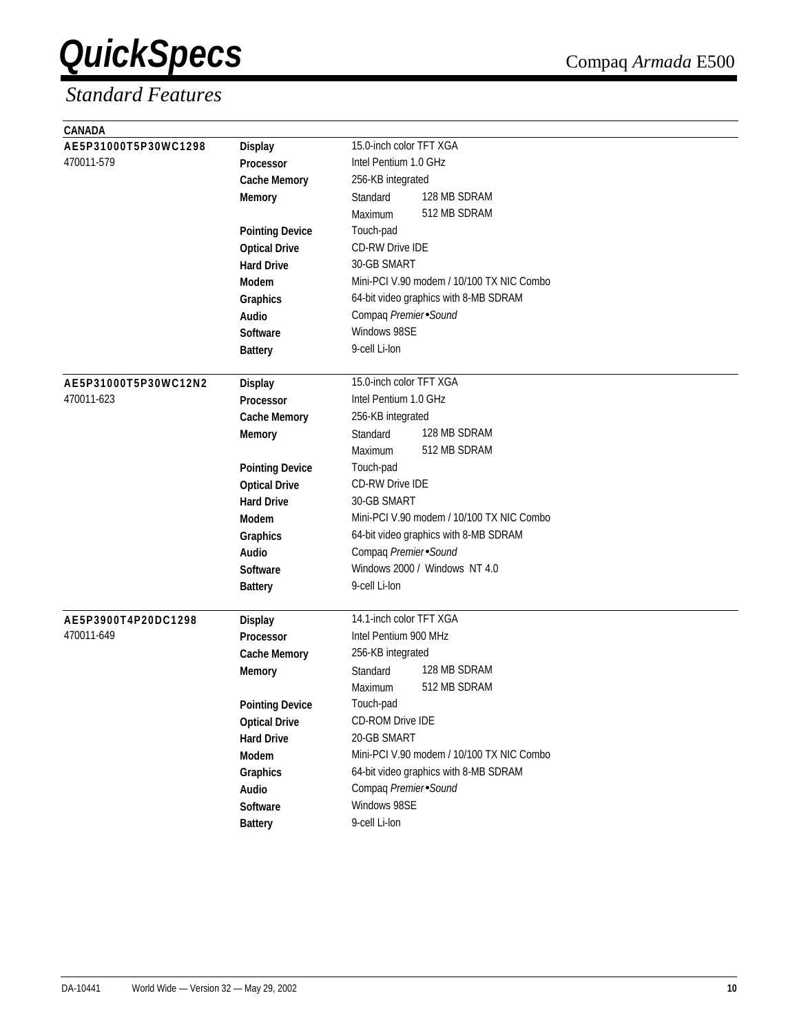# QuickSpecs

## Standard Features

**CANADA**

| Model | Feature | Specification | |
|---|---|---|---|
| **AE5P31000T5P30WC1298** | **Display** | 15.0-inch color TFT XGA | |
| 470011-579 | **Processor** | Intel Pentium 1.0 GHz | |
| | **Cache Memory** | 256-KB integrated | |
| | **Memory** | Standard | 128 MB SDRAM |
| | | Maximum | 512 MB SDRAM |
| | **Pointing Device** | Touch-pad | |
| | **Optical Drive** | CD-RW Drive IDE | |
| | **Hard Drive** | 30-GB SMART | |
| | **Modem** | Mini-PCI V.90 modem / 10/100 TX NIC Combo | |
| | **Graphics** | 64-bit video graphics with 8-MB SDRAM | |
| | **Audio** | Compaq *Premier•Sound* | |
| | **Software** | Windows 98SE | |
| | **Battery** | 9-cell Li-Ion | |
| **AE5P31000T5P30WC12N2** | **Display** | 15.0-inch color TFT XGA | |
| 470011-623 | **Processor** | Intel Pentium 1.0 GHz | |
| | **Cache Memory** | 256-KB integrated | |
| | **Memory** | Standard | 128 MB SDRAM |
| | | Maximum | 512 MB SDRAM |
| | **Pointing Device** | Touch-pad | |
| | **Optical Drive** | CD-RW Drive IDE | |
| | **Hard Drive** | 30-GB SMART | |
| | **Modem** | Mini-PCI V.90 modem / 10/100 TX NIC Combo | |
| | **Graphics** | 64-bit video graphics with 8-MB SDRAM | |
| | **Audio** | Compaq *Premier•Sound* | |
| | **Software** | Windows 2000 / Windows NT 4.0 | |
| | **Battery** | 9-cell Li-Ion | |
| **AE5P3900T4P20DC1298** | **Display** | 14.1-inch color TFT XGA | |
| 470011-649 | **Processor** | Intel Pentium 900 MHz | |
| | **Cache Memory** | 256-KB integrated | |
| | **Memory** | Standard | 128 MB SDRAM |
| | | Maximum | 512 MB SDRAM |
| | **Pointing Device** | Touch-pad | |
| | **Optical Drive** | CD-ROM Drive IDE | |
| | **Hard Drive** | 20-GB SMART | |
| | **Modem** | Mini-PCI V.90 modem / 10/100 TX NIC Combo | |
| | **Graphics** | 64-bit video graphics with 8-MB SDRAM | |
| | **Audio** | Compaq *Premier•Sound* | |
| | **Software** | Windows 98SE | |
| | **Battery** | 9-cell Li-Ion | |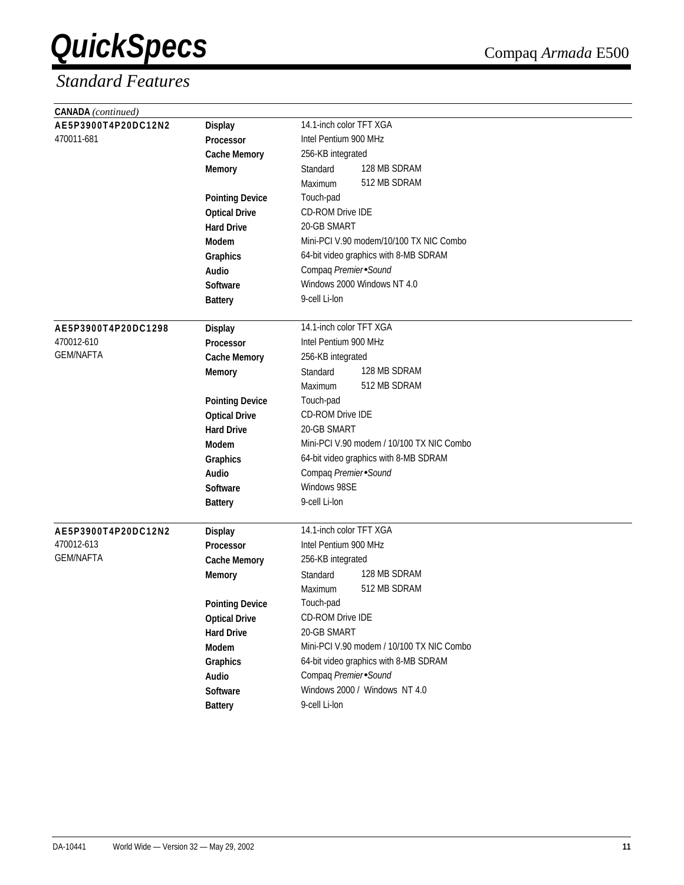## Standard Features

**CANADA** *(continued)*

| | | |
|---|---|---|
| **AE5P3900T4P20DC12N2** | **Display** | 14.1-inch color TFT XGA |
| 470011-681 | **Processor** | Intel Pentium 900 MHz |
| | **Cache Memory** | 256-KB integrated |
| | **Memory** | Standard 128 MB SDRAM |
| | | Maximum 512 MB SDRAM |
| | **Pointing Device** | Touch-pad |
| | **Optical Drive** | CD-ROM Drive IDE |
| | **Hard Drive** | 20-GB SMART |
| | **Modem** | Mini-PCI V.90 modem/10/100 TX NIC Combo |
| | **Graphics** | 64-bit video graphics with 8-MB SDRAM |
| | **Audio** | Compaq *Premier•Sound* |
| | **Software** | Windows 2000 Windows NT 4.0 |
| | **Battery** | 9-cell Li-Ion |
| **AE5P3900T4P20DC1298** | **Display** | 14.1-inch color TFT XGA |
| 470012-610 | **Processor** | Intel Pentium 900 MHz |
| GEM/NAFTA | **Cache Memory** | 256-KB integrated |
| | **Memory** | Standard 128 MB SDRAM |
| | | Maximum 512 MB SDRAM |
| | **Pointing Device** | Touch-pad |
| | **Optical Drive** | CD-ROM Drive IDE |
| | **Hard Drive** | 20-GB SMART |
| | **Modem** | Mini-PCI V.90 modem / 10/100 TX NIC Combo |
| | **Graphics** | 64-bit video graphics with 8-MB SDRAM |
| | **Audio** | Compaq *Premier•Sound* |
| | **Software** | Windows 98SE |
| | **Battery** | 9-cell Li-Ion |
| **AE5P3900T4P20DC12N2** | **Display** | 14.1-inch color TFT XGA |
| 470012-613 | **Processor** | Intel Pentium 900 MHz |
| GEM/NAFTA | **Cache Memory** | 256-KB integrated |
| | **Memory** | Standard 128 MB SDRAM |
| | | Maximum 512 MB SDRAM |
| | **Pointing Device** | Touch-pad |
| | **Optical Drive** | CD-ROM Drive IDE |
| | **Hard Drive** | 20-GB SMART |
| | **Modem** | Mini-PCI V.90 modem / 10/100 TX NIC Combo |
| | **Graphics** | 64-bit video graphics with 8-MB SDRAM |
| | **Audio** | Compaq *Premier•Sound* |
| | **Software** | Windows 2000 / Windows NT 4.0 |
| | **Battery** | 9-cell Li-Ion |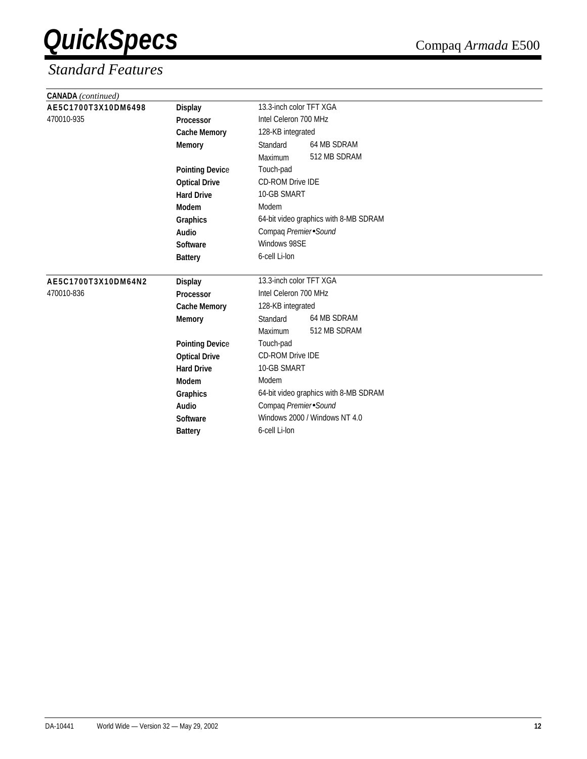## Standard Features

**CANADA** *(continued)*

| | | | |
|---|---|---|---|
| **AE5C1700T3X10DM6498** | **Display** | 13.3-inch color TFT XGA | |
| 470010-935 | **Processor** | Intel Celeron 700 MHz | |
| | **Cache Memory** | 128-KB integrated | |
| | **Memory** | Standard | 64 MB SDRAM |
| | | Maximum | 512 MB SDRAM |
| | **Pointing Device** | Touch-pad | |
| | **Optical Drive** | CD-ROM Drive IDE | |
| | **Hard Drive** | 10-GB SMART | |
| | **Modem** | Modem | |
| | **Graphics** | 64-bit video graphics with 8-MB SDRAM | |
| | **Audio** | Compaq *Premier•Sound* | |
| | **Software** | Windows 98SE | |
| | **Battery** | 6-cell Li-Ion | |

| | | | |
|---|---|---|---|
| **AE5C1700T3X10DM64N2** | **Display** | 13.3-inch color TFT XGA | |
| 470010-836 | **Processor** | Intel Celeron 700 MHz | |
| | **Cache Memory** | 128-KB integrated | |
| | **Memory** | Standard | 64 MB SDRAM |
| | | Maximum | 512 MB SDRAM |
| | **Pointing Device** | Touch-pad | |
| | **Optical Drive** | CD-ROM Drive IDE | |
| | **Hard Drive** | 10-GB SMART | |
| | **Modem** | Modem | |
| | **Graphics** | 64-bit video graphics with 8-MB SDRAM | |
| | **Audio** | Compaq *Premier•Sound* | |
| | **Software** | Windows 2000 / Windows NT 4.0 | |
| | **Battery** | 6-cell Li-Ion | |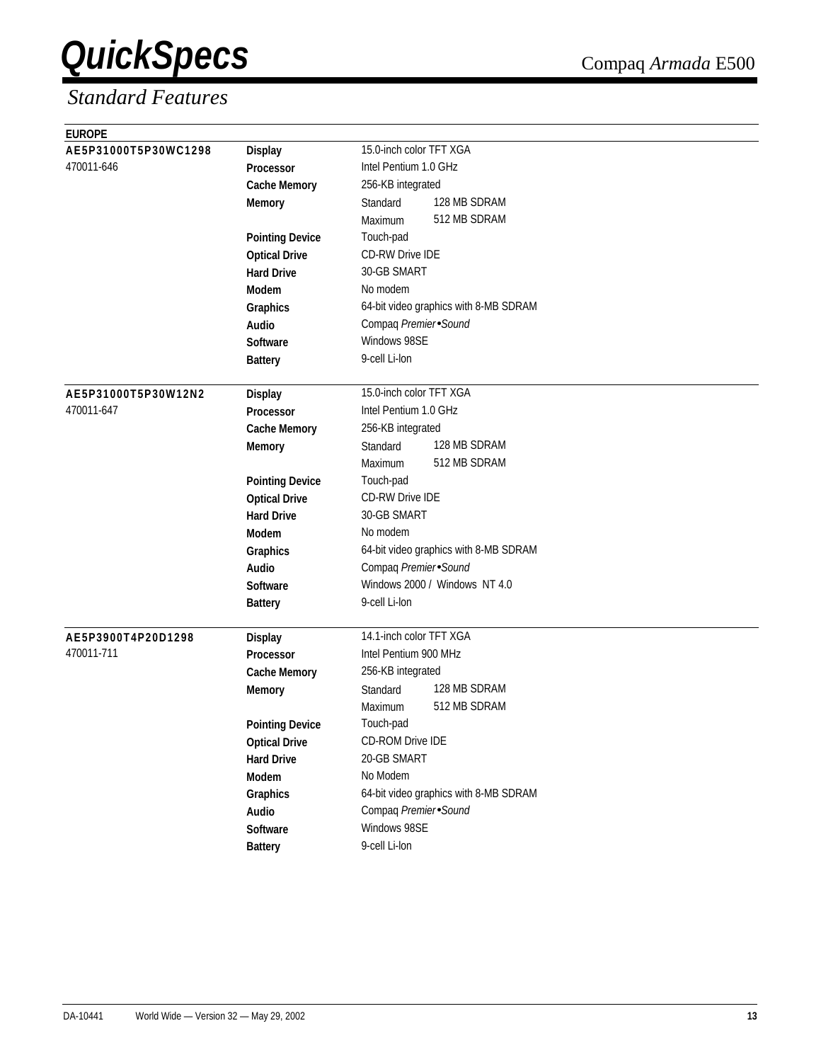# Standard Features

**EUROPE**

| Model | Feature | Specification | |
|---|---|---|---|
| **AE5P31000T5P30WC1298** | **Display** | 15.0-inch color TFT XGA | |
| 470011-646 | **Processor** | Intel Pentium 1.0 GHz | |
| | **Cache Memory** | 256-KB integrated | |
| | **Memory** | Standard | 128 MB SDRAM |
| | | Maximum | 512 MB SDRAM |
| | **Pointing Device** | Touch-pad | |
| | **Optical Drive** | CD-RW Drive IDE | |
| | **Hard Drive** | 30-GB SMART | |
| | **Modem** | No modem | |
| | **Graphics** | 64-bit video graphics with 8-MB SDRAM | |
| | **Audio** | Compaq *Premier•Sound* | |
| | **Software** | Windows 98SE | |
| | **Battery** | 9-cell Li-Ion | |
| **AE5P31000T5P30W12N2** | **Display** | 15.0-inch color TFT XGA | |
| 470011-647 | **Processor** | Intel Pentium 1.0 GHz | |
| | **Cache Memory** | 256-KB integrated | |
| | **Memory** | Standard | 128 MB SDRAM |
| | | Maximum | 512 MB SDRAM |
| | **Pointing Device** | Touch-pad | |
| | **Optical Drive** | CD-RW Drive IDE | |
| | **Hard Drive** | 30-GB SMART | |
| | **Modem** | No modem | |
| | **Graphics** | 64-bit video graphics with 8-MB SDRAM | |
| | **Audio** | Compaq *Premier•Sound* | |
| | **Software** | Windows 2000 / Windows NT 4.0 | |
| | **Battery** | 9-cell Li-Ion | |
| **AE5P3900T4P20D1298** | **Display** | 14.1-inch color TFT XGA | |
| 470011-711 | **Processor** | Intel Pentium 900 MHz | |
| | **Cache Memory** | 256-KB integrated | |
| | **Memory** | Standard | 128 MB SDRAM |
| | | Maximum | 512 MB SDRAM |
| | **Pointing Device** | Touch-pad | |
| | **Optical Drive** | CD-ROM Drive IDE | |
| | **Hard Drive** | 20-GB SMART | |
| | **Modem** | No Modem | |
| | **Graphics** | 64-bit video graphics with 8-MB SDRAM | |
| | **Audio** | Compaq *Premier•Sound* | |
| | **Software** | Windows 98SE | |
| | **Battery** | 9-cell Li-Ion | |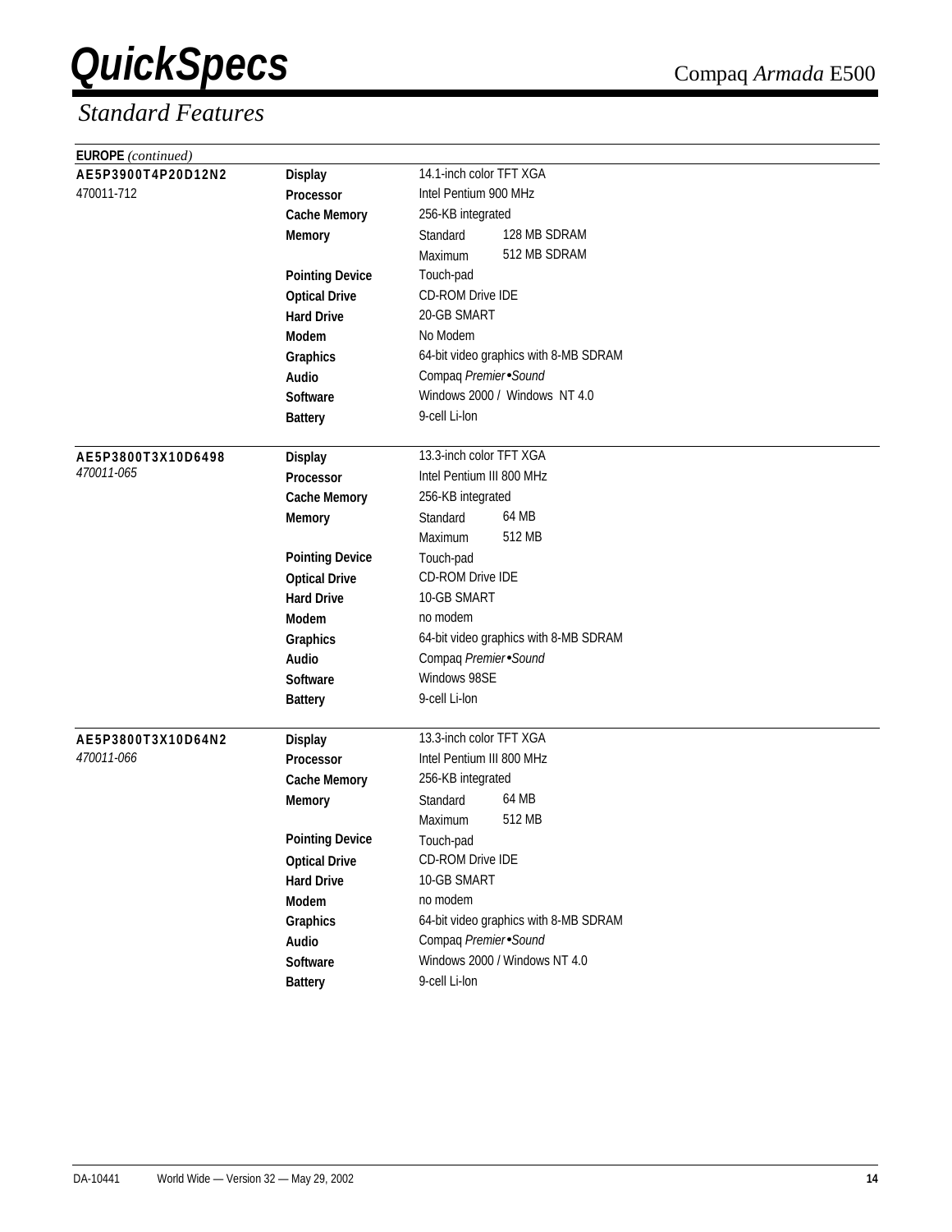# QuickSpecs

Compaq *Armada* E500

## *Standard Features*

**EUROPE** *(continued)*

| | | |
|---|---|---|
| **AE5P3900T4P20D12N2** | **Display** | 14.1-inch color TFT XGA |
| 470011-712 | **Processor** | Intel Pentium 900 MHz |
| | **Cache Memory** | 256-KB integrated |
| | **Memory** | Standard 128 MB SDRAM |
| | | Maximum 512 MB SDRAM |
| | **Pointing Device** | Touch-pad |
| | **Optical Drive** | CD-ROM Drive IDE |
| | **Hard Drive** | 20-GB SMART |
| | **Modem** | No Modem |
| | **Graphics** | 64-bit video graphics with 8-MB SDRAM |
| | **Audio** | Compaq *Premier•Sound* |
| | **Software** | Windows 2000 / Windows NT 4.0 |
| | **Battery** | 9-cell Li-Ion |

| | | |
|---|---|---|
| **AE5P3800T3X10D6498** | **Display** | 13.3-inch color TFT XGA |
| *470011-065* | **Processor** | Intel Pentium III 800 MHz |
| | **Cache Memory** | 256-KB integrated |
| | **Memory** | Standard 64 MB |
| | | Maximum 512 MB |
| | **Pointing Device** | Touch-pad |
| | **Optical Drive** | CD-ROM Drive IDE |
| | **Hard Drive** | 10-GB SMART |
| | **Modem** | no modem |
| | **Graphics** | 64-bit video graphics with 8-MB SDRAM |
| | **Audio** | Compaq *Premier•Sound* |
| | **Software** | Windows 98SE |
| | **Battery** | 9-cell Li-Ion |

| | | |
|---|---|---|
| **AE5P3800T3X10D64N2** | **Display** | 13.3-inch color TFT XGA |
| *470011-066* | **Processor** | Intel Pentium III 800 MHz |
| | **Cache Memory** | 256-KB integrated |
| | **Memory** | Standard 64 MB |
| | | Maximum 512 MB |
| | **Pointing Device** | Touch-pad |
| | **Optical Drive** | CD-ROM Drive IDE |
| | **Hard Drive** | 10-GB SMART |
| | **Modem** | no modem |
| | **Graphics** | 64-bit video graphics with 8-MB SDRAM |
| | **Audio** | Compaq *Premier•Sound* |
| | **Software** | Windows 2000 / Windows NT 4.0 |
| | **Battery** | 9-cell Li-Ion |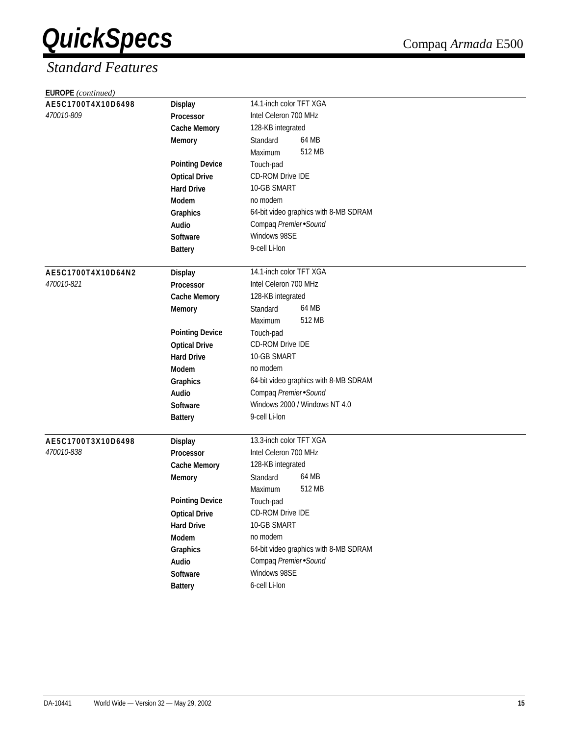# QuickSpecs

Compaq *Armada* E500

## *Standard Features*

**EUROPE** *(continued)*

| Model | Feature | Specification | |
|---|---|---|---|
| **AE5C1700T4X10D6498** | **Display** | 14.1-inch color TFT XGA | |
| *470010-809* | **Processor** | Intel Celeron 700 MHz | |
| | **Cache Memory** | 128-KB integrated | |
| | **Memory** | Standard | 64 MB |
| | | Maximum | 512 MB |
| | **Pointing Device** | Touch-pad | |
| | **Optical Drive** | CD-ROM Drive IDE | |
| | **Hard Drive** | 10-GB SMART | |
| | **Modem** | no modem | |
| | **Graphics** | 64-bit video graphics with 8-MB SDRAM | |
| | **Audio** | Compaq *Premier•Sound* | |
| | **Software** | Windows 98SE | |
| | **Battery** | 9-cell Li-Ion | |
| **AE5C1700T4X10D64N2** | **Display** | 14.1-inch color TFT XGA | |
| *470010-821* | **Processor** | Intel Celeron 700 MHz | |
| | **Cache Memory** | 128-KB integrated | |
| | **Memory** | Standard | 64 MB |
| | | Maximum | 512 MB |
| | **Pointing Device** | Touch-pad | |
| | **Optical Drive** | CD-ROM Drive IDE | |
| | **Hard Drive** | 10-GB SMART | |
| | **Modem** | no modem | |
| | **Graphics** | 64-bit video graphics with 8-MB SDRAM | |
| | **Audio** | Compaq *Premier•Sound* | |
| | **Software** | Windows 2000 / Windows NT 4.0 | |
| | **Battery** | 9-cell Li-Ion | |
| **AE5C1700T3X10D6498** | **Display** | 13.3-inch color TFT XGA | |
| *470010-838* | **Processor** | Intel Celeron 700 MHz | |
| | **Cache Memory** | 128-KB integrated | |
| | **Memory** | Standard | 64 MB |
| | | Maximum | 512 MB |
| | **Pointing Device** | Touch-pad | |
| | **Optical Drive** | CD-ROM Drive IDE | |
| | **Hard Drive** | 10-GB SMART | |
| | **Modem** | no modem | |
| | **Graphics** | 64-bit video graphics with 8-MB SDRAM | |
| | **Audio** | Compaq *Premier•Sound* | |
| | **Software** | Windows 98SE | |
| | **Battery** | 6-cell Li-Ion | |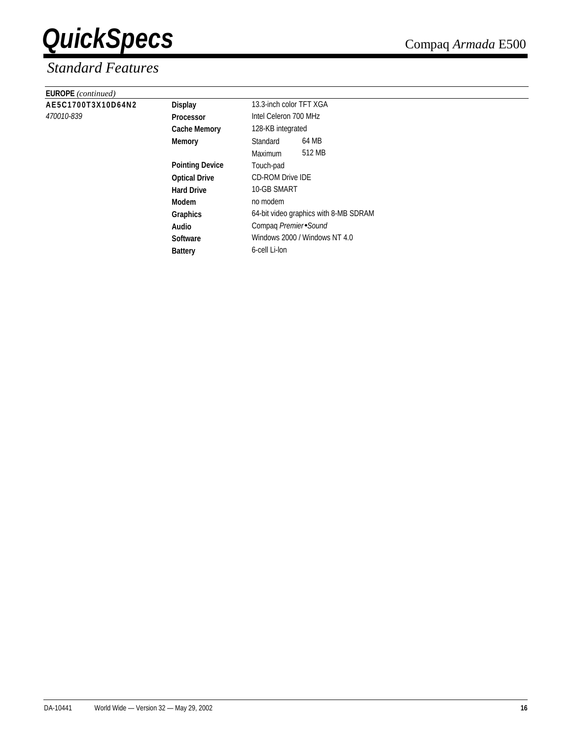## Standard Features

**EUROPE** *(continued)*

| | | | |
|---|---|---|---|
| **AE5C1700T3X10D64N2** | **Display** | 13.3-inch color TFT XGA | |
| *470010-839* | **Processor** | Intel Celeron 700 MHz | |
| | **Cache Memory** | 128-KB integrated | |
| | **Memory** | Standard | 64 MB |
| | | Maximum | 512 MB |
| | **Pointing Device** | Touch-pad | |
| | **Optical Drive** | CD-ROM Drive IDE | |
| | **Hard Drive** | 10-GB SMART | |
| | **Modem** | no modem | |
| | **Graphics** | 64-bit video graphics with 8-MB SDRAM | |
| | **Audio** | Compaq *Premier•Sound* | |
| | **Software** | Windows 2000 / Windows NT 4.0 | |
| | **Battery** | 6-cell Li-Ion | |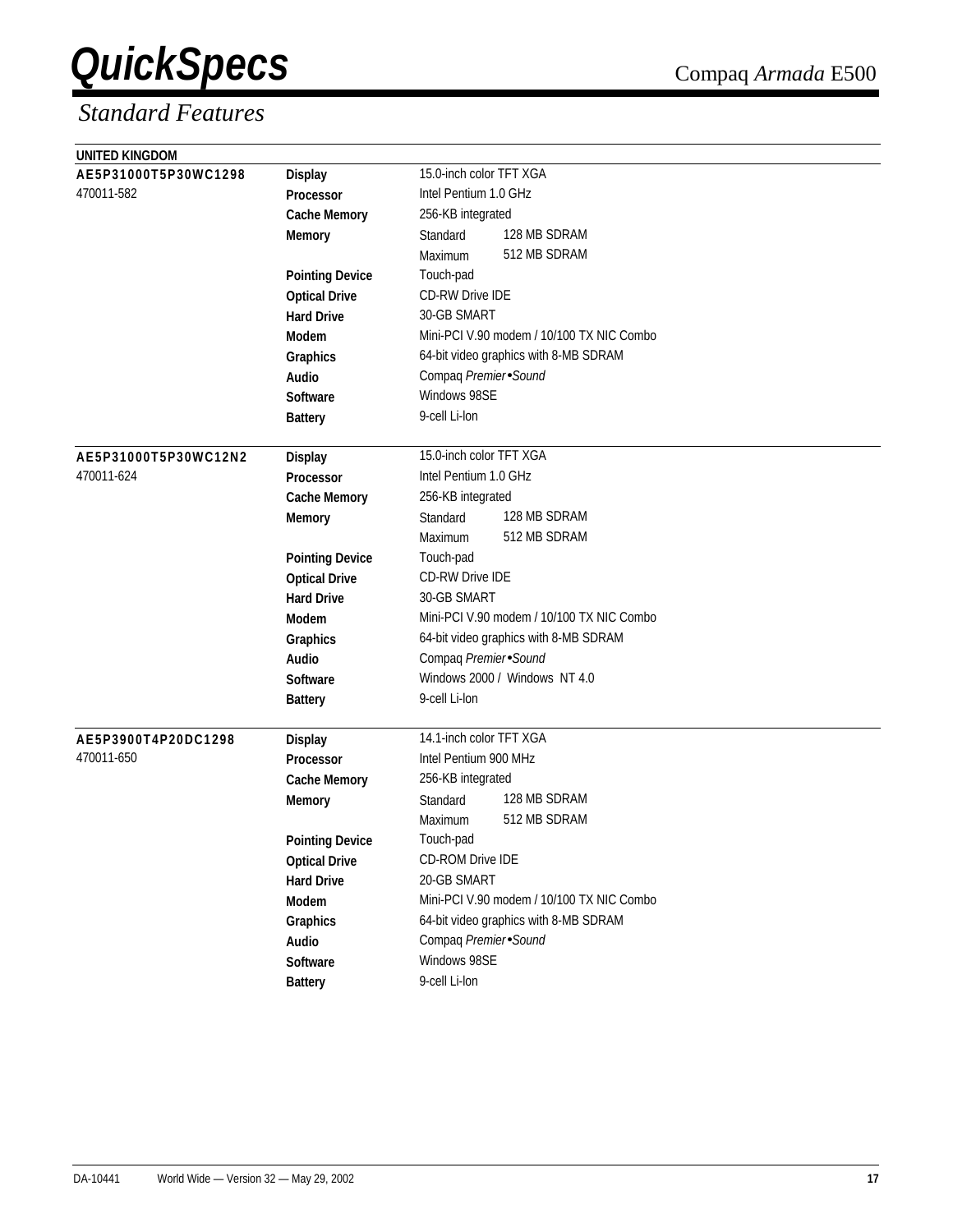## Standard Features

**UNITED KINGDOM**

| Model | Feature | Specification | |
|---|---|---|---|
| **AE5P31000T5P30WC1298**<br>470011-582 | **Display** | 15.0-inch color TFT XGA | |
| | **Processor** | Intel Pentium 1.0 GHz | |
| | **Cache Memory** | 256-KB integrated | |
| | **Memory** | Standard | 128 MB SDRAM |
| | | Maximum | 512 MB SDRAM |
| | **Pointing Device** | Touch-pad | |
| | **Optical Drive** | CD-RW Drive IDE | |
| | **Hard Drive** | 30-GB SMART | |
| | **Modem** | Mini-PCI V.90 modem / 10/100 TX NIC Combo | |
| | **Graphics** | 64-bit video graphics with 8-MB SDRAM | |
| | **Audio** | Compaq *Premier•Sound* | |
| | **Software** | Windows 98SE | |
| | **Battery** | 9-cell Li-Ion | |
| **AE5P31000T5P30WC12N2**<br>470011-624 | **Display** | 15.0-inch color TFT XGA | |
| | **Processor** | Intel Pentium 1.0 GHz | |
| | **Cache Memory** | 256-KB integrated | |
| | **Memory** | Standard | 128 MB SDRAM |
| | | Maximum | 512 MB SDRAM |
| | **Pointing Device** | Touch-pad | |
| | **Optical Drive** | CD-RW Drive IDE | |
| | **Hard Drive** | 30-GB SMART | |
| | **Modem** | Mini-PCI V.90 modem / 10/100 TX NIC Combo | |
| | **Graphics** | 64-bit video graphics with 8-MB SDRAM | |
| | **Audio** | Compaq *Premier•Sound* | |
| | **Software** | Windows 2000 / Windows NT 4.0 | |
| | **Battery** | 9-cell Li-Ion | |
| **AE5P3900T4P20DC1298**<br>470011-650 | **Display** | 14.1-inch color TFT XGA | |
| | **Processor** | Intel Pentium 900 MHz | |
| | **Cache Memory** | 256-KB integrated | |
| | **Memory** | Standard | 128 MB SDRAM |
| | | Maximum | 512 MB SDRAM |
| | **Pointing Device** | Touch-pad | |
| | **Optical Drive** | CD-ROM Drive IDE | |
| | **Hard Drive** | 20-GB SMART | |
| | **Modem** | Mini-PCI V.90 modem / 10/100 TX NIC Combo | |
| | **Graphics** | 64-bit video graphics with 8-MB SDRAM | |
| | **Audio** | Compaq *Premier•Sound* | |
| | **Software** | Windows 98SE | |
| | **Battery** | 9-cell Li-Ion | |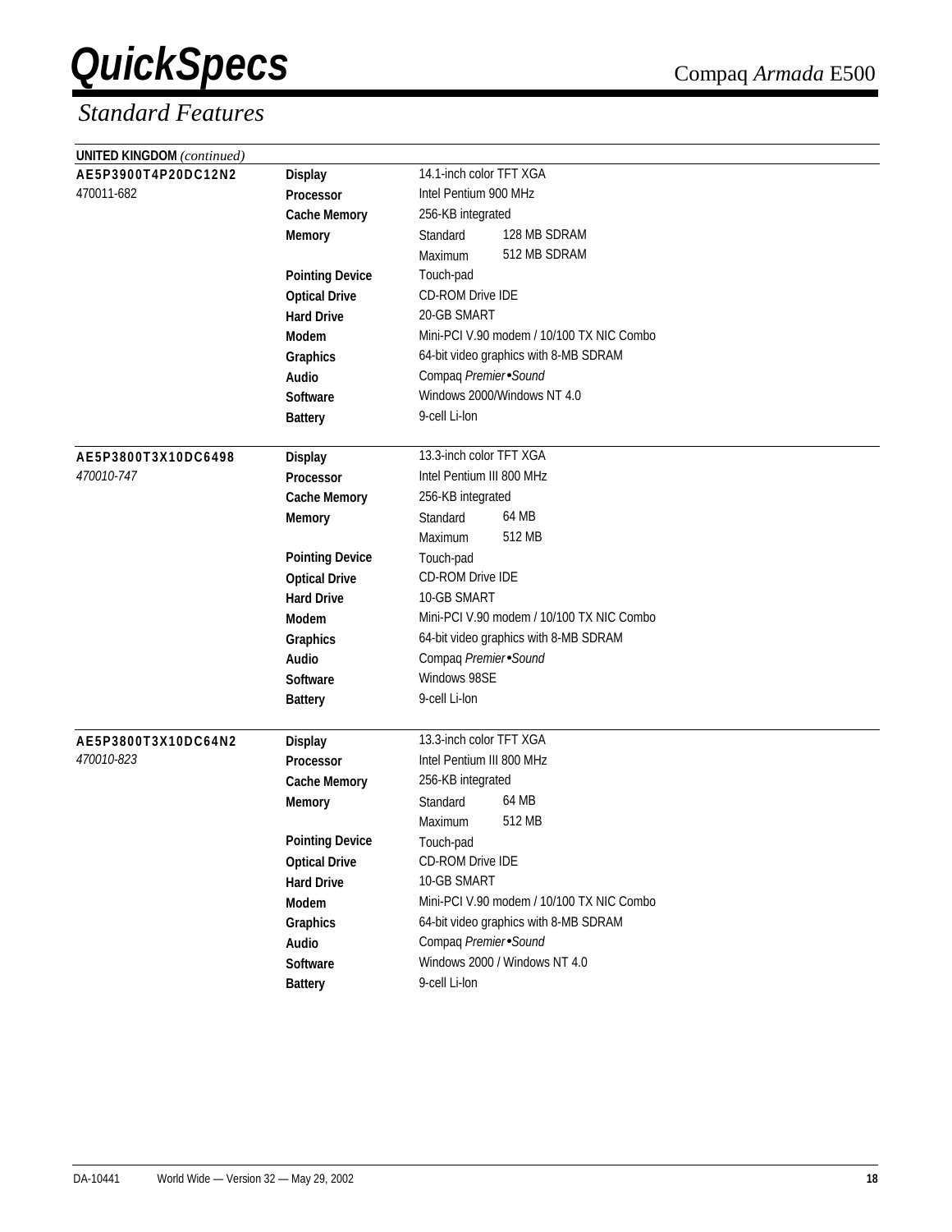# QuickSpecs

Compaq *Armada* E500

## *Standard Features*

**UNITED KINGDOM** *(continued)*

| Model | Feature | Specification | |
|---|---|---|---|
| **AE5P3900T4P20DC12N2** | **Display** | 14.1-inch color TFT XGA | |
| 470011-682 | **Processor** | Intel Pentium 900 MHz | |
| | **Cache Memory** | 256-KB integrated | |
| | **Memory** | Standard | 128 MB SDRAM |
| | | Maximum | 512 MB SDRAM |
| | **Pointing Device** | Touch-pad | |
| | **Optical Drive** | CD-ROM Drive IDE | |
| | **Hard Drive** | 20-GB SMART | |
| | **Modem** | Mini-PCI V.90 modem / 10/100 TX NIC Combo | |
| | **Graphics** | 64-bit video graphics with 8-MB SDRAM | |
| | **Audio** | Compaq *Premier•Sound* | |
| | **Software** | Windows 2000/Windows NT 4.0 | |
| | **Battery** | 9-cell Li-Ion | |
| **AE5P3800T3X10DC6498** | **Display** | 13.3-inch color TFT XGA | |
| *470010-747* | **Processor** | Intel Pentium III 800 MHz | |
| | **Cache Memory** | 256-KB integrated | |
| | **Memory** | Standard | 64 MB |
| | | Maximum | 512 MB |
| | **Pointing Device** | Touch-pad | |
| | **Optical Drive** | CD-ROM Drive IDE | |
| | **Hard Drive** | 10-GB SMART | |
| | **Modem** | Mini-PCI V.90 modem / 10/100 TX NIC Combo | |
| | **Graphics** | 64-bit video graphics with 8-MB SDRAM | |
| | **Audio** | Compaq *Premier•Sound* | |
| | **Software** | Windows 98SE | |
| | **Battery** | 9-cell Li-Ion | |
| **AE5P3800T3X10DC64N2** | **Display** | 13.3-inch color TFT XGA | |
| *470010-823* | **Processor** | Intel Pentium III 800 MHz | |
| | **Cache Memory** | 256-KB integrated | |
| | **Memory** | Standard | 64 MB |
| | | Maximum | 512 MB |
| | **Pointing Device** | Touch-pad | |
| | **Optical Drive** | CD-ROM Drive IDE | |
| | **Hard Drive** | 10-GB SMART | |
| | **Modem** | Mini-PCI V.90 modem / 10/100 TX NIC Combo | |
| | **Graphics** | 64-bit video graphics with 8-MB SDRAM | |
| | **Audio** | Compaq *Premier•Sound* | |
| | **Software** | Windows 2000 / Windows NT 4.0 | |
| | **Battery** | 9-cell Li-Ion | |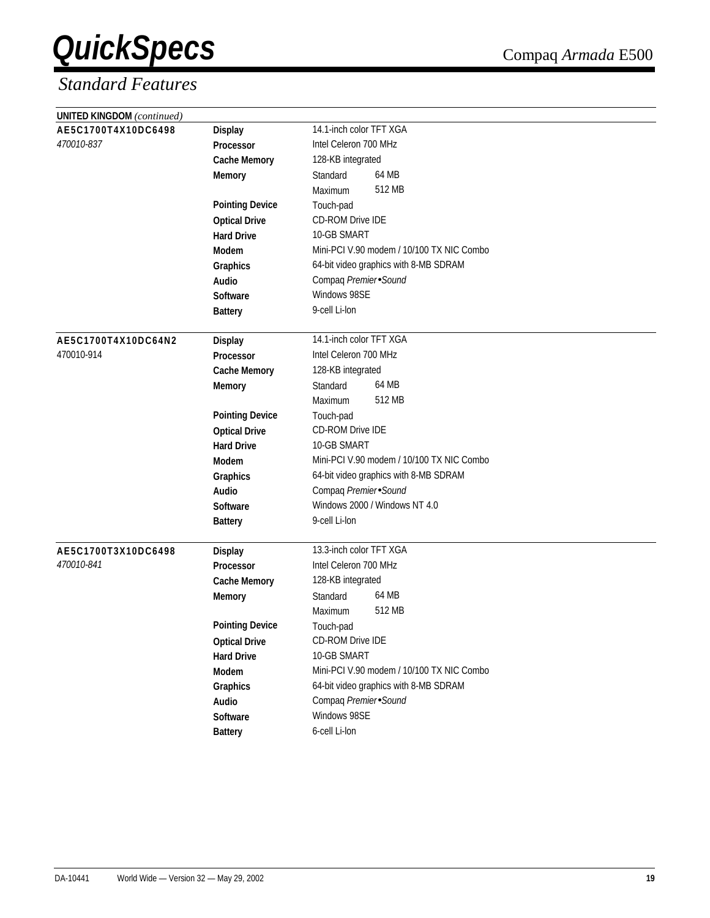# QuickSpecs

Compaq *Armada* E500

## *Standard Features*

**UNITED KINGDOM** *(continued)*

| Model | Feature | Specification | |
|---|---|---|---|
| **AE5C1700T4X10DC6498** | **Display** | 14.1-inch color TFT XGA | |
| *470010-837* | **Processor** | Intel Celeron 700 MHz | |
| | **Cache Memory** | 128-KB integrated | |
| | **Memory** | Standard | 64 MB |
| | | Maximum | 512 MB |
| | **Pointing Device** | Touch-pad | |
| | **Optical Drive** | CD-ROM Drive IDE | |
| | **Hard Drive** | 10-GB SMART | |
| | **Modem** | Mini-PCI V.90 modem / 10/100 TX NIC Combo | |
| | **Graphics** | 64-bit video graphics with 8-MB SDRAM | |
| | **Audio** | Compaq *Premier•Sound* | |
| | **Software** | Windows 98SE | |
| | **Battery** | 9-cell Li-Ion | |
| **AE5C1700T4X10DC64N2** | **Display** | 14.1-inch color TFT XGA | |
| 470010-914 | **Processor** | Intel Celeron 700 MHz | |
| | **Cache Memory** | 128-KB integrated | |
| | **Memory** | Standard | 64 MB |
| | | Maximum | 512 MB |
| | **Pointing Device** | Touch-pad | |
| | **Optical Drive** | CD-ROM Drive IDE | |
| | **Hard Drive** | 10-GB SMART | |
| | **Modem** | Mini-PCI V.90 modem / 10/100 TX NIC Combo | |
| | **Graphics** | 64-bit video graphics with 8-MB SDRAM | |
| | **Audio** | Compaq *Premier•Sound* | |
| | **Software** | Windows 2000 / Windows NT 4.0 | |
| | **Battery** | 9-cell Li-Ion | |
| **AE5C1700T3X10DC6498** | **Display** | 13.3-inch color TFT XGA | |
| *470010-841* | **Processor** | Intel Celeron 700 MHz | |
| | **Cache Memory** | 128-KB integrated | |
| | **Memory** | Standard | 64 MB |
| | | Maximum | 512 MB |
| | **Pointing Device** | Touch-pad | |
| | **Optical Drive** | CD-ROM Drive IDE | |
| | **Hard Drive** | 10-GB SMART | |
| | **Modem** | Mini-PCI V.90 modem / 10/100 TX NIC Combo | |
| | **Graphics** | 64-bit video graphics with 8-MB SDRAM | |
| | **Audio** | Compaq *Premier•Sound* | |
| | **Software** | Windows 98SE | |
| | **Battery** | 6-cell Li-Ion | |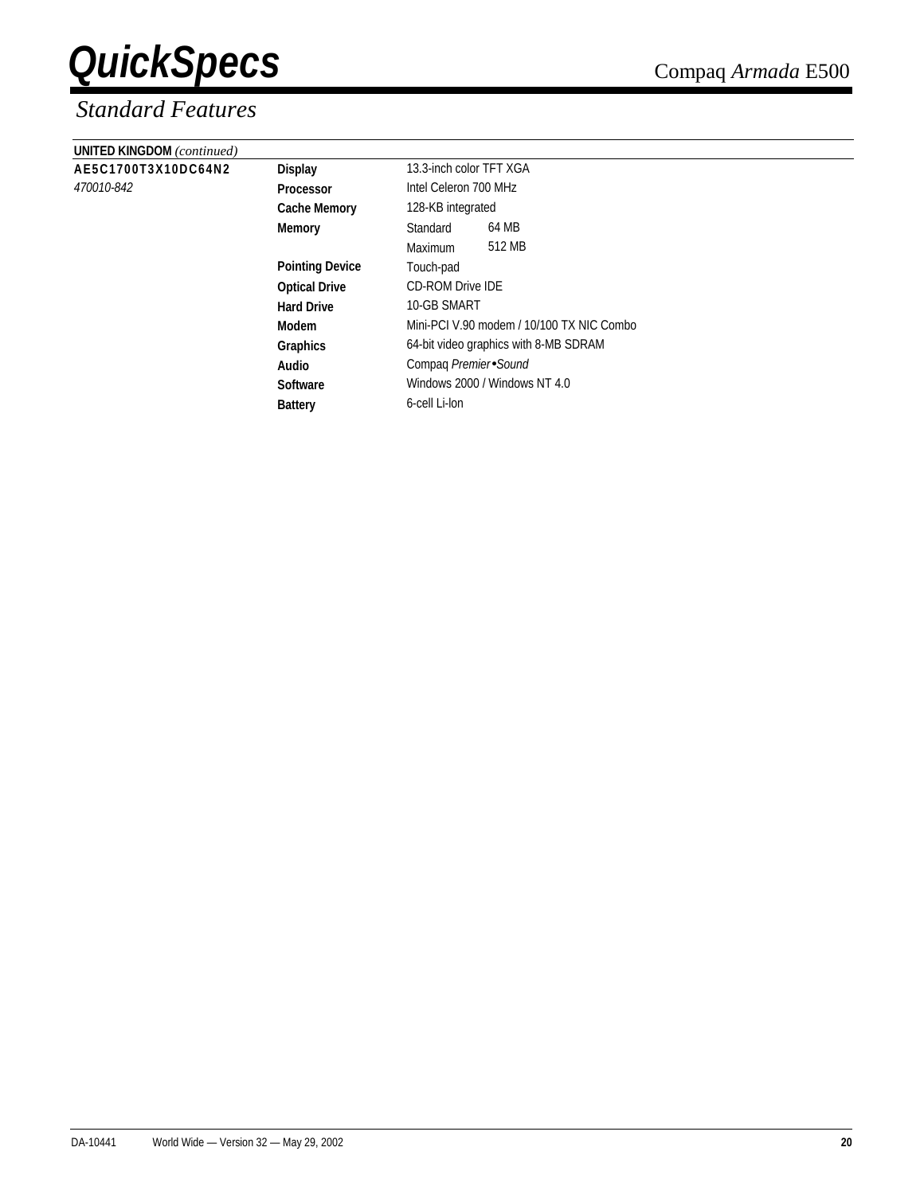## Standard Features

**UNITED KINGDOM** *(continued)*

| | | |
|---|---|---|
| **AE5C1700T3X10DC64N2** | **Display** | 13.3-inch color TFT XGA |
| *470010-842* | **Processor** | Intel Celeron 700 MHz |
| | **Cache Memory** | 128-KB integrated |
| | **Memory** | Standard 64 MB |
| | | Maximum 512 MB |
| | **Pointing Device** | Touch-pad |
| | **Optical Drive** | CD-ROM Drive IDE |
| | **Hard Drive** | 10-GB SMART |
| | **Modem** | Mini-PCI V.90 modem / 10/100 TX NIC Combo |
| | **Graphics** | 64-bit video graphics with 8-MB SDRAM |
| | **Audio** | Compaq *Premier•Sound* |
| | **Software** | Windows 2000 / Windows NT 4.0 |
| | **Battery** | 6-cell Li-Ion |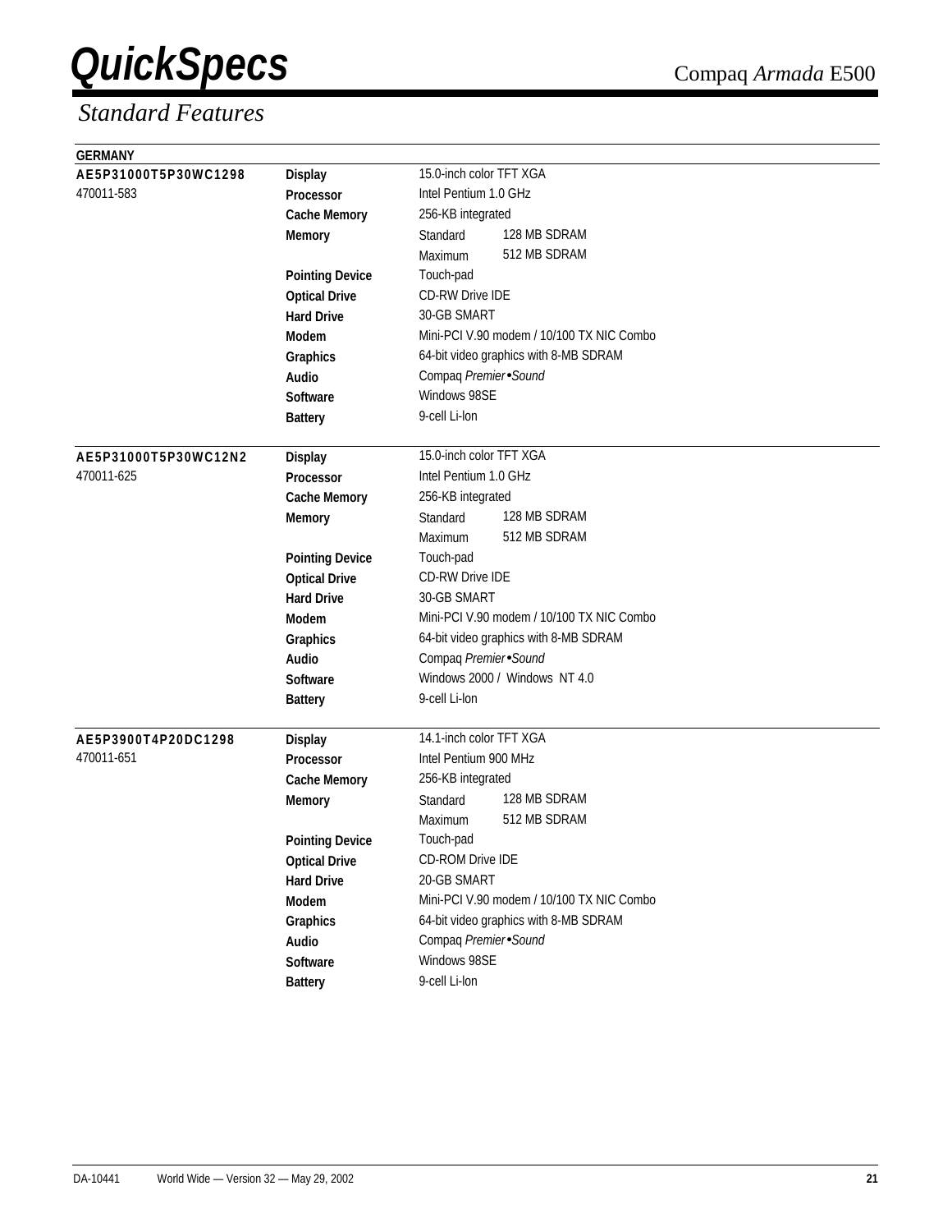# QuickSpecs

## Standard Features

**GERMANY**

| Model | Feature | Specification | |
|---|---|---|---|
| **AE5P31000T5P30WC1298** 470011-583 | **Display** | 15.0-inch color TFT XGA | |
| | **Processor** | Intel Pentium 1.0 GHz | |
| | **Cache Memory** | 256-KB integrated | |
| | **Memory** | Standard | 128 MB SDRAM |
| | | Maximum | 512 MB SDRAM |
| | **Pointing Device** | Touch-pad | |
| | **Optical Drive** | CD-RW Drive IDE | |
| | **Hard Drive** | 30-GB SMART | |
| | **Modem** | Mini-PCI V.90 modem / 10/100 TX NIC Combo | |
| | **Graphics** | 64-bit video graphics with 8-MB SDRAM | |
| | **Audio** | Compaq *Premier•Sound* | |
| | **Software** | Windows 98SE | |
| | **Battery** | 9-cell Li-Ion | |
| **AE5P31000T5P30WC12N2** 470011-625 | **Display** | 15.0-inch color TFT XGA | |
| | **Processor** | Intel Pentium 1.0 GHz | |
| | **Cache Memory** | 256-KB integrated | |
| | **Memory** | Standard | 128 MB SDRAM |
| | | Maximum | 512 MB SDRAM |
| | **Pointing Device** | Touch-pad | |
| | **Optical Drive** | CD-RW Drive IDE | |
| | **Hard Drive** | 30-GB SMART | |
| | **Modem** | Mini-PCI V.90 modem / 10/100 TX NIC Combo | |
| | **Graphics** | 64-bit video graphics with 8-MB SDRAM | |
| | **Audio** | Compaq *Premier•Sound* | |
| | **Software** | Windows 2000 / Windows NT 4.0 | |
| | **Battery** | 9-cell Li-Ion | |
| **AE5P3900T4P20DC1298** 470011-651 | **Display** | 14.1-inch color TFT XGA | |
| | **Processor** | Intel Pentium 900 MHz | |
| | **Cache Memory** | 256-KB integrated | |
| | **Memory** | Standard | 128 MB SDRAM |
| | | Maximum | 512 MB SDRAM |
| | **Pointing Device** | Touch-pad | |
| | **Optical Drive** | CD-ROM Drive IDE | |
| | **Hard Drive** | 20-GB SMART | |
| | **Modem** | Mini-PCI V.90 modem / 10/100 TX NIC Combo | |
| | **Graphics** | 64-bit video graphics with 8-MB SDRAM | |
| | **Audio** | Compaq *Premier•Sound* | |
| | **Software** | Windows 98SE | |
| | **Battery** | 9-cell Li-Ion | |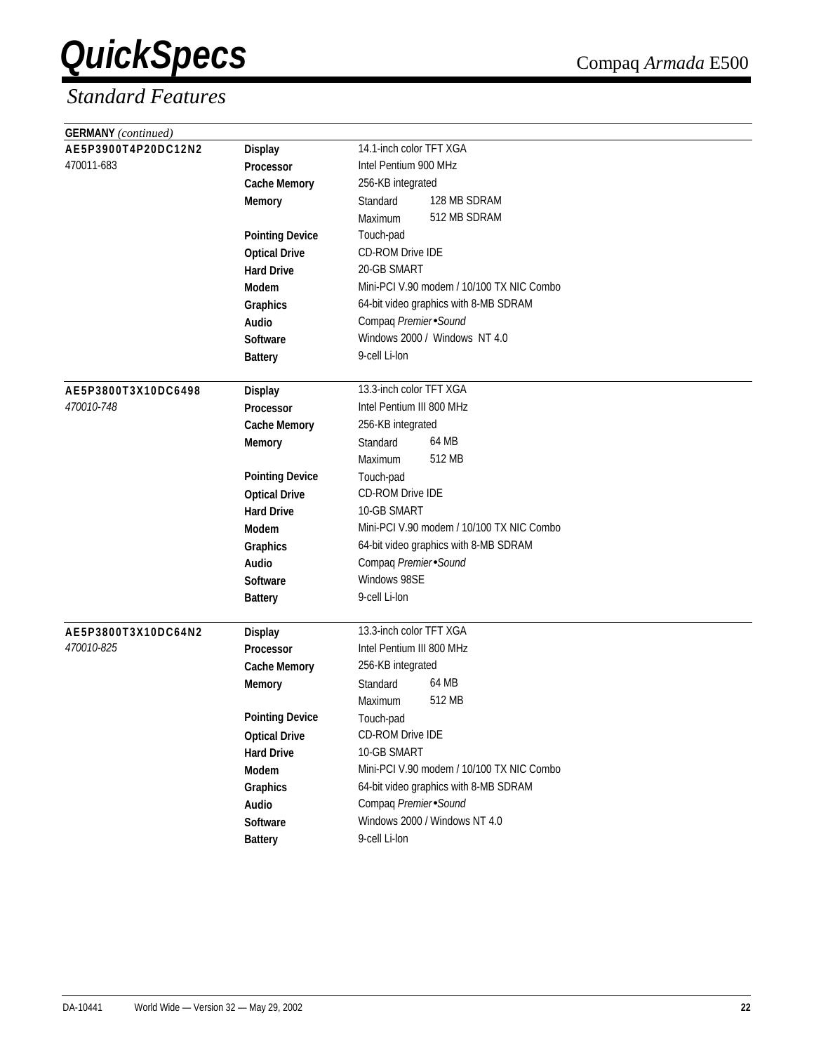## Standard Features

| **GERMANY** *(continued)* | | | |
|---|---|---|---|
| **AE5P3900T4P20DC12N2** | **Display** | 14.1-inch color TFT XGA | |
| 470011-683 | **Processor** | Intel Pentium 900 MHz | |
| | **Cache Memory** | 256-KB integrated | |
| | **Memory** | Standard | 128 MB SDRAM |
| | | Maximum | 512 MB SDRAM |
| | **Pointing Device** | Touch-pad | |
| | **Optical Drive** | CD-ROM Drive IDE | |
| | **Hard Drive** | 20-GB SMART | |
| | **Modem** | Mini-PCI V.90 modem / 10/100 TX NIC Combo | |
| | **Graphics** | 64-bit video graphics with 8-MB SDRAM | |
| | **Audio** | Compaq *Premier•Sound* | |
| | **Software** | Windows 2000 / Windows NT 4.0 | |
| | **Battery** | 9-cell Li-Ion | |
| **AE5P3800T3X10DC6498** | **Display** | 13.3-inch color TFT XGA | |
| *470010-748* | **Processor** | Intel Pentium III 800 MHz | |
| | **Cache Memory** | 256-KB integrated | |
| | **Memory** | Standard | 64 MB |
| | | Maximum | 512 MB |
| | **Pointing Device** | Touch-pad | |
| | **Optical Drive** | CD-ROM Drive IDE | |
| | **Hard Drive** | 10-GB SMART | |
| | **Modem** | Mini-PCI V.90 modem / 10/100 TX NIC Combo | |
| | **Graphics** | 64-bit video graphics with 8-MB SDRAM | |
| | **Audio** | Compaq *Premier•Sound* | |
| | **Software** | Windows 98SE | |
| | **Battery** | 9-cell Li-Ion | |
| **AE5P3800T3X10DC64N2** | **Display** | 13.3-inch color TFT XGA | |
| *470010-825* | **Processor** | Intel Pentium III 800 MHz | |
| | **Cache Memory** | 256-KB integrated | |
| | **Memory** | Standard | 64 MB |
| | | Maximum | 512 MB |
| | **Pointing Device** | Touch-pad | |
| | **Optical Drive** | CD-ROM Drive IDE | |
| | **Hard Drive** | 10-GB SMART | |
| | **Modem** | Mini-PCI V.90 modem / 10/100 TX NIC Combo | |
| | **Graphics** | 64-bit video graphics with 8-MB SDRAM | |
| | **Audio** | Compaq *Premier•Sound* | |
| | **Software** | Windows 2000 / Windows NT 4.0 | |
| | **Battery** | 9-cell Li-Ion | |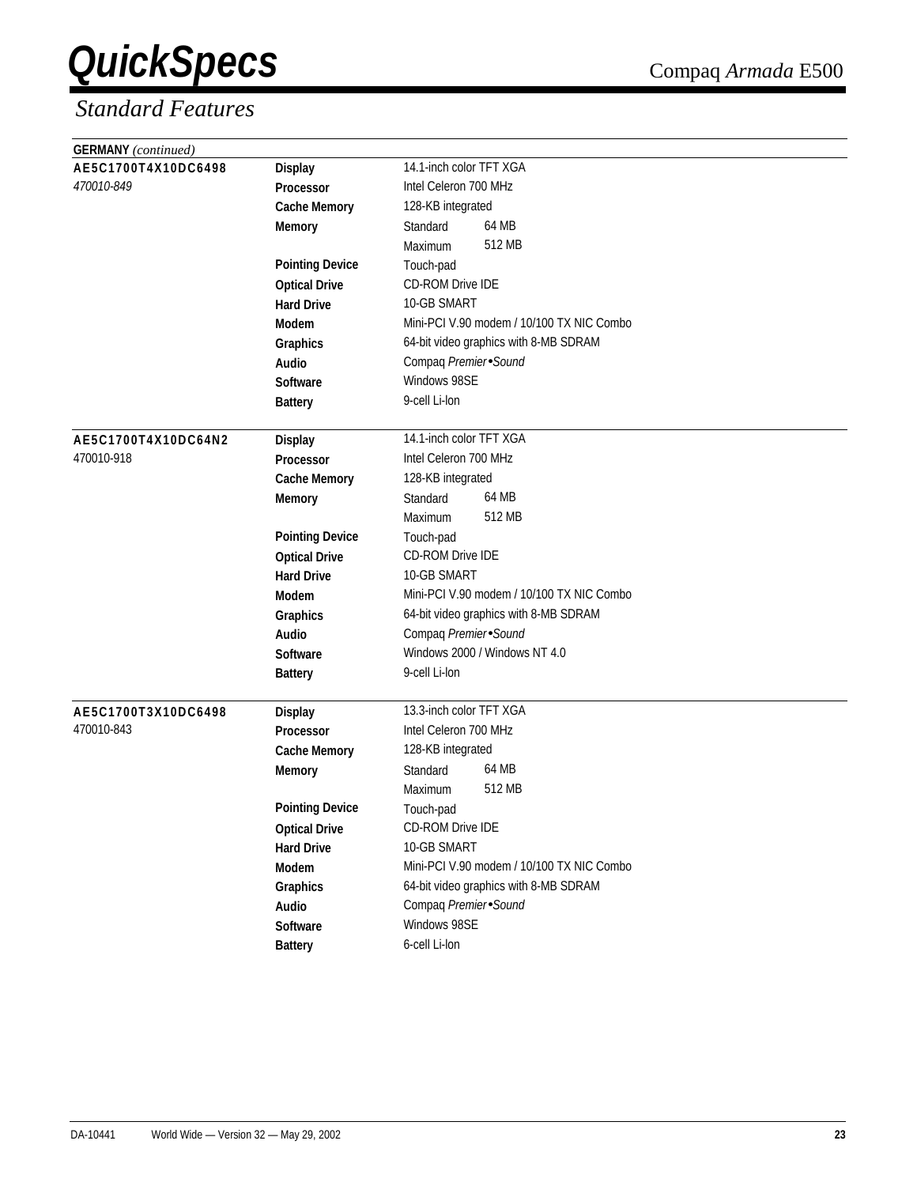# QuickSpecs

## *Standard Features*

**GERMANY** *(continued)*

| | | |
|---|---|---|
| **AE5C1700T4X10DC6498** | **Display** | 14.1-inch color TFT XGA |
| *470010-849* | **Processor** | Intel Celeron 700 MHz |
| | **Cache Memory** | 128-KB integrated |
| | **Memory** | Standard 64 MB |
| | | Maximum 512 MB |
| | **Pointing Device** | Touch-pad |
| | **Optical Drive** | CD-ROM Drive IDE |
| | **Hard Drive** | 10-GB SMART |
| | **Modem** | Mini-PCI V.90 modem / 10/100 TX NIC Combo |
| | **Graphics** | 64-bit video graphics with 8-MB SDRAM |
| | **Audio** | Compaq *Premier•Sound* |
| | **Software** | Windows 98SE |
| | **Battery** | 9-cell Li-Ion |

| | | |
|---|---|---|
| **AE5C1700T4X10DC64N2** | **Display** | 14.1-inch color TFT XGA |
| 470010-918 | **Processor** | Intel Celeron 700 MHz |
| | **Cache Memory** | 128-KB integrated |
| | **Memory** | Standard 64 MB |
| | | Maximum 512 MB |
| | **Pointing Device** | Touch-pad |
| | **Optical Drive** | CD-ROM Drive IDE |
| | **Hard Drive** | 10-GB SMART |
| | **Modem** | Mini-PCI V.90 modem / 10/100 TX NIC Combo |
| | **Graphics** | 64-bit video graphics with 8-MB SDRAM |
| | **Audio** | Compaq *Premier•Sound* |
| | **Software** | Windows 2000 / Windows NT 4.0 |
| | **Battery** | 9-cell Li-Ion |

| | | |
|---|---|---|
| **AE5C1700T3X10DC6498** | **Display** | 13.3-inch color TFT XGA |
| 470010-843 | **Processor** | Intel Celeron 700 MHz |
| | **Cache Memory** | 128-KB integrated |
| | **Memory** | Standard 64 MB |
| | | Maximum 512 MB |
| | **Pointing Device** | Touch-pad |
| | **Optical Drive** | CD-ROM Drive IDE |
| | **Hard Drive** | 10-GB SMART |
| | **Modem** | Mini-PCI V.90 modem / 10/100 TX NIC Combo |
| | **Graphics** | 64-bit video graphics with 8-MB SDRAM |
| | **Audio** | Compaq *Premier•Sound* |
| | **Software** | Windows 98SE |
| | **Battery** | 6-cell Li-Ion |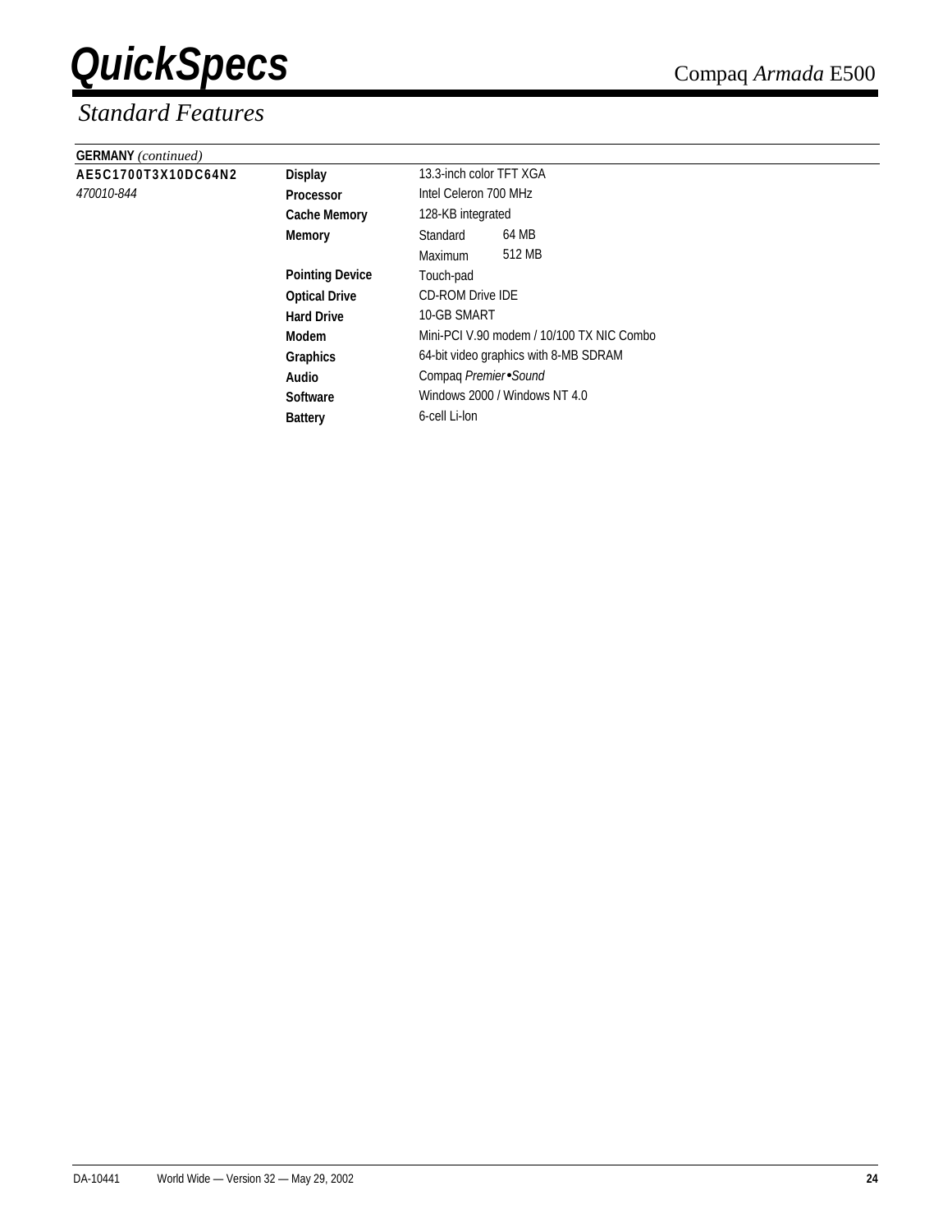## Standard Features

**GERMANY** *(continued)*

| | | | |
|---|---|---|---|
| **AE5C1700T3X10DC64N2** | **Display** | 13.3-inch color TFT XGA | |
| *470010-844* | **Processor** | Intel Celeron 700 MHz | |
| | **Cache Memory** | 128-KB integrated | |
| | **Memory** | Standard | 64 MB |
| | | Maximum | 512 MB |
| | **Pointing Device** | Touch-pad | |
| | **Optical Drive** | CD-ROM Drive IDE | |
| | **Hard Drive** | 10-GB SMART | |
| | **Modem** | Mini-PCI V.90 modem / 10/100 TX NIC Combo | |
| | **Graphics** | 64-bit video graphics with 8-MB SDRAM | |
| | **Audio** | Compaq *Premier•Sound* | |
| | **Software** | Windows 2000 / Windows NT 4.0 | |
| | **Battery** | 6-cell Li-Ion | |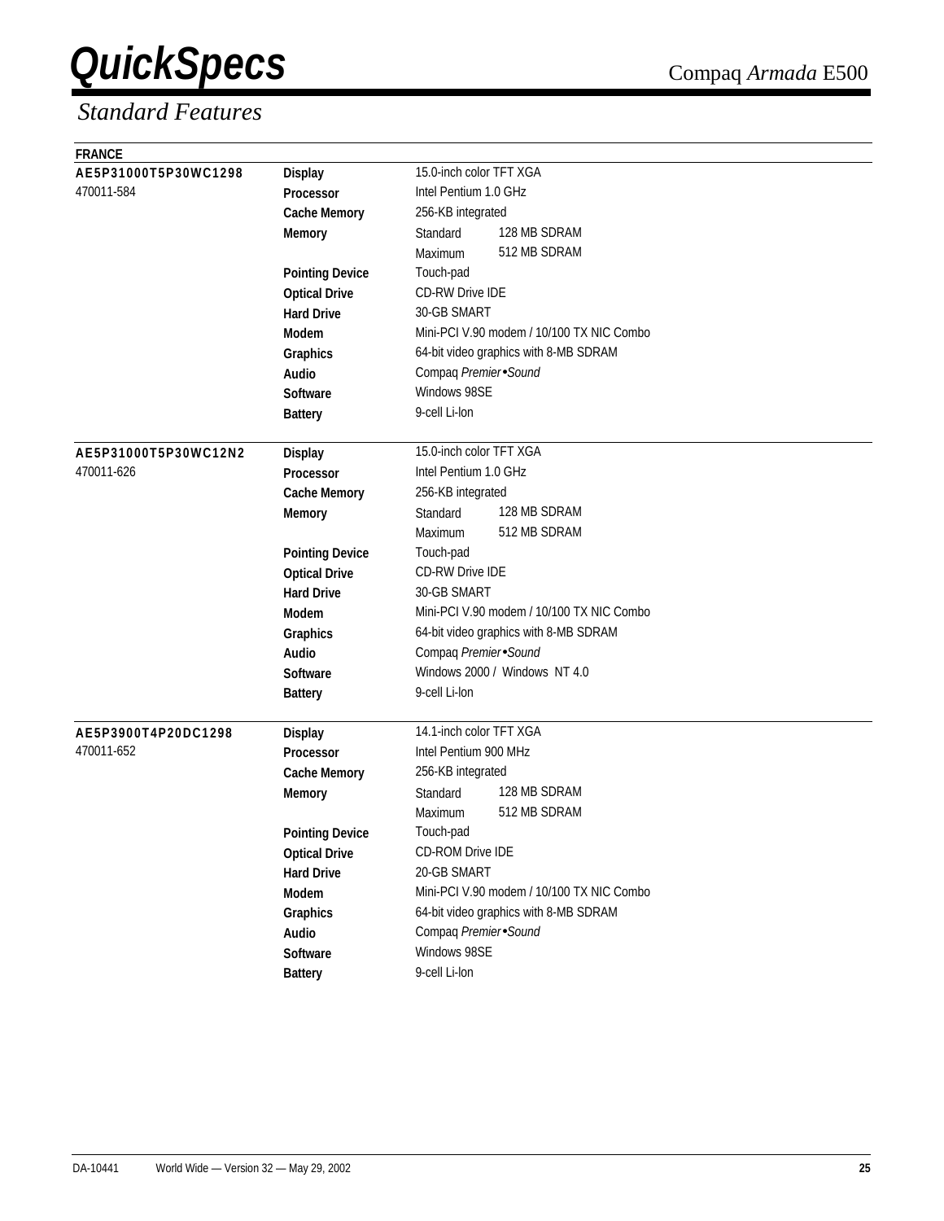## Standard Features

| FRANCE | | | |
|---|---|---|---|
| **AE5P31000T5P30WC1298** | **Display** | 15.0-inch color TFT XGA | |
| 470011-584 | **Processor** | Intel Pentium 1.0 GHz | |
| | **Cache Memory** | 256-KB integrated | |
| | **Memory** | Standard | 128 MB SDRAM |
| | | Maximum | 512 MB SDRAM |
| | **Pointing Device** | Touch-pad | |
| | **Optical Drive** | CD-RW Drive IDE | |
| | **Hard Drive** | 30-GB SMART | |
| | **Modem** | Mini-PCI V.90 modem / 10/100 TX NIC Combo | |
| | **Graphics** | 64-bit video graphics with 8-MB SDRAM | |
| | **Audio** | Compaq *Premier•Sound* | |
| | **Software** | Windows 98SE | |
| | **Battery** | 9-cell Li-Ion | |
| **AE5P31000T5P30WC12N2** | **Display** | 15.0-inch color TFT XGA | |
| 470011-626 | **Processor** | Intel Pentium 1.0 GHz | |
| | **Cache Memory** | 256-KB integrated | |
| | **Memory** | Standard | 128 MB SDRAM |
| | | Maximum | 512 MB SDRAM |
| | **Pointing Device** | Touch-pad | |
| | **Optical Drive** | CD-RW Drive IDE | |
| | **Hard Drive** | 30-GB SMART | |
| | **Modem** | Mini-PCI V.90 modem / 10/100 TX NIC Combo | |
| | **Graphics** | 64-bit video graphics with 8-MB SDRAM | |
| | **Audio** | Compaq *Premier•Sound* | |
| | **Software** | Windows 2000 / Windows NT 4.0 | |
| | **Battery** | 9-cell Li-Ion | |
| **AE5P3900T4P20DC1298** | **Display** | 14.1-inch color TFT XGA | |
| 470011-652 | **Processor** | Intel Pentium 900 MHz | |
| | **Cache Memory** | 256-KB integrated | |
| | **Memory** | Standard | 128 MB SDRAM |
| | | Maximum | 512 MB SDRAM |
| | **Pointing Device** | Touch-pad | |
| | **Optical Drive** | CD-ROM Drive IDE | |
| | **Hard Drive** | 20-GB SMART | |
| | **Modem** | Mini-PCI V.90 modem / 10/100 TX NIC Combo | |
| | **Graphics** | 64-bit video graphics with 8-MB SDRAM | |
| | **Audio** | Compaq *Premier•Sound* | |
| | **Software** | Windows 98SE | |
| | **Battery** | 9-cell Li-Ion | |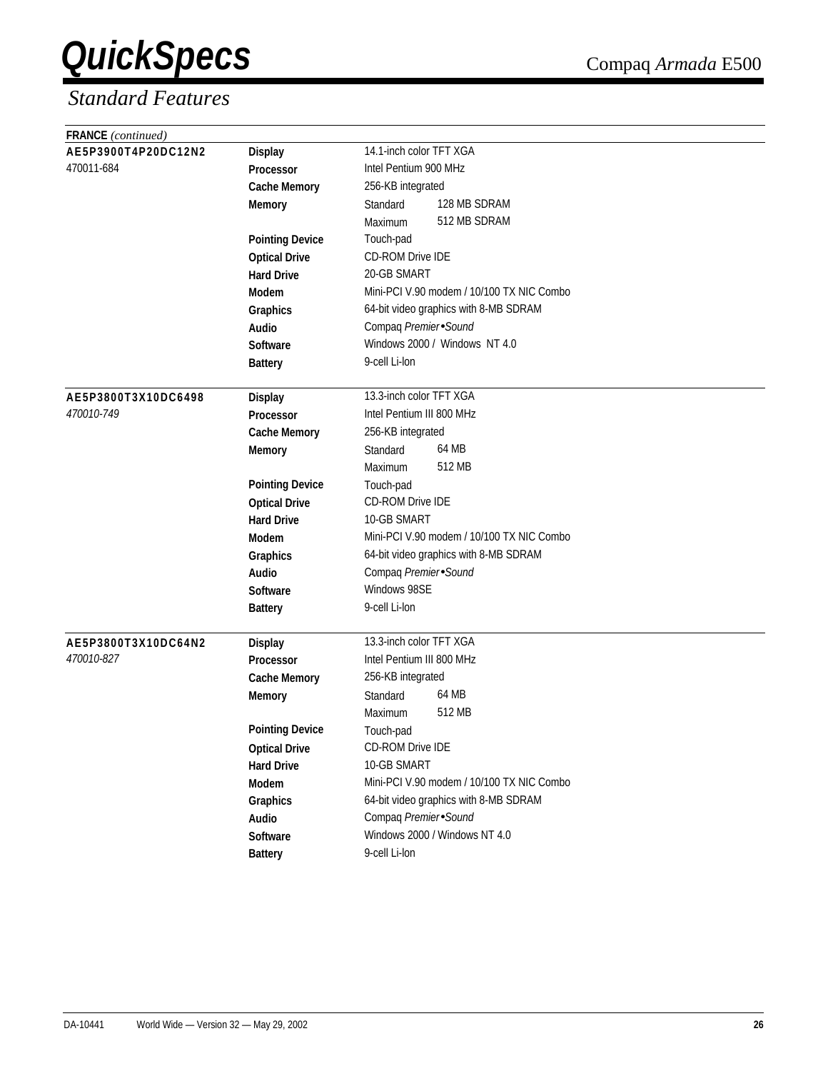## Standard Features

**FRANCE** *(continued)*

| Model | Feature | Specification | |
|---|---|---|---|
| **AE5P3900T4P20DC12N2** | **Display** | 14.1-inch color TFT XGA | |
| 470011-684 | **Processor** | Intel Pentium 900 MHz | |
| | **Cache Memory** | 256-KB integrated | |
| | **Memory** | Standard | 128 MB SDRAM |
| | | Maximum | 512 MB SDRAM |
| | **Pointing Device** | Touch-pad | |
| | **Optical Drive** | CD-ROM Drive IDE | |
| | **Hard Drive** | 20-GB SMART | |
| | **Modem** | Mini-PCI V.90 modem / 10/100 TX NIC Combo | |
| | **Graphics** | 64-bit video graphics with 8-MB SDRAM | |
| | **Audio** | Compaq *Premier•Sound* | |
| | **Software** | Windows 2000 / Windows NT 4.0 | |
| | **Battery** | 9-cell Li-Ion | |
| **AE5P3800T3X10DC6498** | **Display** | 13.3-inch color TFT XGA | |
| *470010-749* | **Processor** | Intel Pentium III 800 MHz | |
| | **Cache Memory** | 256-KB integrated | |
| | **Memory** | Standard | 64 MB |
| | | Maximum | 512 MB |
| | **Pointing Device** | Touch-pad | |
| | **Optical Drive** | CD-ROM Drive IDE | |
| | **Hard Drive** | 10-GB SMART | |
| | **Modem** | Mini-PCI V.90 modem / 10/100 TX NIC Combo | |
| | **Graphics** | 64-bit video graphics with 8-MB SDRAM | |
| | **Audio** | Compaq *Premier•Sound* | |
| | **Software** | Windows 98SE | |
| | **Battery** | 9-cell Li-Ion | |
| **AE5P3800T3X10DC64N2** | **Display** | 13.3-inch color TFT XGA | |
| *470010-827* | **Processor** | Intel Pentium III 800 MHz | |
| | **Cache Memory** | 256-KB integrated | |
| | **Memory** | Standard | 64 MB |
| | | Maximum | 512 MB |
| | **Pointing Device** | Touch-pad | |
| | **Optical Drive** | CD-ROM Drive IDE | |
| | **Hard Drive** | 10-GB SMART | |
| | **Modem** | Mini-PCI V.90 modem / 10/100 TX NIC Combo | |
| | **Graphics** | 64-bit video graphics with 8-MB SDRAM | |
| | **Audio** | Compaq *Premier•Sound* | |
| | **Software** | Windows 2000 / Windows NT 4.0 | |
| | **Battery** | 9-cell Li-Ion | |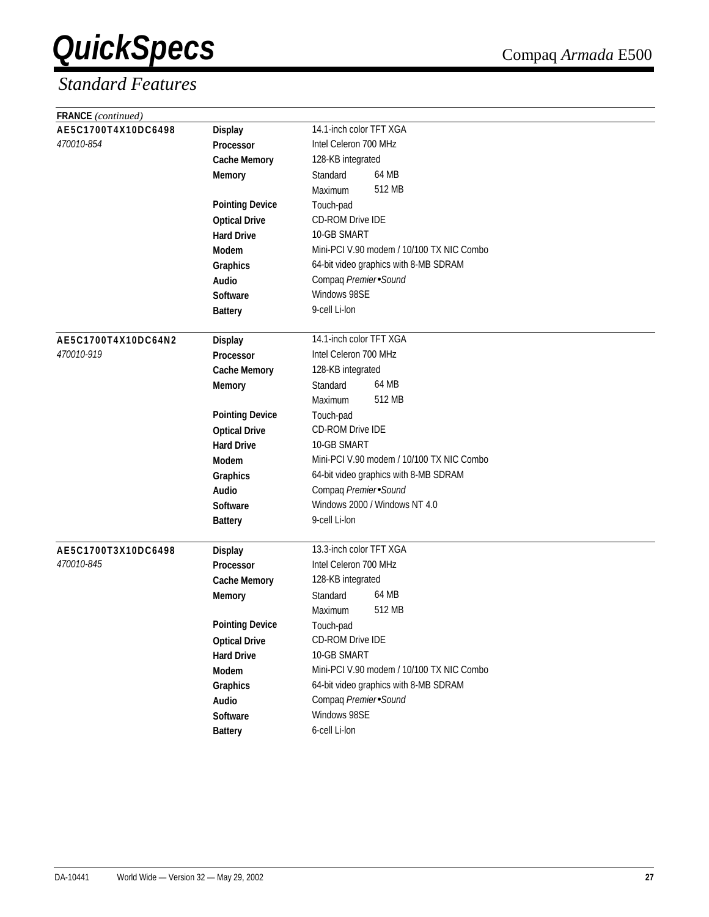## Standard Features

**FRANCE** *(continued)*

| Model | Feature | Specification | |
|---|---|---|---|
| **AE5C1700T4X10DC6498** | **Display** | 14.1-inch color TFT XGA | |
| *470010-854* | **Processor** | Intel Celeron 700 MHz | |
| | **Cache Memory** | 128-KB integrated | |
| | **Memory** | Standard | 64 MB |
| | | Maximum | 512 MB |
| | **Pointing Device** | Touch-pad | |
| | **Optical Drive** | CD-ROM Drive IDE | |
| | **Hard Drive** | 10-GB SMART | |
| | **Modem** | Mini-PCI V.90 modem / 10/100 TX NIC Combo | |
| | **Graphics** | 64-bit video graphics with 8-MB SDRAM | |
| | **Audio** | Compaq *Premier•Sound* | |
| | **Software** | Windows 98SE | |
| | **Battery** | 9-cell Li-Ion | |
| **AE5C1700T4X10DC64N2** | **Display** | 14.1-inch color TFT XGA | |
| *470010-919* | **Processor** | Intel Celeron 700 MHz | |
| | **Cache Memory** | 128-KB integrated | |
| | **Memory** | Standard | 64 MB |
| | | Maximum | 512 MB |
| | **Pointing Device** | Touch-pad | |
| | **Optical Drive** | CD-ROM Drive IDE | |
| | **Hard Drive** | 10-GB SMART | |
| | **Modem** | Mini-PCI V.90 modem / 10/100 TX NIC Combo | |
| | **Graphics** | 64-bit video graphics with 8-MB SDRAM | |
| | **Audio** | Compaq *Premier•Sound* | |
| | **Software** | Windows 2000 / Windows NT 4.0 | |
| | **Battery** | 9-cell Li-Ion | |
| **AE5C1700T3X10DC6498** | **Display** | 13.3-inch color TFT XGA | |
| *470010-845* | **Processor** | Intel Celeron 700 MHz | |
| | **Cache Memory** | 128-KB integrated | |
| | **Memory** | Standard | 64 MB |
| | | Maximum | 512 MB |
| | **Pointing Device** | Touch-pad | |
| | **Optical Drive** | CD-ROM Drive IDE | |
| | **Hard Drive** | 10-GB SMART | |
| | **Modem** | Mini-PCI V.90 modem / 10/100 TX NIC Combo | |
| | **Graphics** | 64-bit video graphics with 8-MB SDRAM | |
| | **Audio** | Compaq *Premier•Sound* | |
| | **Software** | Windows 98SE | |
| | **Battery** | 6-cell Li-Ion | |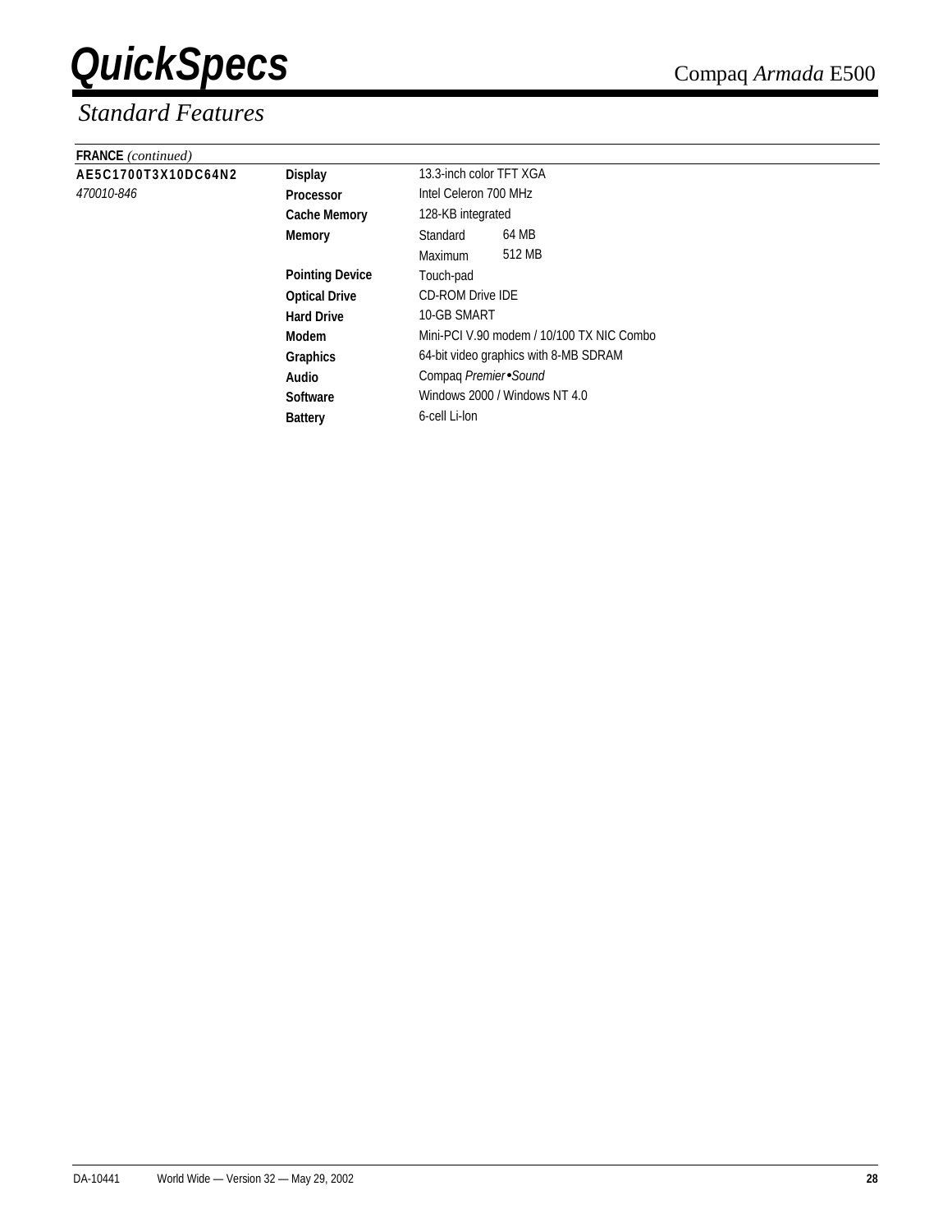## Standard Features

**FRANCE** *(continued)*

| | | | |
|---|---|---|---|
| **AE5C1700T3X10DC64N2** | **Display** | 13.3-inch color TFT XGA | |
| *470010-846* | **Processor** | Intel Celeron 700 MHz | |
| | **Cache Memory** | 128-KB integrated | |
| | **Memory** | Standard | 64 MB |
| | | Maximum | 512 MB |
| | **Pointing Device** | Touch-pad | |
| | **Optical Drive** | CD-ROM Drive IDE | |
| | **Hard Drive** | 10-GB SMART | |
| | **Modem** | Mini-PCI V.90 modem / 10/100 TX NIC Combo | |
| | **Graphics** | 64-bit video graphics with 8-MB SDRAM | |
| | **Audio** | Compaq *Premier•Sound* | |
| | **Software** | Windows 2000 / Windows NT 4.0 | |
| | **Battery** | 6-cell Li-Ion | |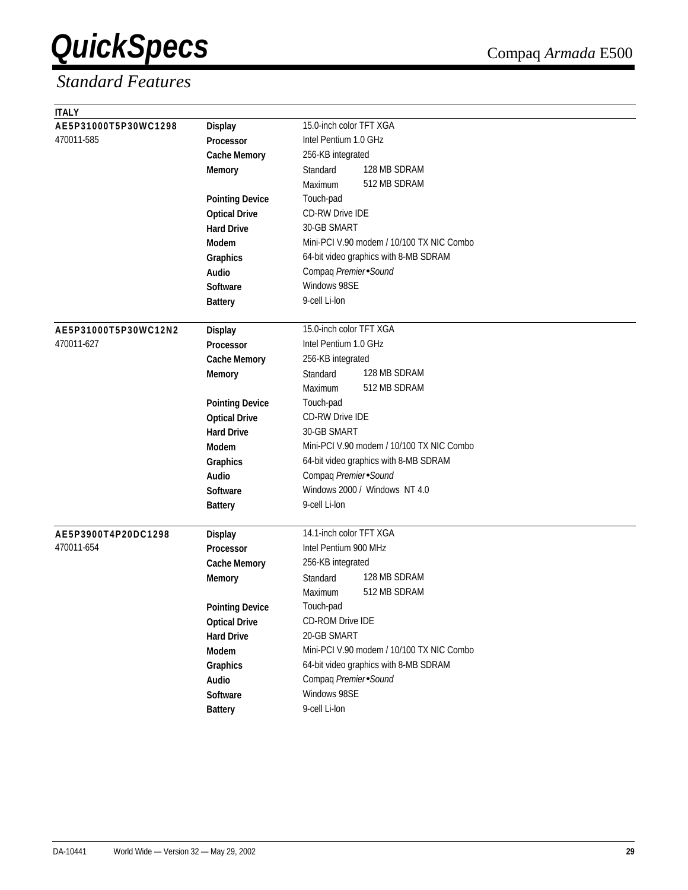# QuickSpecs

Compaq *Armada* E500

## *Standard Features*

**ITALY**

| Model | Feature | Specification | |
|---|---|---|---|
| **AE5P31000T5P30WC1298** | **Display** | 15.0-inch color TFT XGA | |
| 470011-585 | **Processor** | Intel Pentium 1.0 GHz | |
| | **Cache Memory** | 256-KB integrated | |
| | **Memory** | Standard | 128 MB SDRAM |
| | | Maximum | 512 MB SDRAM |
| | **Pointing Device** | Touch-pad | |
| | **Optical Drive** | CD-RW Drive IDE | |
| | **Hard Drive** | 30-GB SMART | |
| | **Modem** | Mini-PCI V.90 modem / 10/100 TX NIC Combo | |
| | **Graphics** | 64-bit video graphics with 8-MB SDRAM | |
| | **Audio** | Compaq *Premier•Sound* | |
| | **Software** | Windows 98SE | |
| | **Battery** | 9-cell Li-Ion | |
| **AE5P31000T5P30WC12N2** | **Display** | 15.0-inch color TFT XGA | |
| 470011-627 | **Processor** | Intel Pentium 1.0 GHz | |
| | **Cache Memory** | 256-KB integrated | |
| | **Memory** | Standard | 128 MB SDRAM |
| | | Maximum | 512 MB SDRAM |
| | **Pointing Device** | Touch-pad | |
| | **Optical Drive** | CD-RW Drive IDE | |
| | **Hard Drive** | 30-GB SMART | |
| | **Modem** | Mini-PCI V.90 modem / 10/100 TX NIC Combo | |
| | **Graphics** | 64-bit video graphics with 8-MB SDRAM | |
| | **Audio** | Compaq *Premier•Sound* | |
| | **Software** | Windows 2000 / Windows NT 4.0 | |
| | **Battery** | 9-cell Li-Ion | |
| **AE5P3900T4P20DC1298** | **Display** | 14.1-inch color TFT XGA | |
| 470011-654 | **Processor** | Intel Pentium 900 MHz | |
| | **Cache Memory** | 256-KB integrated | |
| | **Memory** | Standard | 128 MB SDRAM |
| | | Maximum | 512 MB SDRAM |
| | **Pointing Device** | Touch-pad | |
| | **Optical Drive** | CD-ROM Drive IDE | |
| | **Hard Drive** | 20-GB SMART | |
| | **Modem** | Mini-PCI V.90 modem / 10/100 TX NIC Combo | |
| | **Graphics** | 64-bit video graphics with 8-MB SDRAM | |
| | **Audio** | Compaq *Premier•Sound* | |
| | **Software** | Windows 98SE | |
| | **Battery** | 9-cell Li-Ion | |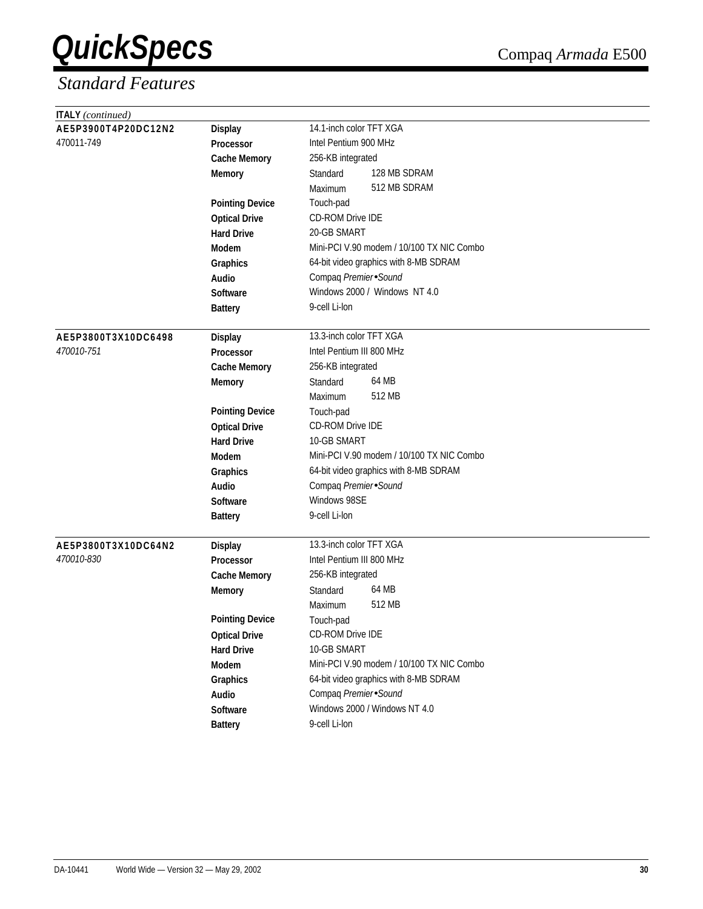# QuickSpecs

Compaq *Armada* E500

## *Standard Features*

**ITALY** *(continued)*

| | | | |
|---|---|---|---|
| **AE5P3900T4P20DC12N2** | **Display** | 14.1-inch color TFT XGA | |
| 470011-749 | **Processor** | Intel Pentium 900 MHz | |
| | **Cache Memory** | 256-KB integrated | |
| | **Memory** | Standard | 128 MB SDRAM |
| | | Maximum | 512 MB SDRAM |
| | **Pointing Device** | Touch-pad | |
| | **Optical Drive** | CD-ROM Drive IDE | |
| | **Hard Drive** | 20-GB SMART | |
| | **Modem** | Mini-PCI V.90 modem / 10/100 TX NIC Combo | |
| | **Graphics** | 64-bit video graphics with 8-MB SDRAM | |
| | **Audio** | Compaq *Premier•Sound* | |
| | **Software** | Windows 2000 / Windows NT 4.0 | |
| | **Battery** | 9-cell Li-Ion | |

| | | | |
|---|---|---|---|
| **AE5P3800T3X10DC6498** | **Display** | 13.3-inch color TFT XGA | |
| *470010-751* | **Processor** | Intel Pentium III 800 MHz | |
| | **Cache Memory** | 256-KB integrated | |
| | **Memory** | Standard | 64 MB |
| | | Maximum | 512 MB |
| | **Pointing Device** | Touch-pad | |
| | **Optical Drive** | CD-ROM Drive IDE | |
| | **Hard Drive** | 10-GB SMART | |
| | **Modem** | Mini-PCI V.90 modem / 10/100 TX NIC Combo | |
| | **Graphics** | 64-bit video graphics with 8-MB SDRAM | |
| | **Audio** | Compaq *Premier•Sound* | |
| | **Software** | Windows 98SE | |
| | **Battery** | 9-cell Li-Ion | |

| | | | |
|---|---|---|---|
| **AE5P3800T3X10DC64N2** | **Display** | 13.3-inch color TFT XGA | |
| *470010-830* | **Processor** | Intel Pentium III 800 MHz | |
| | **Cache Memory** | 256-KB integrated | |
| | **Memory** | Standard | 64 MB |
| | | Maximum | 512 MB |
| | **Pointing Device** | Touch-pad | |
| | **Optical Drive** | CD-ROM Drive IDE | |
| | **Hard Drive** | 10-GB SMART | |
| | **Modem** | Mini-PCI V.90 modem / 10/100 TX NIC Combo | |
| | **Graphics** | 64-bit video graphics with 8-MB SDRAM | |
| | **Audio** | Compaq *Premier•Sound* | |
| | **Software** | Windows 2000 / Windows NT 4.0 | |
| | **Battery** | 9-cell Li-Ion | |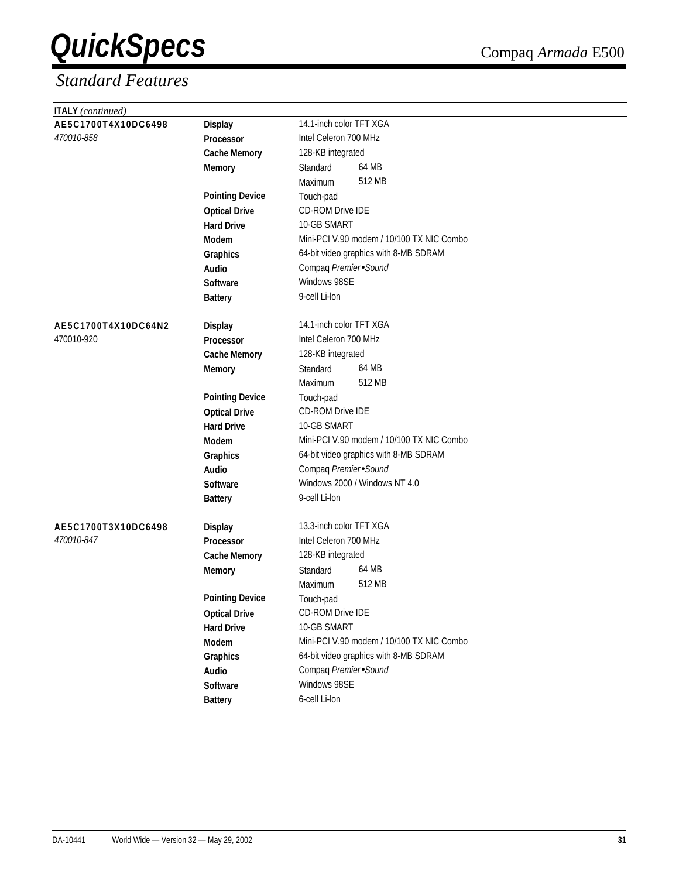## Standard Features

**ITALY** *(continued)*

| Model | Feature | Specification | |
|---|---|---|---|
| **AE5C1700T4X10DC6498** | **Display** | 14.1-inch color TFT XGA | |
| *470010-858* | **Processor** | Intel Celeron 700 MHz | |
| | **Cache Memory** | 128-KB integrated | |
| | **Memory** | Standard | 64 MB |
| | | Maximum | 512 MB |
| | **Pointing Device** | Touch-pad | |
| | **Optical Drive** | CD-ROM Drive IDE | |
| | **Hard Drive** | 10-GB SMART | |
| | **Modem** | Mini-PCI V.90 modem / 10/100 TX NIC Combo | |
| | **Graphics** | 64-bit video graphics with 8-MB SDRAM | |
| | **Audio** | Compaq *Premier•Sound* | |
| | **Software** | Windows 98SE | |
| | **Battery** | 9-cell Li-Ion | |
| **AE5C1700T4X10DC64N2** | **Display** | 14.1-inch color TFT XGA | |
| 470010-920 | **Processor** | Intel Celeron 700 MHz | |
| | **Cache Memory** | 128-KB integrated | |
| | **Memory** | Standard | 64 MB |
| | | Maximum | 512 MB |
| | **Pointing Device** | Touch-pad | |
| | **Optical Drive** | CD-ROM Drive IDE | |
| | **Hard Drive** | 10-GB SMART | |
| | **Modem** | Mini-PCI V.90 modem / 10/100 TX NIC Combo | |
| | **Graphics** | 64-bit video graphics with 8-MB SDRAM | |
| | **Audio** | Compaq *Premier•Sound* | |
| | **Software** | Windows 2000 / Windows NT 4.0 | |
| | **Battery** | 9-cell Li-Ion | |
| **AE5C1700T3X10DC6498** | **Display** | 13.3-inch color TFT XGA | |
| *470010-847* | **Processor** | Intel Celeron 700 MHz | |
| | **Cache Memory** | 128-KB integrated | |
| | **Memory** | Standard | 64 MB |
| | | Maximum | 512 MB |
| | **Pointing Device** | Touch-pad | |
| | **Optical Drive** | CD-ROM Drive IDE | |
| | **Hard Drive** | 10-GB SMART | |
| | **Modem** | Mini-PCI V.90 modem / 10/100 TX NIC Combo | |
| | **Graphics** | 64-bit video graphics with 8-MB SDRAM | |
| | **Audio** | Compaq *Premier•Sound* | |
| | **Software** | Windows 98SE | |
| | **Battery** | 6-cell Li-Ion | |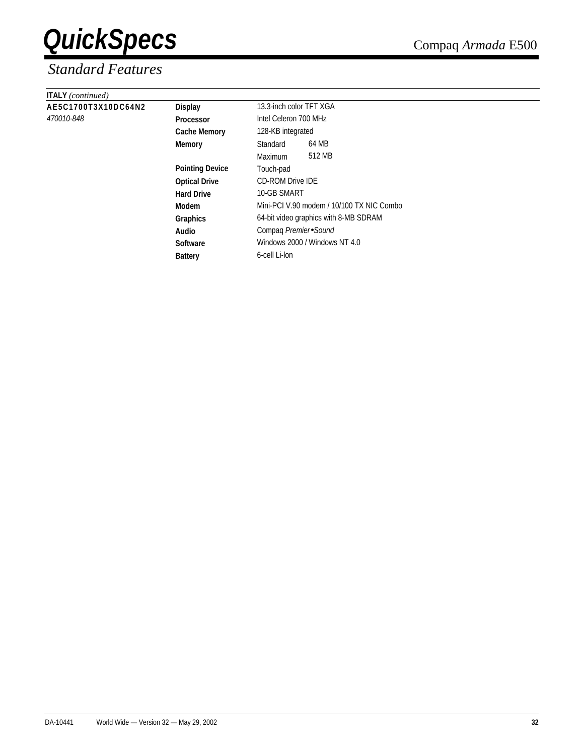## Standard Features

**ITALY** *(continued)*

| | | | |
|---|---|---|---|
| **AE5C1700T3X10DC64N2** | **Display** | 13.3-inch color TFT XGA | |
| *470010-848* | **Processor** | Intel Celeron 700 MHz | |
| | **Cache Memory** | 128-KB integrated | |
| | **Memory** | Standard | 64 MB |
| | | Maximum | 512 MB |
| | **Pointing Device** | Touch-pad | |
| | **Optical Drive** | CD-ROM Drive IDE | |
| | **Hard Drive** | 10-GB SMART | |
| | **Modem** | Mini-PCI V.90 modem / 10/100 TX NIC Combo | |
| | **Graphics** | 64-bit video graphics with 8-MB SDRAM | |
| | **Audio** | Compaq *Premier•Sound* | |
| | **Software** | Windows 2000 / Windows NT 4.0 | |
| | **Battery** | 6-cell Li-Ion | |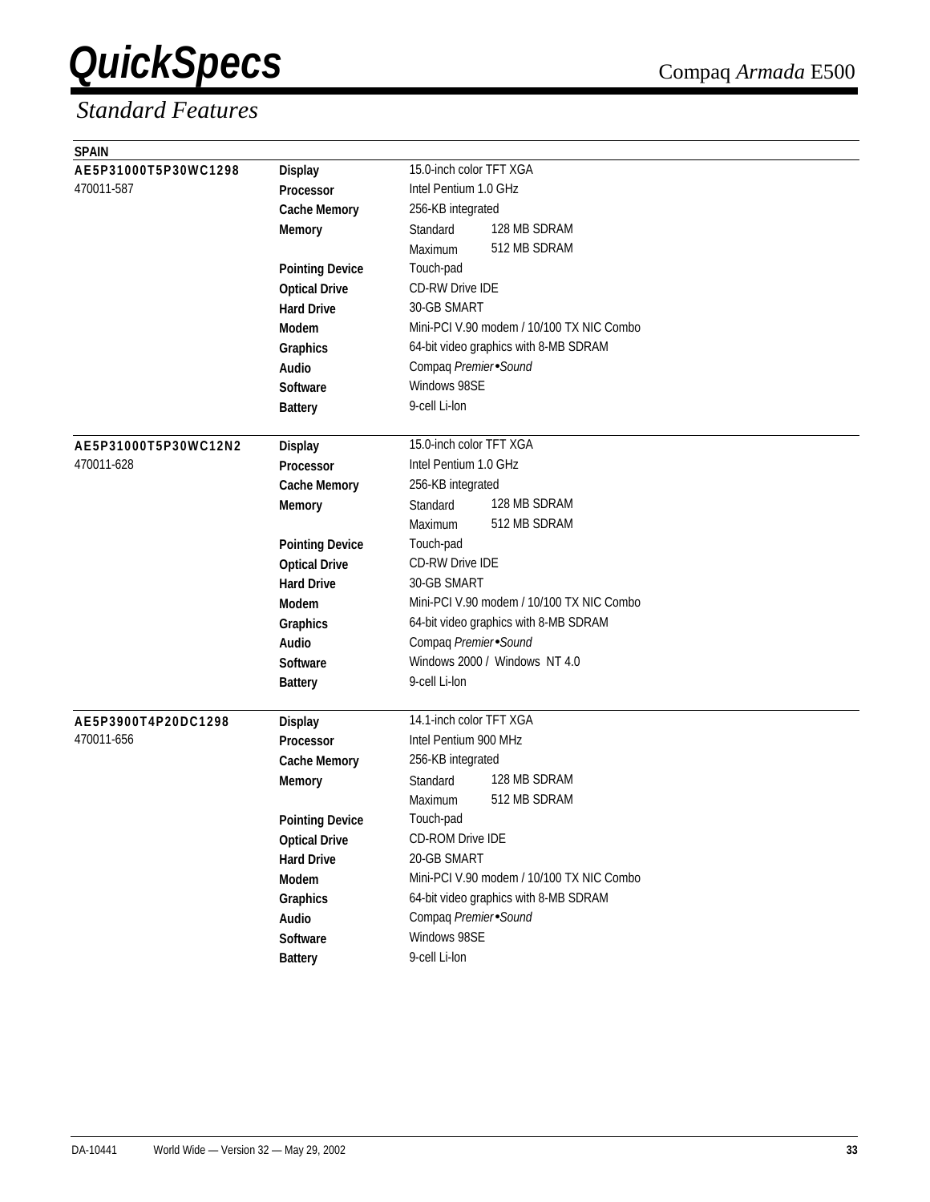# QuickSpecs

## Standard Features

**SPAIN**

| Model | Feature | Specification | |
|---|---|---|---|
| **AE5P31000T5P30WC1298** | **Display** | 15.0-inch color TFT XGA | |
| 470011-587 | **Processor** | Intel Pentium 1.0 GHz | |
| | **Cache Memory** | 256-KB integrated | |
| | **Memory** | Standard | 128 MB SDRAM |
| | | Maximum | 512 MB SDRAM |
| | **Pointing Device** | Touch-pad | |
| | **Optical Drive** | CD-RW Drive IDE | |
| | **Hard Drive** | 30-GB SMART | |
| | **Modem** | Mini-PCI V.90 modem / 10/100 TX NIC Combo | |
| | **Graphics** | 64-bit video graphics with 8-MB SDRAM | |
| | **Audio** | Compaq *Premier•Sound* | |
| | **Software** | Windows 98SE | |
| | **Battery** | 9-cell Li-Ion | |
| **AE5P31000T5P30WC12N2** | **Display** | 15.0-inch color TFT XGA | |
| 470011-628 | **Processor** | Intel Pentium 1.0 GHz | |
| | **Cache Memory** | 256-KB integrated | |
| | **Memory** | Standard | 128 MB SDRAM |
| | | Maximum | 512 MB SDRAM |
| | **Pointing Device** | Touch-pad | |
| | **Optical Drive** | CD-RW Drive IDE | |
| | **Hard Drive** | 30-GB SMART | |
| | **Modem** | Mini-PCI V.90 modem / 10/100 TX NIC Combo | |
| | **Graphics** | 64-bit video graphics with 8-MB SDRAM | |
| | **Audio** | Compaq *Premier•Sound* | |
| | **Software** | Windows 2000 / Windows NT 4.0 | |
| | **Battery** | 9-cell Li-Ion | |
| **AE5P3900T4P20DC1298** | **Display** | 14.1-inch color TFT XGA | |
| 470011-656 | **Processor** | Intel Pentium 900 MHz | |
| | **Cache Memory** | 256-KB integrated | |
| | **Memory** | Standard | 128 MB SDRAM |
| | | Maximum | 512 MB SDRAM |
| | **Pointing Device** | Touch-pad | |
| | **Optical Drive** | CD-ROM Drive IDE | |
| | **Hard Drive** | 20-GB SMART | |
| | **Modem** | Mini-PCI V.90 modem / 10/100 TX NIC Combo | |
| | **Graphics** | 64-bit video graphics with 8-MB SDRAM | |
| | **Audio** | Compaq *Premier•Sound* | |
| | **Software** | Windows 98SE | |
| | **Battery** | 9-cell Li-Ion | |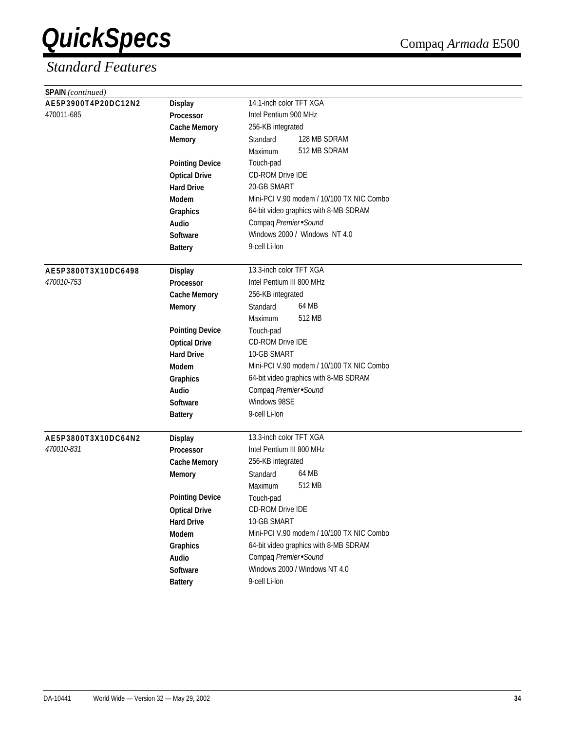## Standard Features

**SPAIN** *(continued)*

| | | | |
|---|---|---|---|
| **AE5P3900T4P20DC12N2** | **Display** | 14.1-inch color TFT XGA | |
| 470011-685 | **Processor** | Intel Pentium 900 MHz | |
| | **Cache Memory** | 256-KB integrated | |
| | **Memory** | Standard | 128 MB SDRAM |
| | | Maximum | 512 MB SDRAM |
| | **Pointing Device** | Touch-pad | |
| | **Optical Drive** | CD-ROM Drive IDE | |
| | **Hard Drive** | 20-GB SMART | |
| | **Modem** | Mini-PCI V.90 modem / 10/100 TX NIC Combo | |
| | **Graphics** | 64-bit video graphics with 8-MB SDRAM | |
| | **Audio** | Compaq *Premier•Sound* | |
| | **Software** | Windows 2000 / Windows NT 4.0 | |
| | **Battery** | 9-cell Li-Ion | |
| **AE5P3800T3X10DC6498** | **Display** | 13.3-inch color TFT XGA | |
| *470010-753* | **Processor** | Intel Pentium III 800 MHz | |
| | **Cache Memory** | 256-KB integrated | |
| | **Memory** | Standard | 64 MB |
| | | Maximum | 512 MB |
| | **Pointing Device** | Touch-pad | |
| | **Optical Drive** | CD-ROM Drive IDE | |
| | **Hard Drive** | 10-GB SMART | |
| | **Modem** | Mini-PCI V.90 modem / 10/100 TX NIC Combo | |
| | **Graphics** | 64-bit video graphics with 8-MB SDRAM | |
| | **Audio** | Compaq *Premier•Sound* | |
| | **Software** | Windows 98SE | |
| | **Battery** | 9-cell Li-Ion | |
| **AE5P3800T3X10DC64N2** | **Display** | 13.3-inch color TFT XGA | |
| *470010-831* | **Processor** | Intel Pentium III 800 MHz | |
| | **Cache Memory** | 256-KB integrated | |
| | **Memory** | Standard | 64 MB |
| | | Maximum | 512 MB |
| | **Pointing Device** | Touch-pad | |
| | **Optical Drive** | CD-ROM Drive IDE | |
| | **Hard Drive** | 10-GB SMART | |
| | **Modem** | Mini-PCI V.90 modem / 10/100 TX NIC Combo | |
| | **Graphics** | 64-bit video graphics with 8-MB SDRAM | |
| | **Audio** | Compaq *Premier•Sound* | |
| | **Software** | Windows 2000 / Windows NT 4.0 | |
| | **Battery** | 9-cell Li-Ion | |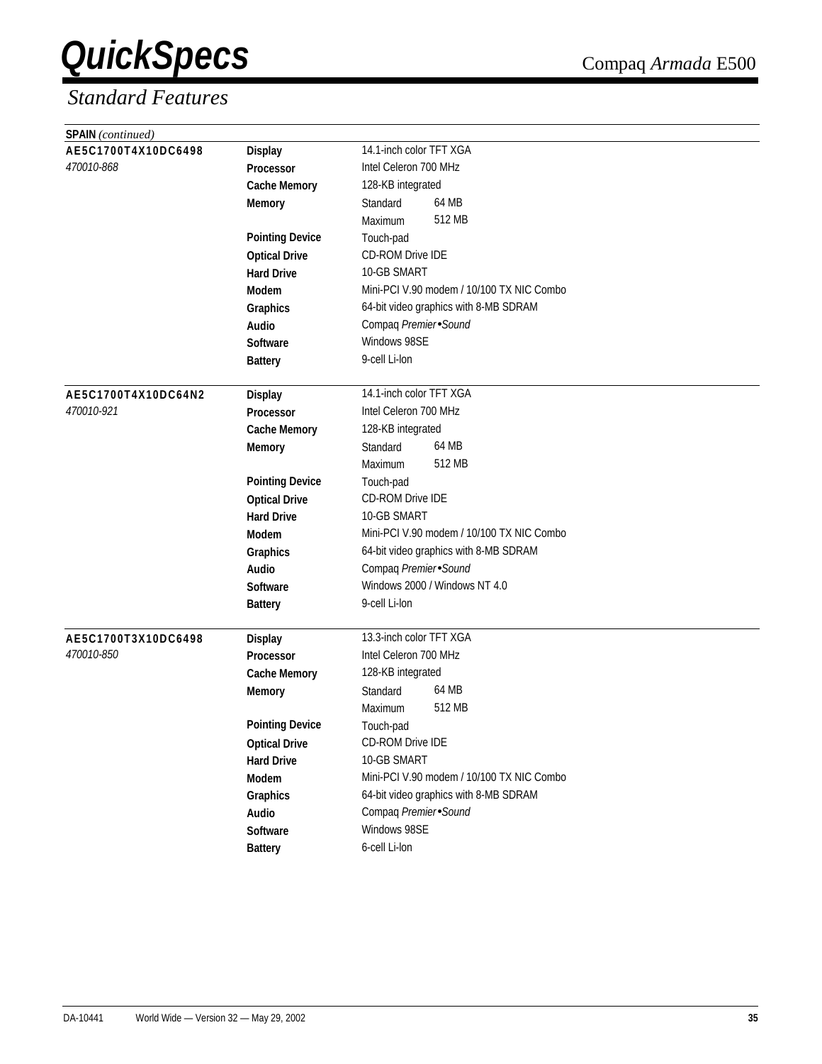## Standard Features

**SPAIN** *(continued)*

| | | | |
|---|---|---|---|
| **AE5C1700T4X10DC6498** | **Display** | 14.1-inch color TFT XGA | |
| *470010-868* | **Processor** | Intel Celeron 700 MHz | |
| | **Cache Memory** | 128-KB integrated | |
| | **Memory** | Standard | 64 MB |
| | | Maximum | 512 MB |
| | **Pointing Device** | Touch-pad | |
| | **Optical Drive** | CD-ROM Drive IDE | |
| | **Hard Drive** | 10-GB SMART | |
| | **Modem** | Mini-PCI V.90 modem / 10/100 TX NIC Combo | |
| | **Graphics** | 64-bit video graphics with 8-MB SDRAM | |
| | **Audio** | Compaq *Premier•Sound* | |
| | **Software** | Windows 98SE | |
| | **Battery** | 9-cell Li-Ion | |
| **AE5C1700T4X10DC64N2** | **Display** | 14.1-inch color TFT XGA | |
| *470010-921* | **Processor** | Intel Celeron 700 MHz | |
| | **Cache Memory** | 128-KB integrated | |
| | **Memory** | Standard | 64 MB |
| | | Maximum | 512 MB |
| | **Pointing Device** | Touch-pad | |
| | **Optical Drive** | CD-ROM Drive IDE | |
| | **Hard Drive** | 10-GB SMART | |
| | **Modem** | Mini-PCI V.90 modem / 10/100 TX NIC Combo | |
| | **Graphics** | 64-bit video graphics with 8-MB SDRAM | |
| | **Audio** | Compaq *Premier•Sound* | |
| | **Software** | Windows 2000 / Windows NT 4.0 | |
| | **Battery** | 9-cell Li-Ion | |
| **AE5C1700T3X10DC6498** | **Display** | 13.3-inch color TFT XGA | |
| *470010-850* | **Processor** | Intel Celeron 700 MHz | |
| | **Cache Memory** | 128-KB integrated | |
| | **Memory** | Standard | 64 MB |
| | | Maximum | 512 MB |
| | **Pointing Device** | Touch-pad | |
| | **Optical Drive** | CD-ROM Drive IDE | |
| | **Hard Drive** | 10-GB SMART | |
| | **Modem** | Mini-PCI V.90 modem / 10/100 TX NIC Combo | |
| | **Graphics** | 64-bit video graphics with 8-MB SDRAM | |
| | **Audio** | Compaq *Premier•Sound* | |
| | **Software** | Windows 98SE | |
| | **Battery** | 6-cell Li-Ion | |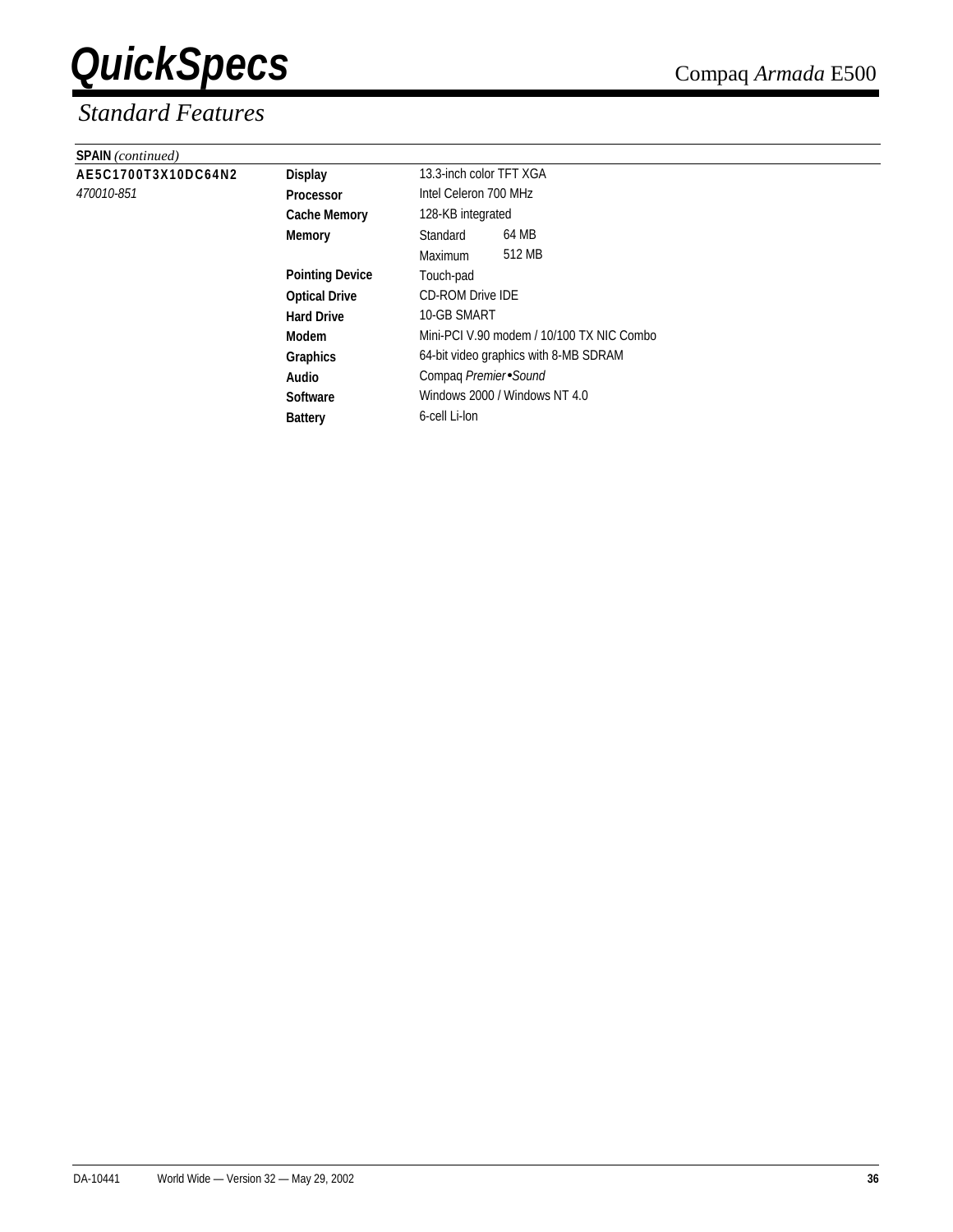## Standard Features

**SPAIN** *(continued)*

| | | | |
|---|---|---|---|
| **AE5C1700T3X10DC64N2** | **Display** | 13.3-inch color TFT XGA | |
| *470010-851* | **Processor** | Intel Celeron 700 MHz | |
| | **Cache Memory** | 128-KB integrated | |
| | **Memory** | Standard | 64 MB |
| | | Maximum | 512 MB |
| | **Pointing Device** | Touch-pad | |
| | **Optical Drive** | CD-ROM Drive IDE | |
| | **Hard Drive** | 10-GB SMART | |
| | **Modem** | Mini-PCI V.90 modem / 10/100 TX NIC Combo | |
| | **Graphics** | 64-bit video graphics with 8-MB SDRAM | |
| | **Audio** | Compaq *Premier•Sound* | |
| | **Software** | Windows 2000 / Windows NT 4.0 | |
| | **Battery** | 6-cell Li-Ion | |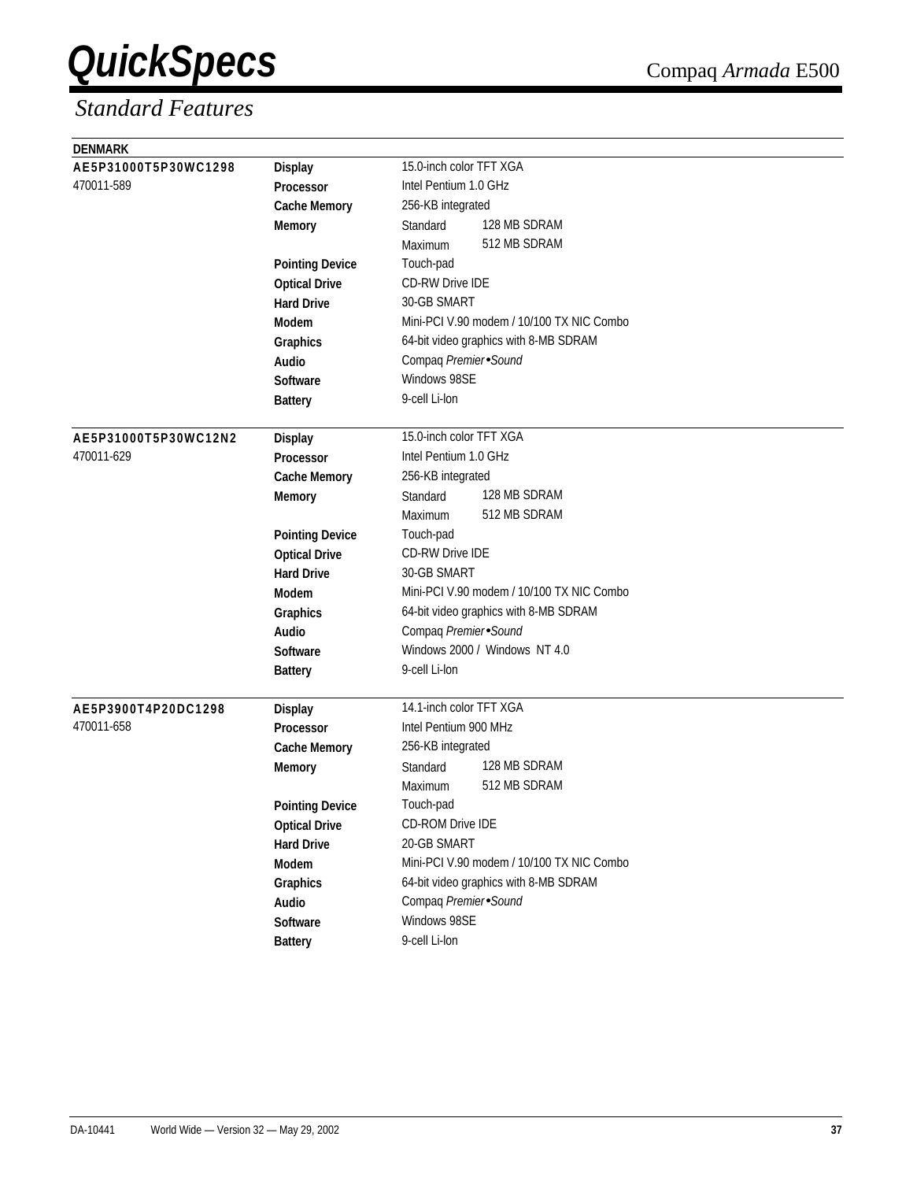# QuickSpecs

Compaq *Armada* E500

## *Standard Features*

**DENMARK**

| Model | Feature | Specification | |
|---|---|---|---|
| **AE5P31000T5P30WC1298** | **Display** | 15.0-inch color TFT XGA | |
| 470011-589 | **Processor** | Intel Pentium 1.0 GHz | |
| | **Cache Memory** | 256-KB integrated | |
| | **Memory** | Standard | 128 MB SDRAM |
| | | Maximum | 512 MB SDRAM |
| | **Pointing Device** | Touch-pad | |
| | **Optical Drive** | CD-RW Drive IDE | |
| | **Hard Drive** | 30-GB SMART | |
| | **Modem** | Mini-PCI V.90 modem / 10/100 TX NIC Combo | |
| | **Graphics** | 64-bit video graphics with 8-MB SDRAM | |
| | **Audio** | Compaq *Premier•Sound* | |
| | **Software** | Windows 98SE | |
| | **Battery** | 9-cell Li-Ion | |
| **AE5P31000T5P30WC12N2** | **Display** | 15.0-inch color TFT XGA | |
| 470011-629 | **Processor** | Intel Pentium 1.0 GHz | |
| | **Cache Memory** | 256-KB integrated | |
| | **Memory** | Standard | 128 MB SDRAM |
| | | Maximum | 512 MB SDRAM |
| | **Pointing Device** | Touch-pad | |
| | **Optical Drive** | CD-RW Drive IDE | |
| | **Hard Drive** | 30-GB SMART | |
| | **Modem** | Mini-PCI V.90 modem / 10/100 TX NIC Combo | |
| | **Graphics** | 64-bit video graphics with 8-MB SDRAM | |
| | **Audio** | Compaq *Premier•Sound* | |
| | **Software** | Windows 2000 / Windows NT 4.0 | |
| | **Battery** | 9-cell Li-Ion | |
| **AE5P3900T4P20DC1298** | **Display** | 14.1-inch color TFT XGA | |
| 470011-658 | **Processor** | Intel Pentium 900 MHz | |
| | **Cache Memory** | 256-KB integrated | |
| | **Memory** | Standard | 128 MB SDRAM |
| | | Maximum | 512 MB SDRAM |
| | **Pointing Device** | Touch-pad | |
| | **Optical Drive** | CD-ROM Drive IDE | |
| | **Hard Drive** | 20-GB SMART | |
| | **Modem** | Mini-PCI V.90 modem / 10/100 TX NIC Combo | |
| | **Graphics** | 64-bit video graphics with 8-MB SDRAM | |
| | **Audio** | Compaq *Premier•Sound* | |
| | **Software** | Windows 98SE | |
| | **Battery** | 9-cell Li-Ion | |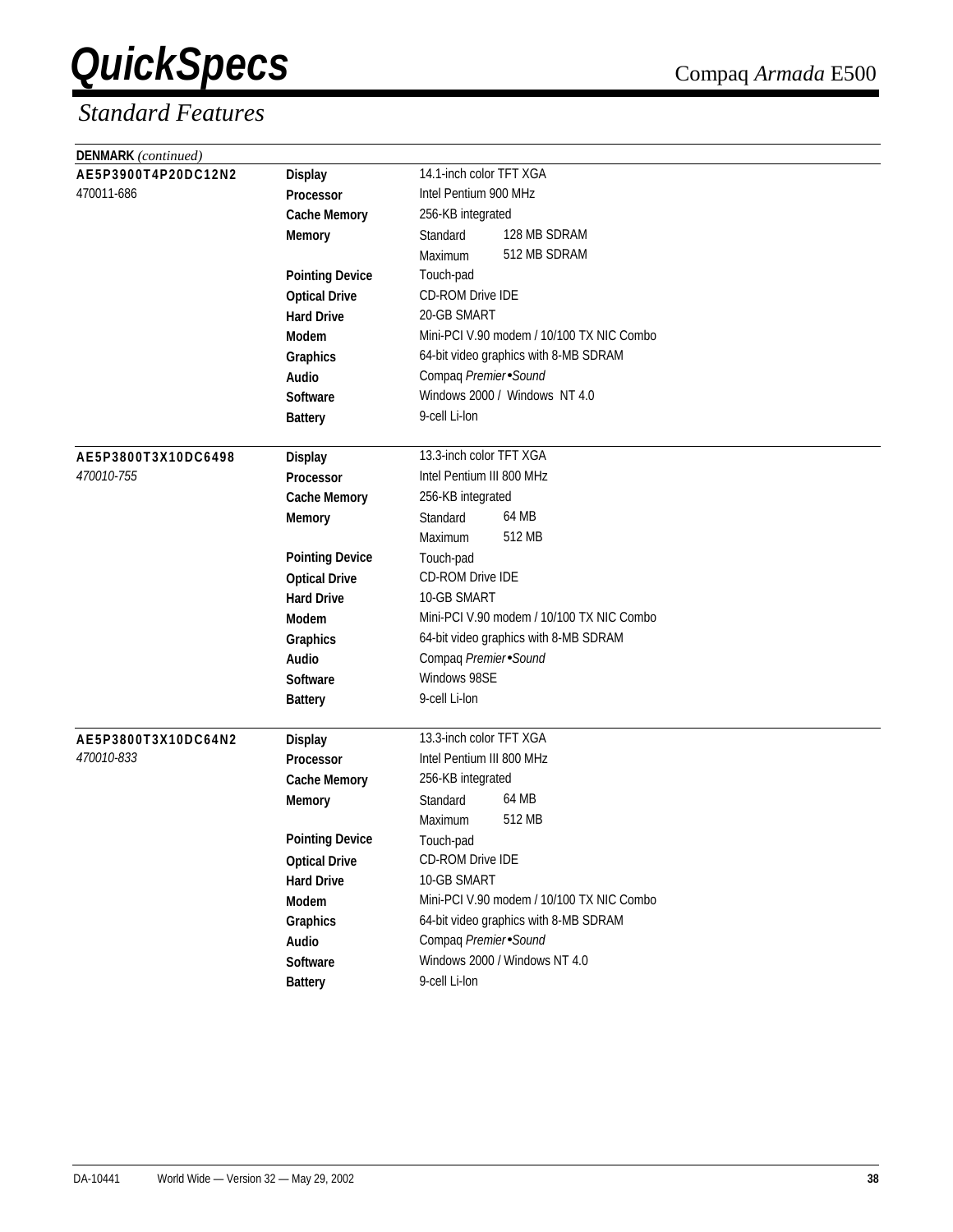# QuickSpecs

Compaq *Armada* E500

## *Standard Features*

**DENMARK** *(continued)*

| | | | |
|---|---|---|---|
| **AE5P3900T4P20DC12N2** | **Display** | 14.1-inch color TFT XGA | |
| 470011-686 | **Processor** | Intel Pentium 900 MHz | |
| | **Cache Memory** | 256-KB integrated | |
| | **Memory** | Standard | 128 MB SDRAM |
| | | Maximum | 512 MB SDRAM |
| | **Pointing Device** | Touch-pad | |
| | **Optical Drive** | CD-ROM Drive IDE | |
| | **Hard Drive** | 20-GB SMART | |
| | **Modem** | Mini-PCI V.90 modem / 10/100 TX NIC Combo | |
| | **Graphics** | 64-bit video graphics with 8-MB SDRAM | |
| | **Audio** | Compaq *Premier•Sound* | |
| | **Software** | Windows 2000 / Windows NT 4.0 | |
| | **Battery** | 9-cell Li-Ion | |
| **AE5P3800T3X10DC6498** | **Display** | 13.3-inch color TFT XGA | |
| *470010-755* | **Processor** | Intel Pentium III 800 MHz | |
| | **Cache Memory** | 256-KB integrated | |
| | **Memory** | Standard | 64 MB |
| | | Maximum | 512 MB |
| | **Pointing Device** | Touch-pad | |
| | **Optical Drive** | CD-ROM Drive IDE | |
| | **Hard Drive** | 10-GB SMART | |
| | **Modem** | Mini-PCI V.90 modem / 10/100 TX NIC Combo | |
| | **Graphics** | 64-bit video graphics with 8-MB SDRAM | |
| | **Audio** | Compaq *Premier•Sound* | |
| | **Software** | Windows 98SE | |
| | **Battery** | 9-cell Li-Ion | |
| **AE5P3800T3X10DC64N2** | **Display** | 13.3-inch color TFT XGA | |
| *470010-833* | **Processor** | Intel Pentium III 800 MHz | |
| | **Cache Memory** | 256-KB integrated | |
| | **Memory** | Standard | 64 MB |
| | | Maximum | 512 MB |
| | **Pointing Device** | Touch-pad | |
| | **Optical Drive** | CD-ROM Drive IDE | |
| | **Hard Drive** | 10-GB SMART | |
| | **Modem** | Mini-PCI V.90 modem / 10/100 TX NIC Combo | |
| | **Graphics** | 64-bit video graphics with 8-MB SDRAM | |
| | **Audio** | Compaq *Premier•Sound* | |
| | **Software** | Windows 2000 / Windows NT 4.0 | |
| | **Battery** | 9-cell Li-Ion | |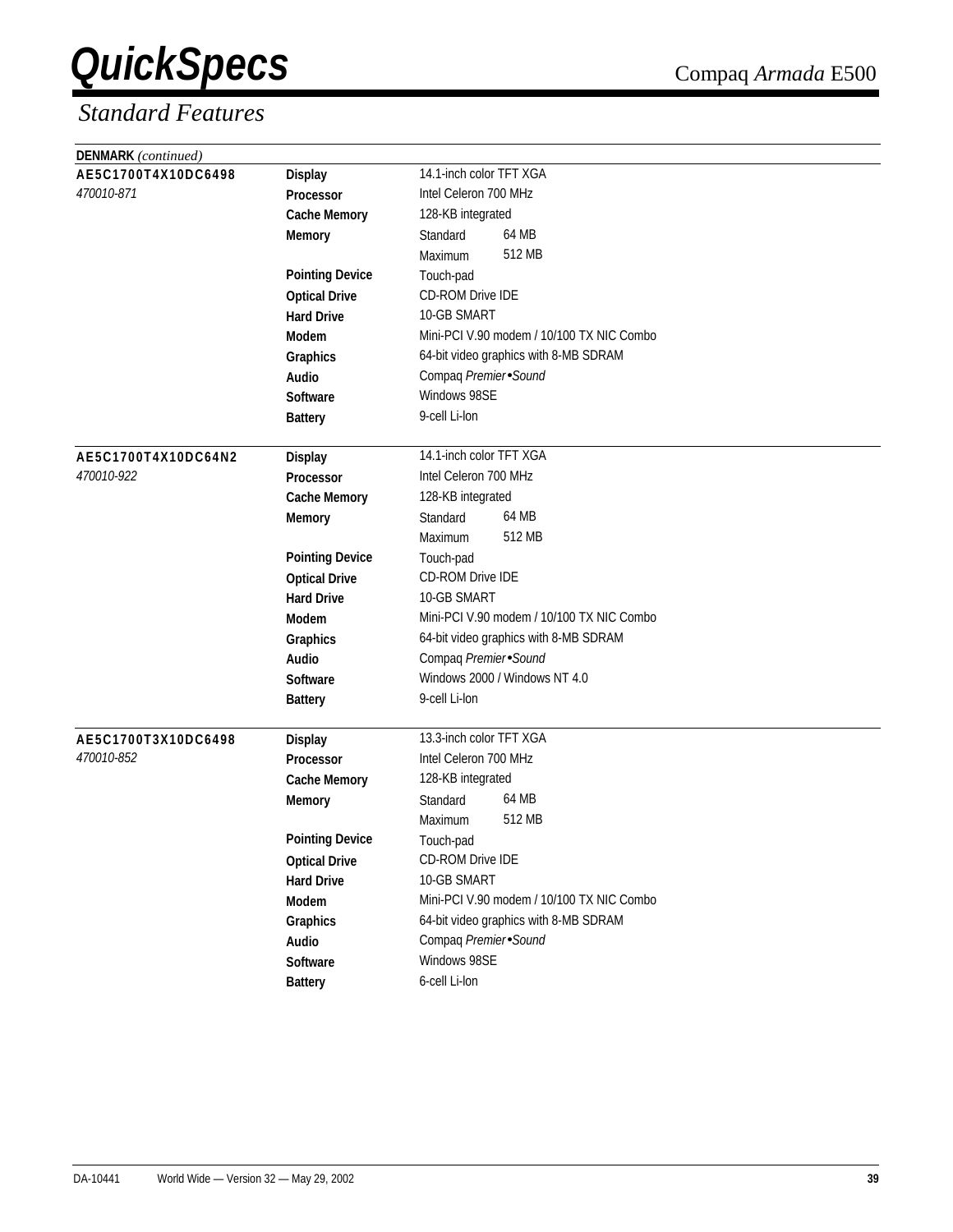## Standard Features

| **DENMARK** *(continued)* | | | |
|---|---|---|---|
| **AE5C1700T4X10DC6498** | **Display** | 14.1-inch color TFT XGA | |
| *470010-871* | **Processor** | Intel Celeron 700 MHz | |
| | **Cache Memory** | 128-KB integrated | |
| | **Memory** | Standard | 64 MB |
| | | Maximum | 512 MB |
| | **Pointing Device** | Touch-pad | |
| | **Optical Drive** | CD-ROM Drive IDE | |
| | **Hard Drive** | 10-GB SMART | |
| | **Modem** | Mini-PCI V.90 modem / 10/100 TX NIC Combo | |
| | **Graphics** | 64-bit video graphics with 8-MB SDRAM | |
| | **Audio** | Compaq *Premier•Sound* | |
| | **Software** | Windows 98SE | |
| | **Battery** | 9-cell Li-Ion | |
| **AE5C1700T4X10DC64N2** | **Display** | 14.1-inch color TFT XGA | |
| *470010-922* | **Processor** | Intel Celeron 700 MHz | |
| | **Cache Memory** | 128-KB integrated | |
| | **Memory** | Standard | 64 MB |
| | | Maximum | 512 MB |
| | **Pointing Device** | Touch-pad | |
| | **Optical Drive** | CD-ROM Drive IDE | |
| | **Hard Drive** | 10-GB SMART | |
| | **Modem** | Mini-PCI V.90 modem / 10/100 TX NIC Combo | |
| | **Graphics** | 64-bit video graphics with 8-MB SDRAM | |
| | **Audio** | Compaq *Premier•Sound* | |
| | **Software** | Windows 2000 / Windows NT 4.0 | |
| | **Battery** | 9-cell Li-Ion | |
| **AE5C1700T3X10DC6498** | **Display** | 13.3-inch color TFT XGA | |
| *470010-852* | **Processor** | Intel Celeron 700 MHz | |
| | **Cache Memory** | 128-KB integrated | |
| | **Memory** | Standard | 64 MB |
| | | Maximum | 512 MB |
| | **Pointing Device** | Touch-pad | |
| | **Optical Drive** | CD-ROM Drive IDE | |
| | **Hard Drive** | 10-GB SMART | |
| | **Modem** | Mini-PCI V.90 modem / 10/100 TX NIC Combo | |
| | **Graphics** | 64-bit video graphics with 8-MB SDRAM | |
| | **Audio** | Compaq *Premier•Sound* | |
| | **Software** | Windows 98SE | |
| | **Battery** | 6-cell Li-Ion | |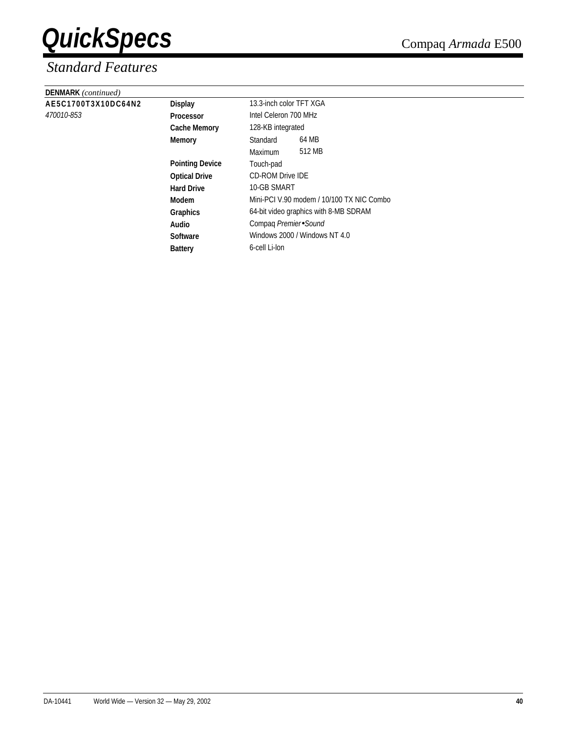## Standard Features

**DENMARK** *(continued)*

| | | | |
|---|---|---|---|
| **AE5C1700T3X10DC64N2** | **Display** | 13.3-inch color TFT XGA | |
| *470010-853* | **Processor** | Intel Celeron 700 MHz | |
| | **Cache Memory** | 128-KB integrated | |
| | **Memory** | Standard | 64 MB |
| | | Maximum | 512 MB |
| | **Pointing Device** | Touch-pad | |
| | **Optical Drive** | CD-ROM Drive IDE | |
| | **Hard Drive** | 10-GB SMART | |
| | **Modem** | Mini-PCI V.90 modem / 10/100 TX NIC Combo | |
| | **Graphics** | 64-bit video graphics with 8-MB SDRAM | |
| | **Audio** | Compaq *Premier•Sound* | |
| | **Software** | Windows 2000 / Windows NT 4.0 | |
| | **Battery** | 6-cell Li-Ion | |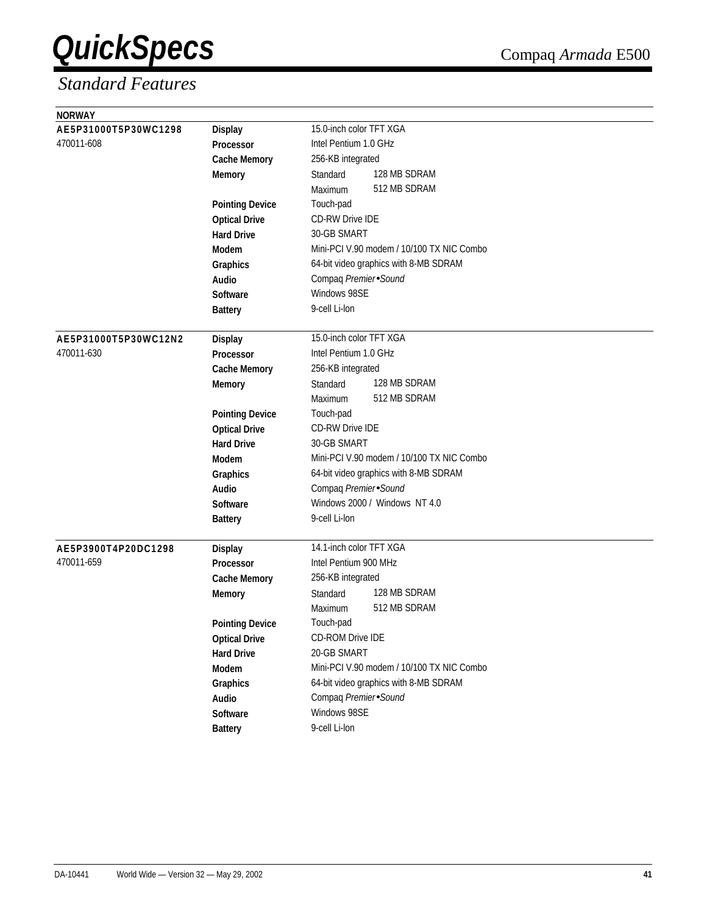## Standard Features

**NORWAY**

| | | |
|---|---|---|
| **AE5P31000T5P30WC1298** | **Display** | 15.0-inch color TFT XGA |
| 470011-608 | **Processor** | Intel Pentium 1.0 GHz |
| | **Cache Memory** | 256-KB integrated |
| | **Memory** | Standard 128 MB SDRAM |
| | | Maximum 512 MB SDRAM |
| | **Pointing Device** | Touch-pad |
| | **Optical Drive** | CD-RW Drive IDE |
| | **Hard Drive** | 30-GB SMART |
| | **Modem** | Mini-PCI V.90 modem / 10/100 TX NIC Combo |
| | **Graphics** | 64-bit video graphics with 8-MB SDRAM |
| | **Audio** | Compaq *Premier•Sound* |
| | **Software** | Windows 98SE |
| | **Battery** | 9-cell Li-Ion |

| | | |
|---|---|---|
| **AE5P31000T5P30WC12N2** | **Display** | 15.0-inch color TFT XGA |
| 470011-630 | **Processor** | Intel Pentium 1.0 GHz |
| | **Cache Memory** | 256-KB integrated |
| | **Memory** | Standard 128 MB SDRAM |
| | | Maximum 512 MB SDRAM |
| | **Pointing Device** | Touch-pad |
| | **Optical Drive** | CD-RW Drive IDE |
| | **Hard Drive** | 30-GB SMART |
| | **Modem** | Mini-PCI V.90 modem / 10/100 TX NIC Combo |
| | **Graphics** | 64-bit video graphics with 8-MB SDRAM |
| | **Audio** | Compaq *Premier•Sound* |
| | **Software** | Windows 2000 / Windows NT 4.0 |
| | **Battery** | 9-cell Li-Ion |

| | | |
|---|---|---|
| **AE5P3900T4P20DC1298** | **Display** | 14.1-inch color TFT XGA |
| 470011-659 | **Processor** | Intel Pentium 900 MHz |
| | **Cache Memory** | 256-KB integrated |
| | **Memory** | Standard 128 MB SDRAM |
| | | Maximum 512 MB SDRAM |
| | **Pointing Device** | Touch-pad |
| | **Optical Drive** | CD-ROM Drive IDE |
| | **Hard Drive** | 20-GB SMART |
| | **Modem** | Mini-PCI V.90 modem / 10/100 TX NIC Combo |
| | **Graphics** | 64-bit video graphics with 8-MB SDRAM |
| | **Audio** | Compaq *Premier•Sound* |
| | **Software** | Windows 98SE |
| | **Battery** | 9-cell Li-Ion |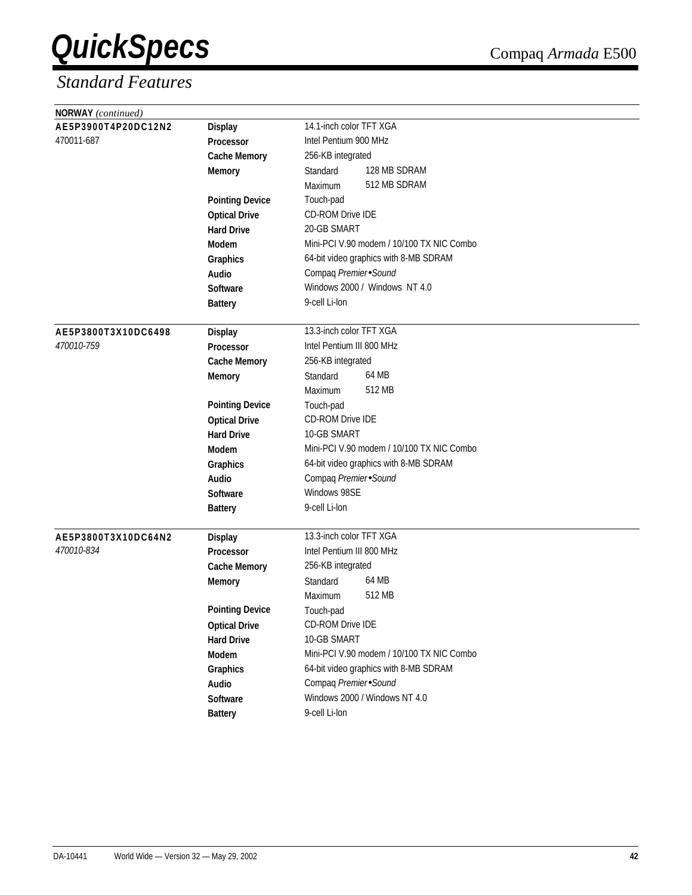## Standard Features

**NORWAY** *(continued)*

| Model | Feature | Specification | |
|---|---|---|---|
| **AE5P3900T4P20DC12N2** | **Display** | 14.1-inch color TFT XGA | |
| 470011-687 | **Processor** | Intel Pentium 900 MHz | |
| | **Cache Memory** | 256-KB integrated | |
| | **Memory** | Standard | 128 MB SDRAM |
| | | Maximum | 512 MB SDRAM |
| | **Pointing Device** | Touch-pad | |
| | **Optical Drive** | CD-ROM Drive IDE | |
| | **Hard Drive** | 20-GB SMART | |
| | **Modem** | Mini-PCI V.90 modem / 10/100 TX NIC Combo | |
| | **Graphics** | 64-bit video graphics with 8-MB SDRAM | |
| | **Audio** | Compaq *Premier•Sound* | |
| | **Software** | Windows 2000 / Windows NT 4.0 | |
| | **Battery** | 9-cell Li-Ion | |
| **AE5P3800T3X10DC6498** | **Display** | 13.3-inch color TFT XGA | |
| *470010-759* | **Processor** | Intel Pentium III 800 MHz | |
| | **Cache Memory** | 256-KB integrated | |
| | **Memory** | Standard | 64 MB |
| | | Maximum | 512 MB |
| | **Pointing Device** | Touch-pad | |
| | **Optical Drive** | CD-ROM Drive IDE | |
| | **Hard Drive** | 10-GB SMART | |
| | **Modem** | Mini-PCI V.90 modem / 10/100 TX NIC Combo | |
| | **Graphics** | 64-bit video graphics with 8-MB SDRAM | |
| | **Audio** | Compaq *Premier•Sound* | |
| | **Software** | Windows 98SE | |
| | **Battery** | 9-cell Li-Ion | |
| **AE5P3800T3X10DC64N2** | **Display** | 13.3-inch color TFT XGA | |
| *470010-834* | **Processor** | Intel Pentium III 800 MHz | |
| | **Cache Memory** | 256-KB integrated | |
| | **Memory** | Standard | 64 MB |
| | | Maximum | 512 MB |
| | **Pointing Device** | Touch-pad | |
| | **Optical Drive** | CD-ROM Drive IDE | |
| | **Hard Drive** | 10-GB SMART | |
| | **Modem** | Mini-PCI V.90 modem / 10/100 TX NIC Combo | |
| | **Graphics** | 64-bit video graphics with 8-MB SDRAM | |
| | **Audio** | Compaq *Premier•Sound* | |
| | **Software** | Windows 2000 / Windows NT 4.0 | |
| | **Battery** | 9-cell Li-Ion | |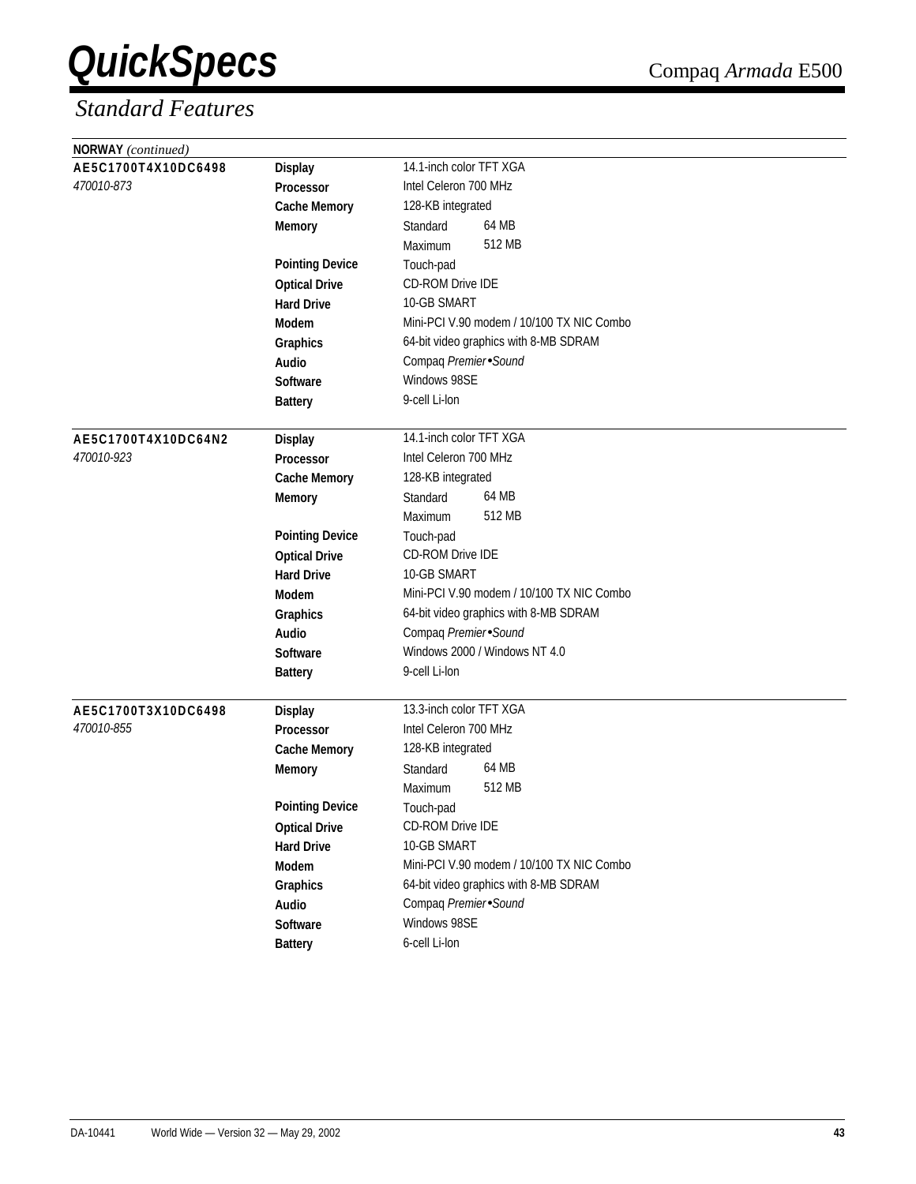# QuickSpecs

## Standard Features

**NORWAY** *(continued)*

| Model | Feature | Specification | |
|---|---|---|---|
| **AE5C1700T4X10DC6498** | **Display** | 14.1-inch color TFT XGA | |
| *470010-873* | **Processor** | Intel Celeron 700 MHz | |
| | **Cache Memory** | 128-KB integrated | |
| | **Memory** | Standard | 64 MB |
| | | Maximum | 512 MB |
| | **Pointing Device** | Touch-pad | |
| | **Optical Drive** | CD-ROM Drive IDE | |
| | **Hard Drive** | 10-GB SMART | |
| | **Modem** | Mini-PCI V.90 modem / 10/100 TX NIC Combo | |
| | **Graphics** | 64-bit video graphics with 8-MB SDRAM | |
| | **Audio** | Compaq *Premier•Sound* | |
| | **Software** | Windows 98SE | |
| | **Battery** | 9-cell Li-Ion | |

| Model | Feature | Specification | |
|---|---|---|---|
| **AE5C1700T4X10DC64N2** | **Display** | 14.1-inch color TFT XGA | |
| *470010-923* | **Processor** | Intel Celeron 700 MHz | |
| | **Cache Memory** | 128-KB integrated | |
| | **Memory** | Standard | 64 MB |
| | | Maximum | 512 MB |
| | **Pointing Device** | Touch-pad | |
| | **Optical Drive** | CD-ROM Drive IDE | |
| | **Hard Drive** | 10-GB SMART | |
| | **Modem** | Mini-PCI V.90 modem / 10/100 TX NIC Combo | |
| | **Graphics** | 64-bit video graphics with 8-MB SDRAM | |
| | **Audio** | Compaq *Premier•Sound* | |
| | **Software** | Windows 2000 / Windows NT 4.0 | |
| | **Battery** | 9-cell Li-Ion | |

| Model | Feature | Specification | |
|---|---|---|---|
| **AE5C1700T3X10DC6498** | **Display** | 13.3-inch color TFT XGA | |
| *470010-855* | **Processor** | Intel Celeron 700 MHz | |
| | **Cache Memory** | 128-KB integrated | |
| | **Memory** | Standard | 64 MB |
| | | Maximum | 512 MB |
| | **Pointing Device** | Touch-pad | |
| | **Optical Drive** | CD-ROM Drive IDE | |
| | **Hard Drive** | 10-GB SMART | |
| | **Modem** | Mini-PCI V.90 modem / 10/100 TX NIC Combo | |
| | **Graphics** | 64-bit video graphics with 8-MB SDRAM | |
| | **Audio** | Compaq *Premier•Sound* | |
| | **Software** | Windows 98SE | |
| | **Battery** | 6-cell Li-Ion | |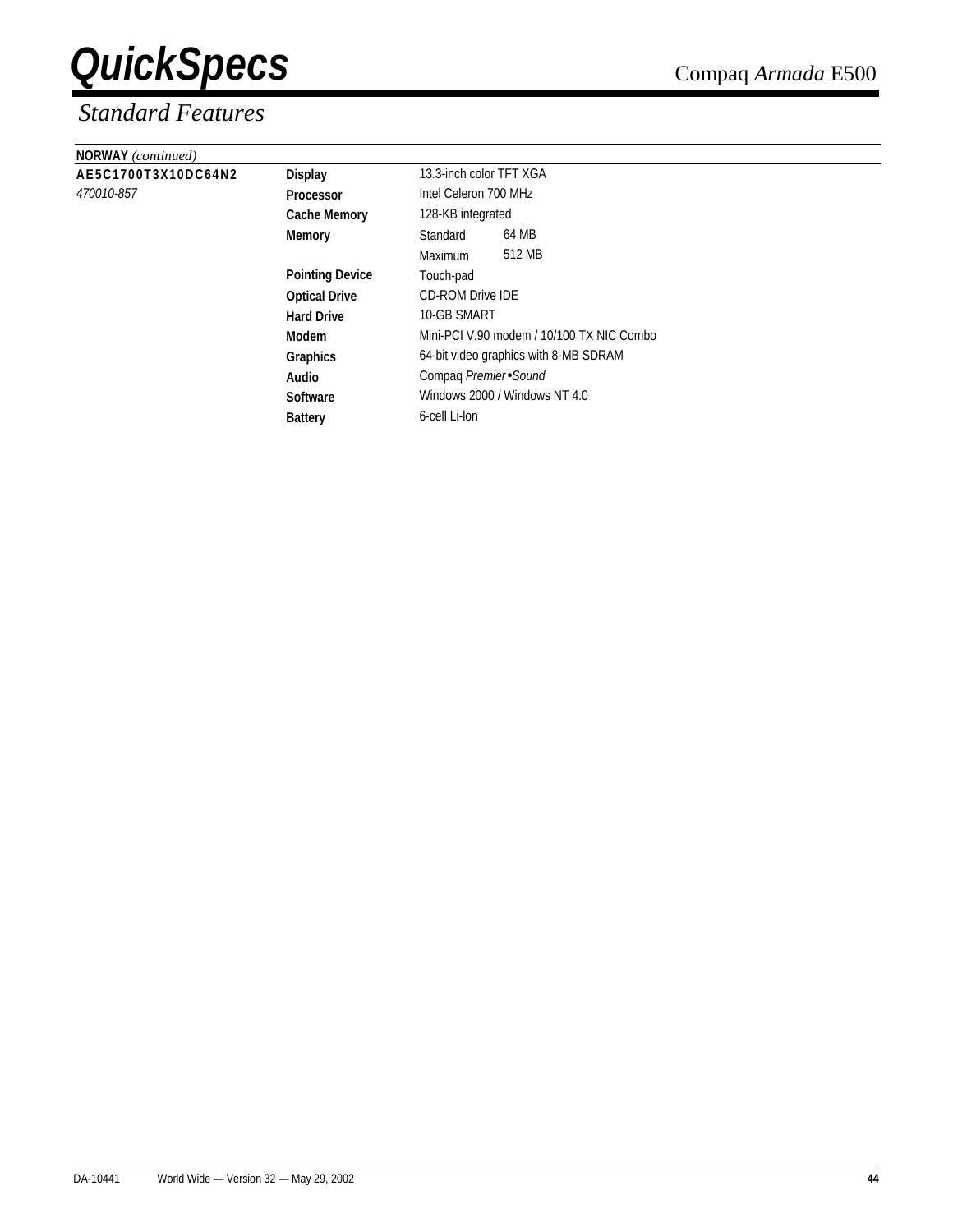## Standard Features

| **NORWAY** *(continued)* | | | |
|---|---|---|---|
| **AE5C1700T3X10DC64N2** | **Display** | 13.3-inch color TFT XGA | |
| *470010-857* | **Processor** | Intel Celeron 700 MHz | |
| | **Cache Memory** | 128-KB integrated | |
| | **Memory** | Standard | 64 MB |
| | | Maximum | 512 MB |
| | **Pointing Device** | Touch-pad | |
| | **Optical Drive** | CD-ROM Drive IDE | |
| | **Hard Drive** | 10-GB SMART | |
| | **Modem** | Mini-PCI V.90 modem / 10/100 TX NIC Combo | |
| | **Graphics** | 64-bit video graphics with 8-MB SDRAM | |
| | **Audio** | Compaq *Premier•Sound* | |
| | **Software** | Windows 2000 / Windows NT 4.0 | |
| | **Battery** | 6-cell Li-Ion | |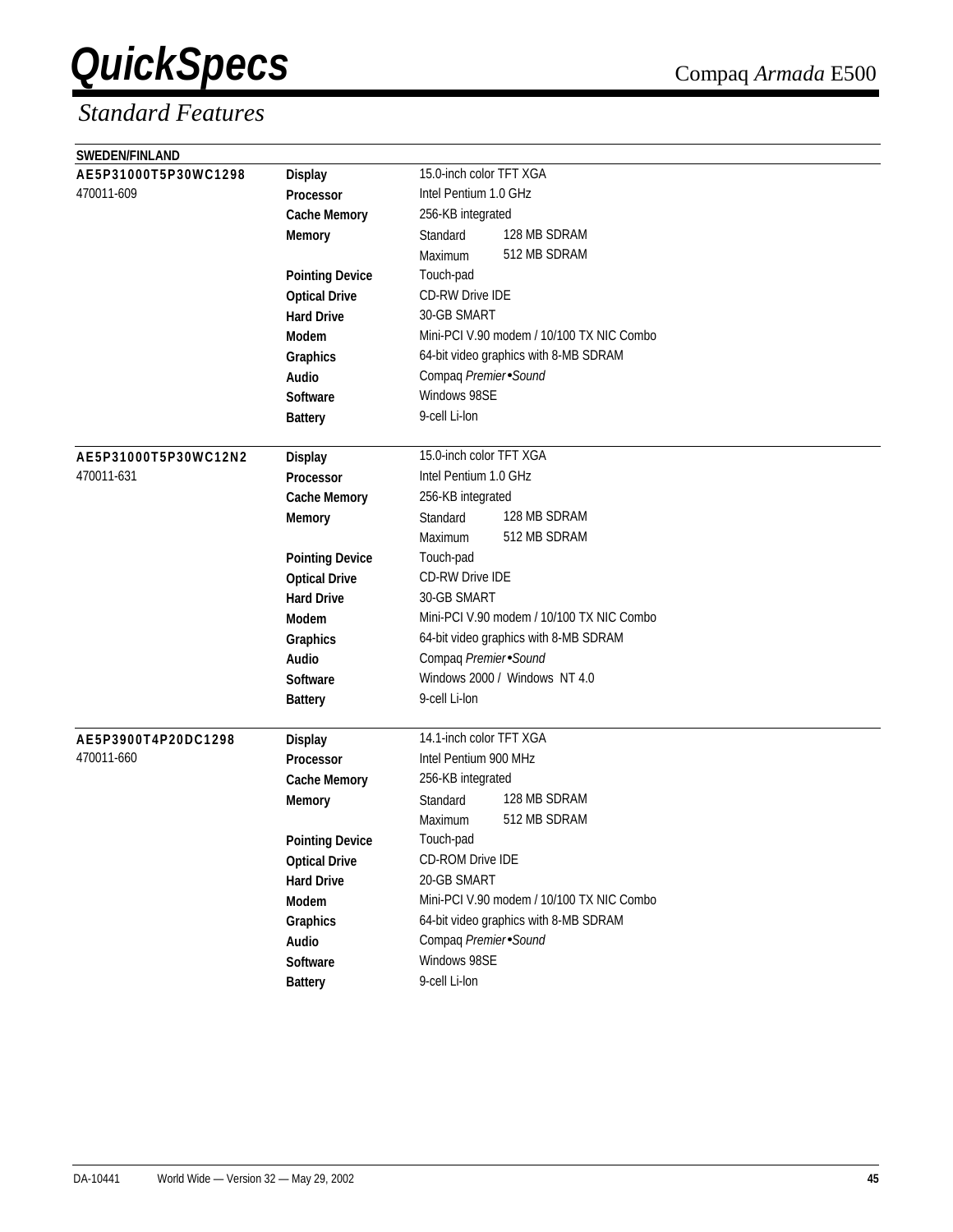# QuickSpecs

Compaq *Armada* E500

## Standard Features

**SWEDEN/FINLAND**

| Model | Feature | Specification | |
|---|---|---|---|
| **AE5P31000T5P30WC1298** | **Display** | 15.0-inch color TFT XGA | |
| 470011-609 | **Processor** | Intel Pentium 1.0 GHz | |
| | **Cache Memory** | 256-KB integrated | |
| | **Memory** | Standard | 128 MB SDRAM |
| | | Maximum | 512 MB SDRAM |
| | **Pointing Device** | Touch-pad | |
| | **Optical Drive** | CD-RW Drive IDE | |
| | **Hard Drive** | 30-GB SMART | |
| | **Modem** | Mini-PCI V.90 modem / 10/100 TX NIC Combo | |
| | **Graphics** | 64-bit video graphics with 8-MB SDRAM | |
| | **Audio** | Compaq *Premier•Sound* | |
| | **Software** | Windows 98SE | |
| | **Battery** | 9-cell Li-Ion | |
| **AE5P31000T5P30WC12N2** | **Display** | 15.0-inch color TFT XGA | |
| 470011-631 | **Processor** | Intel Pentium 1.0 GHz | |
| | **Cache Memory** | 256-KB integrated | |
| | **Memory** | Standard | 128 MB SDRAM |
| | | Maximum | 512 MB SDRAM |
| | **Pointing Device** | Touch-pad | |
| | **Optical Drive** | CD-RW Drive IDE | |
| | **Hard Drive** | 30-GB SMART | |
| | **Modem** | Mini-PCI V.90 modem / 10/100 TX NIC Combo | |
| | **Graphics** | 64-bit video graphics with 8-MB SDRAM | |
| | **Audio** | Compaq *Premier•Sound* | |
| | **Software** | Windows 2000 / Windows NT 4.0 | |
| | **Battery** | 9-cell Li-Ion | |
| **AE5P3900T4P20DC1298** | **Display** | 14.1-inch color TFT XGA | |
| 470011-660 | **Processor** | Intel Pentium 900 MHz | |
| | **Cache Memory** | 256-KB integrated | |
| | **Memory** | Standard | 128 MB SDRAM |
| | | Maximum | 512 MB SDRAM |
| | **Pointing Device** | Touch-pad | |
| | **Optical Drive** | CD-ROM Drive IDE | |
| | **Hard Drive** | 20-GB SMART | |
| | **Modem** | Mini-PCI V.90 modem / 10/100 TX NIC Combo | |
| | **Graphics** | 64-bit video graphics with 8-MB SDRAM | |
| | **Audio** | Compaq *Premier•Sound* | |
| | **Software** | Windows 98SE | |
| | **Battery** | 9-cell Li-Ion | |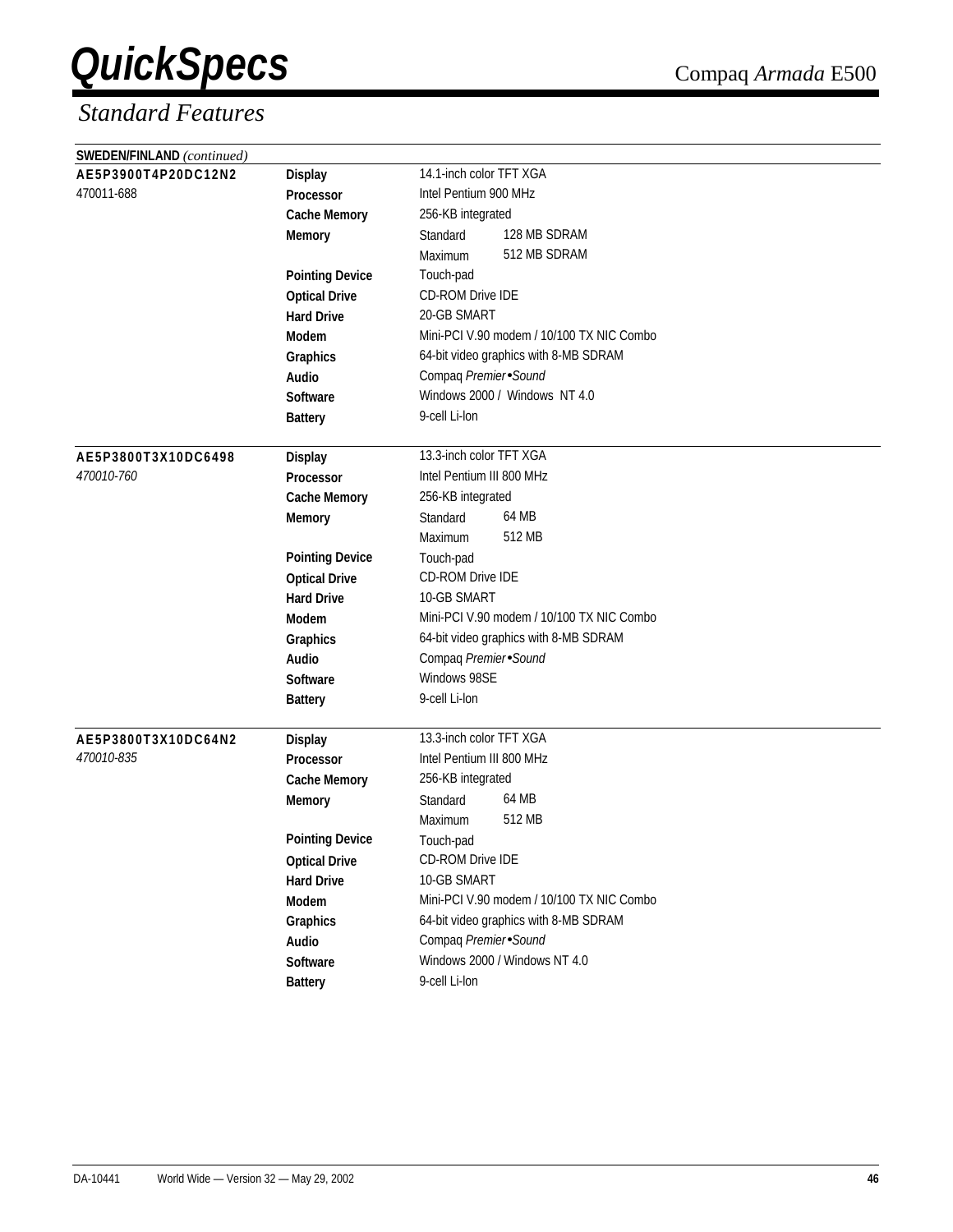## Standard Features

**SWEDEN/FINLAND** *(continued)*

| Model | Feature | Specification | |
|---|---|---|---|
| **AE5P3900T4P20DC12N2** | **Display** | 14.1-inch color TFT XGA | |
| 470011-688 | **Processor** | Intel Pentium 900 MHz | |
| | **Cache Memory** | 256-KB integrated | |
| | **Memory** | Standard | 128 MB SDRAM |
| | | Maximum | 512 MB SDRAM |
| | **Pointing Device** | Touch-pad | |
| | **Optical Drive** | CD-ROM Drive IDE | |
| | **Hard Drive** | 20-GB SMART | |
| | **Modem** | Mini-PCI V.90 modem / 10/100 TX NIC Combo | |
| | **Graphics** | 64-bit video graphics with 8-MB SDRAM | |
| | **Audio** | Compaq *Premier•Sound* | |
| | **Software** | Windows 2000 / Windows NT 4.0 | |
| | **Battery** | 9-cell Li-Ion | |
| **AE5P3800T3X10DC6498** | **Display** | 13.3-inch color TFT XGA | |
| *470010-760* | **Processor** | Intel Pentium III 800 MHz | |
| | **Cache Memory** | 256-KB integrated | |
| | **Memory** | Standard | 64 MB |
| | | Maximum | 512 MB |
| | **Pointing Device** | Touch-pad | |
| | **Optical Drive** | CD-ROM Drive IDE | |
| | **Hard Drive** | 10-GB SMART | |
| | **Modem** | Mini-PCI V.90 modem / 10/100 TX NIC Combo | |
| | **Graphics** | 64-bit video graphics with 8-MB SDRAM | |
| | **Audio** | Compaq *Premier•Sound* | |
| | **Software** | Windows 98SE | |
| | **Battery** | 9-cell Li-Ion | |
| **AE5P3800T3X10DC64N2** | **Display** | 13.3-inch color TFT XGA | |
| *470010-835* | **Processor** | Intel Pentium III 800 MHz | |
| | **Cache Memory** | 256-KB integrated | |
| | **Memory** | Standard | 64 MB |
| | | Maximum | 512 MB |
| | **Pointing Device** | Touch-pad | |
| | **Optical Drive** | CD-ROM Drive IDE | |
| | **Hard Drive** | 10-GB SMART | |
| | **Modem** | Mini-PCI V.90 modem / 10/100 TX NIC Combo | |
| | **Graphics** | 64-bit video graphics with 8-MB SDRAM | |
| | **Audio** | Compaq *Premier•Sound* | |
| | **Software** | Windows 2000 / Windows NT 4.0 | |
| | **Battery** | 9-cell Li-Ion | |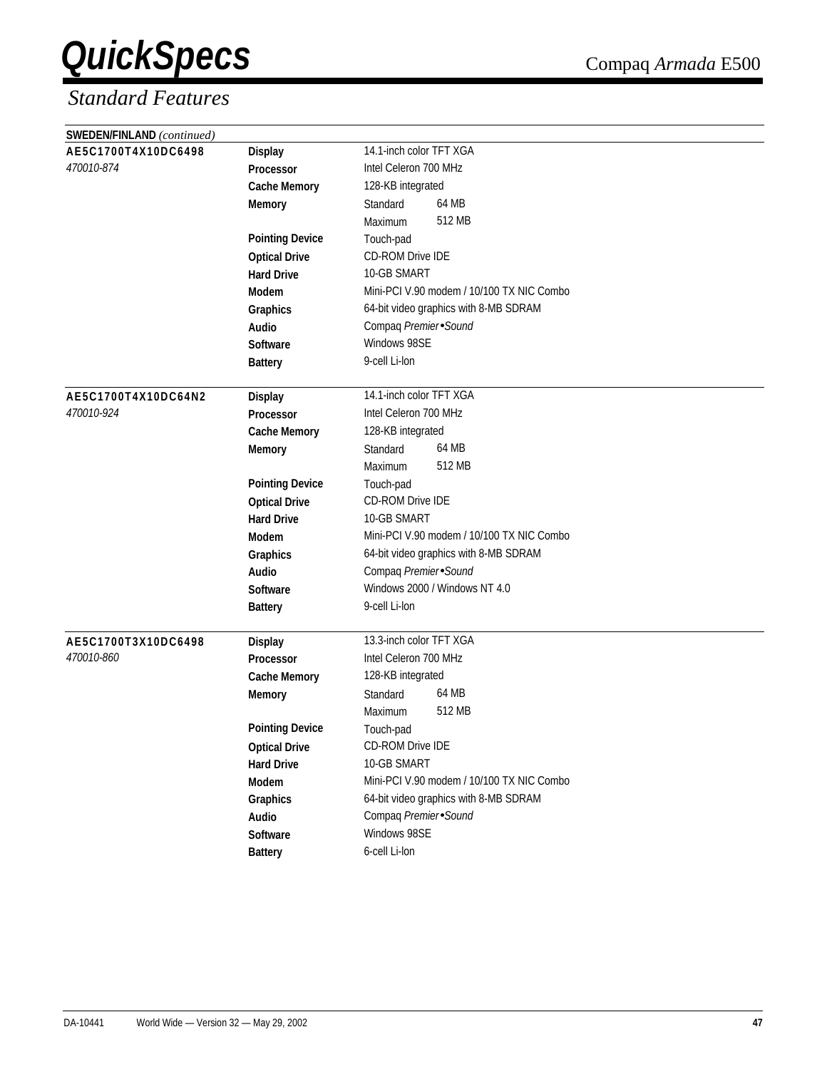## Standard Features

**SWEDEN/FINLAND** *(continued)*

| Model | Feature | Specification | |
|---|---|---|---|
| **AE5C1700T4X10DC6498** | **Display** | 14.1-inch color TFT XGA | |
| *470010-874* | **Processor** | Intel Celeron 700 MHz | |
| | **Cache Memory** | 128-KB integrated | |
| | **Memory** | Standard | 64 MB |
| | | Maximum | 512 MB |
| | **Pointing Device** | Touch-pad | |
| | **Optical Drive** | CD-ROM Drive IDE | |
| | **Hard Drive** | 10-GB SMART | |
| | **Modem** | Mini-PCI V.90 modem / 10/100 TX NIC Combo | |
| | **Graphics** | 64-bit video graphics with 8-MB SDRAM | |
| | **Audio** | Compaq *Premier•Sound* | |
| | **Software** | Windows 98SE | |
| | **Battery** | 9-cell Li-Ion | |

| Model | Feature | Specification | |
|---|---|---|---|
| **AE5C1700T4X10DC64N2** | **Display** | 14.1-inch color TFT XGA | |
| *470010-924* | **Processor** | Intel Celeron 700 MHz | |
| | **Cache Memory** | 128-KB integrated | |
| | **Memory** | Standard | 64 MB |
| | | Maximum | 512 MB |
| | **Pointing Device** | Touch-pad | |
| | **Optical Drive** | CD-ROM Drive IDE | |
| | **Hard Drive** | 10-GB SMART | |
| | **Modem** | Mini-PCI V.90 modem / 10/100 TX NIC Combo | |
| | **Graphics** | 64-bit video graphics with 8-MB SDRAM | |
| | **Audio** | Compaq *Premier•Sound* | |
| | **Software** | Windows 2000 / Windows NT 4.0 | |
| | **Battery** | 9-cell Li-Ion | |

| Model | Feature | Specification | |
|---|---|---|---|
| **AE5C1700T3X10DC6498** | **Display** | 13.3-inch color TFT XGA | |
| *470010-860* | **Processor** | Intel Celeron 700 MHz | |
| | **Cache Memory** | 128-KB integrated | |
| | **Memory** | Standard | 64 MB |
| | | Maximum | 512 MB |
| | **Pointing Device** | Touch-pad | |
| | **Optical Drive** | CD-ROM Drive IDE | |
| | **Hard Drive** | 10-GB SMART | |
| | **Modem** | Mini-PCI V.90 modem / 10/100 TX NIC Combo | |
| | **Graphics** | 64-bit video graphics with 8-MB SDRAM | |
| | **Audio** | Compaq *Premier•Sound* | |
| | **Software** | Windows 98SE | |
| | **Battery** | 6-cell Li-Ion | |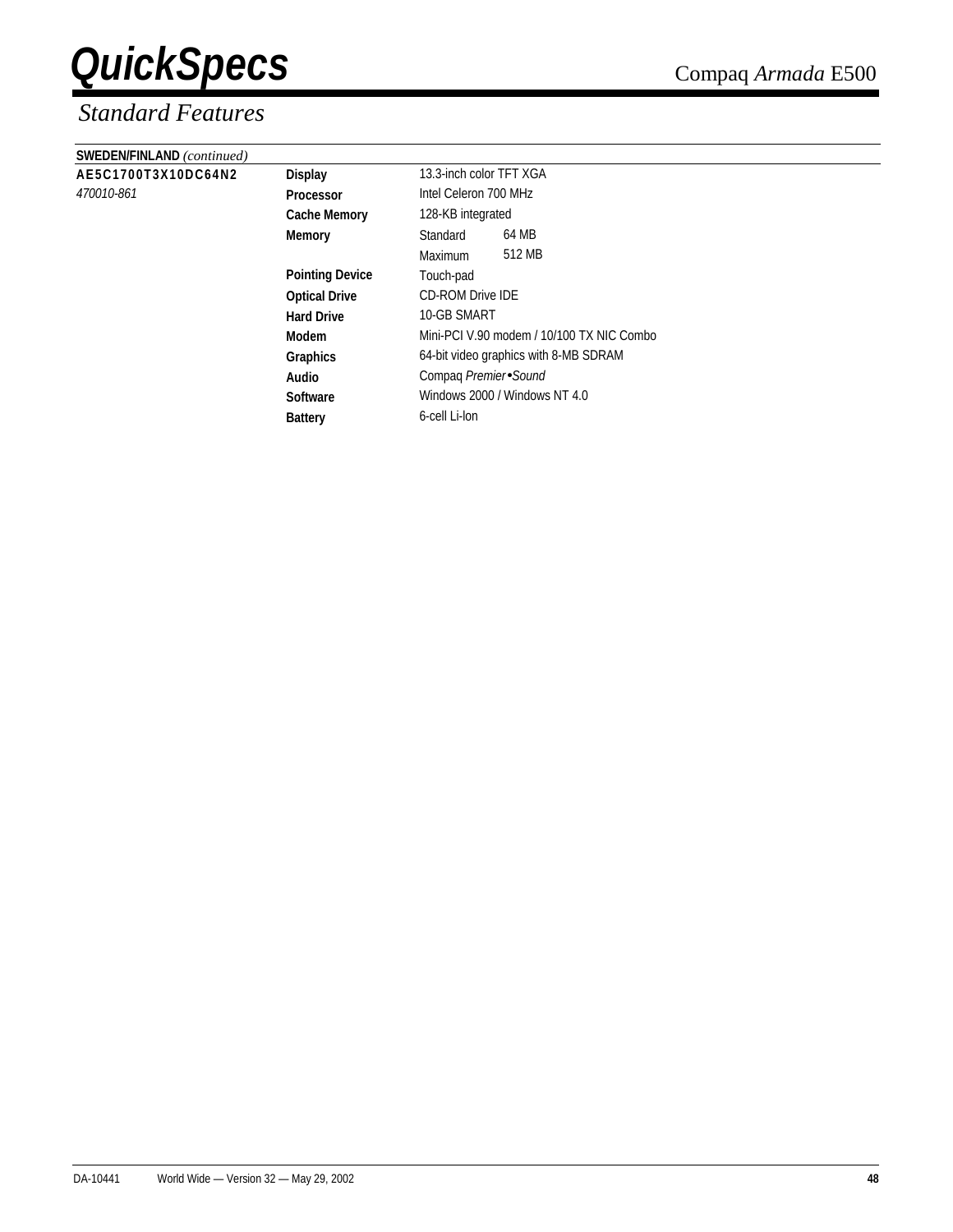## Standard Features

| **SWEDEN/FINLAND** *(continued)* | | | |
|---|---|---|---|
| **AE5C1700T3X10DC64N2** | **Display** | 13.3-inch color TFT XGA | |
| *470010-861* | **Processor** | Intel Celeron 700 MHz | |
| | **Cache Memory** | 128-KB integrated | |
| | **Memory** | Standard | 64 MB |
| | | Maximum | 512 MB |
| | **Pointing Device** | Touch-pad | |
| | **Optical Drive** | CD-ROM Drive IDE | |
| | **Hard Drive** | 10-GB SMART | |
| | **Modem** | Mini-PCI V.90 modem / 10/100 TX NIC Combo | |
| | **Graphics** | 64-bit video graphics with 8-MB SDRAM | |
| | **Audio** | Compaq *Premier•Sound* | |
| | **Software** | Windows 2000 / Windows NT 4.0 | |
| | **Battery** | 6-cell Li-Ion | |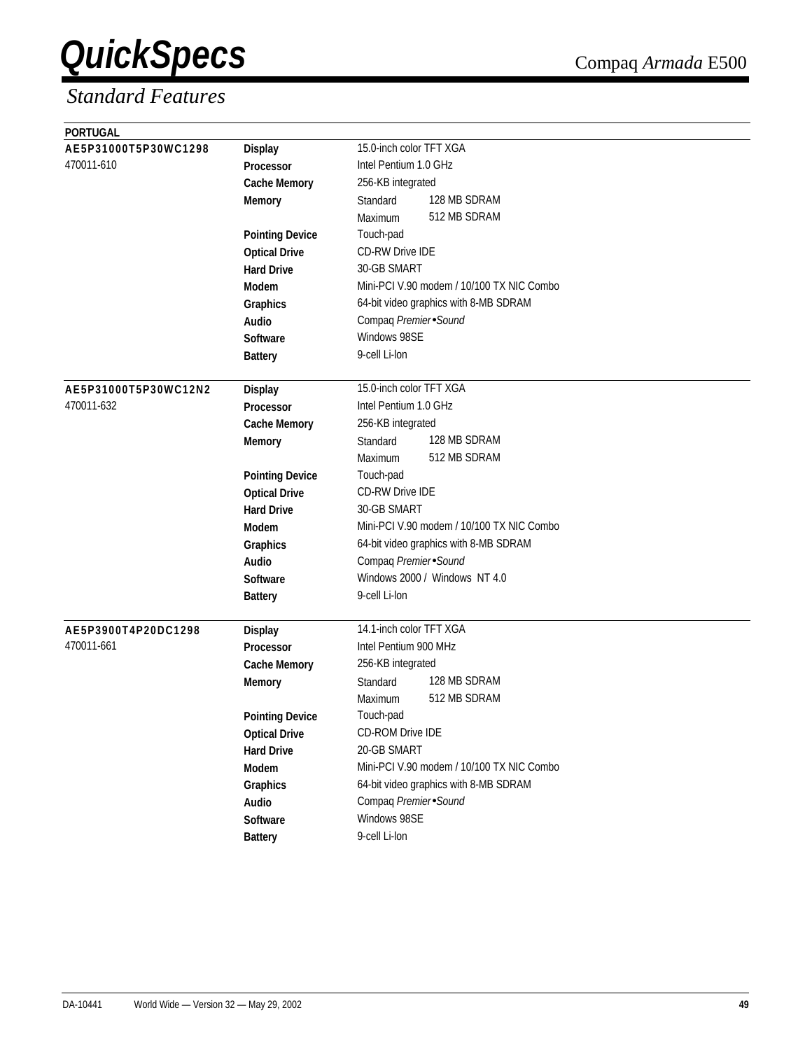# QuickSpecs

Compaq *Armada* E500

## *Standard Features*

**PORTUGAL**

| | | | |
|---|---|---|---|
| **AE5P31000T5P30WC1298** | **Display** | 15.0-inch color TFT XGA | |
| 470011-610 | **Processor** | Intel Pentium 1.0 GHz | |
| | **Cache Memory** | 256-KB integrated | |
| | **Memory** | Standard | 128 MB SDRAM |
| | | Maximum | 512 MB SDRAM |
| | **Pointing Device** | Touch-pad | |
| | **Optical Drive** | CD-RW Drive IDE | |
| | **Hard Drive** | 30-GB SMART | |
| | **Modem** | Mini-PCI V.90 modem / 10/100 TX NIC Combo | |
| | **Graphics** | 64-bit video graphics with 8-MB SDRAM | |
| | **Audio** | Compaq *Premier•Sound* | |
| | **Software** | Windows 98SE | |
| | **Battery** | 9-cell Li-Ion | |
| **AE5P31000T5P30WC12N2** | **Display** | 15.0-inch color TFT XGA | |
| 470011-632 | **Processor** | Intel Pentium 1.0 GHz | |
| | **Cache Memory** | 256-KB integrated | |
| | **Memory** | Standard | 128 MB SDRAM |
| | | Maximum | 512 MB SDRAM |
| | **Pointing Device** | Touch-pad | |
| | **Optical Drive** | CD-RW Drive IDE | |
| | **Hard Drive** | 30-GB SMART | |
| | **Modem** | Mini-PCI V.90 modem / 10/100 TX NIC Combo | |
| | **Graphics** | 64-bit video graphics with 8-MB SDRAM | |
| | **Audio** | Compaq *Premier•Sound* | |
| | **Software** | Windows 2000 / Windows NT 4.0 | |
| | **Battery** | 9-cell Li-Ion | |
| **AE5P3900T4P20DC1298** | **Display** | 14.1-inch color TFT XGA | |
| 470011-661 | **Processor** | Intel Pentium 900 MHz | |
| | **Cache Memory** | 256-KB integrated | |
| | **Memory** | Standard | 128 MB SDRAM |
| | | Maximum | 512 MB SDRAM |
| | **Pointing Device** | Touch-pad | |
| | **Optical Drive** | CD-ROM Drive IDE | |
| | **Hard Drive** | 20-GB SMART | |
| | **Modem** | Mini-PCI V.90 modem / 10/100 TX NIC Combo | |
| | **Graphics** | 64-bit video graphics with 8-MB SDRAM | |
| | **Audio** | Compaq *Premier•Sound* | |
| | **Software** | Windows 98SE | |
| | **Battery** | 9-cell Li-Ion | |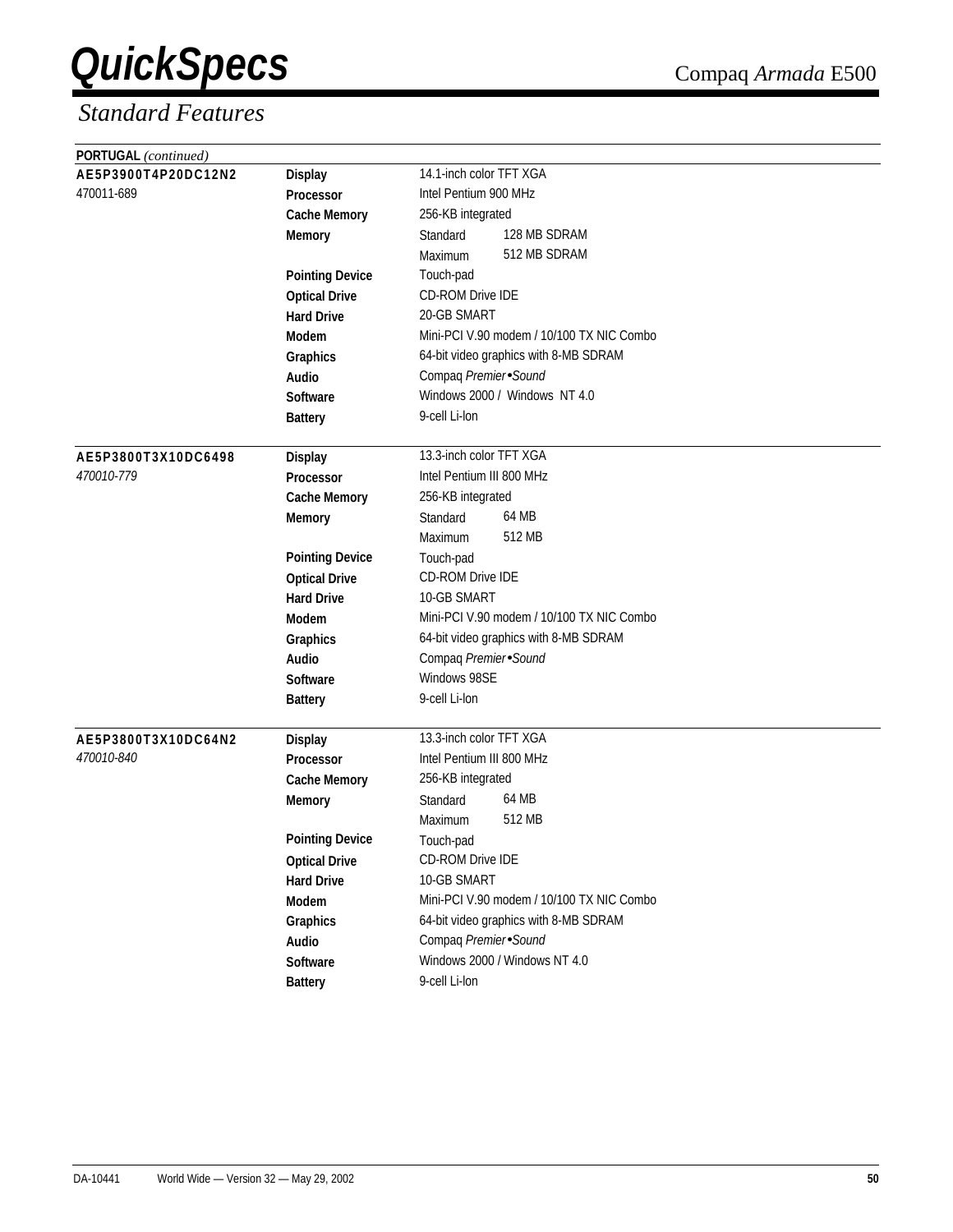# QuickSpecs

Compaq *Armada* E500

## *Standard Features*

**PORTUGAL** *(continued)*

| | | | |
|---|---|---|---|
| **AE5P3900T4P20DC12N2** | **Display** | 14.1-inch color TFT XGA | |
| 470011-689 | **Processor** | Intel Pentium 900 MHz | |
| | **Cache Memory** | 256-KB integrated | |
| | **Memory** | Standard | 128 MB SDRAM |
| | | Maximum | 512 MB SDRAM |
| | **Pointing Device** | Touch-pad | |
| | **Optical Drive** | CD-ROM Drive IDE | |
| | **Hard Drive** | 20-GB SMART | |
| | **Modem** | Mini-PCI V.90 modem / 10/100 TX NIC Combo | |
| | **Graphics** | 64-bit video graphics with 8-MB SDRAM | |
| | **Audio** | Compaq *Premier•Sound* | |
| | **Software** | Windows 2000 / Windows NT 4.0 | |
| | **Battery** | 9-cell Li-Ion | |

| | | | |
|---|---|---|---|
| **AE5P3800T3X10DC6498** | **Display** | 13.3-inch color TFT XGA | |
| *470010-779* | **Processor** | Intel Pentium III 800 MHz | |
| | **Cache Memory** | 256-KB integrated | |
| | **Memory** | Standard | 64 MB |
| | | Maximum | 512 MB |
| | **Pointing Device** | Touch-pad | |
| | **Optical Drive** | CD-ROM Drive IDE | |
| | **Hard Drive** | 10-GB SMART | |
| | **Modem** | Mini-PCI V.90 modem / 10/100 TX NIC Combo | |
| | **Graphics** | 64-bit video graphics with 8-MB SDRAM | |
| | **Audio** | Compaq *Premier•Sound* | |
| | **Software** | Windows 98SE | |
| | **Battery** | 9-cell Li-Ion | |

| | | | |
|---|---|---|---|
| **AE5P3800T3X10DC64N2** | **Display** | 13.3-inch color TFT XGA | |
| *470010-840* | **Processor** | Intel Pentium III 800 MHz | |
| | **Cache Memory** | 256-KB integrated | |
| | **Memory** | Standard | 64 MB |
| | | Maximum | 512 MB |
| | **Pointing Device** | Touch-pad | |
| | **Optical Drive** | CD-ROM Drive IDE | |
| | **Hard Drive** | 10-GB SMART | |
| | **Modem** | Mini-PCI V.90 modem / 10/100 TX NIC Combo | |
| | **Graphics** | 64-bit video graphics with 8-MB SDRAM | |
| | **Audio** | Compaq *Premier•Sound* | |
| | **Software** | Windows 2000 / Windows NT 4.0 | |
| | **Battery** | 9-cell Li-Ion | |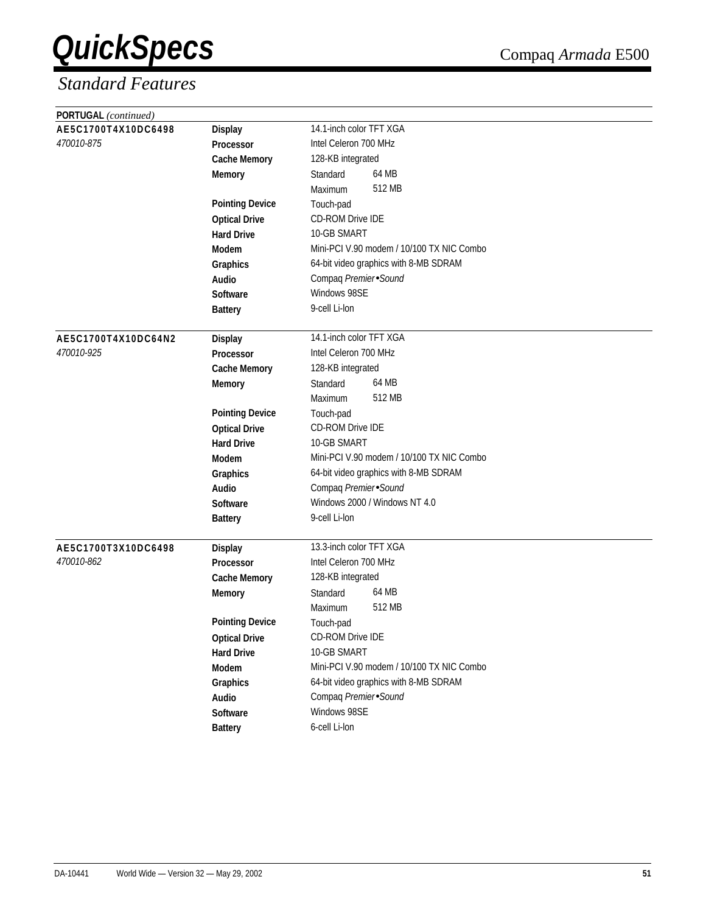## Standard Features

**PORTUGAL** *(continued)*

| | | | |
|---|---|---|---|
| **AE5C1700T4X10DC6498** | **Display** | 14.1-inch color TFT XGA | |
| *470010-875* | **Processor** | Intel Celeron 700 MHz | |
| | **Cache Memory** | 128-KB integrated | |
| | **Memory** | Standard | 64 MB |
| | | Maximum | 512 MB |
| | **Pointing Device** | Touch-pad | |
| | **Optical Drive** | CD-ROM Drive IDE | |
| | **Hard Drive** | 10-GB SMART | |
| | **Modem** | Mini-PCI V.90 modem / 10/100 TX NIC Combo | |
| | **Graphics** | 64-bit video graphics with 8-MB SDRAM | |
| | **Audio** | Compaq *Premier•Sound* | |
| | **Software** | Windows 98SE | |
| | **Battery** | 9-cell Li-Ion | |
| **AE5C1700T4X10DC64N2** | **Display** | 14.1-inch color TFT XGA | |
| *470010-925* | **Processor** | Intel Celeron 700 MHz | |
| | **Cache Memory** | 128-KB integrated | |
| | **Memory** | Standard | 64 MB |
| | | Maximum | 512 MB |
| | **Pointing Device** | Touch-pad | |
| | **Optical Drive** | CD-ROM Drive IDE | |
| | **Hard Drive** | 10-GB SMART | |
| | **Modem** | Mini-PCI V.90 modem / 10/100 TX NIC Combo | |
| | **Graphics** | 64-bit video graphics with 8-MB SDRAM | |
| | **Audio** | Compaq *Premier•Sound* | |
| | **Software** | Windows 2000 / Windows NT 4.0 | |
| | **Battery** | 9-cell Li-Ion | |
| **AE5C1700T3X10DC6498** | **Display** | 13.3-inch color TFT XGA | |
| *470010-862* | **Processor** | Intel Celeron 700 MHz | |
| | **Cache Memory** | 128-KB integrated | |
| | **Memory** | Standard | 64 MB |
| | | Maximum | 512 MB |
| | **Pointing Device** | Touch-pad | |
| | **Optical Drive** | CD-ROM Drive IDE | |
| | **Hard Drive** | 10-GB SMART | |
| | **Modem** | Mini-PCI V.90 modem / 10/100 TX NIC Combo | |
| | **Graphics** | 64-bit video graphics with 8-MB SDRAM | |
| | **Audio** | Compaq *Premier•Sound* | |
| | **Software** | Windows 98SE | |
| | **Battery** | 6-cell Li-Ion | |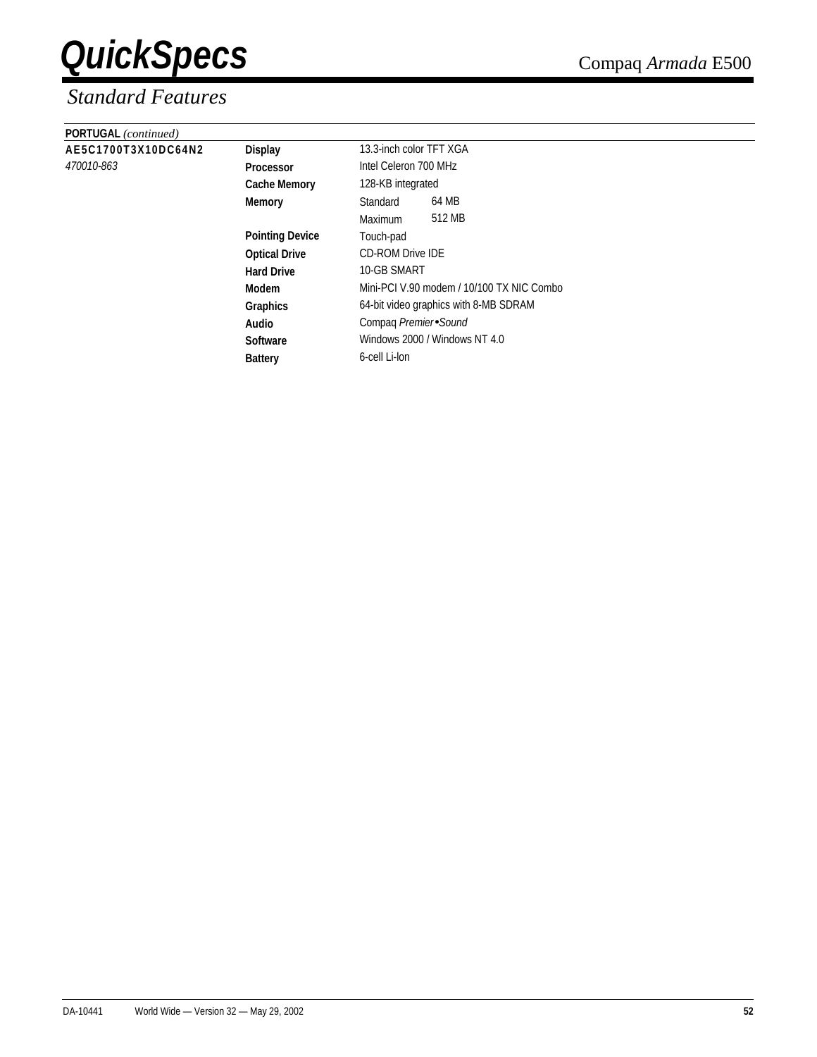## Standard Features

**PORTUGAL** *(continued)*

| | | | |
|---|---|---|---|
| **AE5C1700T3X10DC64N2** | **Display** | 13.3-inch color TFT XGA | |
| *470010-863* | **Processor** | Intel Celeron 700 MHz | |
| | **Cache Memory** | 128-KB integrated | |
| | **Memory** | Standard | 64 MB |
| | | Maximum | 512 MB |
| | **Pointing Device** | Touch-pad | |
| | **Optical Drive** | CD-ROM Drive IDE | |
| | **Hard Drive** | 10-GB SMART | |
| | **Modem** | Mini-PCI V.90 modem / 10/100 TX NIC Combo | |
| | **Graphics** | 64-bit video graphics with 8-MB SDRAM | |
| | **Audio** | Compaq *Premier•Sound* | |
| | **Software** | Windows 2000 / Windows NT 4.0 | |
| | **Battery** | 6-cell Li-Ion | |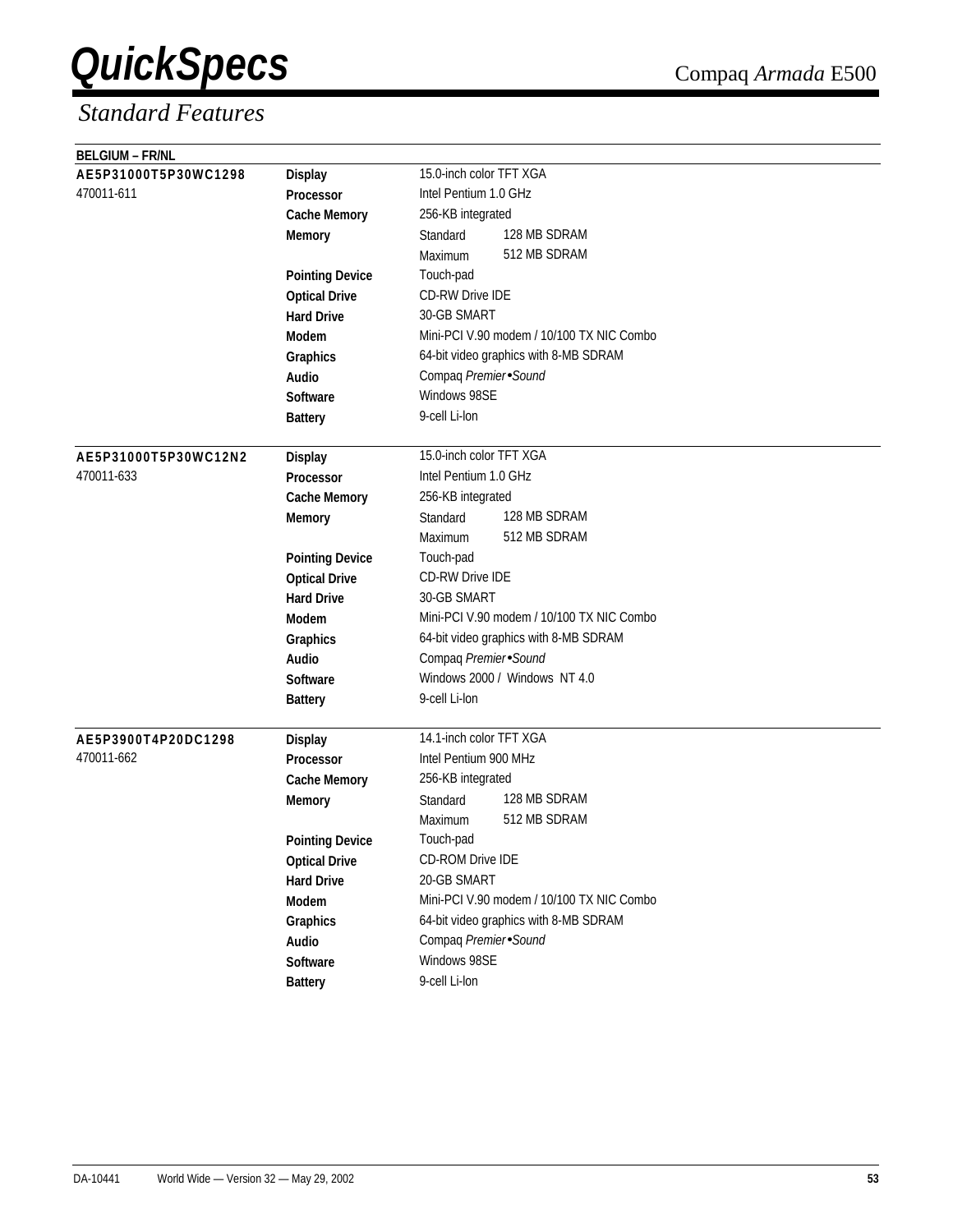# QuickSpecs

Compaq *Armada* E500

## Standard Features

**BELGIUM – FR/NL**

| Model | Feature | Specification | |
|---|---|---|---|
| **AE5P31000T5P30WC1298** | **Display** | 15.0-inch color TFT XGA | |
| 470011-611 | **Processor** | Intel Pentium 1.0 GHz | |
| | **Cache Memory** | 256-KB integrated | |
| | **Memory** | Standard | 128 MB SDRAM |
| | | Maximum | 512 MB SDRAM |
| | **Pointing Device** | Touch-pad | |
| | **Optical Drive** | CD-RW Drive IDE | |
| | **Hard Drive** | 30-GB SMART | |
| | **Modem** | Mini-PCI V.90 modem / 10/100 TX NIC Combo | |
| | **Graphics** | 64-bit video graphics with 8-MB SDRAM | |
| | **Audio** | Compaq *Premier•Sound* | |
| | **Software** | Windows 98SE | |
| | **Battery** | 9-cell Li-Ion | |
| **AE5P31000T5P30WC12N2** | **Display** | 15.0-inch color TFT XGA | |
| 470011-633 | **Processor** | Intel Pentium 1.0 GHz | |
| | **Cache Memory** | 256-KB integrated | |
| | **Memory** | Standard | 128 MB SDRAM |
| | | Maximum | 512 MB SDRAM |
| | **Pointing Device** | Touch-pad | |
| | **Optical Drive** | CD-RW Drive IDE | |
| | **Hard Drive** | 30-GB SMART | |
| | **Modem** | Mini-PCI V.90 modem / 10/100 TX NIC Combo | |
| | **Graphics** | 64-bit video graphics with 8-MB SDRAM | |
| | **Audio** | Compaq *Premier•Sound* | |
| | **Software** | Windows 2000 / Windows NT 4.0 | |
| | **Battery** | 9-cell Li-Ion | |
| **AE5P3900T4P20DC1298** | **Display** | 14.1-inch color TFT XGA | |
| 470011-662 | **Processor** | Intel Pentium 900 MHz | |
| | **Cache Memory** | 256-KB integrated | |
| | **Memory** | Standard | 128 MB SDRAM |
| | | Maximum | 512 MB SDRAM |
| | **Pointing Device** | Touch-pad | |
| | **Optical Drive** | CD-ROM Drive IDE | |
| | **Hard Drive** | 20-GB SMART | |
| | **Modem** | Mini-PCI V.90 modem / 10/100 TX NIC Combo | |
| | **Graphics** | 64-bit video graphics with 8-MB SDRAM | |
| | **Audio** | Compaq *Premier•Sound* | |
| | **Software** | Windows 98SE | |
| | **Battery** | 9-cell Li-Ion | |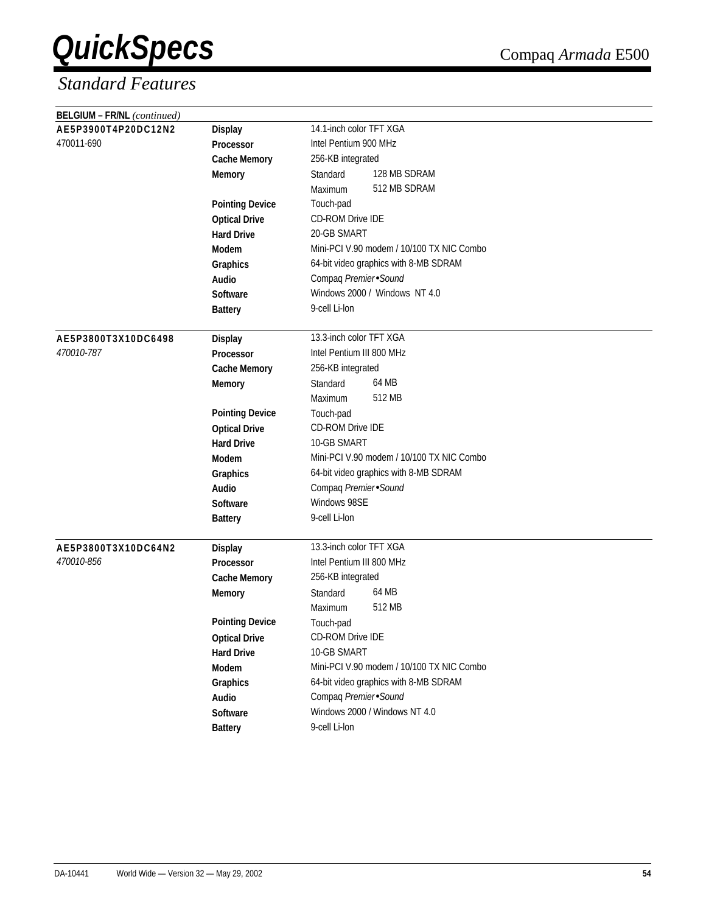# QuickSpecs

Compaq *Armada* E500

## *Standard Features*

**BELGIUM – FR/NL** *(continued)*

| Model | Feature | Specification | |
|---|---|---|---|
| **AE5P3900T4P20DC12N2** | **Display** | 14.1-inch color TFT XGA | |
| 470011-690 | **Processor** | Intel Pentium 900 MHz | |
| | **Cache Memory** | 256-KB integrated | |
| | **Memory** | Standard | 128 MB SDRAM |
| | | Maximum | 512 MB SDRAM |
| | **Pointing Device** | Touch-pad | |
| | **Optical Drive** | CD-ROM Drive IDE | |
| | **Hard Drive** | 20-GB SMART | |
| | **Modem** | Mini-PCI V.90 modem / 10/100 TX NIC Combo | |
| | **Graphics** | 64-bit video graphics with 8-MB SDRAM | |
| | **Audio** | Compaq *Premier•Sound* | |
| | **Software** | Windows 2000 / Windows NT 4.0 | |
| | **Battery** | 9-cell Li-Ion | |
| **AE5P3800T3X10DC6498** | **Display** | 13.3-inch color TFT XGA | |
| *470010-787* | **Processor** | Intel Pentium III 800 MHz | |
| | **Cache Memory** | 256-KB integrated | |
| | **Memory** | Standard | 64 MB |
| | | Maximum | 512 MB |
| | **Pointing Device** | Touch-pad | |
| | **Optical Drive** | CD-ROM Drive IDE | |
| | **Hard Drive** | 10-GB SMART | |
| | **Modem** | Mini-PCI V.90 modem / 10/100 TX NIC Combo | |
| | **Graphics** | 64-bit video graphics with 8-MB SDRAM | |
| | **Audio** | Compaq *Premier•Sound* | |
| | **Software** | Windows 98SE | |
| | **Battery** | 9-cell Li-Ion | |
| **AE5P3800T3X10DC64N2** | **Display** | 13.3-inch color TFT XGA | |
| *470010-856* | **Processor** | Intel Pentium III 800 MHz | |
| | **Cache Memory** | 256-KB integrated | |
| | **Memory** | Standard | 64 MB |
| | | Maximum | 512 MB |
| | **Pointing Device** | Touch-pad | |
| | **Optical Drive** | CD-ROM Drive IDE | |
| | **Hard Drive** | 10-GB SMART | |
| | **Modem** | Mini-PCI V.90 modem / 10/100 TX NIC Combo | |
| | **Graphics** | 64-bit video graphics with 8-MB SDRAM | |
| | **Audio** | Compaq *Premier•Sound* | |
| | **Software** | Windows 2000 / Windows NT 4.0 | |
| | **Battery** | 9-cell Li-Ion | |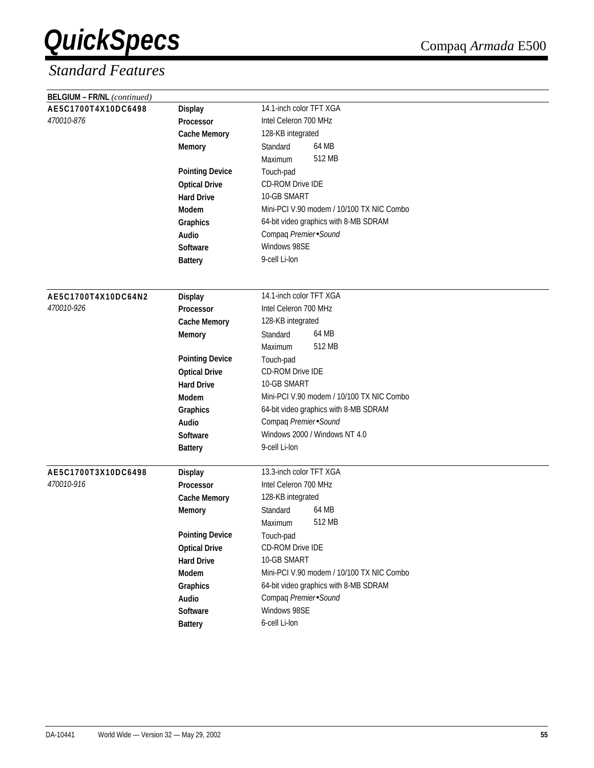## Standard Features

**BELGIUM – FR/NL** *(continued)*

| Model | Feature | Specification | |
|---|---|---|---|
| **AE5C1700T4X10DC6498** | **Display** | 14.1-inch color TFT XGA | |
| *470010-876* | **Processor** | Intel Celeron 700 MHz | |
| | **Cache Memory** | 128-KB integrated | |
| | **Memory** | Standard | 64 MB |
| | | Maximum | 512 MB |
| | **Pointing Device** | Touch-pad | |
| | **Optical Drive** | CD-ROM Drive IDE | |
| | **Hard Drive** | 10-GB SMART | |
| | **Modem** | Mini-PCI V.90 modem / 10/100 TX NIC Combo | |
| | **Graphics** | 64-bit video graphics with 8-MB SDRAM | |
| | **Audio** | Compaq *Premier•Sound* | |
| | **Software** | Windows 98SE | |
| | **Battery** | 9-cell Li-Ion | |

| Model | Feature | Specification | |
|---|---|---|---|
| **AE5C1700T4X10DC64N2** | **Display** | 14.1-inch color TFT XGA | |
| *470010-926* | **Processor** | Intel Celeron 700 MHz | |
| | **Cache Memory** | 128-KB integrated | |
| | **Memory** | Standard | 64 MB |
| | | Maximum | 512 MB |
| | **Pointing Device** | Touch-pad | |
| | **Optical Drive** | CD-ROM Drive IDE | |
| | **Hard Drive** | 10-GB SMART | |
| | **Modem** | Mini-PCI V.90 modem / 10/100 TX NIC Combo | |
| | **Graphics** | 64-bit video graphics with 8-MB SDRAM | |
| | **Audio** | Compaq *Premier•Sound* | |
| | **Software** | Windows 2000 / Windows NT 4.0 | |
| | **Battery** | 9-cell Li-Ion | |

| Model | Feature | Specification | |
|---|---|---|---|
| **AE5C1700T3X10DC6498** | **Display** | 13.3-inch color TFT XGA | |
| *470010-916* | **Processor** | Intel Celeron 700 MHz | |
| | **Cache Memory** | 128-KB integrated | |
| | **Memory** | Standard | 64 MB |
| | | Maximum | 512 MB |
| | **Pointing Device** | Touch-pad | |
| | **Optical Drive** | CD-ROM Drive IDE | |
| | **Hard Drive** | 10-GB SMART | |
| | **Modem** | Mini-PCI V.90 modem / 10/100 TX NIC Combo | |
| | **Graphics** | 64-bit video graphics with 8-MB SDRAM | |
| | **Audio** | Compaq *Premier•Sound* | |
| | **Software** | Windows 98SE | |
| | **Battery** | 6-cell Li-Ion | |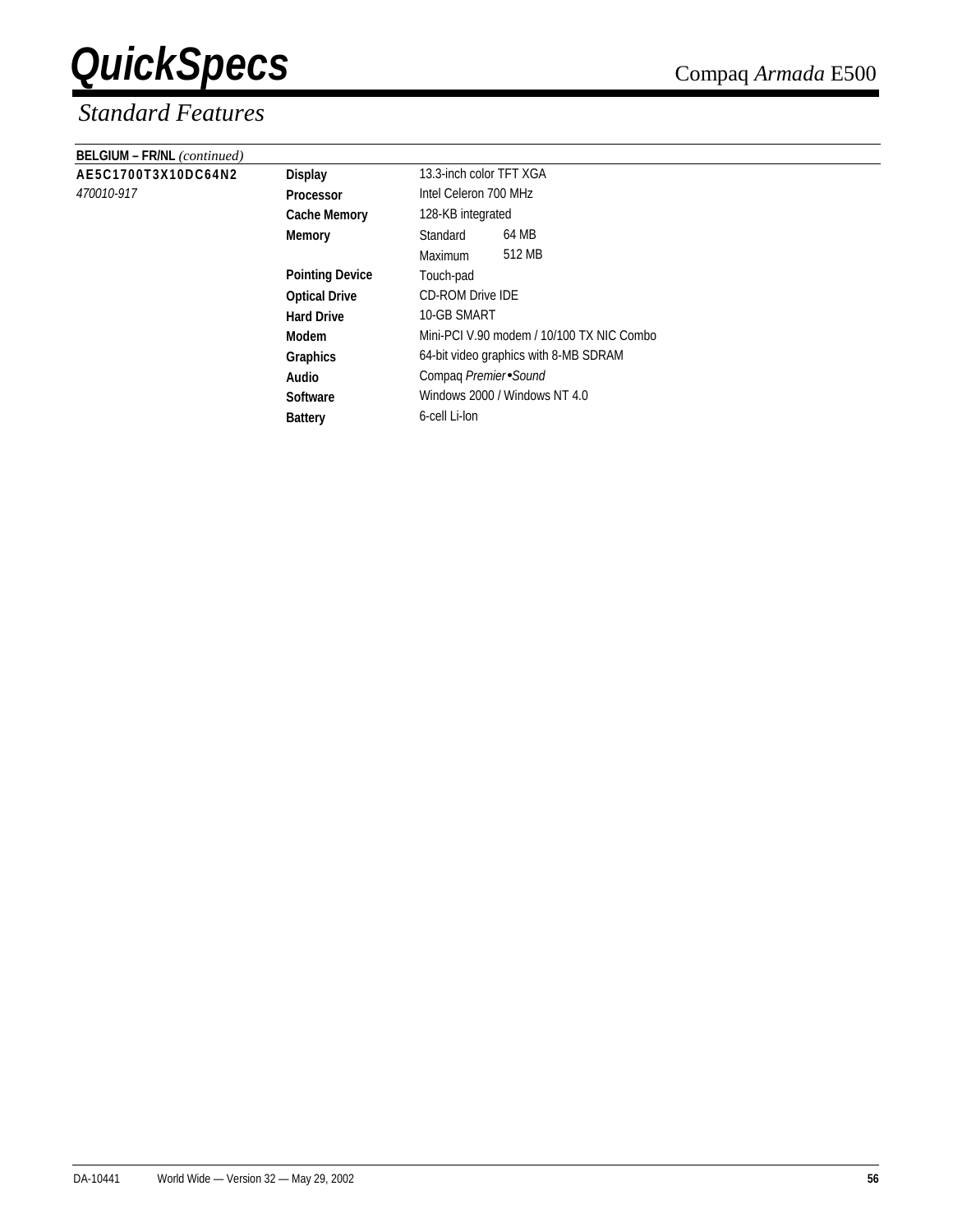## Standard Features

**BELGIUM – FR/NL** *(continued)*

| | | | |
|---|---|---|---|
| **AE5C1700T3X10DC64N2** | **Display** | 13.3-inch color TFT XGA | |
| *470010-917* | **Processor** | Intel Celeron 700 MHz | |
| | **Cache Memory** | 128-KB integrated | |
| | **Memory** | Standard | 64 MB |
| | | Maximum | 512 MB |
| | **Pointing Device** | Touch-pad | |
| | **Optical Drive** | CD-ROM Drive IDE | |
| | **Hard Drive** | 10-GB SMART | |
| | **Modem** | Mini-PCI V.90 modem / 10/100 TX NIC Combo | |
| | **Graphics** | 64-bit video graphics with 8-MB SDRAM | |
| | **Audio** | Compaq *Premier•Sound* | |
| | **Software** | Windows 2000 / Windows NT 4.0 | |
| | **Battery** | 6-cell Li-Ion | |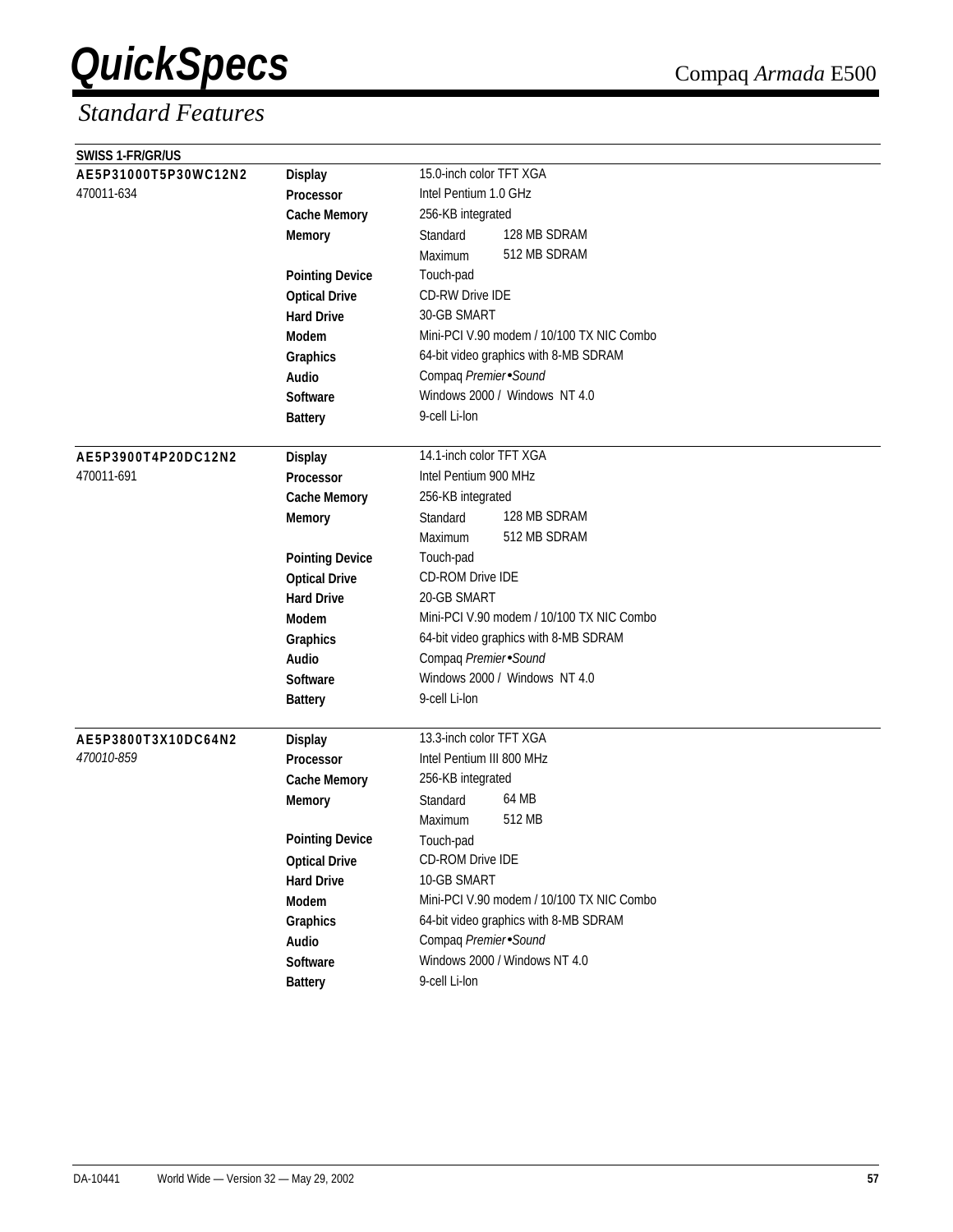# QuickSpecs

Compaq *Armada* E500

## *Standard Features*

**SWISS 1-FR/GR/US**

| Model | Feature | Specification | |
|---|---|---|---|
| **AE5P31000T5P30WC12N2** | **Display** | 15.0-inch color TFT XGA | |
| 470011-634 | **Processor** | Intel Pentium 1.0 GHz | |
| | **Cache Memory** | 256-KB integrated | |
| | **Memory** | Standard | 128 MB SDRAM |
| | | Maximum | 512 MB SDRAM |
| | **Pointing Device** | Touch-pad | |
| | **Optical Drive** | CD-RW Drive IDE | |
| | **Hard Drive** | 30-GB SMART | |
| | **Modem** | Mini-PCI V.90 modem / 10/100 TX NIC Combo | |
| | **Graphics** | 64-bit video graphics with 8-MB SDRAM | |
| | **Audio** | Compaq *Premier•Sound* | |
| | **Software** | Windows 2000 / Windows NT 4.0 | |
| | **Battery** | 9-cell Li-Ion | |
| **AE5P3900T4P20DC12N2** | **Display** | 14.1-inch color TFT XGA | |
| 470011-691 | **Processor** | Intel Pentium 900 MHz | |
| | **Cache Memory** | 256-KB integrated | |
| | **Memory** | Standard | 128 MB SDRAM |
| | | Maximum | 512 MB SDRAM |
| | **Pointing Device** | Touch-pad | |
| | **Optical Drive** | CD-ROM Drive IDE | |
| | **Hard Drive** | 20-GB SMART | |
| | **Modem** | Mini-PCI V.90 modem / 10/100 TX NIC Combo | |
| | **Graphics** | 64-bit video graphics with 8-MB SDRAM | |
| | **Audio** | Compaq *Premier•Sound* | |
| | **Software** | Windows 2000 / Windows NT 4.0 | |
| | **Battery** | 9-cell Li-Ion | |
| **AE5P3800T3X10DC64N2** | **Display** | 13.3-inch color TFT XGA | |
| *470010-859* | **Processor** | Intel Pentium III 800 MHz | |
| | **Cache Memory** | 256-KB integrated | |
| | **Memory** | Standard | 64 MB |
| | | Maximum | 512 MB |
| | **Pointing Device** | Touch-pad | |
| | **Optical Drive** | CD-ROM Drive IDE | |
| | **Hard Drive** | 10-GB SMART | |
| | **Modem** | Mini-PCI V.90 modem / 10/100 TX NIC Combo | |
| | **Graphics** | 64-bit video graphics with 8-MB SDRAM | |
| | **Audio** | Compaq *Premier•Sound* | |
| | **Software** | Windows 2000 / Windows NT 4.0 | |
| | **Battery** | 9-cell Li-Ion | |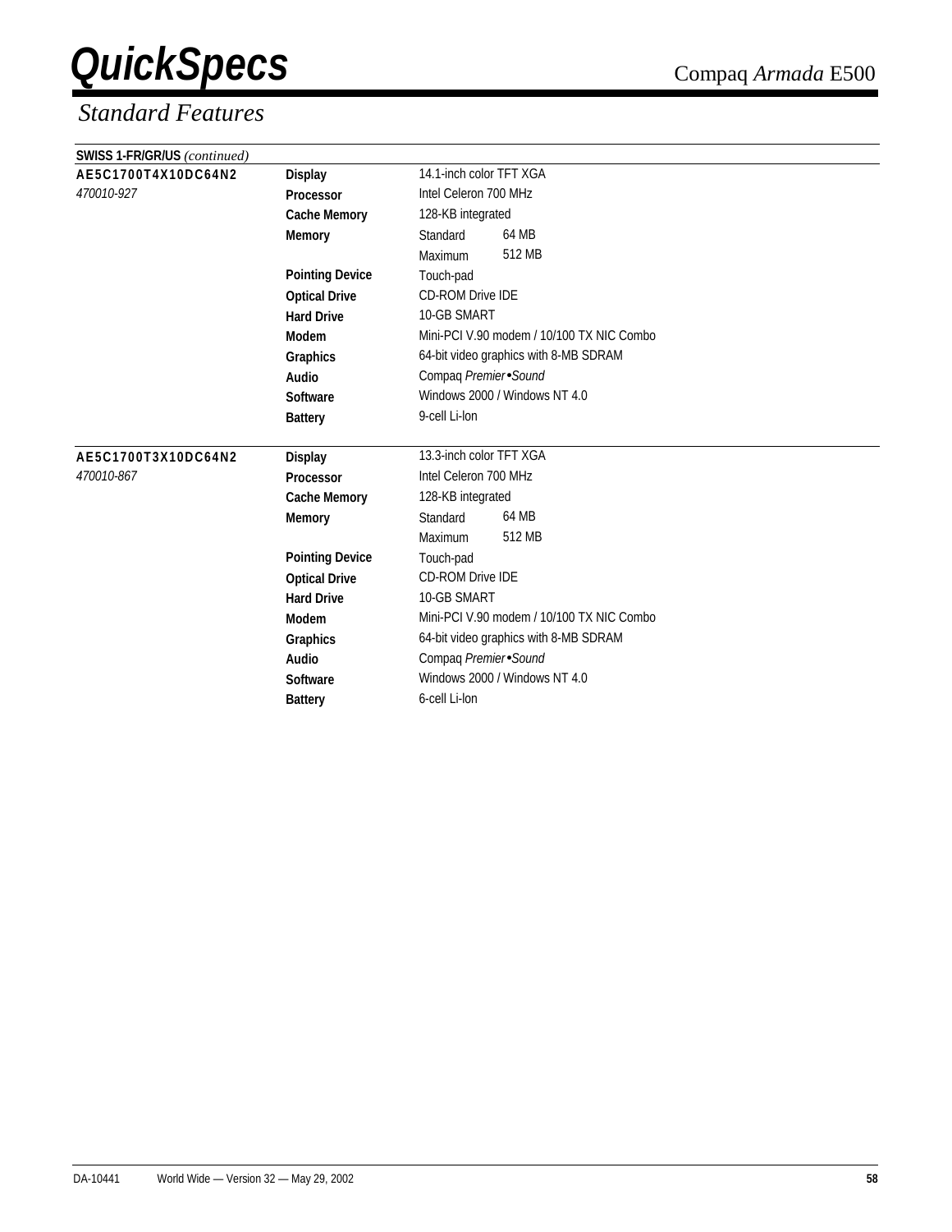## Standard Features

**SWISS 1-FR/GR/US** *(continued)*

| | | | |
|---|---|---|---|
| **AE5C1700T4X10DC64N2** | **Display** | 14.1-inch color TFT XGA | |
| *470010-927* | **Processor** | Intel Celeron 700 MHz | |
| | **Cache Memory** | 128-KB integrated | |
| | **Memory** | Standard | 64 MB |
| | | Maximum | 512 MB |
| | **Pointing Device** | Touch-pad | |
| | **Optical Drive** | CD-ROM Drive IDE | |
| | **Hard Drive** | 10-GB SMART | |
| | **Modem** | Mini-PCI V.90 modem / 10/100 TX NIC Combo | |
| | **Graphics** | 64-bit video graphics with 8-MB SDRAM | |
| | **Audio** | Compaq *Premier•Sound* | |
| | **Software** | Windows 2000 / Windows NT 4.0 | |
| | **Battery** | 9-cell Li-Ion | |

| | | | |
|---|---|---|---|
| **AE5C1700T3X10DC64N2** | **Display** | 13.3-inch color TFT XGA | |
| *470010-867* | **Processor** | Intel Celeron 700 MHz | |
| | **Cache Memory** | 128-KB integrated | |
| | **Memory** | Standard | 64 MB |
| | | Maximum | 512 MB |
| | **Pointing Device** | Touch-pad | |
| | **Optical Drive** | CD-ROM Drive IDE | |
| | **Hard Drive** | 10-GB SMART | |
| | **Modem** | Mini-PCI V.90 modem / 10/100 TX NIC Combo | |
| | **Graphics** | 64-bit video graphics with 8-MB SDRAM | |
| | **Audio** | Compaq *Premier•Sound* | |
| | **Software** | Windows 2000 / Windows NT 4.0 | |
| | **Battery** | 6-cell Li-Ion | |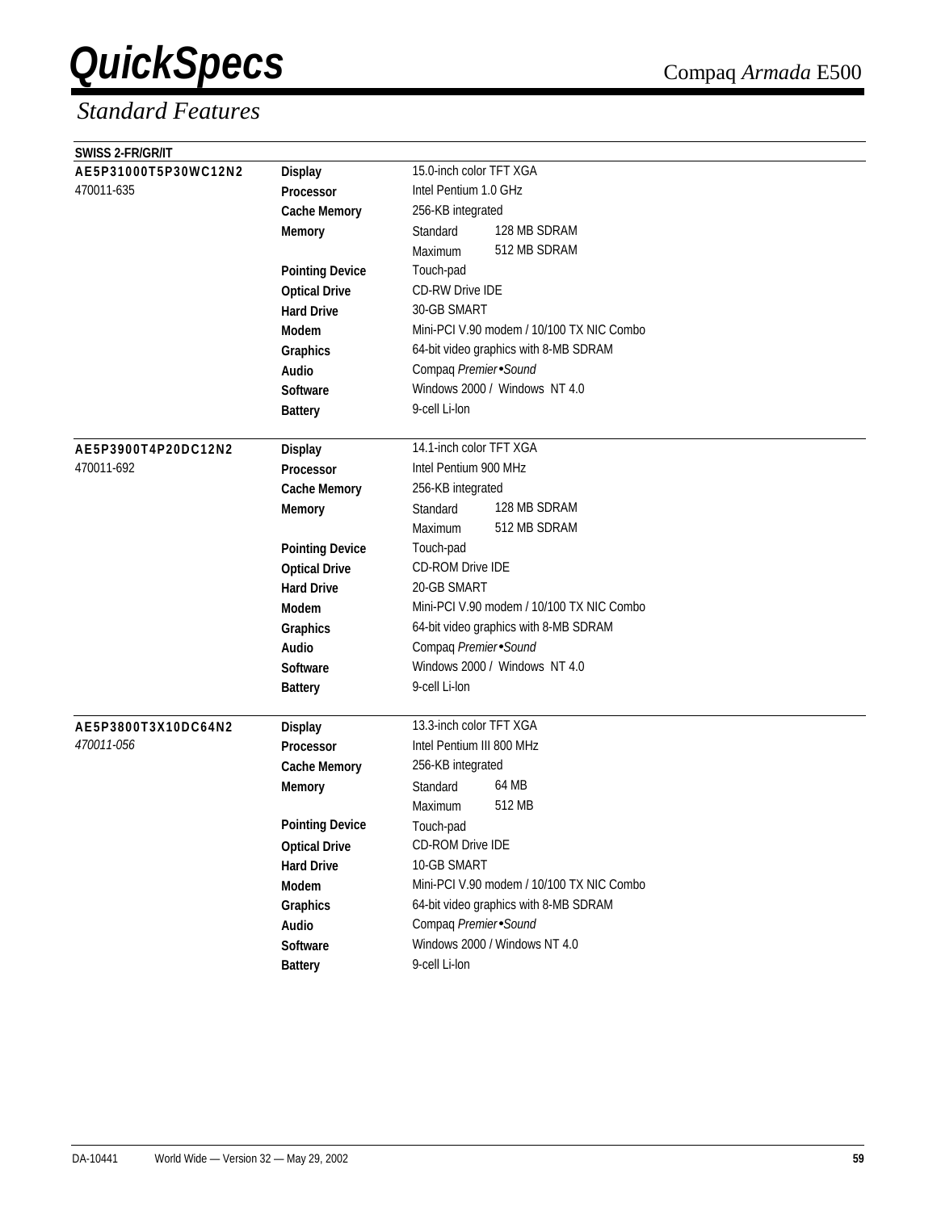## Standard Features

**SWISS 2-FR/GR/IT**

| Model | Feature | Specification | |
|---|---|---|---|
| **AE5P31000T5P30WC12N2** | **Display** | 15.0-inch color TFT XGA | |
| 470011-635 | **Processor** | Intel Pentium 1.0 GHz | |
| | **Cache Memory** | 256-KB integrated | |
| | **Memory** | Standard | 128 MB SDRAM |
| | | Maximum | 512 MB SDRAM |
| | **Pointing Device** | Touch-pad | |
| | **Optical Drive** | CD-RW Drive IDE | |
| | **Hard Drive** | 30-GB SMART | |
| | **Modem** | Mini-PCI V.90 modem / 10/100 TX NIC Combo | |
| | **Graphics** | 64-bit video graphics with 8-MB SDRAM | |
| | **Audio** | Compaq *Premier•Sound* | |
| | **Software** | Windows 2000 / Windows NT 4.0 | |
| | **Battery** | 9-cell Li-Ion | |
| **AE5P3900T4P20DC12N2** | **Display** | 14.1-inch color TFT XGA | |
| 470011-692 | **Processor** | Intel Pentium 900 MHz | |
| | **Cache Memory** | 256-KB integrated | |
| | **Memory** | Standard | 128 MB SDRAM |
| | | Maximum | 512 MB SDRAM |
| | **Pointing Device** | Touch-pad | |
| | **Optical Drive** | CD-ROM Drive IDE | |
| | **Hard Drive** | 20-GB SMART | |
| | **Modem** | Mini-PCI V.90 modem / 10/100 TX NIC Combo | |
| | **Graphics** | 64-bit video graphics with 8-MB SDRAM | |
| | **Audio** | Compaq *Premier•Sound* | |
| | **Software** | Windows 2000 / Windows NT 4.0 | |
| | **Battery** | 9-cell Li-Ion | |
| **AE5P3800T3X10DC64N2** | **Display** | 13.3-inch color TFT XGA | |
| *470011-056* | **Processor** | Intel Pentium III 800 MHz | |
| | **Cache Memory** | 256-KB integrated | |
| | **Memory** | Standard | 64 MB |
| | | Maximum | 512 MB |
| | **Pointing Device** | Touch-pad | |
| | **Optical Drive** | CD-ROM Drive IDE | |
| | **Hard Drive** | 10-GB SMART | |
| | **Modem** | Mini-PCI V.90 modem / 10/100 TX NIC Combo | |
| | **Graphics** | 64-bit video graphics with 8-MB SDRAM | |
| | **Audio** | Compaq *Premier•Sound* | |
| | **Software** | Windows 2000 / Windows NT 4.0 | |
| | **Battery** | 9-cell Li-Ion | |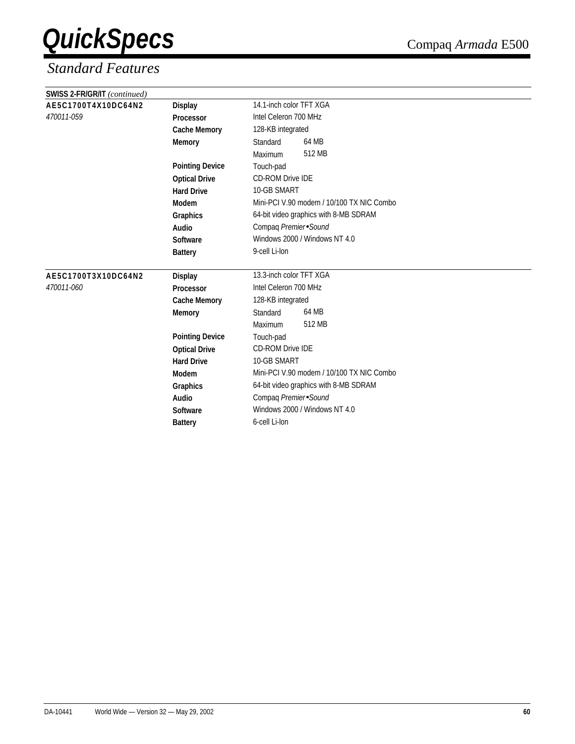## *Standard Features*

**SWISS 2-FR/GR/IT** *(continued)*

| | | | |
|---|---|---|---|
| **AE5C1700T4X10DC64N2** | **Display** | 14.1-inch color TFT XGA | |
| *470011-059* | **Processor** | Intel Celeron 700 MHz | |
| | **Cache Memory** | 128-KB integrated | |
| | **Memory** | Standard | 64 MB |
| | | Maximum | 512 MB |
| | **Pointing Device** | Touch-pad | |
| | **Optical Drive** | CD-ROM Drive IDE | |
| | **Hard Drive** | 10-GB SMART | |
| | **Modem** | Mini-PCI V.90 modem / 10/100 TX NIC Combo | |
| | **Graphics** | 64-bit video graphics with 8-MB SDRAM | |
| | **Audio** | Compaq *Premier•Sound* | |
| | **Software** | Windows 2000 / Windows NT 4.0 | |
| | **Battery** | 9-cell Li-Ion | |
| **AE5C1700T3X10DC64N2** | **Display** | 13.3-inch color TFT XGA | |
| *470011-060* | **Processor** | Intel Celeron 700 MHz | |
| | **Cache Memory** | 128-KB integrated | |
| | **Memory** | Standard | 64 MB |
| | | Maximum | 512 MB |
| | **Pointing Device** | Touch-pad | |
| | **Optical Drive** | CD-ROM Drive IDE | |
| | **Hard Drive** | 10-GB SMART | |
| | **Modem** | Mini-PCI V.90 modem / 10/100 TX NIC Combo | |
| | **Graphics** | 64-bit video graphics with 8-MB SDRAM | |
| | **Audio** | Compaq *Premier•Sound* | |
| | **Software** | Windows 2000 / Windows NT 4.0 | |
| | **Battery** | 6-cell Li-Ion | |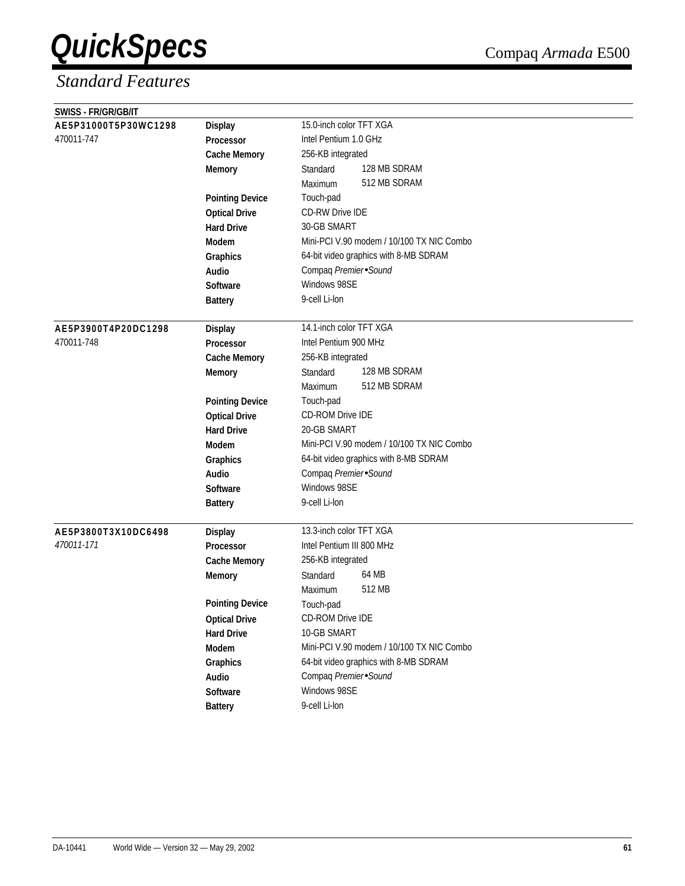# Standard Features

**SWISS - FR/GR/GB/IT**

| Model | Feature | Specification | |
|---|---|---|---|
| **AE5P31000T5P30WC1298** | **Display** | 15.0-inch color TFT XGA | |
| 470011-747 | **Processor** | Intel Pentium 1.0 GHz | |
| | **Cache Memory** | 256-KB integrated | |
| | **Memory** | Standard | 128 MB SDRAM |
| | | Maximum | 512 MB SDRAM |
| | **Pointing Device** | Touch-pad | |
| | **Optical Drive** | CD-RW Drive IDE | |
| | **Hard Drive** | 30-GB SMART | |
| | **Modem** | Mini-PCI V.90 modem / 10/100 TX NIC Combo | |
| | **Graphics** | 64-bit video graphics with 8-MB SDRAM | |
| | **Audio** | Compaq *Premier•Sound* | |
| | **Software** | Windows 98SE | |
| | **Battery** | 9-cell Li-Ion | |
| **AE5P3900T4P20DC1298** | **Display** | 14.1-inch color TFT XGA | |
| 470011-748 | **Processor** | Intel Pentium 900 MHz | |
| | **Cache Memory** | 256-KB integrated | |
| | **Memory** | Standard | 128 MB SDRAM |
| | | Maximum | 512 MB SDRAM |
| | **Pointing Device** | Touch-pad | |
| | **Optical Drive** | CD-ROM Drive IDE | |
| | **Hard Drive** | 20-GB SMART | |
| | **Modem** | Mini-PCI V.90 modem / 10/100 TX NIC Combo | |
| | **Graphics** | 64-bit video graphics with 8-MB SDRAM | |
| | **Audio** | Compaq *Premier•Sound* | |
| | **Software** | Windows 98SE | |
| | **Battery** | 9-cell Li-Ion | |
| **AE5P3800T3X10DC6498** | **Display** | 13.3-inch color TFT XGA | |
| *470011-171* | **Processor** | Intel Pentium III 800 MHz | |
| | **Cache Memory** | 256-KB integrated | |
| | **Memory** | Standard | 64 MB |
| | | Maximum | 512 MB |
| | **Pointing Device** | Touch-pad | |
| | **Optical Drive** | CD-ROM Drive IDE | |
| | **Hard Drive** | 10-GB SMART | |
| | **Modem** | Mini-PCI V.90 modem / 10/100 TX NIC Combo | |
| | **Graphics** | 64-bit video graphics with 8-MB SDRAM | |
| | **Audio** | Compaq *Premier•Sound* | |
| | **Software** | Windows 98SE | |
| | **Battery** | 9-cell Li-Ion | |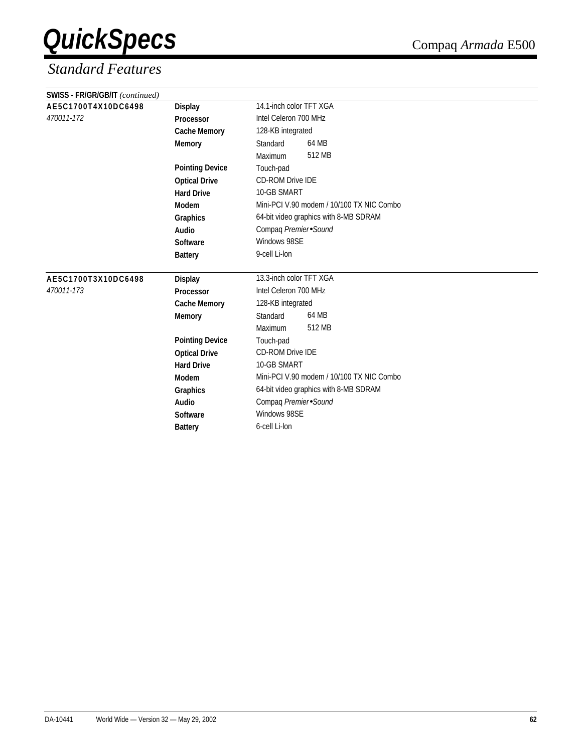# QuickSpecs

Compaq *Armada* E500

## *Standard Features*

**SWISS - FR/GR/GB/IT** *(continued)*

| | | | |
|---|---|---|---|
| **AE5C1700T4X10DC6498** | **Display** | 14.1-inch color TFT XGA | |
| *470011-172* | **Processor** | Intel Celeron 700 MHz | |
| | **Cache Memory** | 128-KB integrated | |
| | **Memory** | Standard | 64 MB |
| | | Maximum | 512 MB |
| | **Pointing Device** | Touch-pad | |
| | **Optical Drive** | CD-ROM Drive IDE | |
| | **Hard Drive** | 10-GB SMART | |
| | **Modem** | Mini-PCI V.90 modem / 10/100 TX NIC Combo | |
| | **Graphics** | 64-bit video graphics with 8-MB SDRAM | |
| | **Audio** | Compaq *Premier•Sound* | |
| | **Software** | Windows 98SE | |
| | **Battery** | 9-cell Li-Ion | |

| | | | |
|---|---|---|---|
| **AE5C1700T3X10DC6498** | **Display** | 13.3-inch color TFT XGA | |
| *470011-173* | **Processor** | Intel Celeron 700 MHz | |
| | **Cache Memory** | 128-KB integrated | |
| | **Memory** | Standard | 64 MB |
| | | Maximum | 512 MB |
| | **Pointing Device** | Touch-pad | |
| | **Optical Drive** | CD-ROM Drive IDE | |
| | **Hard Drive** | 10-GB SMART | |
| | **Modem** | Mini-PCI V.90 modem / 10/100 TX NIC Combo | |
| | **Graphics** | 64-bit video graphics with 8-MB SDRAM | |
| | **Audio** | Compaq *Premier•Sound* | |
| | **Software** | Windows 98SE | |
| | **Battery** | 6-cell Li-Ion | |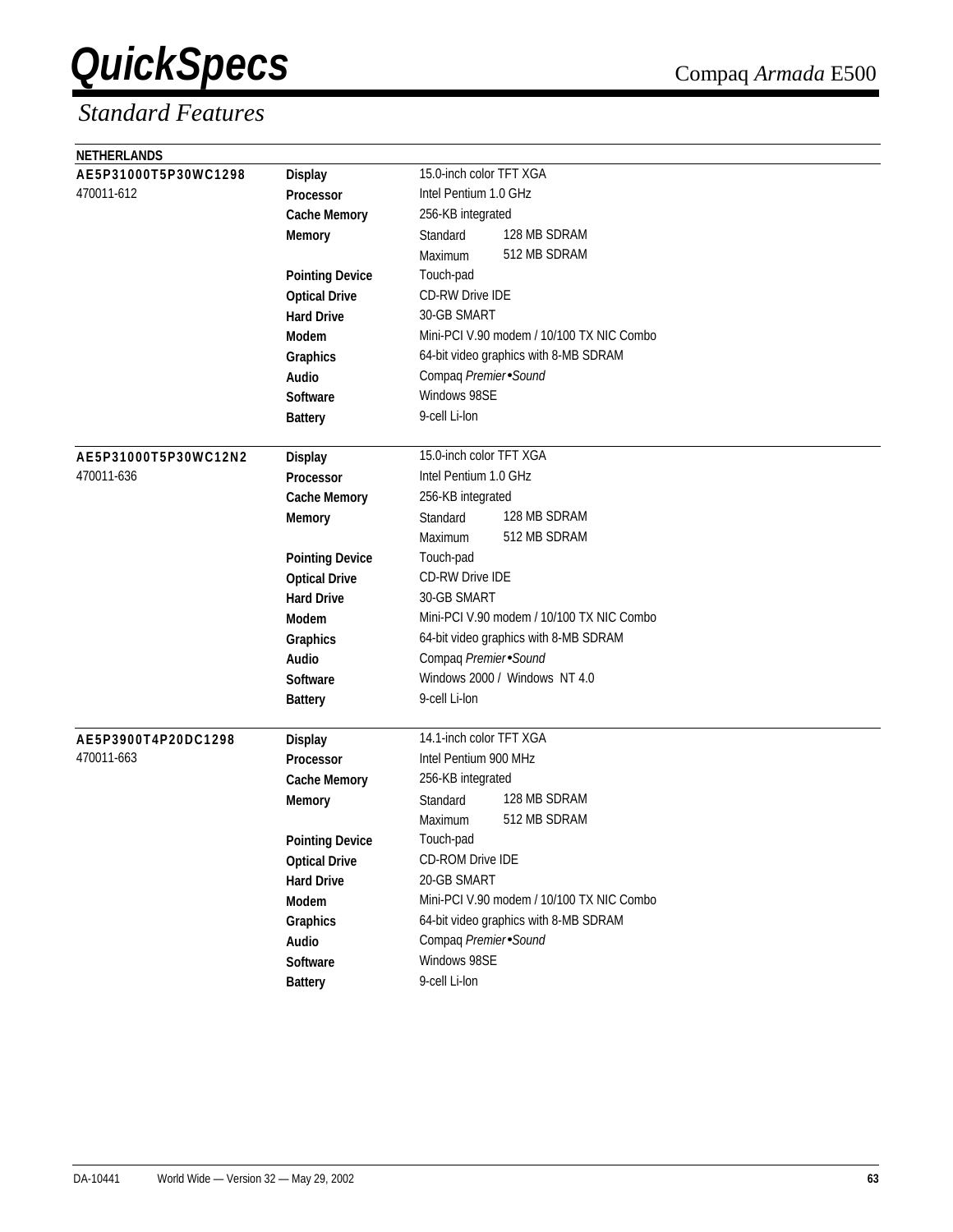# QuickSpecs

Compaq *Armada* E500

## *Standard Features*

**NETHERLANDS**

| Model | Feature | Specification | |
|---|---|---|---|
| **AE5P31000T5P30WC1298** | **Display** | 15.0-inch color TFT XGA | |
| 470011-612 | **Processor** | Intel Pentium 1.0 GHz | |
| | **Cache Memory** | 256-KB integrated | |
| | **Memory** | Standard | 128 MB SDRAM |
| | | Maximum | 512 MB SDRAM |
| | **Pointing Device** | Touch-pad | |
| | **Optical Drive** | CD-RW Drive IDE | |
| | **Hard Drive** | 30-GB SMART | |
| | **Modem** | Mini-PCI V.90 modem / 10/100 TX NIC Combo | |
| | **Graphics** | 64-bit video graphics with 8-MB SDRAM | |
| | **Audio** | Compaq *Premier•Sound* | |
| | **Software** | Windows 98SE | |
| | **Battery** | 9-cell Li-Ion | |
| **AE5P31000T5P30WC12N2** | **Display** | 15.0-inch color TFT XGA | |
| 470011-636 | **Processor** | Intel Pentium 1.0 GHz | |
| | **Cache Memory** | 256-KB integrated | |
| | **Memory** | Standard | 128 MB SDRAM |
| | | Maximum | 512 MB SDRAM |
| | **Pointing Device** | Touch-pad | |
| | **Optical Drive** | CD-RW Drive IDE | |
| | **Hard Drive** | 30-GB SMART | |
| | **Modem** | Mini-PCI V.90 modem / 10/100 TX NIC Combo | |
| | **Graphics** | 64-bit video graphics with 8-MB SDRAM | |
| | **Audio** | Compaq *Premier•Sound* | |
| | **Software** | Windows 2000 / Windows NT 4.0 | |
| | **Battery** | 9-cell Li-Ion | |
| **AE5P3900T4P20DC1298** | **Display** | 14.1-inch color TFT XGA | |
| 470011-663 | **Processor** | Intel Pentium 900 MHz | |
| | **Cache Memory** | 256-KB integrated | |
| | **Memory** | Standard | 128 MB SDRAM |
| | | Maximum | 512 MB SDRAM |
| | **Pointing Device** | Touch-pad | |
| | **Optical Drive** | CD-ROM Drive IDE | |
| | **Hard Drive** | 20-GB SMART | |
| | **Modem** | Mini-PCI V.90 modem / 10/100 TX NIC Combo | |
| | **Graphics** | 64-bit video graphics with 8-MB SDRAM | |
| | **Audio** | Compaq *Premier•Sound* | |
| | **Software** | Windows 98SE | |
| | **Battery** | 9-cell Li-Ion | |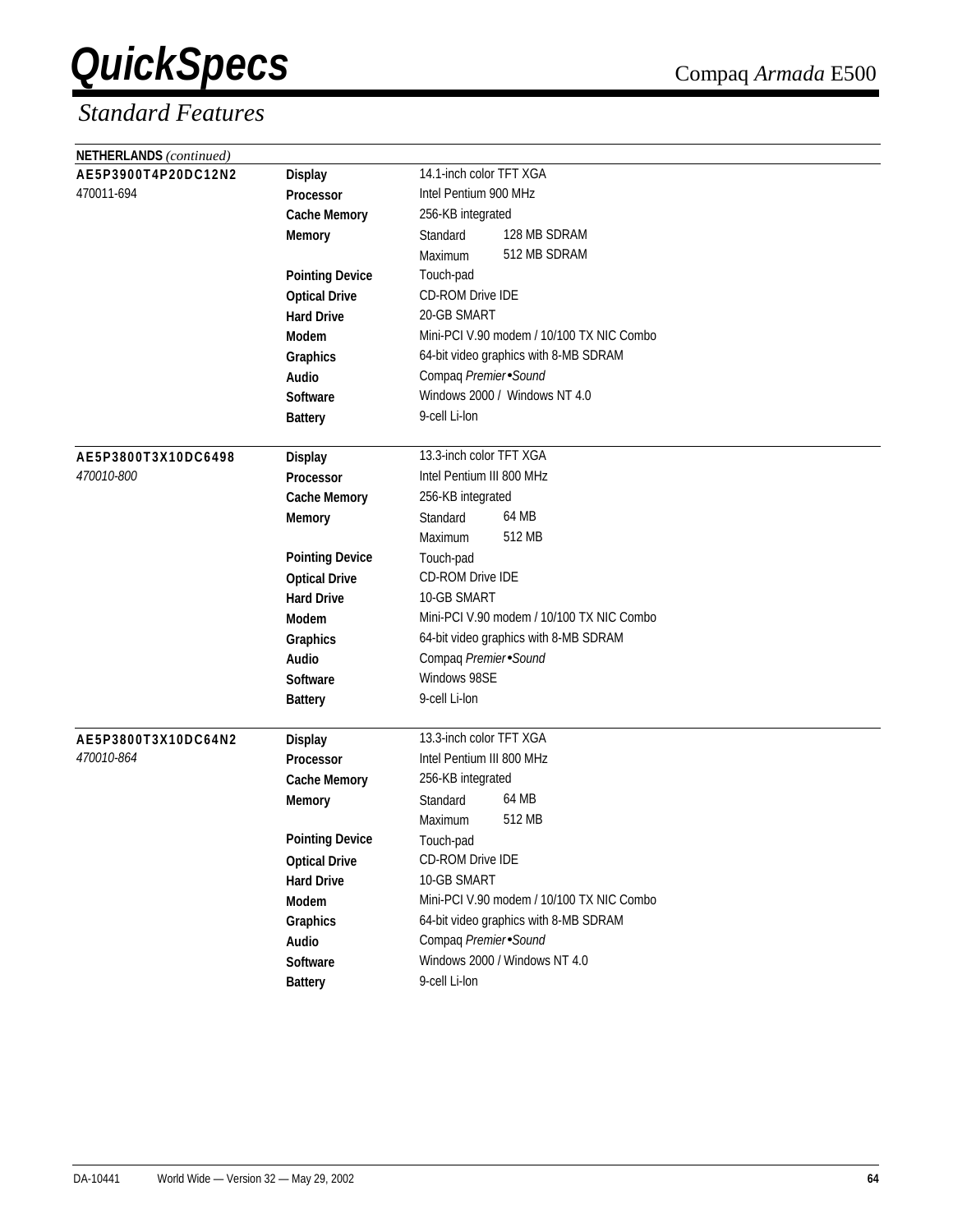# QuickSpecs

## Standard Features

**NETHERLANDS** *(continued)*

| Model | Feature | Specification | |
|---|---|---|---|
| **AE5P3900T4P20DC12N2** | **Display** | 14.1-inch color TFT XGA | |
| 470011-694 | **Processor** | Intel Pentium 900 MHz | |
| | **Cache Memory** | 256-KB integrated | |
| | **Memory** | Standard | 128 MB SDRAM |
| | | Maximum | 512 MB SDRAM |
| | **Pointing Device** | Touch-pad | |
| | **Optical Drive** | CD-ROM Drive IDE | |
| | **Hard Drive** | 20-GB SMART | |
| | **Modem** | Mini-PCI V.90 modem / 10/100 TX NIC Combo | |
| | **Graphics** | 64-bit video graphics with 8-MB SDRAM | |
| | **Audio** | Compaq *Premier•Sound* | |
| | **Software** | Windows 2000 / Windows NT 4.0 | |
| | **Battery** | 9-cell Li-Ion | |
| **AE5P3800T3X10DC6498** | **Display** | 13.3-inch color TFT XGA | |
| *470010-800* | **Processor** | Intel Pentium III 800 MHz | |
| | **Cache Memory** | 256-KB integrated | |
| | **Memory** | Standard | 64 MB |
| | | Maximum | 512 MB |
| | **Pointing Device** | Touch-pad | |
| | **Optical Drive** | CD-ROM Drive IDE | |
| | **Hard Drive** | 10-GB SMART | |
| | **Modem** | Mini-PCI V.90 modem / 10/100 TX NIC Combo | |
| | **Graphics** | 64-bit video graphics with 8-MB SDRAM | |
| | **Audio** | Compaq *Premier•Sound* | |
| | **Software** | Windows 98SE | |
| | **Battery** | 9-cell Li-Ion | |
| **AE5P3800T3X10DC64N2** | **Display** | 13.3-inch color TFT XGA | |
| *470010-864* | **Processor** | Intel Pentium III 800 MHz | |
| | **Cache Memory** | 256-KB integrated | |
| | **Memory** | Standard | 64 MB |
| | | Maximum | 512 MB |
| | **Pointing Device** | Touch-pad | |
| | **Optical Drive** | CD-ROM Drive IDE | |
| | **Hard Drive** | 10-GB SMART | |
| | **Modem** | Mini-PCI V.90 modem / 10/100 TX NIC Combo | |
| | **Graphics** | 64-bit video graphics with 8-MB SDRAM | |
| | **Audio** | Compaq *Premier•Sound* | |
| | **Software** | Windows 2000 / Windows NT 4.0 | |
| | **Battery** | 9-cell Li-Ion | |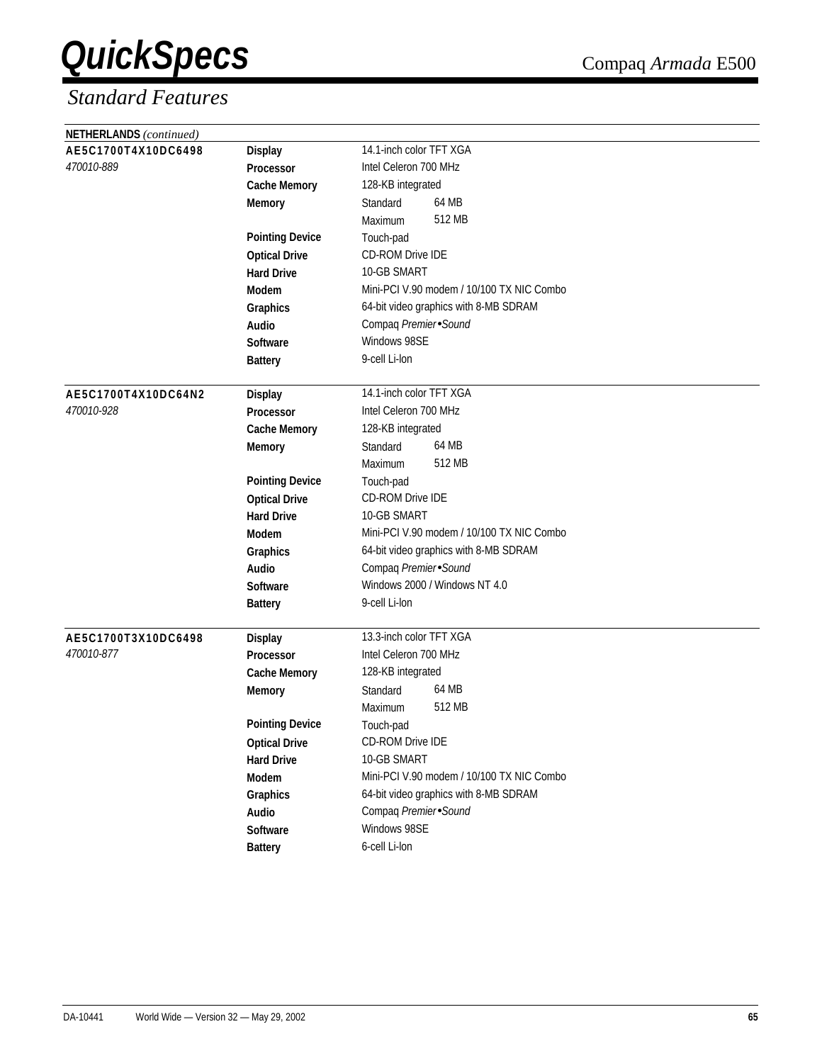# QuickSpecs

Compaq *Armada* E500

## *Standard Features*

**NETHERLANDS** *(continued)*

| | | | |
|---|---|---|---|
| **AE5C1700T4X10DC6498** | **Display** | 14.1-inch color TFT XGA | |
| *470010-889* | **Processor** | Intel Celeron 700 MHz | |
| | **Cache Memory** | 128-KB integrated | |
| | **Memory** | Standard | 64 MB |
| | | Maximum | 512 MB |
| | **Pointing Device** | Touch-pad | |
| | **Optical Drive** | CD-ROM Drive IDE | |
| | **Hard Drive** | 10-GB SMART | |
| | **Modem** | Mini-PCI V.90 modem / 10/100 TX NIC Combo | |
| | **Graphics** | 64-bit video graphics with 8-MB SDRAM | |
| | **Audio** | Compaq *Premier•Sound* | |
| | **Software** | Windows 98SE | |
| | **Battery** | 9-cell Li-Ion | |
| **AE5C1700T4X10DC64N2** | **Display** | 14.1-inch color TFT XGA | |
| *470010-928* | **Processor** | Intel Celeron 700 MHz | |
| | **Cache Memory** | 128-KB integrated | |
| | **Memory** | Standard | 64 MB |
| | | Maximum | 512 MB |
| | **Pointing Device** | Touch-pad | |
| | **Optical Drive** | CD-ROM Drive IDE | |
| | **Hard Drive** | 10-GB SMART | |
| | **Modem** | Mini-PCI V.90 modem / 10/100 TX NIC Combo | |
| | **Graphics** | 64-bit video graphics with 8-MB SDRAM | |
| | **Audio** | Compaq *Premier•Sound* | |
| | **Software** | Windows 2000 / Windows NT 4.0 | |
| | **Battery** | 9-cell Li-Ion | |
| **AE5C1700T3X10DC6498** | **Display** | 13.3-inch color TFT XGA | |
| *470010-877* | **Processor** | Intel Celeron 700 MHz | |
| | **Cache Memory** | 128-KB integrated | |
| | **Memory** | Standard | 64 MB |
| | | Maximum | 512 MB |
| | **Pointing Device** | Touch-pad | |
| | **Optical Drive** | CD-ROM Drive IDE | |
| | **Hard Drive** | 10-GB SMART | |
| | **Modem** | Mini-PCI V.90 modem / 10/100 TX NIC Combo | |
| | **Graphics** | 64-bit video graphics with 8-MB SDRAM | |
| | **Audio** | Compaq *Premier•Sound* | |
| | **Software** | Windows 98SE | |
| | **Battery** | 6-cell Li-Ion | |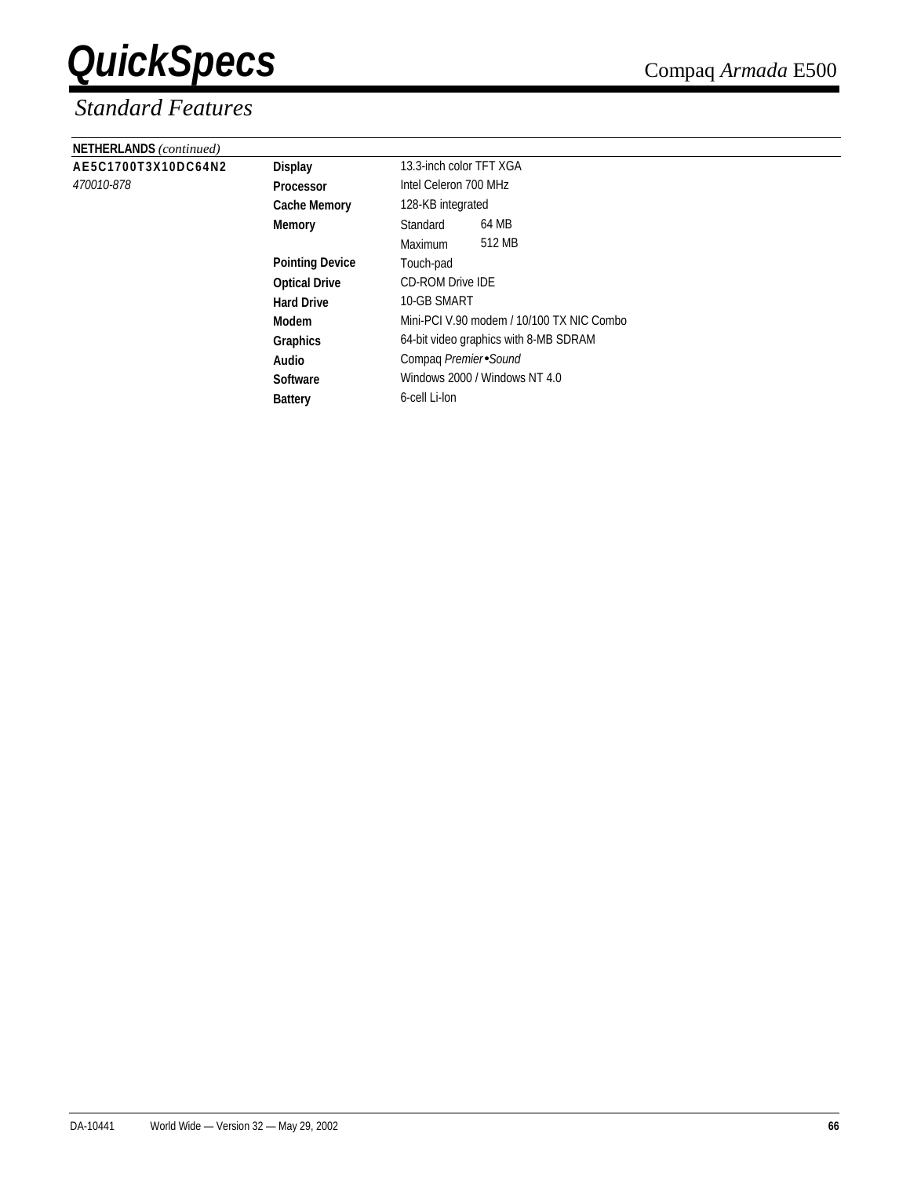## Standard Features

**NETHERLANDS** *(continued)*

| | | | |
|---|---|---|---|
| **AE5C1700T3X10DC64N2** | **Display** | 13.3-inch color TFT XGA | |
| *470010-878* | **Processor** | Intel Celeron 700 MHz | |
| | **Cache Memory** | 128-KB integrated | |
| | **Memory** | Standard | 64 MB |
| | | Maximum | 512 MB |
| | **Pointing Device** | Touch-pad | |
| | **Optical Drive** | CD-ROM Drive IDE | |
| | **Hard Drive** | 10-GB SMART | |
| | **Modem** | Mini-PCI V.90 modem / 10/100 TX NIC Combo | |
| | **Graphics** | 64-bit video graphics with 8-MB SDRAM | |
| | **Audio** | Compaq *Premier•Sound* | |
| | **Software** | Windows 2000 / Windows NT 4.0 | |
| | **Battery** | 6-cell Li-Ion | |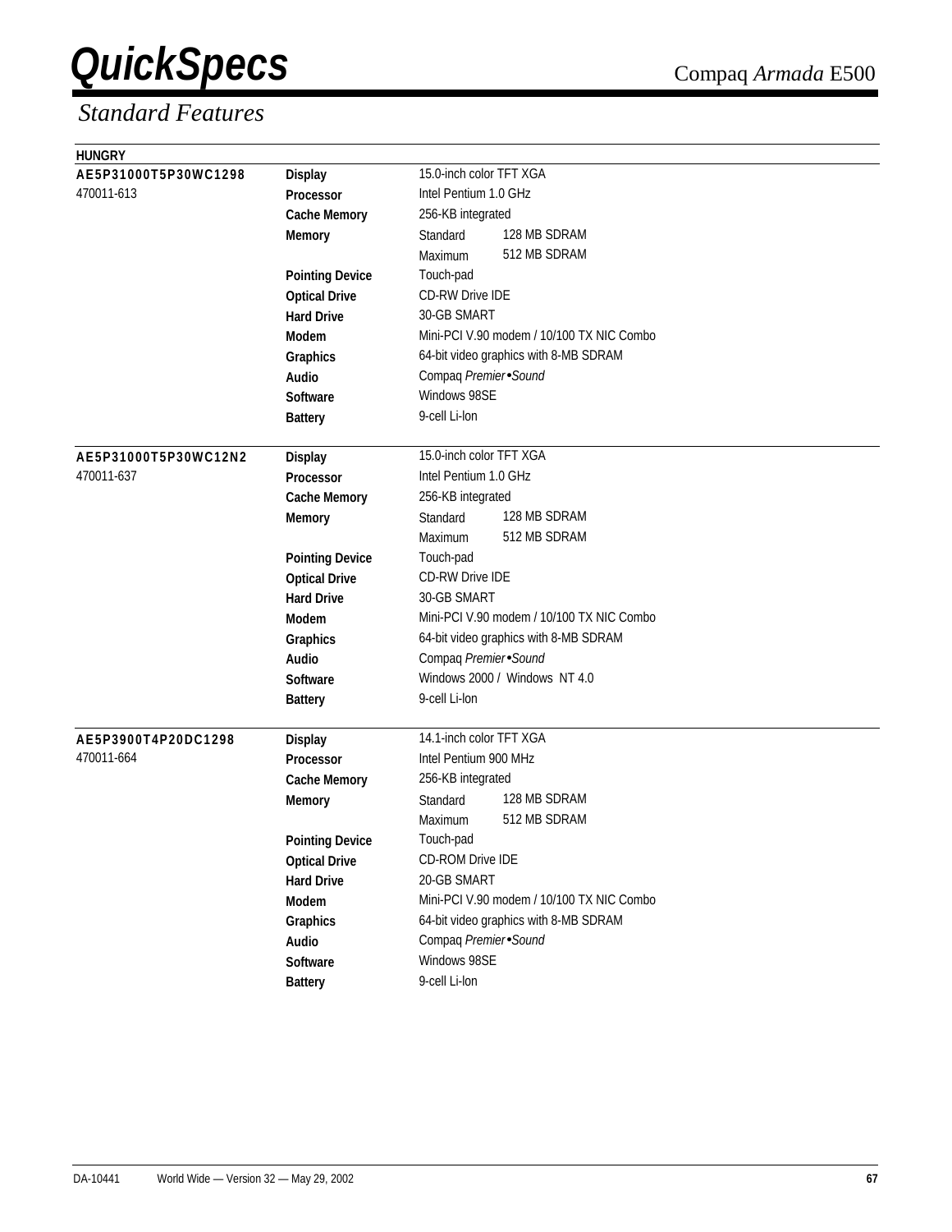# QuickSpecs

Compaq *Armada* E500

## *Standard Features*

**HUNGRY**

| Model | Feature | Specification | |
|---|---|---|---|
| **AE5P31000T5P30WC1298** 470011-613 | **Display** | 15.0-inch color TFT XGA | |
| | **Processor** | Intel Pentium 1.0 GHz | |
| | **Cache Memory** | 256-KB integrated | |
| | **Memory** | Standard | 128 MB SDRAM |
| | | Maximum | 512 MB SDRAM |
| | **Pointing Device** | Touch-pad | |
| | **Optical Drive** | CD-RW Drive IDE | |
| | **Hard Drive** | 30-GB SMART | |
| | **Modem** | Mini-PCI V.90 modem / 10/100 TX NIC Combo | |
| | **Graphics** | 64-bit video graphics with 8-MB SDRAM | |
| | **Audio** | Compaq *Premier•Sound* | |
| | **Software** | Windows 98SE | |
| | **Battery** | 9-cell Li-Ion | |
| **AE5P31000T5P30WC12N2** 470011-637 | **Display** | 15.0-inch color TFT XGA | |
| | **Processor** | Intel Pentium 1.0 GHz | |
| | **Cache Memory** | 256-KB integrated | |
| | **Memory** | Standard | 128 MB SDRAM |
| | | Maximum | 512 MB SDRAM |
| | **Pointing Device** | Touch-pad | |
| | **Optical Drive** | CD-RW Drive IDE | |
| | **Hard Drive** | 30-GB SMART | |
| | **Modem** | Mini-PCI V.90 modem / 10/100 TX NIC Combo | |
| | **Graphics** | 64-bit video graphics with 8-MB SDRAM | |
| | **Audio** | Compaq *Premier•Sound* | |
| | **Software** | Windows 2000 / Windows NT 4.0 | |
| | **Battery** | 9-cell Li-Ion | |
| **AE5P3900T4P20DC1298** 470011-664 | **Display** | 14.1-inch color TFT XGA | |
| | **Processor** | Intel Pentium 900 MHz | |
| | **Cache Memory** | 256-KB integrated | |
| | **Memory** | Standard | 128 MB SDRAM |
| | | Maximum | 512 MB SDRAM |
| | **Pointing Device** | Touch-pad | |
| | **Optical Drive** | CD-ROM Drive IDE | |
| | **Hard Drive** | 20-GB SMART | |
| | **Modem** | Mini-PCI V.90 modem / 10/100 TX NIC Combo | |
| | **Graphics** | 64-bit video graphics with 8-MB SDRAM | |
| | **Audio** | Compaq *Premier•Sound* | |
| | **Software** | Windows 98SE | |
| | **Battery** | 9-cell Li-Ion | |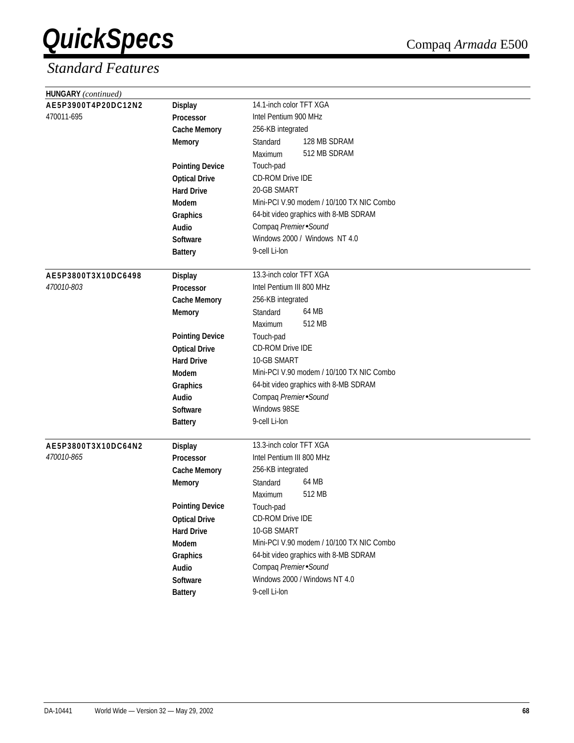## Standard Features

**HUNGARY** *(continued)*

| | | | |
|---|---|---|---|
| **AE5P3900T4P20DC12N2** | **Display** | 14.1-inch color TFT XGA | |
| 470011-695 | **Processor** | Intel Pentium 900 MHz | |
| | **Cache Memory** | 256-KB integrated | |
| | **Memory** | Standard | 128 MB SDRAM |
| | | Maximum | 512 MB SDRAM |
| | **Pointing Device** | Touch-pad | |
| | **Optical Drive** | CD-ROM Drive IDE | |
| | **Hard Drive** | 20-GB SMART | |
| | **Modem** | Mini-PCI V.90 modem / 10/100 TX NIC Combo | |
| | **Graphics** | 64-bit video graphics with 8-MB SDRAM | |
| | **Audio** | Compaq *Premier•Sound* | |
| | **Software** | Windows 2000 / Windows NT 4.0 | |
| | **Battery** | 9-cell Li-Ion | |

| | | | |
|---|---|---|---|
| **AE5P3800T3X10DC6498** | **Display** | 13.3-inch color TFT XGA | |
| *470010-803* | **Processor** | Intel Pentium III 800 MHz | |
| | **Cache Memory** | 256-KB integrated | |
| | **Memory** | Standard | 64 MB |
| | | Maximum | 512 MB |
| | **Pointing Device** | Touch-pad | |
| | **Optical Drive** | CD-ROM Drive IDE | |
| | **Hard Drive** | 10-GB SMART | |
| | **Modem** | Mini-PCI V.90 modem / 10/100 TX NIC Combo | |
| | **Graphics** | 64-bit video graphics with 8-MB SDRAM | |
| | **Audio** | Compaq *Premier•Sound* | |
| | **Software** | Windows 98SE | |
| | **Battery** | 9-cell Li-Ion | |

| | | | |
|---|---|---|---|
| **AE5P3800T3X10DC64N2** | **Display** | 13.3-inch color TFT XGA | |
| *470010-865* | **Processor** | Intel Pentium III 800 MHz | |
| | **Cache Memory** | 256-KB integrated | |
| | **Memory** | Standard | 64 MB |
| | | Maximum | 512 MB |
| | **Pointing Device** | Touch-pad | |
| | **Optical Drive** | CD-ROM Drive IDE | |
| | **Hard Drive** | 10-GB SMART | |
| | **Modem** | Mini-PCI V.90 modem / 10/100 TX NIC Combo | |
| | **Graphics** | 64-bit video graphics with 8-MB SDRAM | |
| | **Audio** | Compaq *Premier•Sound* | |
| | **Software** | Windows 2000 / Windows NT 4.0 | |
| | **Battery** | 9-cell Li-Ion | |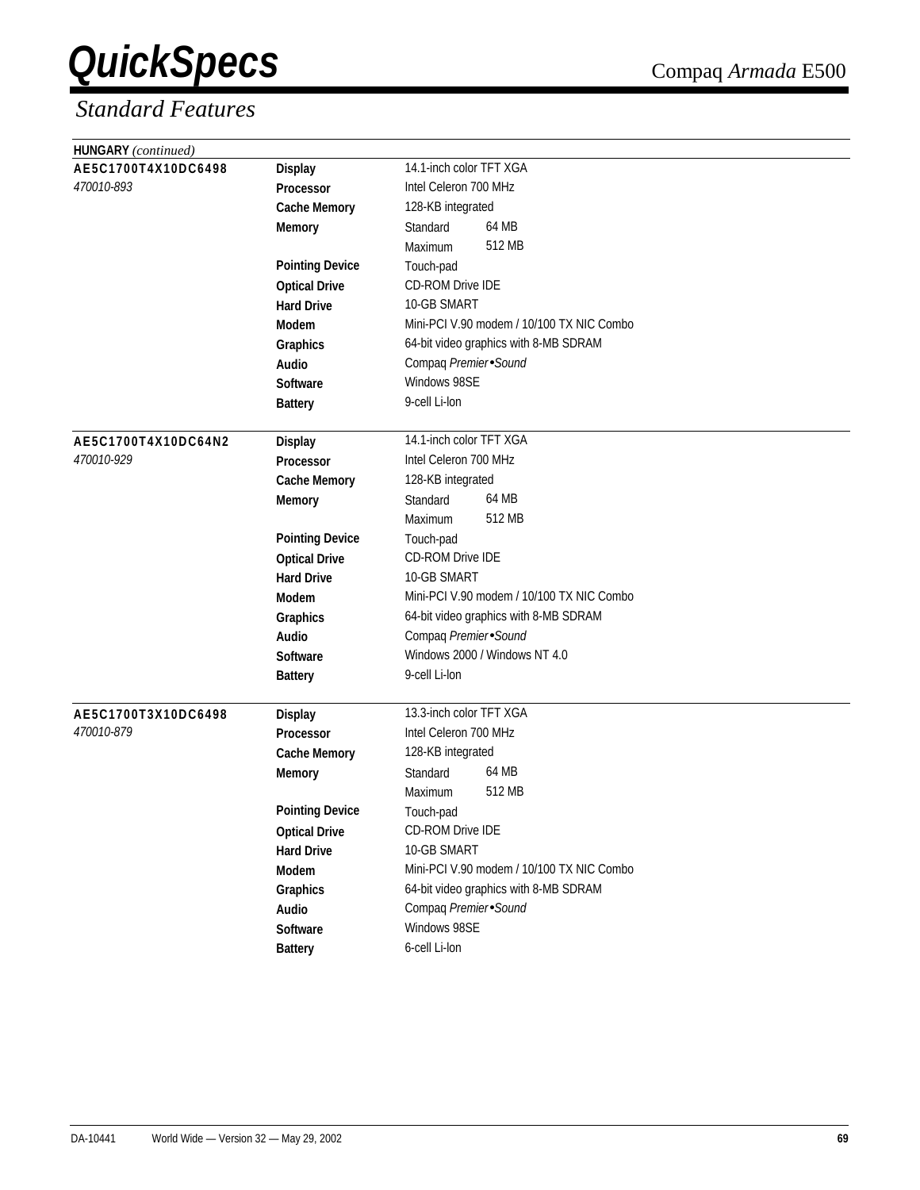## Standard Features

**HUNGARY** *(continued)*

| | | |
|---|---|---|
| **AE5C1700T4X10DC6498** | **Display** | 14.1-inch color TFT XGA |
| *470010-893* | **Processor** | Intel Celeron 700 MHz |
| | **Cache Memory** | 128-KB integrated |
| | **Memory** | Standard 64 MB |
| | | Maximum 512 MB |
| | **Pointing Device** | Touch-pad |
| | **Optical Drive** | CD-ROM Drive IDE |
| | **Hard Drive** | 10-GB SMART |
| | **Modem** | Mini-PCI V.90 modem / 10/100 TX NIC Combo |
| | **Graphics** | 64-bit video graphics with 8-MB SDRAM |
| | **Audio** | Compaq *Premier•Sound* |
| | **Software** | Windows 98SE |
| | **Battery** | 9-cell Li-Ion |

| | | |
|---|---|---|
| **AE5C1700T4X10DC64N2** | **Display** | 14.1-inch color TFT XGA |
| *470010-929* | **Processor** | Intel Celeron 700 MHz |
| | **Cache Memory** | 128-KB integrated |
| | **Memory** | Standard 64 MB |
| | | Maximum 512 MB |
| | **Pointing Device** | Touch-pad |
| | **Optical Drive** | CD-ROM Drive IDE |
| | **Hard Drive** | 10-GB SMART |
| | **Modem** | Mini-PCI V.90 modem / 10/100 TX NIC Combo |
| | **Graphics** | 64-bit video graphics with 8-MB SDRAM |
| | **Audio** | Compaq *Premier•Sound* |
| | **Software** | Windows 2000 / Windows NT 4.0 |
| | **Battery** | 9-cell Li-Ion |

| | | |
|---|---|---|
| **AE5C1700T3X10DC6498** | **Display** | 13.3-inch color TFT XGA |
| *470010-879* | **Processor** | Intel Celeron 700 MHz |
| | **Cache Memory** | 128-KB integrated |
| | **Memory** | Standard 64 MB |
| | | Maximum 512 MB |
| | **Pointing Device** | Touch-pad |
| | **Optical Drive** | CD-ROM Drive IDE |
| | **Hard Drive** | 10-GB SMART |
| | **Modem** | Mini-PCI V.90 modem / 10/100 TX NIC Combo |
| | **Graphics** | 64-bit video graphics with 8-MB SDRAM |
| | **Audio** | Compaq *Premier•Sound* |
| | **Software** | Windows 98SE |
| | **Battery** | 6-cell Li-Ion |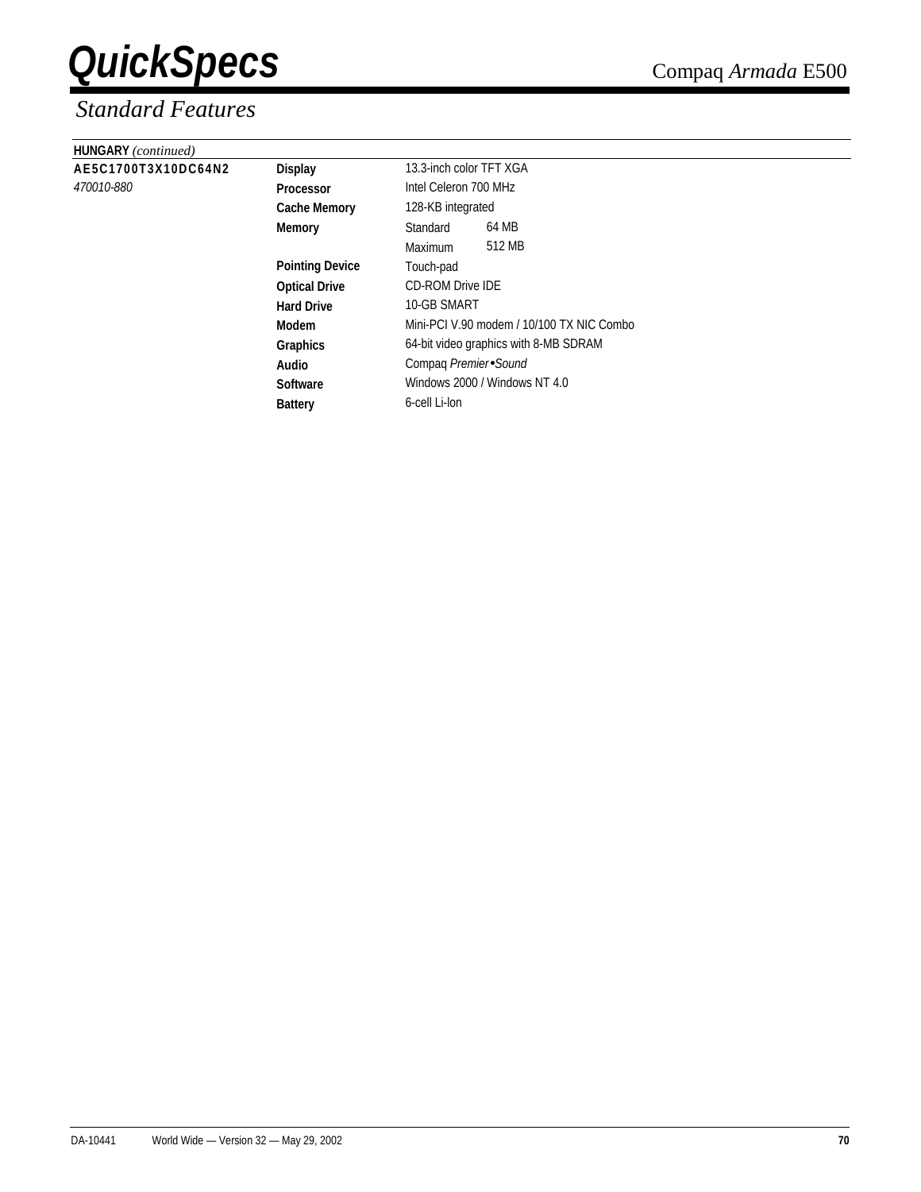## Standard Features

**HUNGARY** *(continued)*

| | | | |
|---|---|---|---|
| **AE5C1700T3X10DC64N2** | **Display** | 13.3-inch color TFT XGA | |
| *470010-880* | **Processor** | Intel Celeron 700 MHz | |
| | **Cache Memory** | 128-KB integrated | |
| | **Memory** | Standard | 64 MB |
| | | Maximum | 512 MB |
| | **Pointing Device** | Touch-pad | |
| | **Optical Drive** | CD-ROM Drive IDE | |
| | **Hard Drive** | 10-GB SMART | |
| | **Modem** | Mini-PCI V.90 modem / 10/100 TX NIC Combo | |
| | **Graphics** | 64-bit video graphics with 8-MB SDRAM | |
| | **Audio** | Compaq *Premier•Sound* | |
| | **Software** | Windows 2000 / Windows NT 4.0 | |
| | **Battery** | 6-cell Li-Ion | |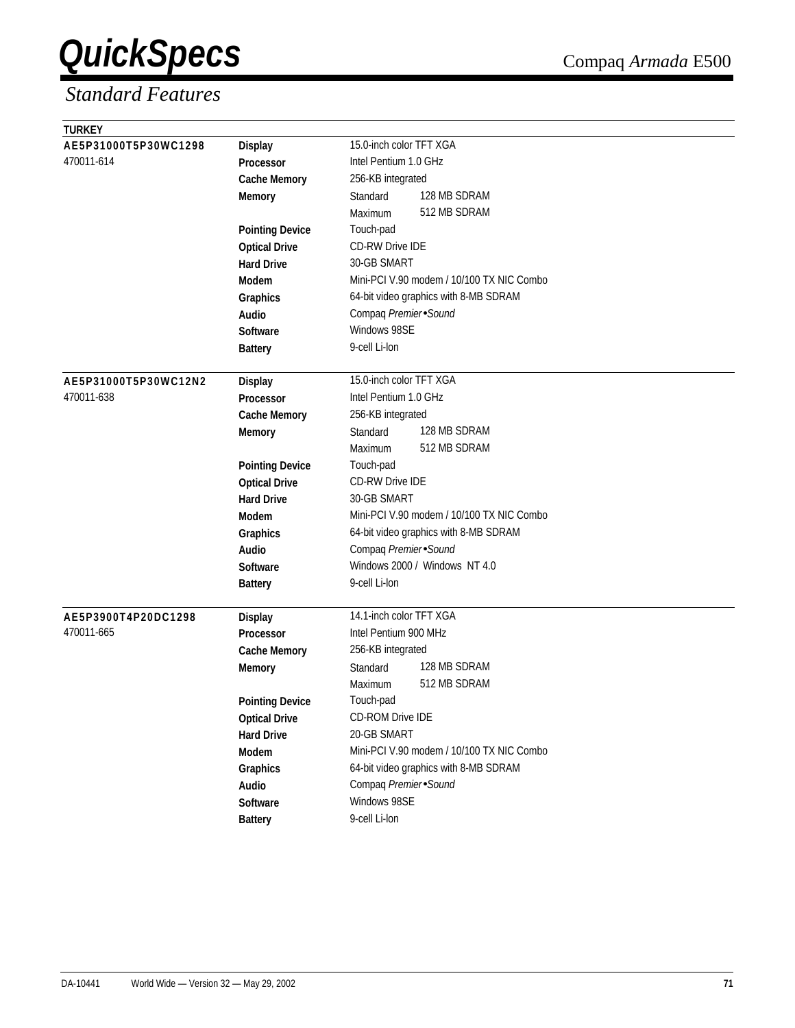# QuickSpecs

Compaq *Armada* E500

## *Standard Features*

**TURKEY**

| Model | Feature | Specification | |
|---|---|---|---|
| **AE5P31000T5P30WC1298** | **Display** | 15.0-inch color TFT XGA | |
| 470011-614 | **Processor** | Intel Pentium 1.0 GHz | |
| | **Cache Memory** | 256-KB integrated | |
| | **Memory** | Standard | 128 MB SDRAM |
| | | Maximum | 512 MB SDRAM |
| | **Pointing Device** | Touch-pad | |
| | **Optical Drive** | CD-RW Drive IDE | |
| | **Hard Drive** | 30-GB SMART | |
| | **Modem** | Mini-PCI V.90 modem / 10/100 TX NIC Combo | |
| | **Graphics** | 64-bit video graphics with 8-MB SDRAM | |
| | **Audio** | Compaq *Premier•Sound* | |
| | **Software** | Windows 98SE | |
| | **Battery** | 9-cell Li-Ion | |
| **AE5P31000T5P30WC12N2** | **Display** | 15.0-inch color TFT XGA | |
| 470011-638 | **Processor** | Intel Pentium 1.0 GHz | |
| | **Cache Memory** | 256-KB integrated | |
| | **Memory** | Standard | 128 MB SDRAM |
| | | Maximum | 512 MB SDRAM |
| | **Pointing Device** | Touch-pad | |
| | **Optical Drive** | CD-RW Drive IDE | |
| | **Hard Drive** | 30-GB SMART | |
| | **Modem** | Mini-PCI V.90 modem / 10/100 TX NIC Combo | |
| | **Graphics** | 64-bit video graphics with 8-MB SDRAM | |
| | **Audio** | Compaq *Premier•Sound* | |
| | **Software** | Windows 2000 / Windows NT 4.0 | |
| | **Battery** | 9-cell Li-Ion | |
| **AE5P3900T4P20DC1298** | **Display** | 14.1-inch color TFT XGA | |
| 470011-665 | **Processor** | Intel Pentium 900 MHz | |
| | **Cache Memory** | 256-KB integrated | |
| | **Memory** | Standard | 128 MB SDRAM |
| | | Maximum | 512 MB SDRAM |
| | **Pointing Device** | Touch-pad | |
| | **Optical Drive** | CD-ROM Drive IDE | |
| | **Hard Drive** | 20-GB SMART | |
| | **Modem** | Mini-PCI V.90 modem / 10/100 TX NIC Combo | |
| | **Graphics** | 64-bit video graphics with 8-MB SDRAM | |
| | **Audio** | Compaq *Premier•Sound* | |
| | **Software** | Windows 98SE | |
| | **Battery** | 9-cell Li-Ion | |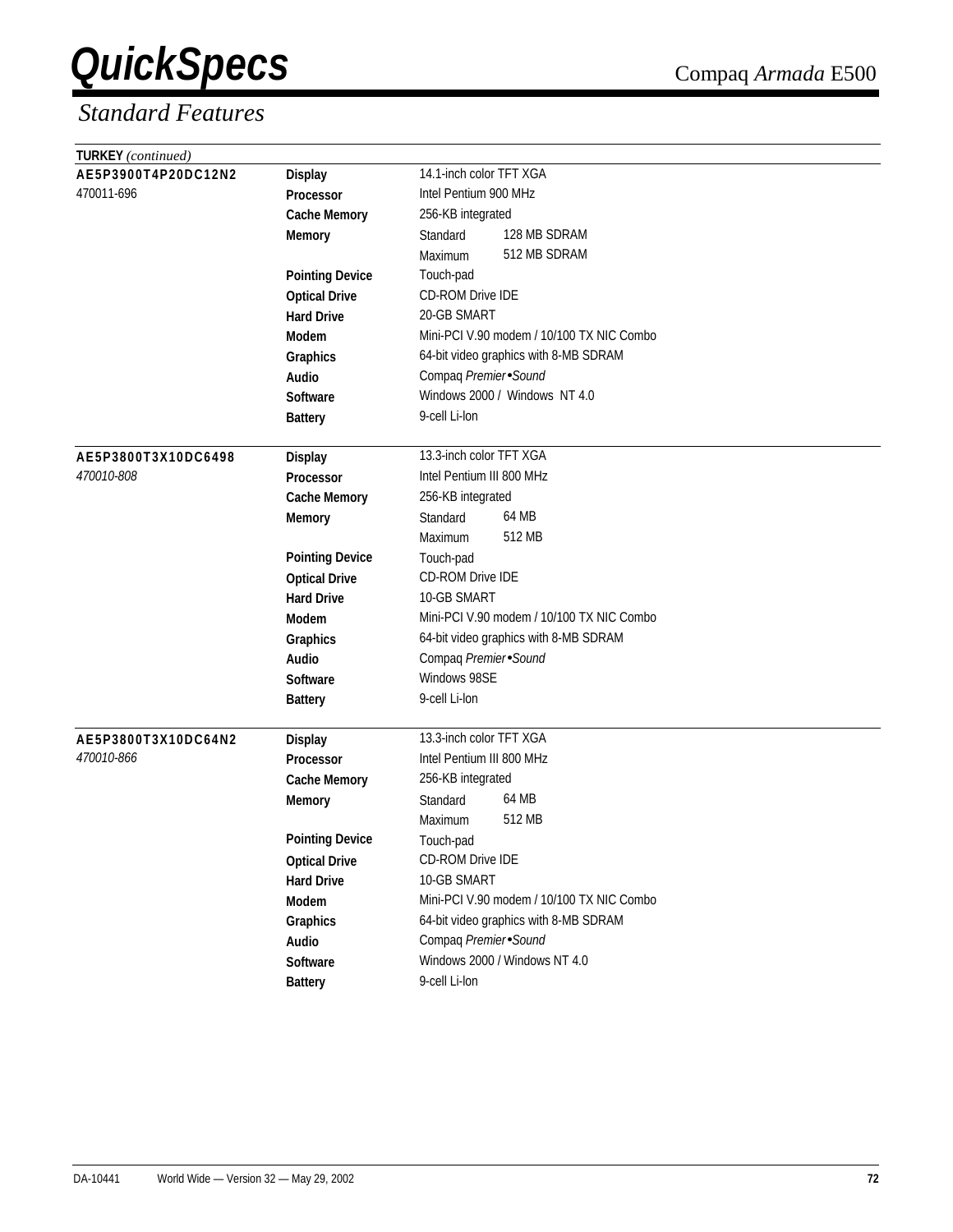## Standard Features

**TURKEY** *(continued)*

| Model | Feature | Specification | |
|---|---|---|---|
| **AE5P3900T4P20DC12N2** | **Display** | 14.1-inch color TFT XGA | |
| 470011-696 | **Processor** | Intel Pentium 900 MHz | |
| | **Cache Memory** | 256-KB integrated | |
| | **Memory** | Standard | 128 MB SDRAM |
| | | Maximum | 512 MB SDRAM |
| | **Pointing Device** | Touch-pad | |
| | **Optical Drive** | CD-ROM Drive IDE | |
| | **Hard Drive** | 20-GB SMART | |
| | **Modem** | Mini-PCI V.90 modem / 10/100 TX NIC Combo | |
| | **Graphics** | 64-bit video graphics with 8-MB SDRAM | |
| | **Audio** | Compaq *Premier•Sound* | |
| | **Software** | Windows 2000 / Windows NT 4.0 | |
| | **Battery** | 9-cell Li-Ion | |
| **AE5P3800T3X10DC6498** | **Display** | 13.3-inch color TFT XGA | |
| *470010-808* | **Processor** | Intel Pentium III 800 MHz | |
| | **Cache Memory** | 256-KB integrated | |
| | **Memory** | Standard | 64 MB |
| | | Maximum | 512 MB |
| | **Pointing Device** | Touch-pad | |
| | **Optical Drive** | CD-ROM Drive IDE | |
| | **Hard Drive** | 10-GB SMART | |
| | **Modem** | Mini-PCI V.90 modem / 10/100 TX NIC Combo | |
| | **Graphics** | 64-bit video graphics with 8-MB SDRAM | |
| | **Audio** | Compaq *Premier•Sound* | |
| | **Software** | Windows 98SE | |
| | **Battery** | 9-cell Li-Ion | |
| **AE5P3800T3X10DC64N2** | **Display** | 13.3-inch color TFT XGA | |
| *470010-866* | **Processor** | Intel Pentium III 800 MHz | |
| | **Cache Memory** | 256-KB integrated | |
| | **Memory** | Standard | 64 MB |
| | | Maximum | 512 MB |
| | **Pointing Device** | Touch-pad | |
| | **Optical Drive** | CD-ROM Drive IDE | |
| | **Hard Drive** | 10-GB SMART | |
| | **Modem** | Mini-PCI V.90 modem / 10/100 TX NIC Combo | |
| | **Graphics** | 64-bit video graphics with 8-MB SDRAM | |
| | **Audio** | Compaq *Premier•Sound* | |
| | **Software** | Windows 2000 / Windows NT 4.0 | |
| | **Battery** | 9-cell Li-Ion | |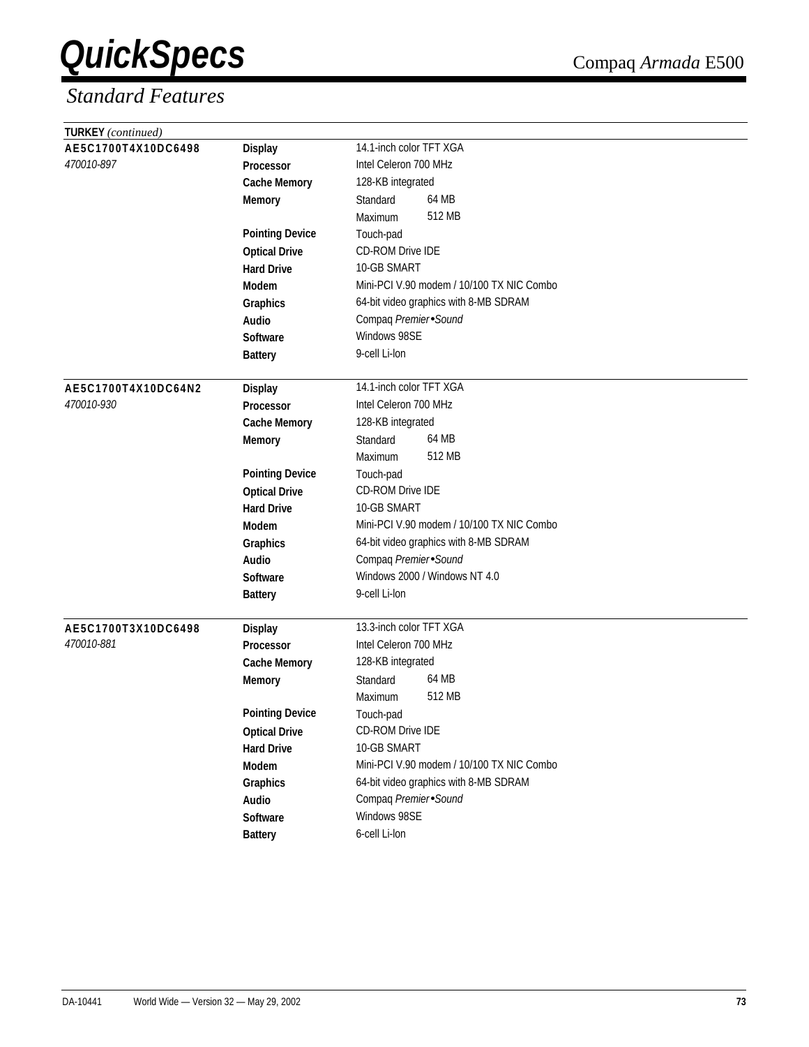## Standard Features

**TURKEY** *(continued)*

| Model | Feature | Specification | |
|---|---|---|---|
| **AE5C1700T4X10DC6498** | **Display** | 14.1-inch color TFT XGA | |
| *470010-897* | **Processor** | Intel Celeron 700 MHz | |
| | **Cache Memory** | 128-KB integrated | |
| | **Memory** | Standard | 64 MB |
| | | Maximum | 512 MB |
| | **Pointing Device** | Touch-pad | |
| | **Optical Drive** | CD-ROM Drive IDE | |
| | **Hard Drive** | 10-GB SMART | |
| | **Modem** | Mini-PCI V.90 modem / 10/100 TX NIC Combo | |
| | **Graphics** | 64-bit video graphics with 8-MB SDRAM | |
| | **Audio** | Compaq *Premier•Sound* | |
| | **Software** | Windows 98SE | |
| | **Battery** | 9-cell Li-Ion | |
| **AE5C1700T4X10DC64N2** | **Display** | 14.1-inch color TFT XGA | |
| *470010-930* | **Processor** | Intel Celeron 700 MHz | |
| | **Cache Memory** | 128-KB integrated | |
| | **Memory** | Standard | 64 MB |
| | | Maximum | 512 MB |
| | **Pointing Device** | Touch-pad | |
| | **Optical Drive** | CD-ROM Drive IDE | |
| | **Hard Drive** | 10-GB SMART | |
| | **Modem** | Mini-PCI V.90 modem / 10/100 TX NIC Combo | |
| | **Graphics** | 64-bit video graphics with 8-MB SDRAM | |
| | **Audio** | Compaq *Premier•Sound* | |
| | **Software** | Windows 2000 / Windows NT 4.0 | |
| | **Battery** | 9-cell Li-Ion | |
| **AE5C1700T3X10DC6498** | **Display** | 13.3-inch color TFT XGA | |
| *470010-881* | **Processor** | Intel Celeron 700 MHz | |
| | **Cache Memory** | 128-KB integrated | |
| | **Memory** | Standard | 64 MB |
| | | Maximum | 512 MB |
| | **Pointing Device** | Touch-pad | |
| | **Optical Drive** | CD-ROM Drive IDE | |
| | **Hard Drive** | 10-GB SMART | |
| | **Modem** | Mini-PCI V.90 modem / 10/100 TX NIC Combo | |
| | **Graphics** | 64-bit video graphics with 8-MB SDRAM | |
| | **Audio** | Compaq *Premier•Sound* | |
| | **Software** | Windows 98SE | |
| | **Battery** | 6-cell Li-Ion | |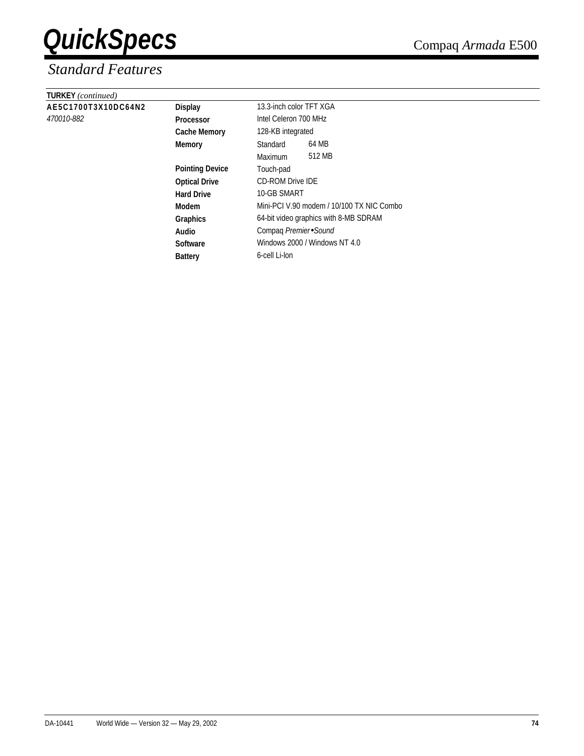## Standard Features

| TURKEY *(continued)* | | | |
|---|---|---|---|
| **AE5C1700T3X10DC64N2** | **Display** | 13.3-inch color TFT XGA | |
| *470010-882* | **Processor** | Intel Celeron 700 MHz | |
| | **Cache Memory** | 128-KB integrated | |
| | **Memory** | Standard | 64 MB |
| | | Maximum | 512 MB |
| | **Pointing Device** | Touch-pad | |
| | **Optical Drive** | CD-ROM Drive IDE | |
| | **Hard Drive** | 10-GB SMART | |
| | **Modem** | Mini-PCI V.90 modem / 10/100 TX NIC Combo | |
| | **Graphics** | 64-bit video graphics with 8-MB SDRAM | |
| | **Audio** | Compaq *Premier•Sound* | |
| | **Software** | Windows 2000 / Windows NT 4.0 | |
| | **Battery** | 6-cell Li-Ion | |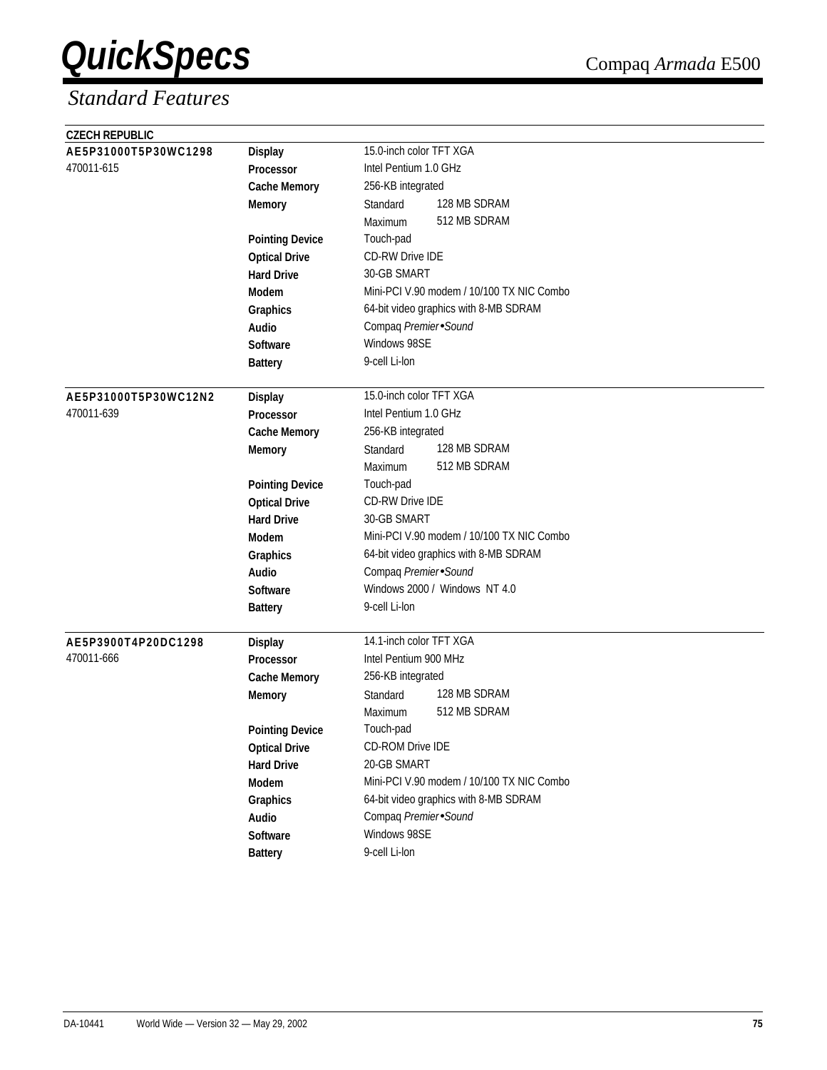# QuickSpecs

Compaq *Armada* E500

## *Standard Features*

**CZECH REPUBLIC**

| Model | Feature | Specification | |
|---|---|---|---|
| **AE5P31000T5P30WC1298** | **Display** | 15.0-inch color TFT XGA | |
| 470011-615 | **Processor** | Intel Pentium 1.0 GHz | |
| | **Cache Memory** | 256-KB integrated | |
| | **Memory** | Standard | 128 MB SDRAM |
| | | Maximum | 512 MB SDRAM |
| | **Pointing Device** | Touch-pad | |
| | **Optical Drive** | CD-RW Drive IDE | |
| | **Hard Drive** | 30-GB SMART | |
| | **Modem** | Mini-PCI V.90 modem / 10/100 TX NIC Combo | |
| | **Graphics** | 64-bit video graphics with 8-MB SDRAM | |
| | **Audio** | Compaq *Premier•Sound* | |
| | **Software** | Windows 98SE | |
| | **Battery** | 9-cell Li-Ion | |
| **AE5P31000T5P30WC12N2** | **Display** | 15.0-inch color TFT XGA | |
| 470011-639 | **Processor** | Intel Pentium 1.0 GHz | |
| | **Cache Memory** | 256-KB integrated | |
| | **Memory** | Standard | 128 MB SDRAM |
| | | Maximum | 512 MB SDRAM |
| | **Pointing Device** | Touch-pad | |
| | **Optical Drive** | CD-RW Drive IDE | |
| | **Hard Drive** | 30-GB SMART | |
| | **Modem** | Mini-PCI V.90 modem / 10/100 TX NIC Combo | |
| | **Graphics** | 64-bit video graphics with 8-MB SDRAM | |
| | **Audio** | Compaq *Premier•Sound* | |
| | **Software** | Windows 2000 / Windows NT 4.0 | |
| | **Battery** | 9-cell Li-Ion | |
| **AE5P3900T4P20DC1298** | **Display** | 14.1-inch color TFT XGA | |
| 470011-666 | **Processor** | Intel Pentium 900 MHz | |
| | **Cache Memory** | 256-KB integrated | |
| | **Memory** | Standard | 128 MB SDRAM |
| | | Maximum | 512 MB SDRAM |
| | **Pointing Device** | Touch-pad | |
| | **Optical Drive** | CD-ROM Drive IDE | |
| | **Hard Drive** | 20-GB SMART | |
| | **Modem** | Mini-PCI V.90 modem / 10/100 TX NIC Combo | |
| | **Graphics** | 64-bit video graphics with 8-MB SDRAM | |
| | **Audio** | Compaq *Premier•Sound* | |
| | **Software** | Windows 98SE | |
| | **Battery** | 9-cell Li-Ion | |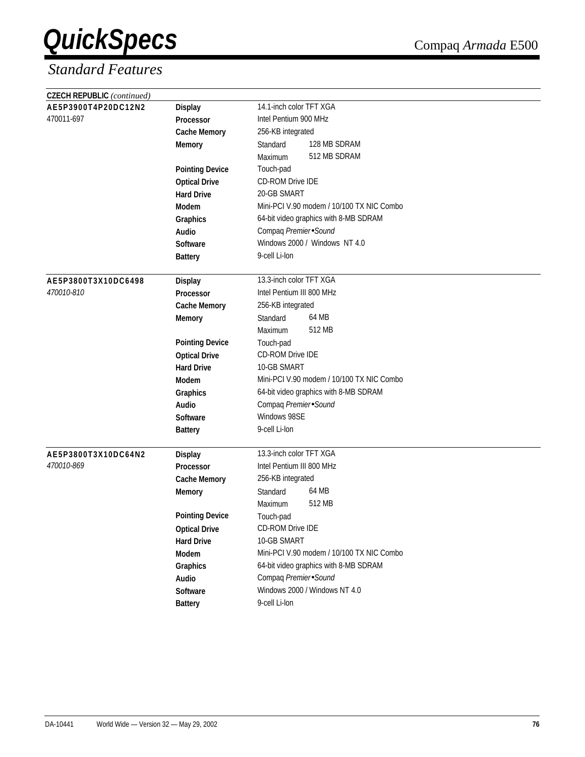# QuickSpecs

Compaq *Armada* E500

## *Standard Features*

**CZECH REPUBLIC** *(continued)*

| | | | |
|---|---|---|---|
| **AE5P3900T4P20DC12N2** | **Display** | 14.1-inch color TFT XGA | |
| 470011-697 | **Processor** | Intel Pentium 900 MHz | |
| | **Cache Memory** | 256-KB integrated | |
| | **Memory** | Standard | 128 MB SDRAM |
| | | Maximum | 512 MB SDRAM |
| | **Pointing Device** | Touch-pad | |
| | **Optical Drive** | CD-ROM Drive IDE | |
| | **Hard Drive** | 20-GB SMART | |
| | **Modem** | Mini-PCI V.90 modem / 10/100 TX NIC Combo | |
| | **Graphics** | 64-bit video graphics with 8-MB SDRAM | |
| | **Audio** | Compaq *Premier•Sound* | |
| | **Software** | Windows 2000 / Windows NT 4.0 | |
| | **Battery** | 9-cell Li-Ion | |
| **AE5P3800T3X10DC6498** | **Display** | 13.3-inch color TFT XGA | |
| *470010-810* | **Processor** | Intel Pentium III 800 MHz | |
| | **Cache Memory** | 256-KB integrated | |
| | **Memory** | Standard | 64 MB |
| | | Maximum | 512 MB |
| | **Pointing Device** | Touch-pad | |
| | **Optical Drive** | CD-ROM Drive IDE | |
| | **Hard Drive** | 10-GB SMART | |
| | **Modem** | Mini-PCI V.90 modem / 10/100 TX NIC Combo | |
| | **Graphics** | 64-bit video graphics with 8-MB SDRAM | |
| | **Audio** | Compaq *Premier•Sound* | |
| | **Software** | Windows 98SE | |
| | **Battery** | 9-cell Li-Ion | |
| **AE5P3800T3X10DC64N2** | **Display** | 13.3-inch color TFT XGA | |
| *470010-869* | **Processor** | Intel Pentium III 800 MHz | |
| | **Cache Memory** | 256-KB integrated | |
| | **Memory** | Standard | 64 MB |
| | | Maximum | 512 MB |
| | **Pointing Device** | Touch-pad | |
| | **Optical Drive** | CD-ROM Drive IDE | |
| | **Hard Drive** | 10-GB SMART | |
| | **Modem** | Mini-PCI V.90 modem / 10/100 TX NIC Combo | |
| | **Graphics** | 64-bit video graphics with 8-MB SDRAM | |
| | **Audio** | Compaq *Premier•Sound* | |
| | **Software** | Windows 2000 / Windows NT 4.0 | |
| | **Battery** | 9-cell Li-Ion | |

DA-10441 World Wide — Version 32 — May 29, 2002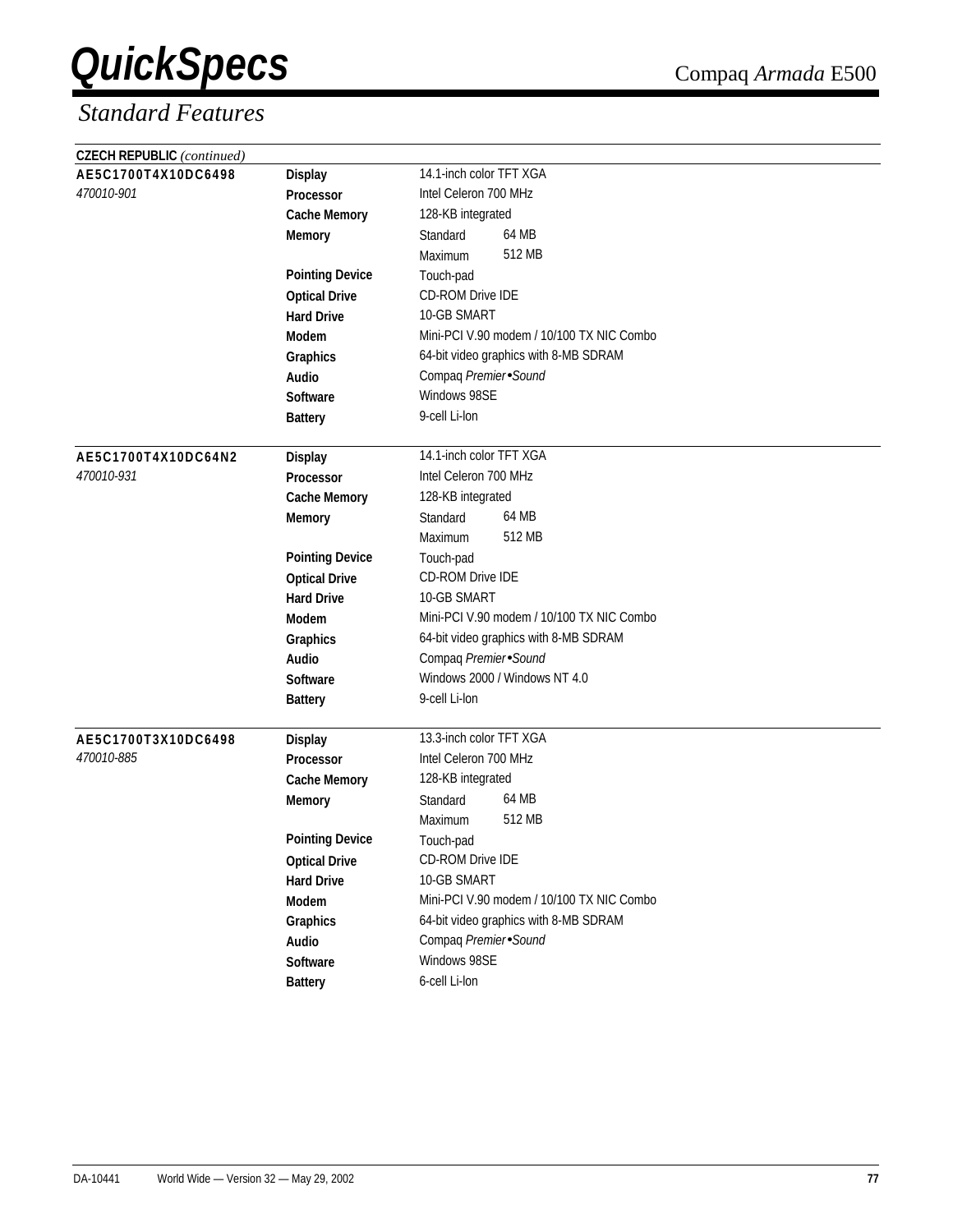## Standard Features

**CZECH REPUBLIC** *(continued)*

| Model | Feature | Specification | |
|---|---|---|---|
| **AE5C1700T4X10DC6498** | **Display** | 14.1-inch color TFT XGA | |
| *470010-901* | **Processor** | Intel Celeron 700 MHz | |
| | **Cache Memory** | 128-KB integrated | |
| | **Memory** | Standard | 64 MB |
| | | Maximum | 512 MB |
| | **Pointing Device** | Touch-pad | |
| | **Optical Drive** | CD-ROM Drive IDE | |
| | **Hard Drive** | 10-GB SMART | |
| | **Modem** | Mini-PCI V.90 modem / 10/100 TX NIC Combo | |
| | **Graphics** | 64-bit video graphics with 8-MB SDRAM | |
| | **Audio** | Compaq *Premier•Sound* | |
| | **Software** | Windows 98SE | |
| | **Battery** | 9-cell Li-Ion | |
| **AE5C1700T4X10DC64N2** | **Display** | 14.1-inch color TFT XGA | |
| *470010-931* | **Processor** | Intel Celeron 700 MHz | |
| | **Cache Memory** | 128-KB integrated | |
| | **Memory** | Standard | 64 MB |
| | | Maximum | 512 MB |
| | **Pointing Device** | Touch-pad | |
| | **Optical Drive** | CD-ROM Drive IDE | |
| | **Hard Drive** | 10-GB SMART | |
| | **Modem** | Mini-PCI V.90 modem / 10/100 TX NIC Combo | |
| | **Graphics** | 64-bit video graphics with 8-MB SDRAM | |
| | **Audio** | Compaq *Premier•Sound* | |
| | **Software** | Windows 2000 / Windows NT 4.0 | |
| | **Battery** | 9-cell Li-Ion | |
| **AE5C1700T3X10DC6498** | **Display** | 13.3-inch color TFT XGA | |
| *470010-885* | **Processor** | Intel Celeron 700 MHz | |
| | **Cache Memory** | 128-KB integrated | |
| | **Memory** | Standard | 64 MB |
| | | Maximum | 512 MB |
| | **Pointing Device** | Touch-pad | |
| | **Optical Drive** | CD-ROM Drive IDE | |
| | **Hard Drive** | 10-GB SMART | |
| | **Modem** | Mini-PCI V.90 modem / 10/100 TX NIC Combo | |
| | **Graphics** | 64-bit video graphics with 8-MB SDRAM | |
| | **Audio** | Compaq *Premier•Sound* | |
| | **Software** | Windows 98SE | |
| | **Battery** | 6-cell Li-Ion | |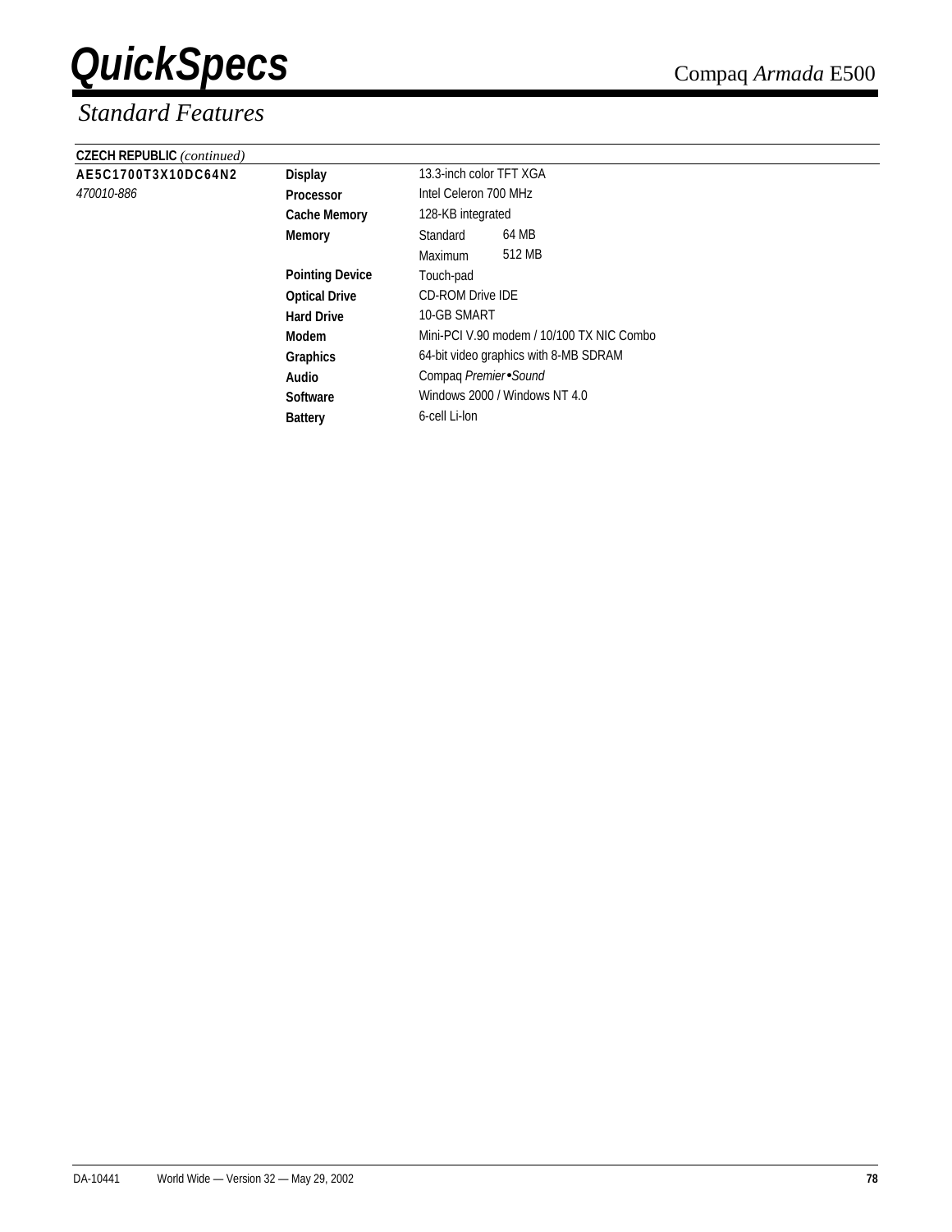## Standard Features

**CZECH REPUBLIC** *(continued)*

| | | | |
|---|---|---|---|
| **AE5C1700T3X10DC64N2** | **Display** | 13.3-inch color TFT XGA | |
| *470010-886* | **Processor** | Intel Celeron 700 MHz | |
| | **Cache Memory** | 128-KB integrated | |
| | **Memory** | Standard | 64 MB |
| | | Maximum | 512 MB |
| | **Pointing Device** | Touch-pad | |
| | **Optical Drive** | CD-ROM Drive IDE | |
| | **Hard Drive** | 10-GB SMART | |
| | **Modem** | Mini-PCI V.90 modem / 10/100 TX NIC Combo | |
| | **Graphics** | 64-bit video graphics with 8-MB SDRAM | |
| | **Audio** | Compaq *Premier•Sound* | |
| | **Software** | Windows 2000 / Windows NT 4.0 | |
| | **Battery** | 6-cell Li-Ion | |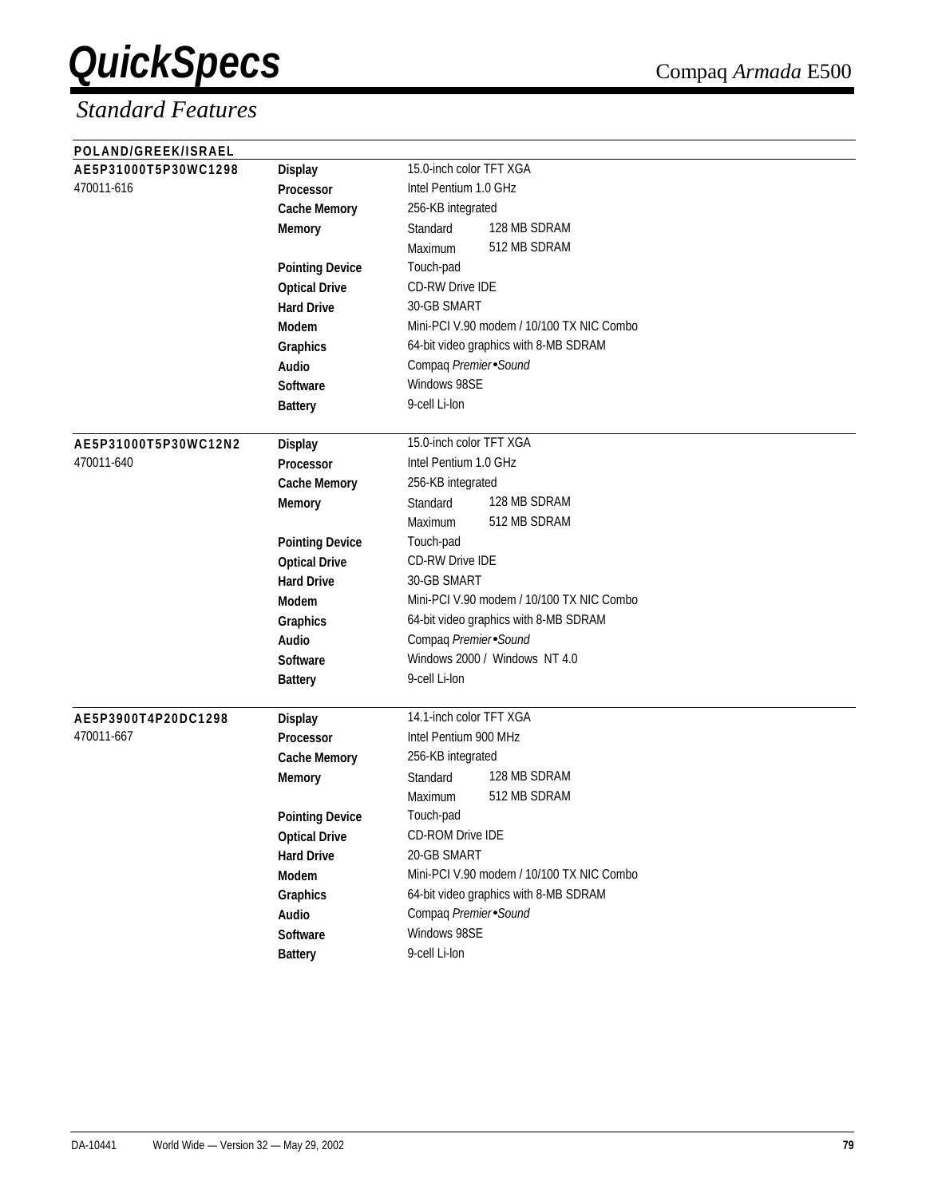## Standard Features

**POLAND/GREEK/ISRAEL**

| Model | Feature | Specification | |
|---|---|---|---|
| **AE5P31000T5P30WC1298** | **Display** | 15.0-inch color TFT XGA | |
| 470011-616 | **Processor** | Intel Pentium 1.0 GHz | |
| | **Cache Memory** | 256-KB integrated | |
| | **Memory** | Standard | 128 MB SDRAM |
| | | Maximum | 512 MB SDRAM |
| | **Pointing Device** | Touch-pad | |
| | **Optical Drive** | CD-RW Drive IDE | |
| | **Hard Drive** | 30-GB SMART | |
| | **Modem** | Mini-PCI V.90 modem / 10/100 TX NIC Combo | |
| | **Graphics** | 64-bit video graphics with 8-MB SDRAM | |
| | **Audio** | Compaq *Premier•Sound* | |
| | **Software** | Windows 98SE | |
| | **Battery** | 9-cell Li-Ion | |
| **AE5P31000T5P30WC12N2** | **Display** | 15.0-inch color TFT XGA | |
| 470011-640 | **Processor** | Intel Pentium 1.0 GHz | |
| | **Cache Memory** | 256-KB integrated | |
| | **Memory** | Standard | 128 MB SDRAM |
| | | Maximum | 512 MB SDRAM |
| | **Pointing Device** | Touch-pad | |
| | **Optical Drive** | CD-RW Drive IDE | |
| | **Hard Drive** | 30-GB SMART | |
| | **Modem** | Mini-PCI V.90 modem / 10/100 TX NIC Combo | |
| | **Graphics** | 64-bit video graphics with 8-MB SDRAM | |
| | **Audio** | Compaq *Premier•Sound* | |
| | **Software** | Windows 2000 / Windows NT 4.0 | |
| | **Battery** | 9-cell Li-Ion | |
| **AE5P3900T4P20DC1298** | **Display** | 14.1-inch color TFT XGA | |
| 470011-667 | **Processor** | Intel Pentium 900 MHz | |
| | **Cache Memory** | 256-KB integrated | |
| | **Memory** | Standard | 128 MB SDRAM |
| | | Maximum | 512 MB SDRAM |
| | **Pointing Device** | Touch-pad | |
| | **Optical Drive** | CD-ROM Drive IDE | |
| | **Hard Drive** | 20-GB SMART | |
| | **Modem** | Mini-PCI V.90 modem / 10/100 TX NIC Combo | |
| | **Graphics** | 64-bit video graphics with 8-MB SDRAM | |
| | **Audio** | Compaq *Premier•Sound* | |
| | **Software** | Windows 98SE | |
| | **Battery** | 9-cell Li-Ion | |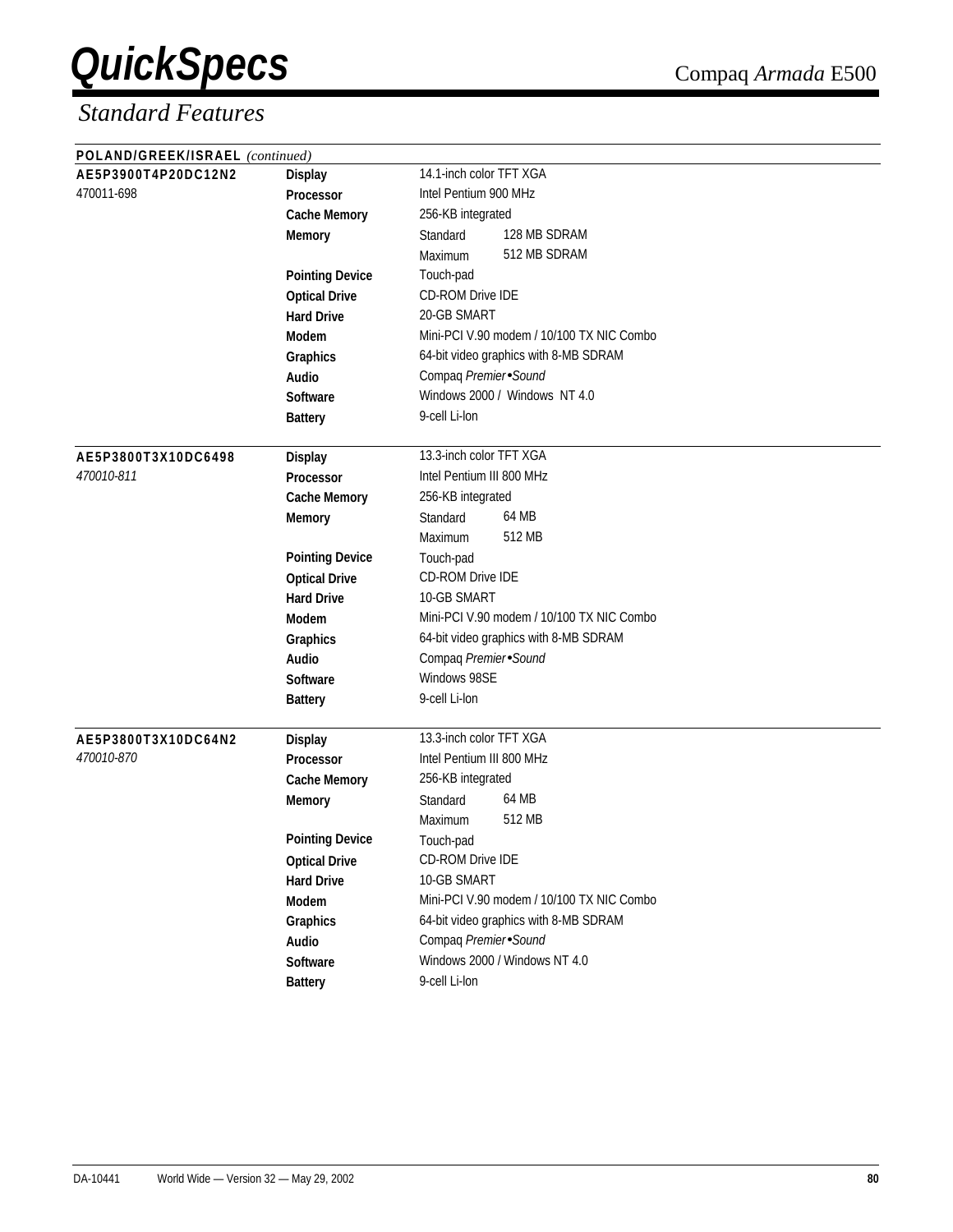## Standard Features

**POLAND/GREEK/ISRAEL** *(continued)*

| Model | Feature | Specification | |
|---|---|---|---|
| **AE5P3900T4P20DC12N2** | **Display** | 14.1-inch color TFT XGA | |
| 470011-698 | **Processor** | Intel Pentium 900 MHz | |
| | **Cache Memory** | 256-KB integrated | |
| | **Memory** | Standard | 128 MB SDRAM |
| | | Maximum | 512 MB SDRAM |
| | **Pointing Device** | Touch-pad | |
| | **Optical Drive** | CD-ROM Drive IDE | |
| | **Hard Drive** | 20-GB SMART | |
| | **Modem** | Mini-PCI V.90 modem / 10/100 TX NIC Combo | |
| | **Graphics** | 64-bit video graphics with 8-MB SDRAM | |
| | **Audio** | Compaq *Premier•Sound* | |
| | **Software** | Windows 2000 / Windows NT 4.0 | |
| | **Battery** | 9-cell Li-Ion | |
| **AE5P3800T3X10DC6498** | **Display** | 13.3-inch color TFT XGA | |
| *470010-811* | **Processor** | Intel Pentium III 800 MHz | |
| | **Cache Memory** | 256-KB integrated | |
| | **Memory** | Standard | 64 MB |
| | | Maximum | 512 MB |
| | **Pointing Device** | Touch-pad | |
| | **Optical Drive** | CD-ROM Drive IDE | |
| | **Hard Drive** | 10-GB SMART | |
| | **Modem** | Mini-PCI V.90 modem / 10/100 TX NIC Combo | |
| | **Graphics** | 64-bit video graphics with 8-MB SDRAM | |
| | **Audio** | Compaq *Premier•Sound* | |
| | **Software** | Windows 98SE | |
| | **Battery** | 9-cell Li-Ion | |
| **AE5P3800T3X10DC64N2** | **Display** | 13.3-inch color TFT XGA | |
| *470010-870* | **Processor** | Intel Pentium III 800 MHz | |
| | **Cache Memory** | 256-KB integrated | |
| | **Memory** | Standard | 64 MB |
| | | Maximum | 512 MB |
| | **Pointing Device** | Touch-pad | |
| | **Optical Drive** | CD-ROM Drive IDE | |
| | **Hard Drive** | 10-GB SMART | |
| | **Modem** | Mini-PCI V.90 modem / 10/100 TX NIC Combo | |
| | **Graphics** | 64-bit video graphics with 8-MB SDRAM | |
| | **Audio** | Compaq *Premier•Sound* | |
| | **Software** | Windows 2000 / Windows NT 4.0 | |
| | **Battery** | 9-cell Li-Ion | |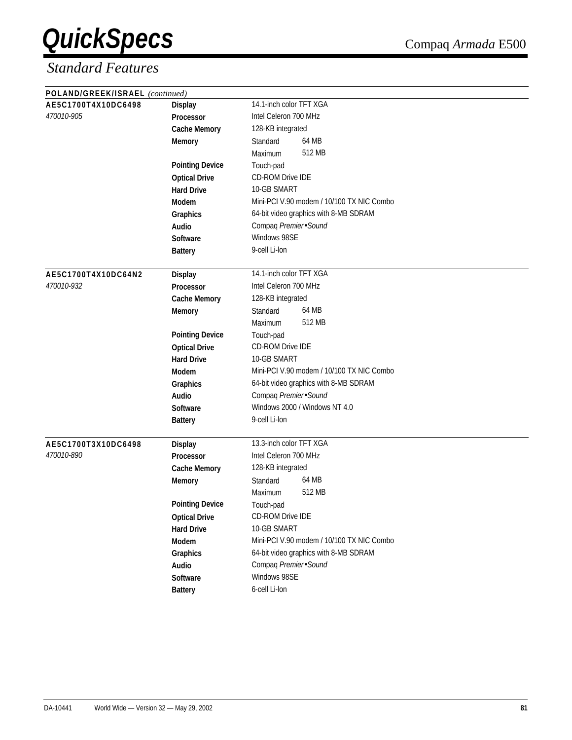## Standard Features

**POLAND/GREEK/ISRAEL** *(continued)*

| Model | Feature | Specification | |
|---|---|---|---|
| **AE5C1700T4X10DC6498** | **Display** | 14.1-inch color TFT XGA | |
| *470010-905* | **Processor** | Intel Celeron 700 MHz | |
| | **Cache Memory** | 128-KB integrated | |
| | **Memory** | Standard | 64 MB |
| | | Maximum | 512 MB |
| | **Pointing Device** | Touch-pad | |
| | **Optical Drive** | CD-ROM Drive IDE | |
| | **Hard Drive** | 10-GB SMART | |
| | **Modem** | Mini-PCI V.90 modem / 10/100 TX NIC Combo | |
| | **Graphics** | 64-bit video graphics with 8-MB SDRAM | |
| | **Audio** | Compaq *Premier•Sound* | |
| | **Software** | Windows 98SE | |
| | **Battery** | 9-cell Li-Ion | |
| **AE5C1700T4X10DC64N2** | **Display** | 14.1-inch color TFT XGA | |
| *470010-932* | **Processor** | Intel Celeron 700 MHz | |
| | **Cache Memory** | 128-KB integrated | |
| | **Memory** | Standard | 64 MB |
| | | Maximum | 512 MB |
| | **Pointing Device** | Touch-pad | |
| | **Optical Drive** | CD-ROM Drive IDE | |
| | **Hard Drive** | 10-GB SMART | |
| | **Modem** | Mini-PCI V.90 modem / 10/100 TX NIC Combo | |
| | **Graphics** | 64-bit video graphics with 8-MB SDRAM | |
| | **Audio** | Compaq *Premier•Sound* | |
| | **Software** | Windows 2000 / Windows NT 4.0 | |
| | **Battery** | 9-cell Li-Ion | |
| **AE5C1700T3X10DC6498** | **Display** | 13.3-inch color TFT XGA | |
| *470010-890* | **Processor** | Intel Celeron 700 MHz | |
| | **Cache Memory** | 128-KB integrated | |
| | **Memory** | Standard | 64 MB |
| | | Maximum | 512 MB |
| | **Pointing Device** | Touch-pad | |
| | **Optical Drive** | CD-ROM Drive IDE | |
| | **Hard Drive** | 10-GB SMART | |
| | **Modem** | Mini-PCI V.90 modem / 10/100 TX NIC Combo | |
| | **Graphics** | 64-bit video graphics with 8-MB SDRAM | |
| | **Audio** | Compaq *Premier•Sound* | |
| | **Software** | Windows 98SE | |
| | **Battery** | 6-cell Li-Ion | |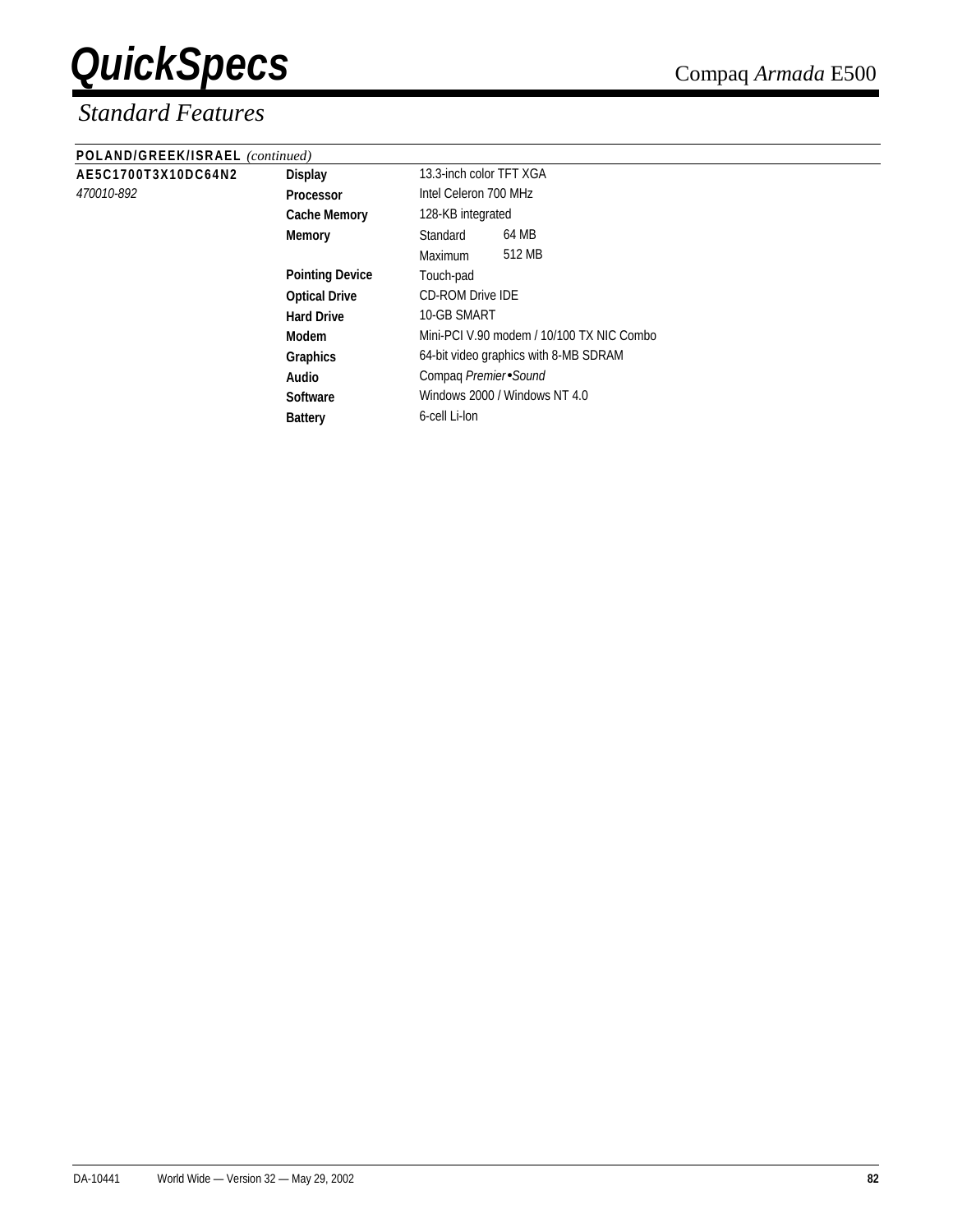## Standard Features

**POLAND/GREEK/ISRAEL** *(continued)*

| | | | |
|---|---|---|---|
| **AE5C1700T3X10DC64N2** | **Display** | 13.3-inch color TFT XGA | |
| *470010-892* | **Processor** | Intel Celeron 700 MHz | |
| | **Cache Memory** | 128-KB integrated | |
| | **Memory** | Standard | 64 MB |
| | | Maximum | 512 MB |
| | **Pointing Device** | Touch-pad | |
| | **Optical Drive** | CD-ROM Drive IDE | |
| | **Hard Drive** | 10-GB SMART | |
| | **Modem** | Mini-PCI V.90 modem / 10/100 TX NIC Combo | |
| | **Graphics** | 64-bit video graphics with 8-MB SDRAM | |
| | **Audio** | Compaq *Premier•Sound* | |
| | **Software** | Windows 2000 / Windows NT 4.0 | |
| | **Battery** | 6-cell Li-Ion | |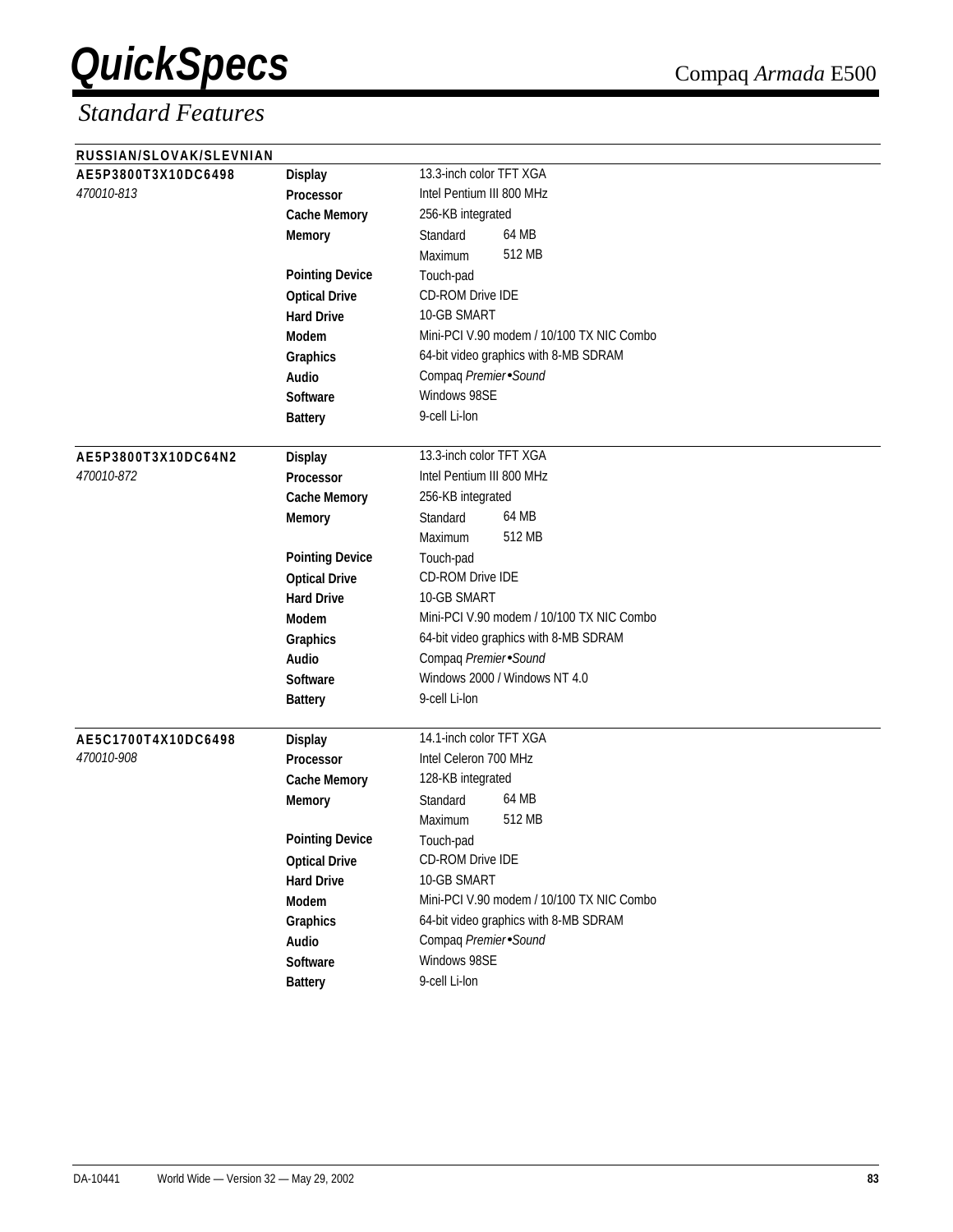## Standard Features

**RUSSIAN/SLOVAK/SLEVNIAN**

| | | |
|---|---|---|
| **AE5P3800T3X10DC6498** | **Display** | 13.3-inch color TFT XGA |
| *470010-813* | **Processor** | Intel Pentium III 800 MHz |
| | **Cache Memory** | 256-KB integrated |
| | **Memory** | Standard 64 MB |
| | | Maximum 512 MB |
| | **Pointing Device** | Touch-pad |
| | **Optical Drive** | CD-ROM Drive IDE |
| | **Hard Drive** | 10-GB SMART |
| | **Modem** | Mini-PCI V.90 modem / 10/100 TX NIC Combo |
| | **Graphics** | 64-bit video graphics with 8-MB SDRAM |
| | **Audio** | Compaq *Premier•Sound* |
| | **Software** | Windows 98SE |
| | **Battery** | 9-cell Li-Ion |

| | | |
|---|---|---|
| **AE5P3800T3X10DC64N2** | **Display** | 13.3-inch color TFT XGA |
| *470010-872* | **Processor** | Intel Pentium III 800 MHz |
| | **Cache Memory** | 256-KB integrated |
| | **Memory** | Standard 64 MB |
| | | Maximum 512 MB |
| | **Pointing Device** | Touch-pad |
| | **Optical Drive** | CD-ROM Drive IDE |
| | **Hard Drive** | 10-GB SMART |
| | **Modem** | Mini-PCI V.90 modem / 10/100 TX NIC Combo |
| | **Graphics** | 64-bit video graphics with 8-MB SDRAM |
| | **Audio** | Compaq *Premier•Sound* |
| | **Software** | Windows 2000 / Windows NT 4.0 |
| | **Battery** | 9-cell Li-Ion |

| | | |
|---|---|---|
| **AE5C1700T4X10DC6498** | **Display** | 14.1-inch color TFT XGA |
| *470010-908* | **Processor** | Intel Celeron 700 MHz |
| | **Cache Memory** | 128-KB integrated |
| | **Memory** | Standard 64 MB |
| | | Maximum 512 MB |
| | **Pointing Device** | Touch-pad |
| | **Optical Drive** | CD-ROM Drive IDE |
| | **Hard Drive** | 10-GB SMART |
| | **Modem** | Mini-PCI V.90 modem / 10/100 TX NIC Combo |
| | **Graphics** | 64-bit video graphics with 8-MB SDRAM |
| | **Audio** | Compaq *Premier•Sound* |
| | **Software** | Windows 98SE |
| | **Battery** | 9-cell Li-Ion |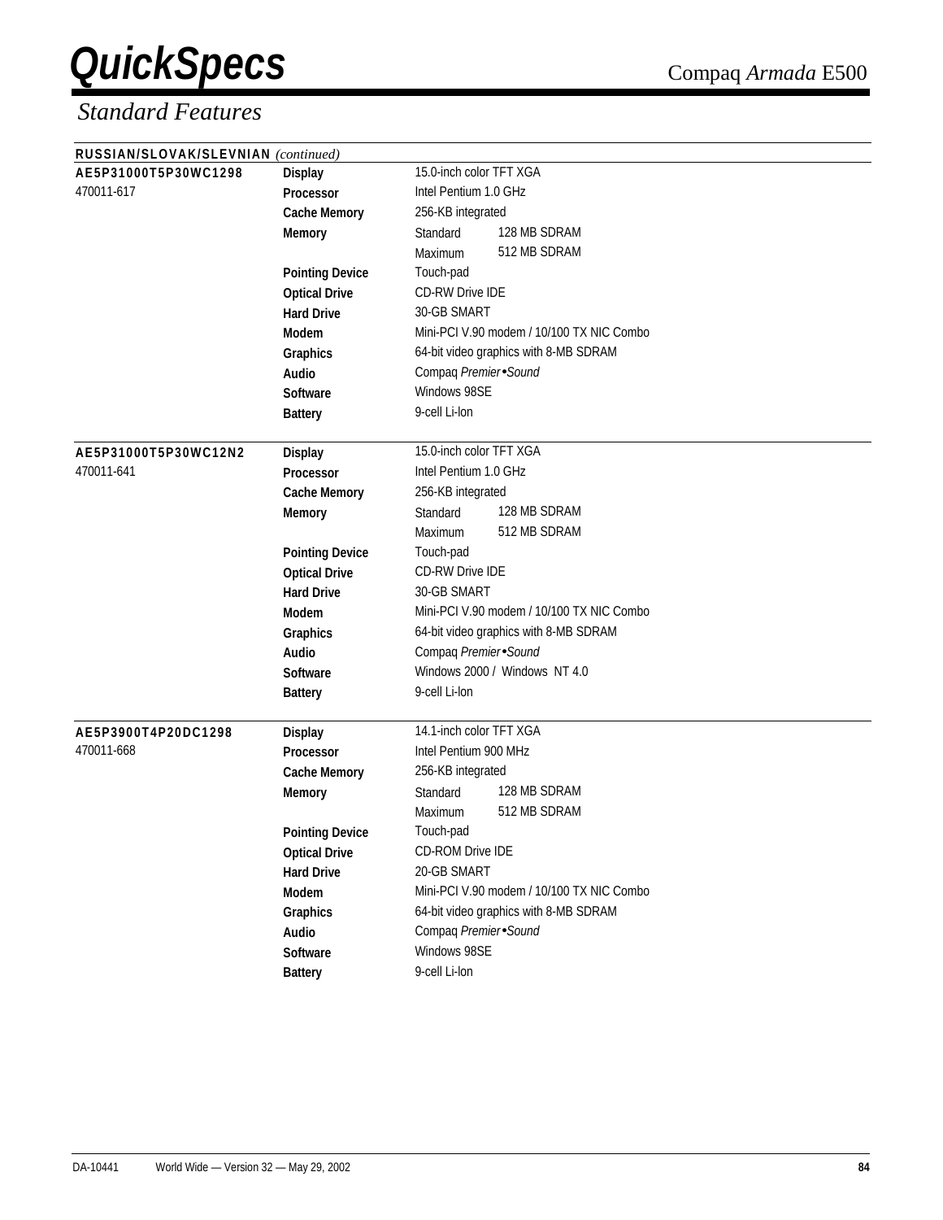## Standard Features

**RUSSIAN/SLOVAK/SLEVNIAN** *(continued)*

| Model | Feature | Specification | |
|---|---|---|---|
| **AE5P31000T5P30WC1298** | **Display** | 15.0-inch color TFT XGA | |
| 470011-617 | **Processor** | Intel Pentium 1.0 GHz | |
| | **Cache Memory** | 256-KB integrated | |
| | **Memory** | Standard | 128 MB SDRAM |
| | | Maximum | 512 MB SDRAM |
| | **Pointing Device** | Touch-pad | |
| | **Optical Drive** | CD-RW Drive IDE | |
| | **Hard Drive** | 30-GB SMART | |
| | **Modem** | Mini-PCI V.90 modem / 10/100 TX NIC Combo | |
| | **Graphics** | 64-bit video graphics with 8-MB SDRAM | |
| | **Audio** | Compaq *Premier•Sound* | |
| | **Software** | Windows 98SE | |
| | **Battery** | 9-cell Li-Ion | |
| **AE5P31000T5P30WC12N2** | **Display** | 15.0-inch color TFT XGA | |
| 470011-641 | **Processor** | Intel Pentium 1.0 GHz | |
| | **Cache Memory** | 256-KB integrated | |
| | **Memory** | Standard | 128 MB SDRAM |
| | | Maximum | 512 MB SDRAM |
| | **Pointing Device** | Touch-pad | |
| | **Optical Drive** | CD-RW Drive IDE | |
| | **Hard Drive** | 30-GB SMART | |
| | **Modem** | Mini-PCI V.90 modem / 10/100 TX NIC Combo | |
| | **Graphics** | 64-bit video graphics with 8-MB SDRAM | |
| | **Audio** | Compaq *Premier•Sound* | |
| | **Software** | Windows 2000 / Windows NT 4.0 | |
| | **Battery** | 9-cell Li-Ion | |
| **AE5P3900T4P20DC1298** | **Display** | 14.1-inch color TFT XGA | |
| 470011-668 | **Processor** | Intel Pentium 900 MHz | |
| | **Cache Memory** | 256-KB integrated | |
| | **Memory** | Standard | 128 MB SDRAM |
| | | Maximum | 512 MB SDRAM |
| | **Pointing Device** | Touch-pad | |
| | **Optical Drive** | CD-ROM Drive IDE | |
| | **Hard Drive** | 20-GB SMART | |
| | **Modem** | Mini-PCI V.90 modem / 10/100 TX NIC Combo | |
| | **Graphics** | 64-bit video graphics with 8-MB SDRAM | |
| | **Audio** | Compaq *Premier•Sound* | |
| | **Software** | Windows 98SE | |
| | **Battery** | 9-cell Li-Ion | |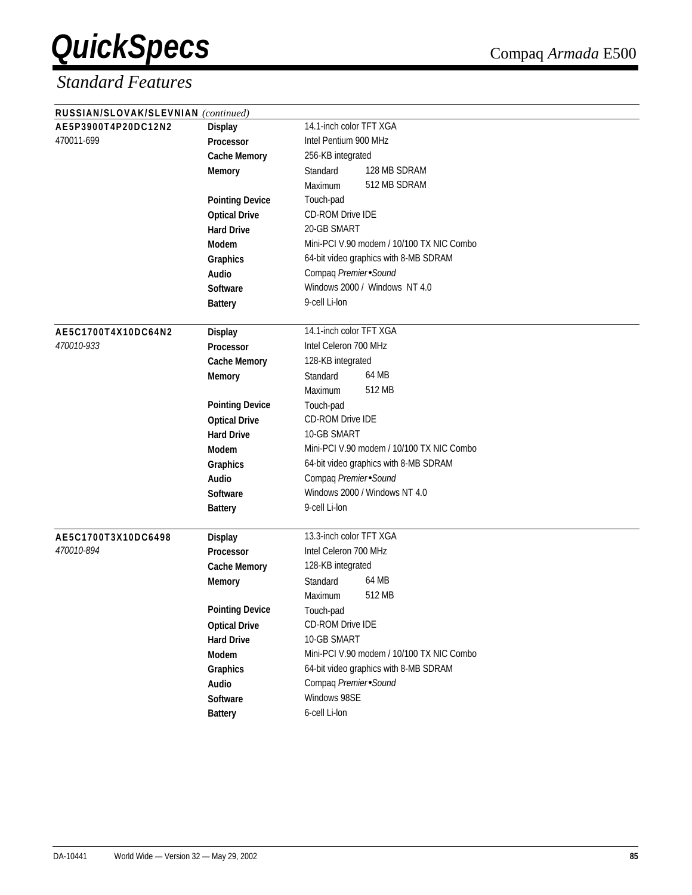# QuickSpecs

Compaq *Armada* E500

## *Standard Features*

**RUSSIAN/SLOVAK/SLEVNIAN** *(continued)*

| | | | |
|---|---|---|---|
| **AE5P3900T4P20DC12N2** | **Display** | 14.1-inch color TFT XGA | |
| 470011-699 | **Processor** | Intel Pentium 900 MHz | |
| | **Cache Memory** | 256-KB integrated | |
| | **Memory** | Standard | 128 MB SDRAM |
| | | Maximum | 512 MB SDRAM |
| | **Pointing Device** | Touch-pad | |
| | **Optical Drive** | CD-ROM Drive IDE | |
| | **Hard Drive** | 20-GB SMART | |
| | **Modem** | Mini-PCI V.90 modem / 10/100 TX NIC Combo | |
| | **Graphics** | 64-bit video graphics with 8-MB SDRAM | |
| | **Audio** | Compaq *Premier•Sound* | |
| | **Software** | Windows 2000 / Windows NT 4.0 | |
| | **Battery** | 9-cell Li-Ion | |
| **AE5C1700T4X10DC64N2** | **Display** | 14.1-inch color TFT XGA | |
| *470010-933* | **Processor** | Intel Celeron 700 MHz | |
| | **Cache Memory** | 128-KB integrated | |
| | **Memory** | Standard | 64 MB |
| | | Maximum | 512 MB |
| | **Pointing Device** | Touch-pad | |
| | **Optical Drive** | CD-ROM Drive IDE | |
| | **Hard Drive** | 10-GB SMART | |
| | **Modem** | Mini-PCI V.90 modem / 10/100 TX NIC Combo | |
| | **Graphics** | 64-bit video graphics with 8-MB SDRAM | |
| | **Audio** | Compaq *Premier•Sound* | |
| | **Software** | Windows 2000 / Windows NT 4.0 | |
| | **Battery** | 9-cell Li-Ion | |
| **AE5C1700T3X10DC6498** | **Display** | 13.3-inch color TFT XGA | |
| *470010-894* | **Processor** | Intel Celeron 700 MHz | |
| | **Cache Memory** | 128-KB integrated | |
| | **Memory** | Standard | 64 MB |
| | | Maximum | 512 MB |
| | **Pointing Device** | Touch-pad | |
| | **Optical Drive** | CD-ROM Drive IDE | |
| | **Hard Drive** | 10-GB SMART | |
| | **Modem** | Mini-PCI V.90 modem / 10/100 TX NIC Combo | |
| | **Graphics** | 64-bit video graphics with 8-MB SDRAM | |
| | **Audio** | Compaq *Premier•Sound* | |
| | **Software** | Windows 98SE | |
| | **Battery** | 6-cell Li-Ion | |

DA-10441 World Wide — Version 32 — May 29, 2002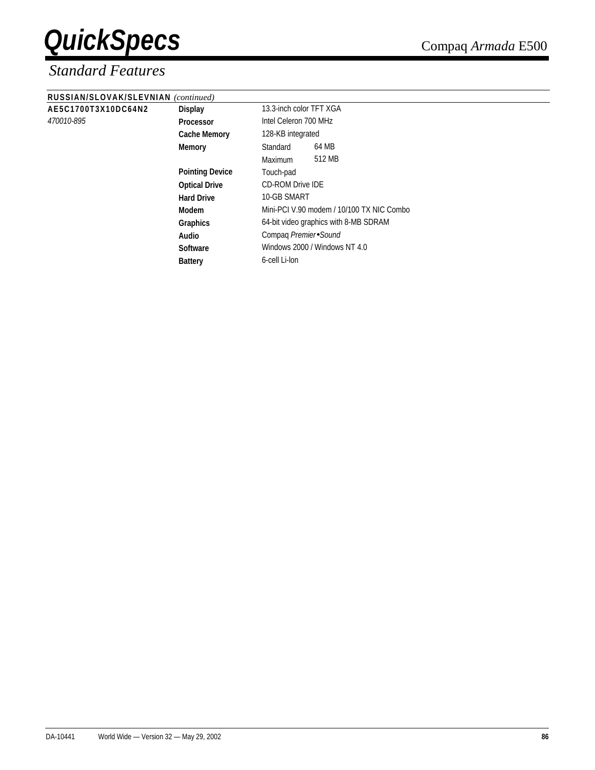## Standard Features

**RUSSIAN/SLOVAK/SLEVNIAN** *(continued)*

| | | | |
|---|---|---|---|
| **AE5C1700T3X10DC64N2** *470010-895* | **Display** | 13.3-inch color TFT XGA | |
| | **Processor** | Intel Celeron 700 MHz | |
| | **Cache Memory** | 128-KB integrated | |
| | **Memory** | Standard | 64 MB |
| | | Maximum | 512 MB |
| | **Pointing Device** | Touch-pad | |
| | **Optical Drive** | CD-ROM Drive IDE | |
| | **Hard Drive** | 10-GB SMART | |
| | **Modem** | Mini-PCI V.90 modem / 10/100 TX NIC Combo | |
| | **Graphics** | 64-bit video graphics with 8-MB SDRAM | |
| | **Audio** | Compaq *Premier•Sound* | |
| | **Software** | Windows 2000 / Windows NT 4.0 | |
| | **Battery** | 6-cell Li-Ion | |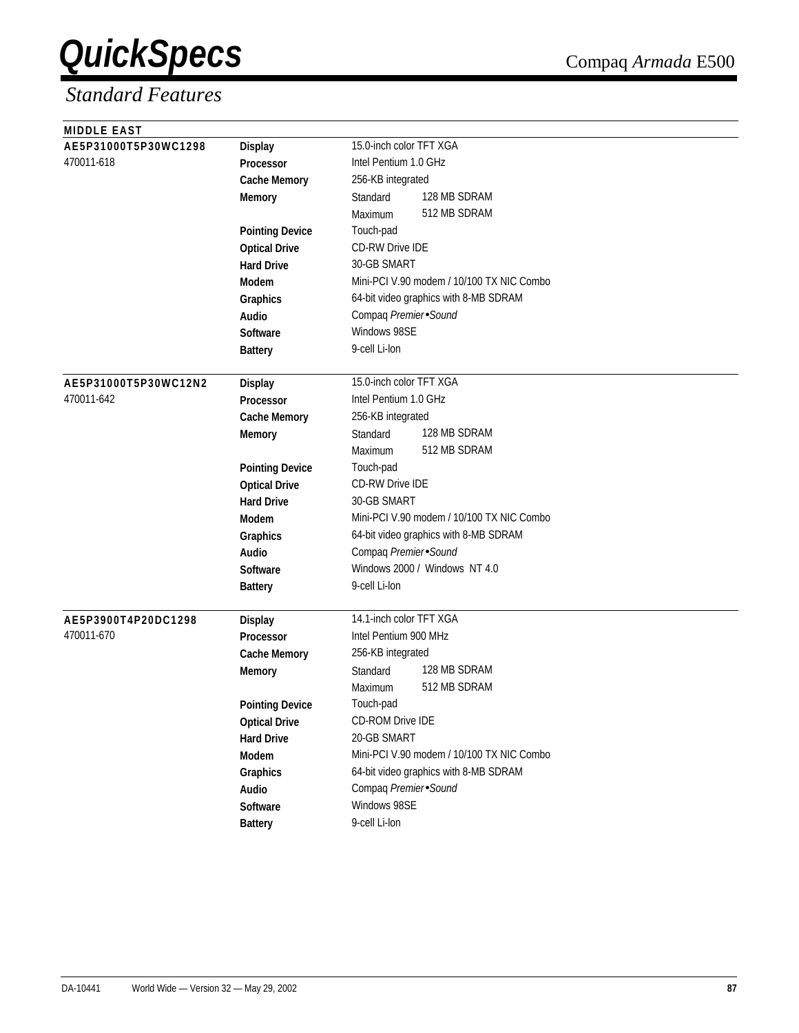# QuickSpecs

Compaq *Armada* E500

## *Standard Features*

**MIDDLE EAST**

| Model | Feature | Specification | |
|---|---|---|---|
| **AE5P31000T5P30WC1298** | **Display** | 15.0-inch color TFT XGA | |
| 470011-618 | **Processor** | Intel Pentium 1.0 GHz | |
| | **Cache Memory** | 256-KB integrated | |
| | **Memory** | Standard | 128 MB SDRAM |
| | | Maximum | 512 MB SDRAM |
| | **Pointing Device** | Touch-pad | |
| | **Optical Drive** | CD-RW Drive IDE | |
| | **Hard Drive** | 30-GB SMART | |
| | **Modem** | Mini-PCI V.90 modem / 10/100 TX NIC Combo | |
| | **Graphics** | 64-bit video graphics with 8-MB SDRAM | |
| | **Audio** | Compaq *Premier•Sound* | |
| | **Software** | Windows 98SE | |
| | **Battery** | 9-cell Li-Ion | |
| **AE5P31000T5P30WC12N2** | **Display** | 15.0-inch color TFT XGA | |
| 470011-642 | **Processor** | Intel Pentium 1.0 GHz | |
| | **Cache Memory** | 256-KB integrated | |
| | **Memory** | Standard | 128 MB SDRAM |
| | | Maximum | 512 MB SDRAM |
| | **Pointing Device** | Touch-pad | |
| | **Optical Drive** | CD-RW Drive IDE | |
| | **Hard Drive** | 30-GB SMART | |
| | **Modem** | Mini-PCI V.90 modem / 10/100 TX NIC Combo | |
| | **Graphics** | 64-bit video graphics with 8-MB SDRAM | |
| | **Audio** | Compaq *Premier•Sound* | |
| | **Software** | Windows 2000 / Windows NT 4.0 | |
| | **Battery** | 9-cell Li-Ion | |
| **AE5P3900T4P20DC1298** | **Display** | 14.1-inch color TFT XGA | |
| 470011-670 | **Processor** | Intel Pentium 900 MHz | |
| | **Cache Memory** | 256-KB integrated | |
| | **Memory** | Standard | 128 MB SDRAM |
| | | Maximum | 512 MB SDRAM |
| | **Pointing Device** | Touch-pad | |
| | **Optical Drive** | CD-ROM Drive IDE | |
| | **Hard Drive** | 20-GB SMART | |
| | **Modem** | Mini-PCI V.90 modem / 10/100 TX NIC Combo | |
| | **Graphics** | 64-bit video graphics with 8-MB SDRAM | |
| | **Audio** | Compaq *Premier•Sound* | |
| | **Software** | Windows 98SE | |
| | **Battery** | 9-cell Li-Ion | |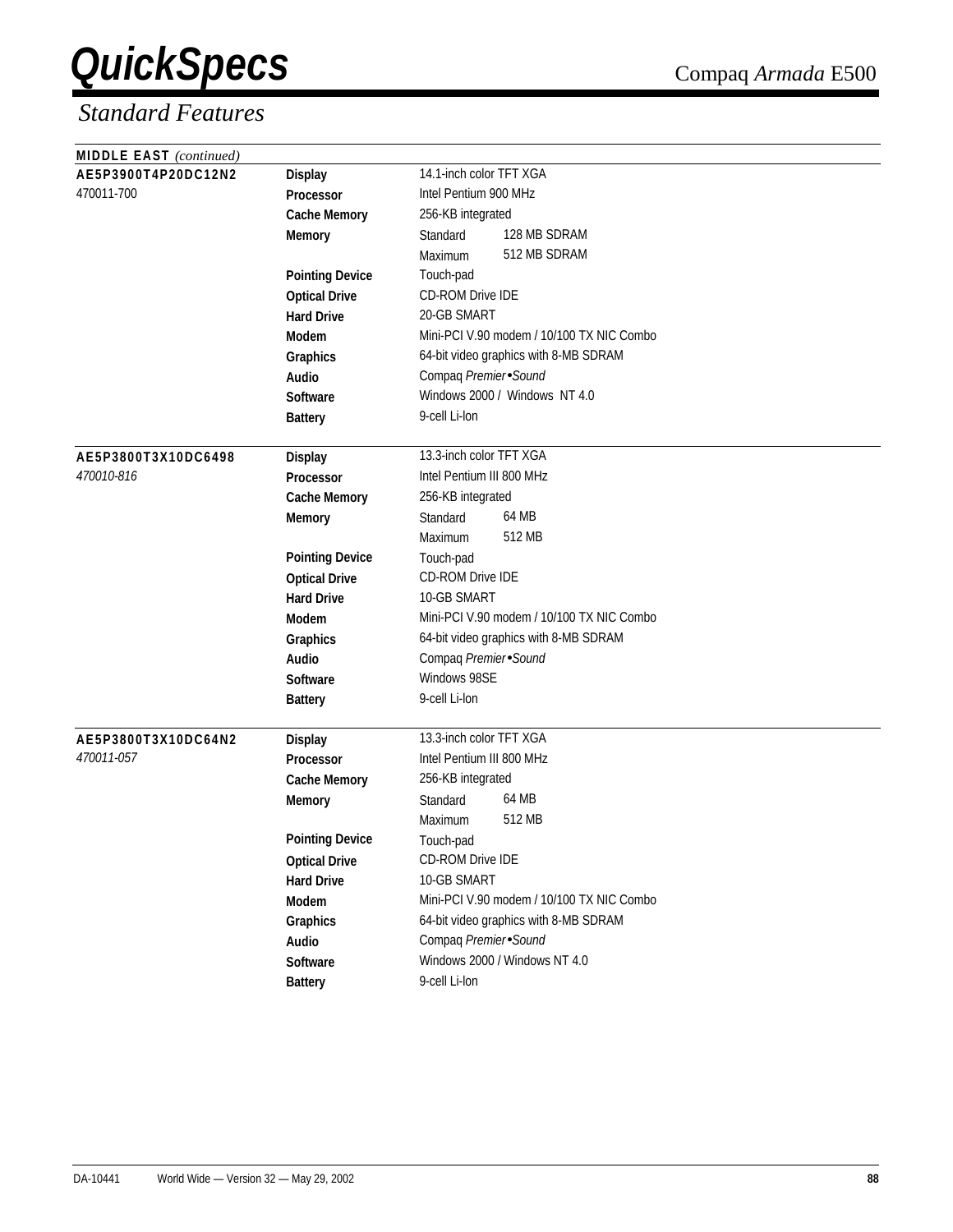## Standard Features

**MIDDLE EAST** *(continued)*

| Model | Feature | Specification | |
|---|---|---|---|
| **AE5P3900T4P20DC12N2** | **Display** | 14.1-inch color TFT XGA | |
| 470011-700 | **Processor** | Intel Pentium 900 MHz | |
| | **Cache Memory** | 256-KB integrated | |
| | **Memory** | Standard | 128 MB SDRAM |
| | | Maximum | 512 MB SDRAM |
| | **Pointing Device** | Touch-pad | |
| | **Optical Drive** | CD-ROM Drive IDE | |
| | **Hard Drive** | 20-GB SMART | |
| | **Modem** | Mini-PCI V.90 modem / 10/100 TX NIC Combo | |
| | **Graphics** | 64-bit video graphics with 8-MB SDRAM | |
| | **Audio** | Compaq *Premier•Sound* | |
| | **Software** | Windows 2000 / Windows NT 4.0 | |
| | **Battery** | 9-cell Li-Ion | |
| **AE5P3800T3X10DC6498** | **Display** | 13.3-inch color TFT XGA | |
| *470010-816* | **Processor** | Intel Pentium III 800 MHz | |
| | **Cache Memory** | 256-KB integrated | |
| | **Memory** | Standard | 64 MB |
| | | Maximum | 512 MB |
| | **Pointing Device** | Touch-pad | |
| | **Optical Drive** | CD-ROM Drive IDE | |
| | **Hard Drive** | 10-GB SMART | |
| | **Modem** | Mini-PCI V.90 modem / 10/100 TX NIC Combo | |
| | **Graphics** | 64-bit video graphics with 8-MB SDRAM | |
| | **Audio** | Compaq *Premier•Sound* | |
| | **Software** | Windows 98SE | |
| | **Battery** | 9-cell Li-Ion | |
| **AE5P3800T3X10DC64N2** | **Display** | 13.3-inch color TFT XGA | |
| *470011-057* | **Processor** | Intel Pentium III 800 MHz | |
| | **Cache Memory** | 256-KB integrated | |
| | **Memory** | Standard | 64 MB |
| | | Maximum | 512 MB |
| | **Pointing Device** | Touch-pad | |
| | **Optical Drive** | CD-ROM Drive IDE | |
| | **Hard Drive** | 10-GB SMART | |
| | **Modem** | Mini-PCI V.90 modem / 10/100 TX NIC Combo | |
| | **Graphics** | 64-bit video graphics with 8-MB SDRAM | |
| | **Audio** | Compaq *Premier•Sound* | |
| | **Software** | Windows 2000 / Windows NT 4.0 | |
| | **Battery** | 9-cell Li-Ion | |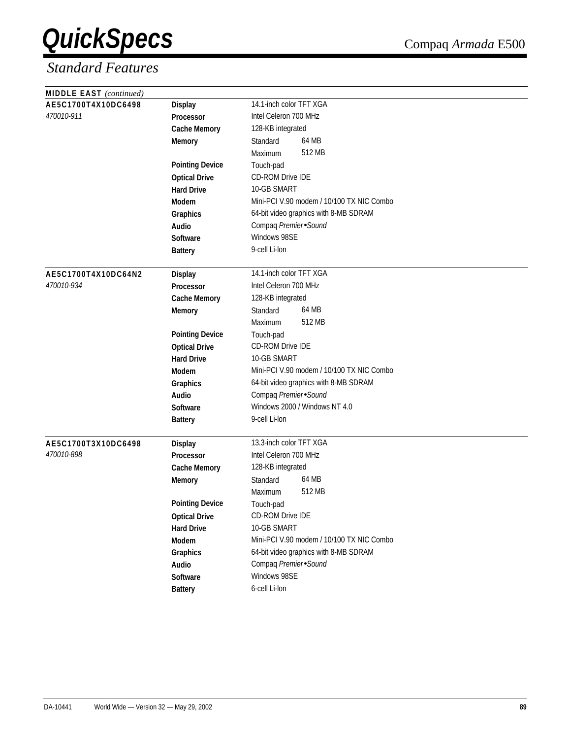## Standard Features

**MIDDLE EAST** *(continued)*

| | | |
|---|---|---|
| **AE5C1700T4X10DC6498** | **Display** | 14.1-inch color TFT XGA |
| *470010-911* | **Processor** | Intel Celeron 700 MHz |
| | **Cache Memory** | 128-KB integrated |
| | **Memory** | Standard 64 MB |
| | | Maximum 512 MB |
| | **Pointing Device** | Touch-pad |
| | **Optical Drive** | CD-ROM Drive IDE |
| | **Hard Drive** | 10-GB SMART |
| | **Modem** | Mini-PCI V.90 modem / 10/100 TX NIC Combo |
| | **Graphics** | 64-bit video graphics with 8-MB SDRAM |
| | **Audio** | Compaq *Premier•Sound* |
| | **Software** | Windows 98SE |
| | **Battery** | 9-cell Li-Ion |
| **AE5C1700T4X10DC64N2** | **Display** | 14.1-inch color TFT XGA |
| *470010-934* | **Processor** | Intel Celeron 700 MHz |
| | **Cache Memory** | 128-KB integrated |
| | **Memory** | Standard 64 MB |
| | | Maximum 512 MB |
| | **Pointing Device** | Touch-pad |
| | **Optical Drive** | CD-ROM Drive IDE |
| | **Hard Drive** | 10-GB SMART |
| | **Modem** | Mini-PCI V.90 modem / 10/100 TX NIC Combo |
| | **Graphics** | 64-bit video graphics with 8-MB SDRAM |
| | **Audio** | Compaq *Premier•Sound* |
| | **Software** | Windows 2000 / Windows NT 4.0 |
| | **Battery** | 9-cell Li-Ion |
| **AE5C1700T3X10DC6498** | **Display** | 13.3-inch color TFT XGA |
| *470010-898* | **Processor** | Intel Celeron 700 MHz |
| | **Cache Memory** | 128-KB integrated |
| | **Memory** | Standard 64 MB |
| | | Maximum 512 MB |
| | **Pointing Device** | Touch-pad |
| | **Optical Drive** | CD-ROM Drive IDE |
| | **Hard Drive** | 10-GB SMART |
| | **Modem** | Mini-PCI V.90 modem / 10/100 TX NIC Combo |
| | **Graphics** | 64-bit video graphics with 8-MB SDRAM |
| | **Audio** | Compaq *Premier•Sound* |
| | **Software** | Windows 98SE |
| | **Battery** | 6-cell Li-Ion |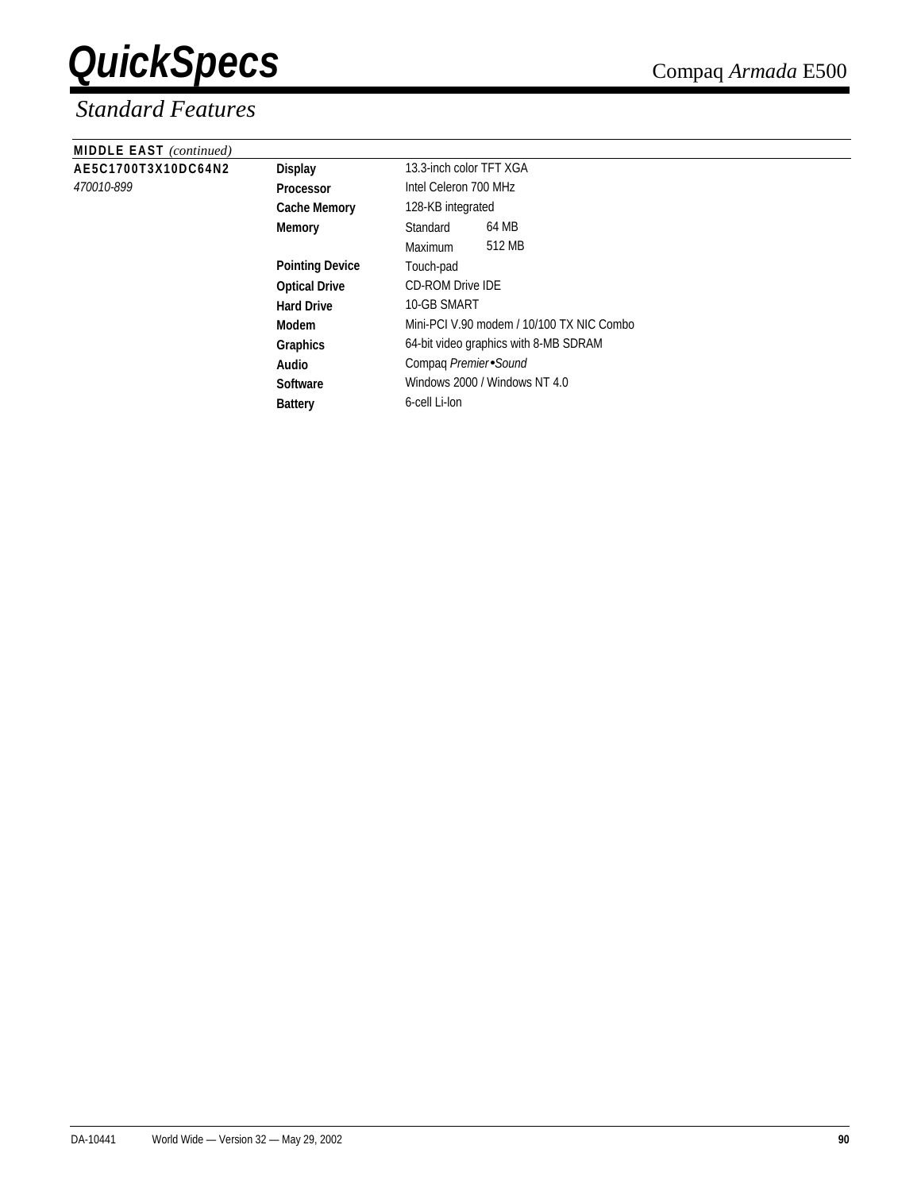## Standard Features

**MIDDLE EAST** *(continued)*

| | | | |
|---|---|---|---|
| **AE5C1700T3X10DC64N2** | **Display** | 13.3-inch color TFT XGA | |
| *470010-899* | **Processor** | Intel Celeron 700 MHz | |
| | **Cache Memory** | 128-KB integrated | |
| | **Memory** | Standard | 64 MB |
| | | Maximum | 512 MB |
| | **Pointing Device** | Touch-pad | |
| | **Optical Drive** | CD-ROM Drive IDE | |
| | **Hard Drive** | 10-GB SMART | |
| | **Modem** | Mini-PCI V.90 modem / 10/100 TX NIC Combo | |
| | **Graphics** | 64-bit video graphics with 8-MB SDRAM | |
| | **Audio** | Compaq *Premier•Sound* | |
| | **Software** | Windows 2000 / Windows NT 4.0 | |
| | **Battery** | 6-cell Li-Ion | |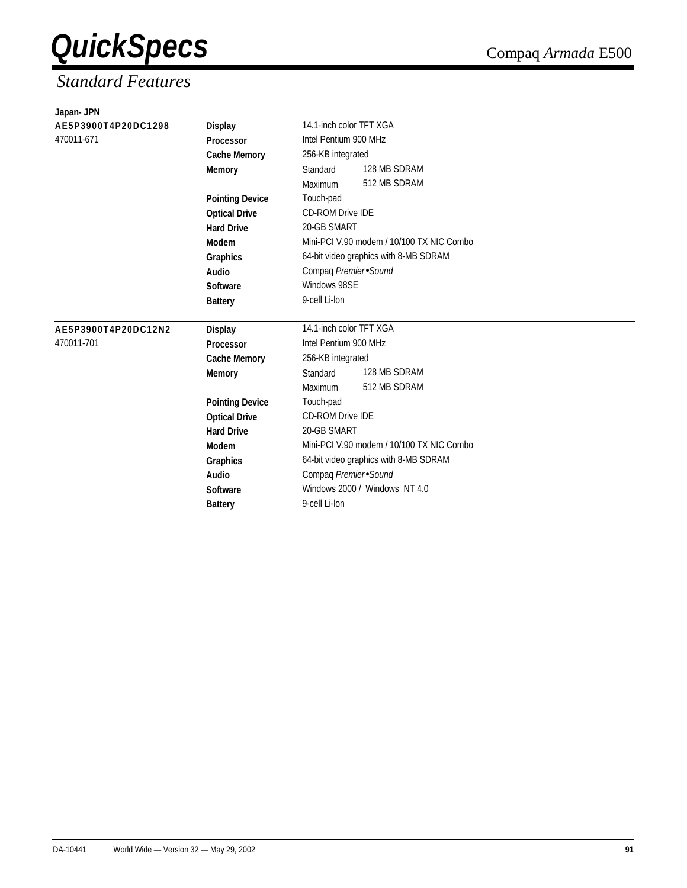## Standard Features

**Japan- JPN**

| | | | |
|---|---|---|---|
| **AE5P3900T4P20DC1298** | **Display** | 14.1-inch color TFT XGA | |
| 470011-671 | **Processor** | Intel Pentium 900 MHz | |
| | **Cache Memory** | 256-KB integrated | |
| | **Memory** | Standard | 128 MB SDRAM |
| | | Maximum | 512 MB SDRAM |
| | **Pointing Device** | Touch-pad | |
| | **Optical Drive** | CD-ROM Drive IDE | |
| | **Hard Drive** | 20-GB SMART | |
| | **Modem** | Mini-PCI V.90 modem / 10/100 TX NIC Combo | |
| | **Graphics** | 64-bit video graphics with 8-MB SDRAM | |
| | **Audio** | Compaq *Premier•Sound* | |
| | **Software** | Windows 98SE | |
| | **Battery** | 9-cell Li-Ion | |

| | | | |
|---|---|---|---|
| **AE5P3900T4P20DC12N2** | **Display** | 14.1-inch color TFT XGA | |
| 470011-701 | **Processor** | Intel Pentium 900 MHz | |
| | **Cache Memory** | 256-KB integrated | |
| | **Memory** | Standard | 128 MB SDRAM |
| | | Maximum | 512 MB SDRAM |
| | **Pointing Device** | Touch-pad | |
| | **Optical Drive** | CD-ROM Drive IDE | |
| | **Hard Drive** | 20-GB SMART | |
| | **Modem** | Mini-PCI V.90 modem / 10/100 TX NIC Combo | |
| | **Graphics** | 64-bit video graphics with 8-MB SDRAM | |
| | **Audio** | Compaq *Premier•Sound* | |
| | **Software** | Windows 2000 / Windows NT 4.0 | |
| | **Battery** | 9-cell Li-Ion | |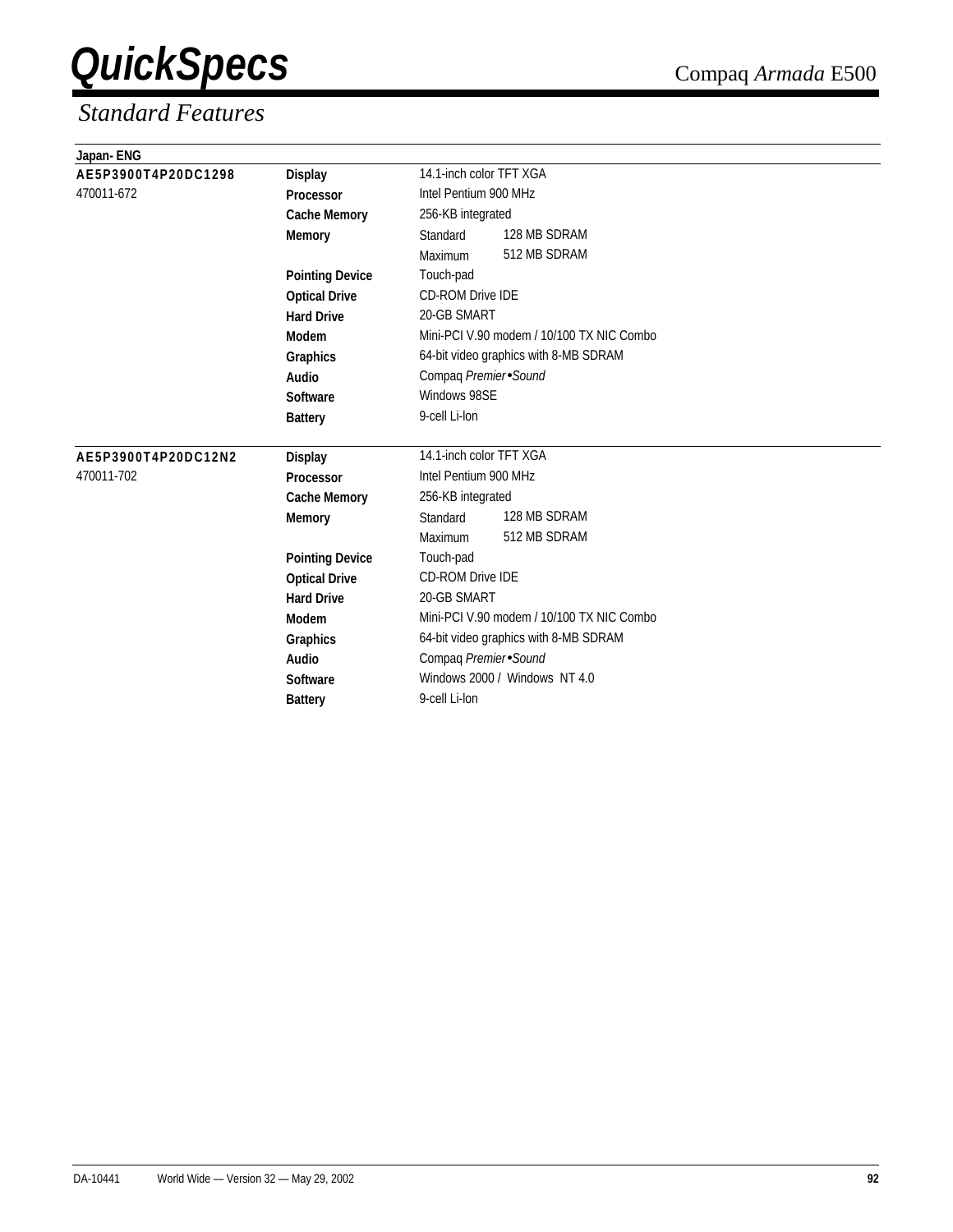# QuickSpecs

Compaq *Armada* E500

## Standard Features

**Japan- ENG**

| | | | |
|---|---|---|---|
| **AE5P3900T4P20DC1298** | **Display** | 14.1-inch color TFT XGA | |
| 470011-672 | **Processor** | Intel Pentium 900 MHz | |
| | **Cache Memory** | 256-KB integrated | |
| | **Memory** | Standard | 128 MB SDRAM |
| | | Maximum | 512 MB SDRAM |
| | **Pointing Device** | Touch-pad | |
| | **Optical Drive** | CD-ROM Drive IDE | |
| | **Hard Drive** | 20-GB SMART | |
| | **Modem** | Mini-PCI V.90 modem / 10/100 TX NIC Combo | |
| | **Graphics** | 64-bit video graphics with 8-MB SDRAM | |
| | **Audio** | Compaq *Premier•Sound* | |
| | **Software** | Windows 98SE | |
| | **Battery** | 9-cell Li-Ion | |

| | | | |
|---|---|---|---|
| **AE5P3900T4P20DC12N2** | **Display** | 14.1-inch color TFT XGA | |
| 470011-702 | **Processor** | Intel Pentium 900 MHz | |
| | **Cache Memory** | 256-KB integrated | |
| | **Memory** | Standard | 128 MB SDRAM |
| | | Maximum | 512 MB SDRAM |
| | **Pointing Device** | Touch-pad | |
| | **Optical Drive** | CD-ROM Drive IDE | |
| | **Hard Drive** | 20-GB SMART | |
| | **Modem** | Mini-PCI V.90 modem / 10/100 TX NIC Combo | |
| | **Graphics** | 64-bit video graphics with 8-MB SDRAM | |
| | **Audio** | Compaq *Premier•Sound* | |
| | **Software** | Windows 2000 / Windows NT 4.0 | |
| | **Battery** | 9-cell Li-Ion | |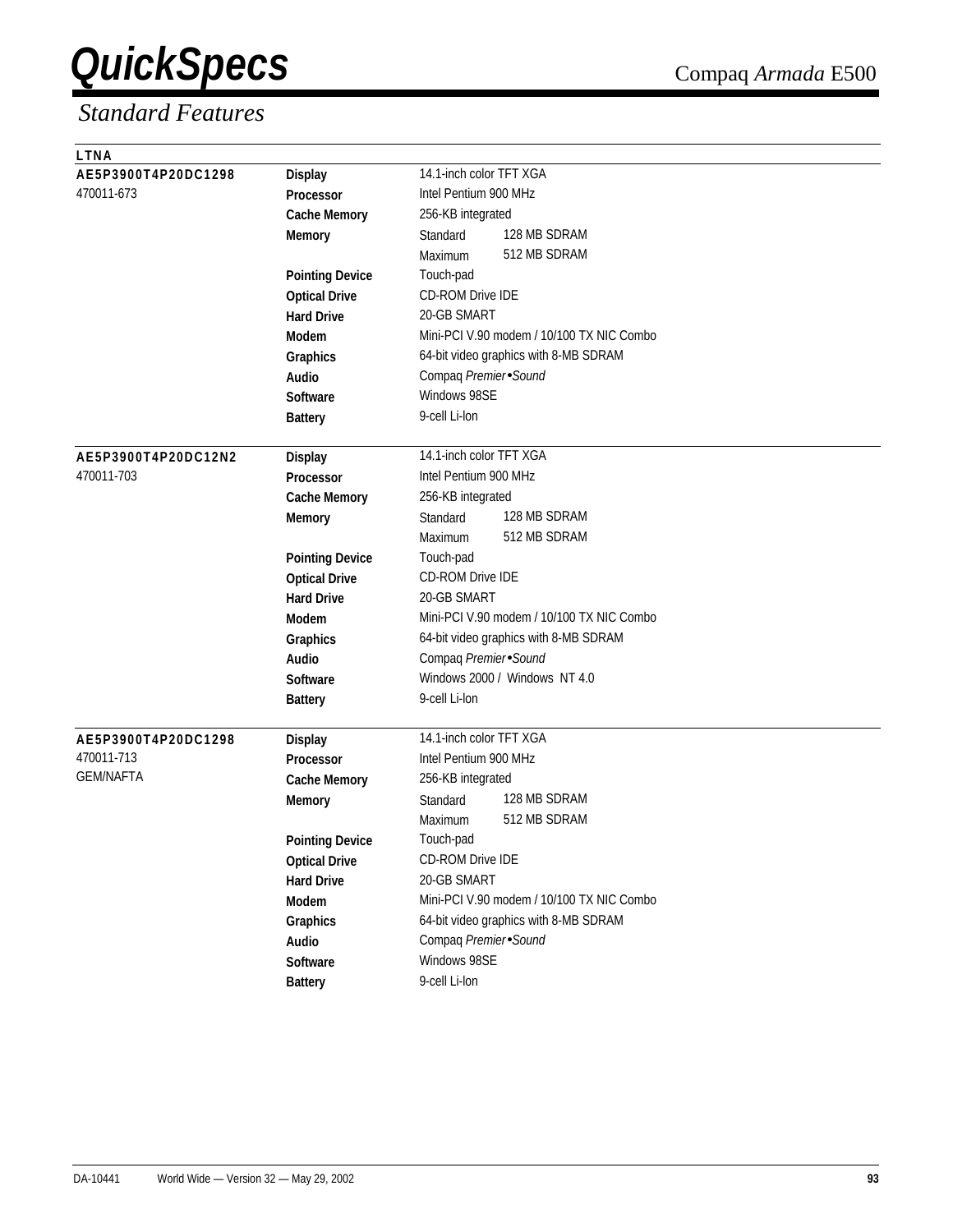# Standard Features

**LTNA**

| Model | Feature | Specification | |
|---|---|---|---|
| **AE5P3900T4P20DC1298** | **Display** | 14.1-inch color TFT XGA | |
| 470011-673 | **Processor** | Intel Pentium 900 MHz | |
| | **Cache Memory** | 256-KB integrated | |
| | **Memory** | Standard | 128 MB SDRAM |
| | | Maximum | 512 MB SDRAM |
| | **Pointing Device** | Touch-pad | |
| | **Optical Drive** | CD-ROM Drive IDE | |
| | **Hard Drive** | 20-GB SMART | |
| | **Modem** | Mini-PCI V.90 modem / 10/100 TX NIC Combo | |
| | **Graphics** | 64-bit video graphics with 8-MB SDRAM | |
| | **Audio** | Compaq *Premier•Sound* | |
| | **Software** | Windows 98SE | |
| | **Battery** | 9-cell Li-Ion | |
| **AE5P3900T4P20DC12N2** | **Display** | 14.1-inch color TFT XGA | |
| 470011-703 | **Processor** | Intel Pentium 900 MHz | |
| | **Cache Memory** | 256-KB integrated | |
| | **Memory** | Standard | 128 MB SDRAM |
| | | Maximum | 512 MB SDRAM |
| | **Pointing Device** | Touch-pad | |
| | **Optical Drive** | CD-ROM Drive IDE | |
| | **Hard Drive** | 20-GB SMART | |
| | **Modem** | Mini-PCI V.90 modem / 10/100 TX NIC Combo | |
| | **Graphics** | 64-bit video graphics with 8-MB SDRAM | |
| | **Audio** | Compaq *Premier•Sound* | |
| | **Software** | Windows 2000 / Windows NT 4.0 | |
| | **Battery** | 9-cell Li-Ion | |
| **AE5P3900T4P20DC1298** | **Display** | 14.1-inch color TFT XGA | |
| 470011-713 | **Processor** | Intel Pentium 900 MHz | |
| GEM/NAFTA | **Cache Memory** | 256-KB integrated | |
| | **Memory** | Standard | 128 MB SDRAM |
| | | Maximum | 512 MB SDRAM |
| | **Pointing Device** | Touch-pad | |
| | **Optical Drive** | CD-ROM Drive IDE | |
| | **Hard Drive** | 20-GB SMART | |
| | **Modem** | Mini-PCI V.90 modem / 10/100 TX NIC Combo | |
| | **Graphics** | 64-bit video graphics with 8-MB SDRAM | |
| | **Audio** | Compaq *Premier•Sound* | |
| | **Software** | Windows 98SE | |
| | **Battery** | 9-cell Li-Ion | |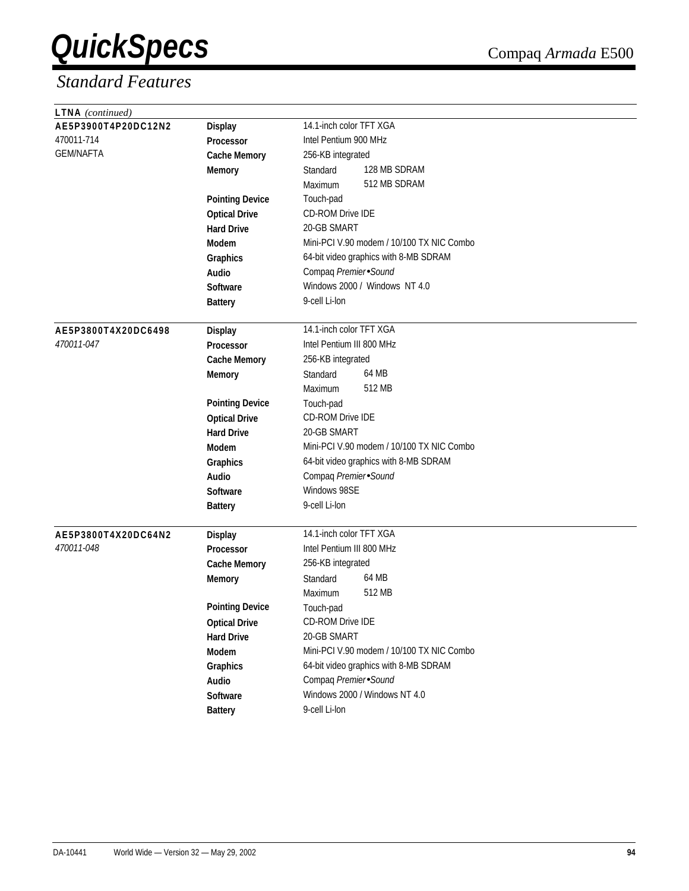# QuickSpecs

Compaq *Armada* E500

## *Standard Features*

**LTNA** *(continued)*

| | | | |
|---|---|---|---|
| **AE5P3900T4P20DC12N2** | **Display** | 14.1-inch color TFT XGA | |
| 470011-714 | **Processor** | Intel Pentium 900 MHz | |
| GEM/NAFTA | **Cache Memory** | 256-KB integrated | |
| | **Memory** | Standard | 128 MB SDRAM |
| | | Maximum | 512 MB SDRAM |
| | **Pointing Device** | Touch-pad | |
| | **Optical Drive** | CD-ROM Drive IDE | |
| | **Hard Drive** | 20-GB SMART | |
| | **Modem** | Mini-PCI V.90 modem / 10/100 TX NIC Combo | |
| | **Graphics** | 64-bit video graphics with 8-MB SDRAM | |
| | **Audio** | Compaq *Premier•Sound* | |
| | **Software** | Windows 2000 / Windows NT 4.0 | |
| | **Battery** | 9-cell Li-Ion | |
| **AE5P3800T4X20DC6498** | **Display** | 14.1-inch color TFT XGA | |
| *470011-047* | **Processor** | Intel Pentium III 800 MHz | |
| | **Cache Memory** | 256-KB integrated | |
| | **Memory** | Standard | 64 MB |
| | | Maximum | 512 MB |
| | **Pointing Device** | Touch-pad | |
| | **Optical Drive** | CD-ROM Drive IDE | |
| | **Hard Drive** | 20-GB SMART | |
| | **Modem** | Mini-PCI V.90 modem / 10/100 TX NIC Combo | |
| | **Graphics** | 64-bit video graphics with 8-MB SDRAM | |
| | **Audio** | Compaq *Premier•Sound* | |
| | **Software** | Windows 98SE | |
| | **Battery** | 9-cell Li-Ion | |
| **AE5P3800T4X20DC64N2** | **Display** | 14.1-inch color TFT XGA | |
| *470011-048* | **Processor** | Intel Pentium III 800 MHz | |
| | **Cache Memory** | 256-KB integrated | |
| | **Memory** | Standard | 64 MB |
| | | Maximum | 512 MB |
| | **Pointing Device** | Touch-pad | |
| | **Optical Drive** | CD-ROM Drive IDE | |
| | **Hard Drive** | 20-GB SMART | |
| | **Modem** | Mini-PCI V.90 modem / 10/100 TX NIC Combo | |
| | **Graphics** | 64-bit video graphics with 8-MB SDRAM | |
| | **Audio** | Compaq *Premier•Sound* | |
| | **Software** | Windows 2000 / Windows NT 4.0 | |
| | **Battery** | 9-cell Li-Ion | |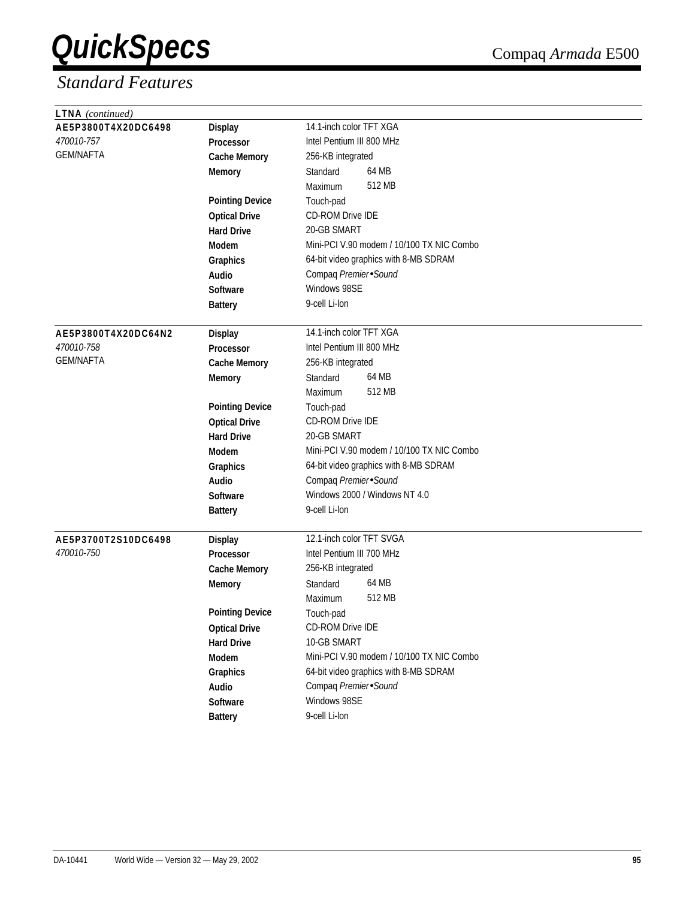# QuickSpecs

Compaq *Armada* E500

## *Standard Features*

**LTNA** *(continued)*

| | | |
|---|---|---|
| **AE5P3800T4X20DC6498** | **Display** | 14.1-inch color TFT XGA |
| *470010-757* | **Processor** | Intel Pentium III 800 MHz |
| GEM/NAFTA | **Cache Memory** | 256-KB integrated |
| | **Memory** | Standard 64 MB |
| | | Maximum 512 MB |
| | **Pointing Device** | Touch-pad |
| | **Optical Drive** | CD-ROM Drive IDE |
| | **Hard Drive** | 20-GB SMART |
| | **Modem** | Mini-PCI V.90 modem / 10/100 TX NIC Combo |
| | **Graphics** | 64-bit video graphics with 8-MB SDRAM |
| | **Audio** | Compaq *Premier•Sound* |
| | **Software** | Windows 98SE |
| | **Battery** | 9-cell Li-Ion |

| | | |
|---|---|---|
| **AE5P3800T4X20DC64N2** | **Display** | 14.1-inch color TFT XGA |
| *470010-758* | **Processor** | Intel Pentium III 800 MHz |
| GEM/NAFTA | **Cache Memory** | 256-KB integrated |
| | **Memory** | Standard 64 MB |
| | | Maximum 512 MB |
| | **Pointing Device** | Touch-pad |
| | **Optical Drive** | CD-ROM Drive IDE |
| | **Hard Drive** | 20-GB SMART |
| | **Modem** | Mini-PCI V.90 modem / 10/100 TX NIC Combo |
| | **Graphics** | 64-bit video graphics with 8-MB SDRAM |
| | **Audio** | Compaq *Premier•Sound* |
| | **Software** | Windows 2000 / Windows NT 4.0 |
| | **Battery** | 9-cell Li-Ion |

| | | |
|---|---|---|
| **AE5P3700T2S10DC6498** | **Display** | 12.1-inch color TFT SVGA |
| *470010-750* | **Processor** | Intel Pentium III 700 MHz |
| | **Cache Memory** | 256-KB integrated |
| | **Memory** | Standard 64 MB |
| | | Maximum 512 MB |
| | **Pointing Device** | Touch-pad |
| | **Optical Drive** | CD-ROM Drive IDE |
| | **Hard Drive** | 10-GB SMART |
| | **Modem** | Mini-PCI V.90 modem / 10/100 TX NIC Combo |
| | **Graphics** | 64-bit video graphics with 8-MB SDRAM |
| | **Audio** | Compaq *Premier•Sound* |
| | **Software** | Windows 98SE |
| | **Battery** | 9-cell Li-Ion |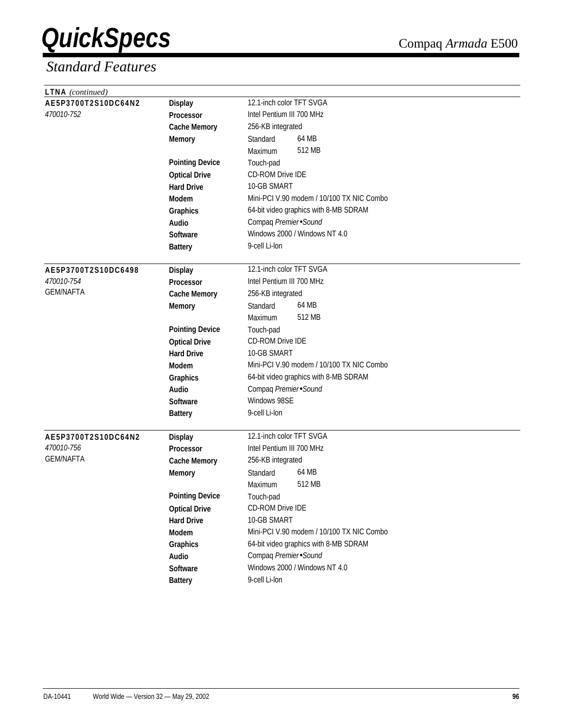# QuickSpecs

Compaq *Armada* E500

## *Standard Features*

**LTNA** *(continued)*

| | | | |
|---|---|---|---|
| **AE5P3700T2S10DC64N2** | **Display** | 12.1-inch color TFT SVGA | |
| *470010-752* | **Processor** | Intel Pentium III 700 MHz | |
| | **Cache Memory** | 256-KB integrated | |
| | **Memory** | Standard | 64 MB |
| | | Maximum | 512 MB |
| | **Pointing Device** | Touch-pad | |
| | **Optical Drive** | CD-ROM Drive IDE | |
| | **Hard Drive** | 10-GB SMART | |
| | **Modem** | Mini-PCI V.90 modem / 10/100 TX NIC Combo | |
| | **Graphics** | 64-bit video graphics with 8-MB SDRAM | |
| | **Audio** | Compaq *Premier•Sound* | |
| | **Software** | Windows 2000 / Windows NT 4.0 | |
| | **Battery** | 9-cell Li-Ion | |
| **AE5P3700T2S10DC6498** | **Display** | 12.1-inch color TFT SVGA | |
| *470010-754* | **Processor** | Intel Pentium III 700 MHz | |
| GEM/NAFTA | **Cache Memory** | 256-KB integrated | |
| | **Memory** | Standard | 64 MB |
| | | Maximum | 512 MB |
| | **Pointing Device** | Touch-pad | |
| | **Optical Drive** | CD-ROM Drive IDE | |
| | **Hard Drive** | 10-GB SMART | |
| | **Modem** | Mini-PCI V.90 modem / 10/100 TX NIC Combo | |
| | **Graphics** | 64-bit video graphics with 8-MB SDRAM | |
| | **Audio** | Compaq *Premier•Sound* | |
| | **Software** | Windows 98SE | |
| | **Battery** | 9-cell Li-Ion | |
| **AE5P3700T2S10DC64N2** | **Display** | 12.1-inch color TFT SVGA | |
| *470010-756* | **Processor** | Intel Pentium III 700 MHz | |
| GEM/NAFTA | **Cache Memory** | 256-KB integrated | |
| | **Memory** | Standard | 64 MB |
| | | Maximum | 512 MB |
| | **Pointing Device** | Touch-pad | |
| | **Optical Drive** | CD-ROM Drive IDE | |
| | **Hard Drive** | 10-GB SMART | |
| | **Modem** | Mini-PCI V.90 modem / 10/100 TX NIC Combo | |
| | **Graphics** | 64-bit video graphics with 8-MB SDRAM | |
| | **Audio** | Compaq *Premier•Sound* | |
| | **Software** | Windows 2000 / Windows NT 4.0 | |
| | **Battery** | 9-cell Li-Ion | |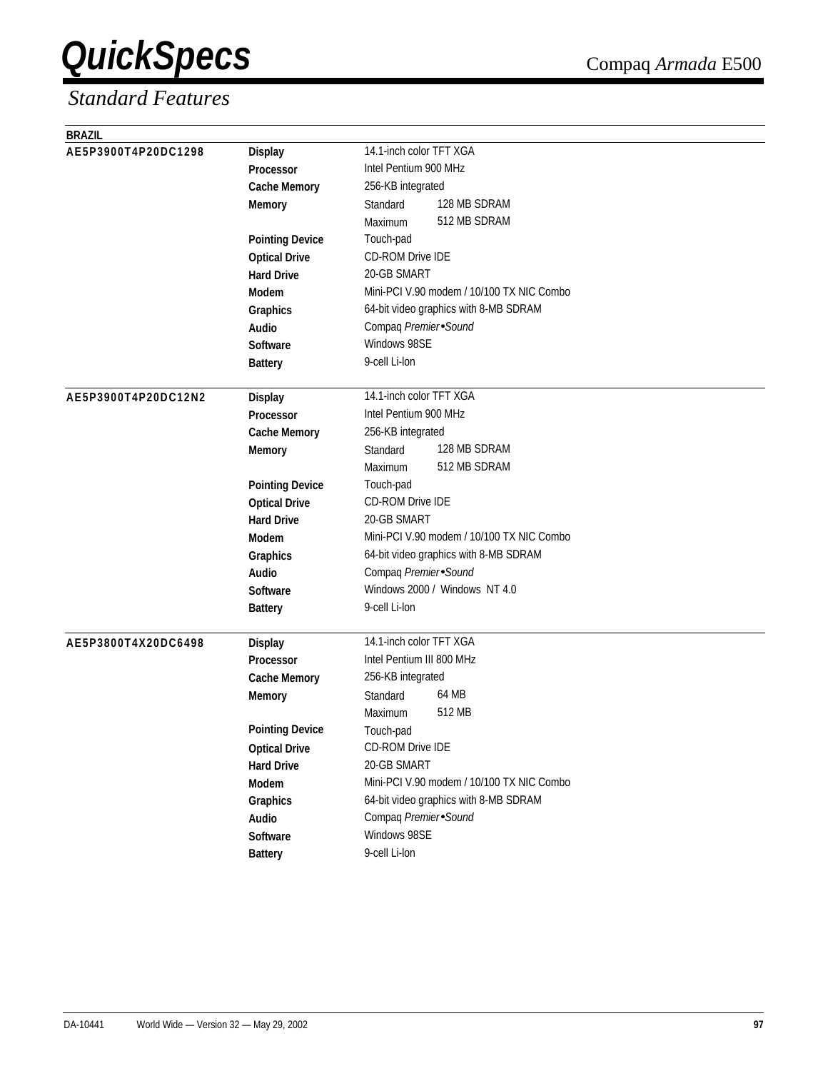# QuickSpecs

Compaq *Armada* E500

## *Standard Features*

**BRAZIL**

| Model | Feature | Specification | |
|---|---|---|---|
| **AE5P3900T4P20DC1298** | **Display** | 14.1-inch color TFT XGA | |
| | **Processor** | Intel Pentium 900 MHz | |
| | **Cache Memory** | 256-KB integrated | |
| | **Memory** | Standard | 128 MB SDRAM |
| | | Maximum | 512 MB SDRAM |
| | **Pointing Device** | Touch-pad | |
| | **Optical Drive** | CD-ROM Drive IDE | |
| | **Hard Drive** | 20-GB SMART | |
| | **Modem** | Mini-PCI V.90 modem / 10/100 TX NIC Combo | |
| | **Graphics** | 64-bit video graphics with 8-MB SDRAM | |
| | **Audio** | Compaq *Premier•Sound* | |
| | **Software** | Windows 98SE | |
| | **Battery** | 9-cell Li-Ion | |
| **AE5P3900T4P20DC12N2** | **Display** | 14.1-inch color TFT XGA | |
| | **Processor** | Intel Pentium 900 MHz | |
| | **Cache Memory** | 256-KB integrated | |
| | **Memory** | Standard | 128 MB SDRAM |
| | | Maximum | 512 MB SDRAM |
| | **Pointing Device** | Touch-pad | |
| | **Optical Drive** | CD-ROM Drive IDE | |
| | **Hard Drive** | 20-GB SMART | |
| | **Modem** | Mini-PCI V.90 modem / 10/100 TX NIC Combo | |
| | **Graphics** | 64-bit video graphics with 8-MB SDRAM | |
| | **Audio** | Compaq *Premier•Sound* | |
| | **Software** | Windows 2000 / Windows NT 4.0 | |
| | **Battery** | 9-cell Li-Ion | |
| **AE5P3800T4X20DC6498** | **Display** | 14.1-inch color TFT XGA | |
| | **Processor** | Intel Pentium III 800 MHz | |
| | **Cache Memory** | 256-KB integrated | |
| | **Memory** | Standard | 64 MB |
| | | Maximum | 512 MB |
| | **Pointing Device** | Touch-pad | |
| | **Optical Drive** | CD-ROM Drive IDE | |
| | **Hard Drive** | 20-GB SMART | |
| | **Modem** | Mini-PCI V.90 modem / 10/100 TX NIC Combo | |
| | **Graphics** | 64-bit video graphics with 8-MB SDRAM | |
| | **Audio** | Compaq *Premier•Sound* | |
| | **Software** | Windows 98SE | |
| | **Battery** | 9-cell Li-Ion | |

DA-10441 World Wide — Version 32 — May 29, 2002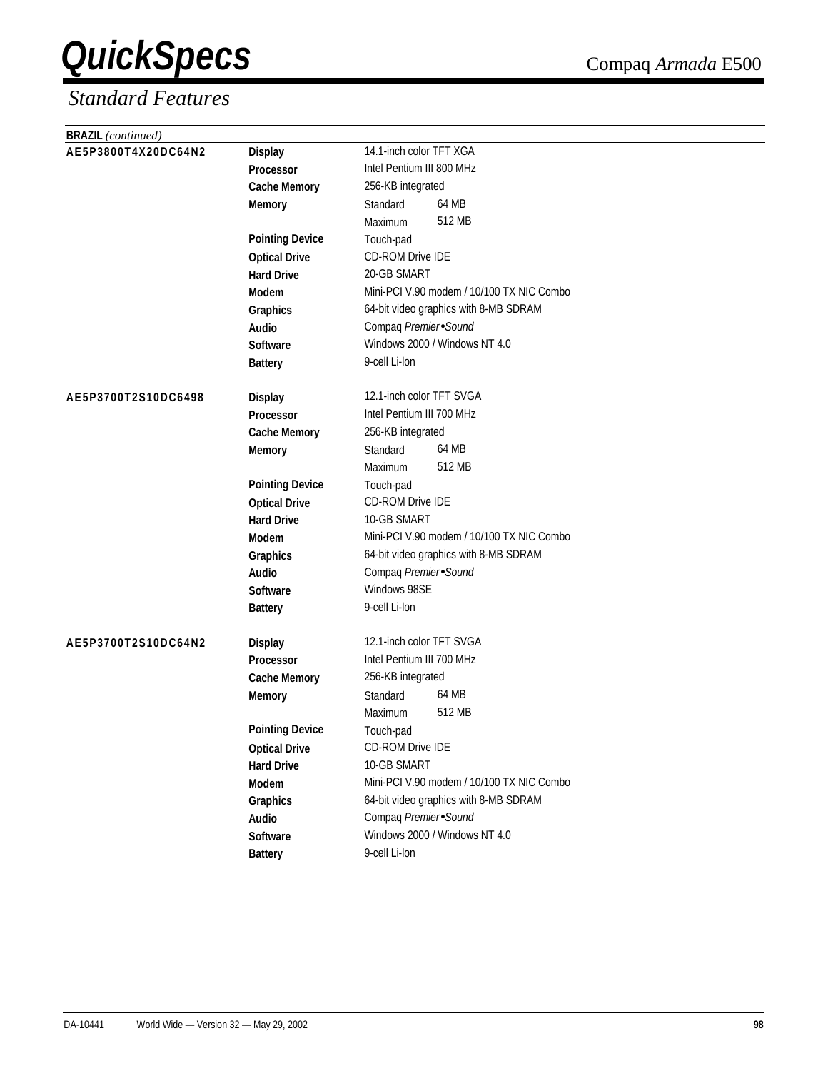## Standard Features

**BRAZIL** *(continued)*

| Model | Feature | Specification | |
|---|---|---|---|
| **AE5P3800T4X20DC64N2** | **Display** | 14.1-inch color TFT XGA | |
| | **Processor** | Intel Pentium III 800 MHz | |
| | **Cache Memory** | 256-KB integrated | |
| | **Memory** | Standard | 64 MB |
| | | Maximum | 512 MB |
| | **Pointing Device** | Touch-pad | |
| | **Optical Drive** | CD-ROM Drive IDE | |
| | **Hard Drive** | 20-GB SMART | |
| | **Modem** | Mini-PCI V.90 modem / 10/100 TX NIC Combo | |
| | **Graphics** | 64-bit video graphics with 8-MB SDRAM | |
| | **Audio** | Compaq *Premier•Sound* | |
| | **Software** | Windows 2000 / Windows NT 4.0 | |
| | **Battery** | 9-cell Li-Ion | |
| **AE5P3700T2S10DC6498** | **Display** | 12.1-inch color TFT SVGA | |
| | **Processor** | Intel Pentium III 700 MHz | |
| | **Cache Memory** | 256-KB integrated | |
| | **Memory** | Standard | 64 MB |
| | | Maximum | 512 MB |
| | **Pointing Device** | Touch-pad | |
| | **Optical Drive** | CD-ROM Drive IDE | |
| | **Hard Drive** | 10-GB SMART | |
| | **Modem** | Mini-PCI V.90 modem / 10/100 TX NIC Combo | |
| | **Graphics** | 64-bit video graphics with 8-MB SDRAM | |
| | **Audio** | Compaq *Premier•Sound* | |
| | **Software** | Windows 98SE | |
| | **Battery** | 9-cell Li-Ion | |
| **AE5P3700T2S10DC64N2** | **Display** | 12.1-inch color TFT SVGA | |
| | **Processor** | Intel Pentium III 700 MHz | |
| | **Cache Memory** | 256-KB integrated | |
| | **Memory** | Standard | 64 MB |
| | | Maximum | 512 MB |
| | **Pointing Device** | Touch-pad | |
| | **Optical Drive** | CD-ROM Drive IDE | |
| | **Hard Drive** | 10-GB SMART | |
| | **Modem** | Mini-PCI V.90 modem / 10/100 TX NIC Combo | |
| | **Graphics** | 64-bit video graphics with 8-MB SDRAM | |
| | **Audio** | Compaq *Premier•Sound* | |
| | **Software** | Windows 2000 / Windows NT 4.0 | |
| | **Battery** | 9-cell Li-Ion | |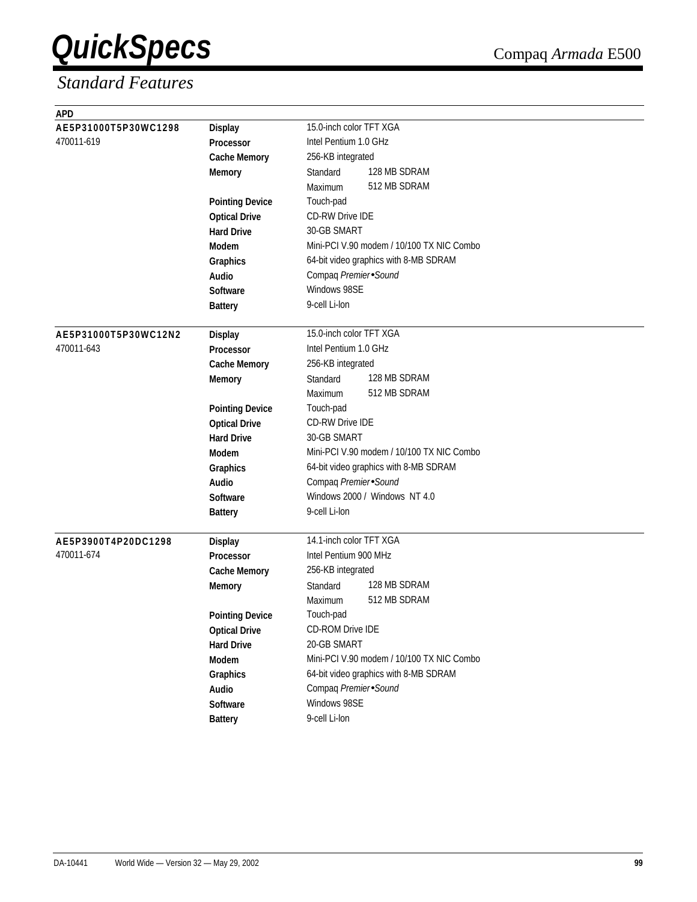# QuickSpecs

Compaq *Armada* E500

## *Standard Features*

**APD**

| Model | Feature | Specification | |
|---|---|---|---|
| **AE5P31000T5P30WC1298** | **Display** | 15.0-inch color TFT XGA | |
| 470011-619 | **Processor** | Intel Pentium 1.0 GHz | |
| | **Cache Memory** | 256-KB integrated | |
| | **Memory** | Standard | 128 MB SDRAM |
| | | Maximum | 512 MB SDRAM |
| | **Pointing Device** | Touch-pad | |
| | **Optical Drive** | CD-RW Drive IDE | |
| | **Hard Drive** | 30-GB SMART | |
| | **Modem** | Mini-PCI V.90 modem / 10/100 TX NIC Combo | |
| | **Graphics** | 64-bit video graphics with 8-MB SDRAM | |
| | **Audio** | Compaq *Premier•Sound* | |
| | **Software** | Windows 98SE | |
| | **Battery** | 9-cell Li-Ion | |
| **AE5P31000T5P30WC12N2** | **Display** | 15.0-inch color TFT XGA | |
| 470011-643 | **Processor** | Intel Pentium 1.0 GHz | |
| | **Cache Memory** | 256-KB integrated | |
| | **Memory** | Standard | 128 MB SDRAM |
| | | Maximum | 512 MB SDRAM |
| | **Pointing Device** | Touch-pad | |
| | **Optical Drive** | CD-RW Drive IDE | |
| | **Hard Drive** | 30-GB SMART | |
| | **Modem** | Mini-PCI V.90 modem / 10/100 TX NIC Combo | |
| | **Graphics** | 64-bit video graphics with 8-MB SDRAM | |
| | **Audio** | Compaq *Premier•Sound* | |
| | **Software** | Windows 2000 / Windows NT 4.0 | |
| | **Battery** | 9-cell Li-Ion | |
| **AE5P3900T4P20DC1298** | **Display** | 14.1-inch color TFT XGA | |
| 470011-674 | **Processor** | Intel Pentium 900 MHz | |
| | **Cache Memory** | 256-KB integrated | |
| | **Memory** | Standard | 128 MB SDRAM |
| | | Maximum | 512 MB SDRAM |
| | **Pointing Device** | Touch-pad | |
| | **Optical Drive** | CD-ROM Drive IDE | |
| | **Hard Drive** | 20-GB SMART | |
| | **Modem** | Mini-PCI V.90 modem / 10/100 TX NIC Combo | |
| | **Graphics** | 64-bit video graphics with 8-MB SDRAM | |
| | **Audio** | Compaq *Premier•Sound* | |
| | **Software** | Windows 98SE | |
| | **Battery** | 9-cell Li-Ion | |

DA-10441 World Wide — Version 32 — May 29, 2002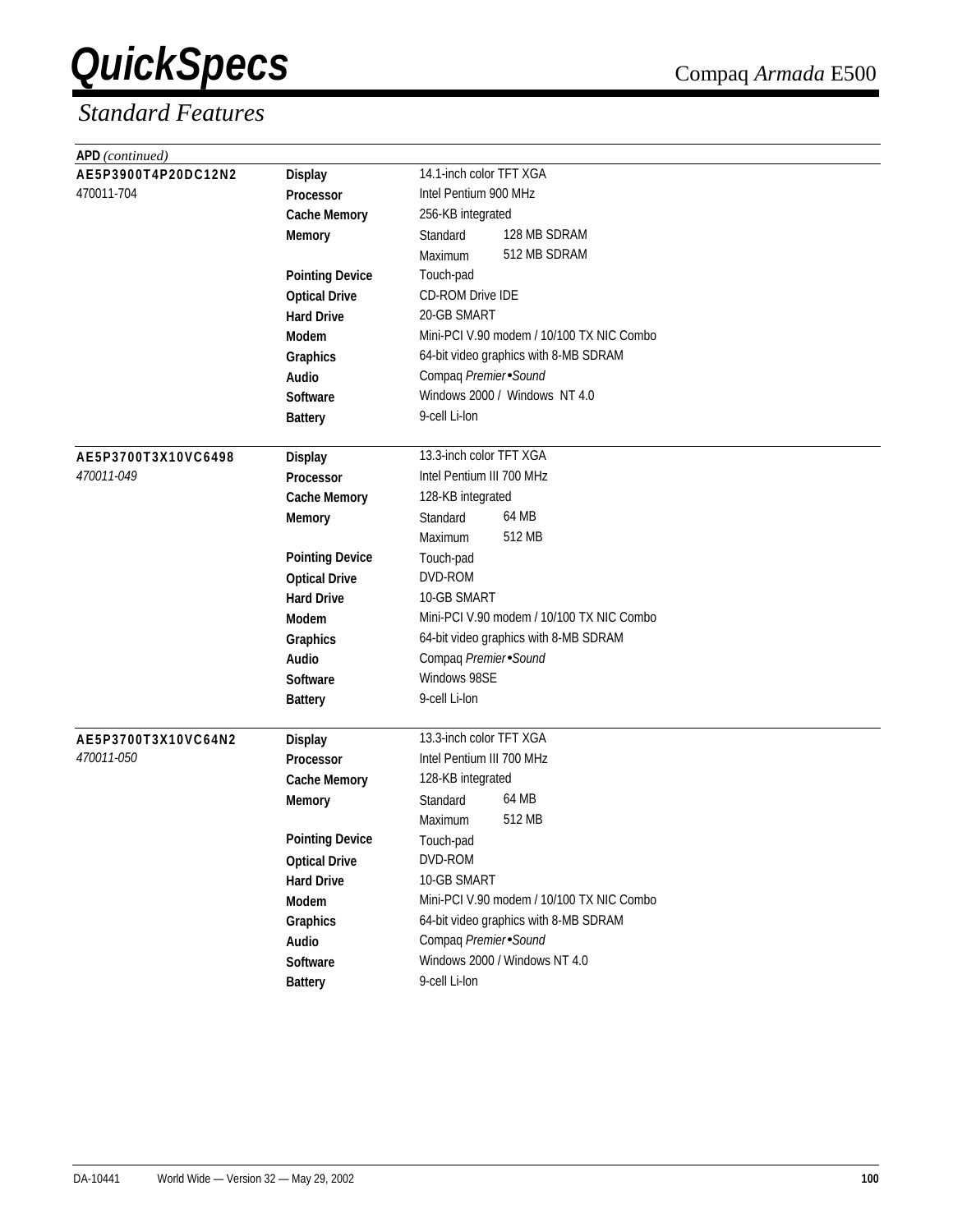## Standard Features

**APD** *(continued)*

| Model | Feature | Specification | |
|---|---|---|---|
| **AE5P3900T4P20DC12N2** | **Display** | 14.1-inch color TFT XGA | |
| 470011-704 | **Processor** | Intel Pentium 900 MHz | |
| | **Cache Memory** | 256-KB integrated | |
| | **Memory** | Standard | 128 MB SDRAM |
| | | Maximum | 512 MB SDRAM |
| | **Pointing Device** | Touch-pad | |
| | **Optical Drive** | CD-ROM Drive IDE | |
| | **Hard Drive** | 20-GB SMART | |
| | **Modem** | Mini-PCI V.90 modem / 10/100 TX NIC Combo | |
| | **Graphics** | 64-bit video graphics with 8-MB SDRAM | |
| | **Audio** | Compaq *Premier•Sound* | |
| | **Software** | Windows 2000 / Windows NT 4.0 | |
| | **Battery** | 9-cell Li-Ion | |
| **AE5P3700T3X10VC6498** | **Display** | 13.3-inch color TFT XGA | |
| *470011-049* | **Processor** | Intel Pentium III 700 MHz | |
| | **Cache Memory** | 128-KB integrated | |
| | **Memory** | Standard | 64 MB |
| | | Maximum | 512 MB |
| | **Pointing Device** | Touch-pad | |
| | **Optical Drive** | DVD-ROM | |
| | **Hard Drive** | 10-GB SMART | |
| | **Modem** | Mini-PCI V.90 modem / 10/100 TX NIC Combo | |
| | **Graphics** | 64-bit video graphics with 8-MB SDRAM | |
| | **Audio** | Compaq *Premier•Sound* | |
| | **Software** | Windows 98SE | |
| | **Battery** | 9-cell Li-Ion | |
| **AE5P3700T3X10VC64N2** | **Display** | 13.3-inch color TFT XGA | |
| *470011-050* | **Processor** | Intel Pentium III 700 MHz | |
| | **Cache Memory** | 128-KB integrated | |
| | **Memory** | Standard | 64 MB |
| | | Maximum | 512 MB |
| | **Pointing Device** | Touch-pad | |
| | **Optical Drive** | DVD-ROM | |
| | **Hard Drive** | 10-GB SMART | |
| | **Modem** | Mini-PCI V.90 modem / 10/100 TX NIC Combo | |
| | **Graphics** | 64-bit video graphics with 8-MB SDRAM | |
| | **Audio** | Compaq *Premier•Sound* | |
| | **Software** | Windows 2000 / Windows NT 4.0 | |
| | **Battery** | 9-cell Li-Ion | |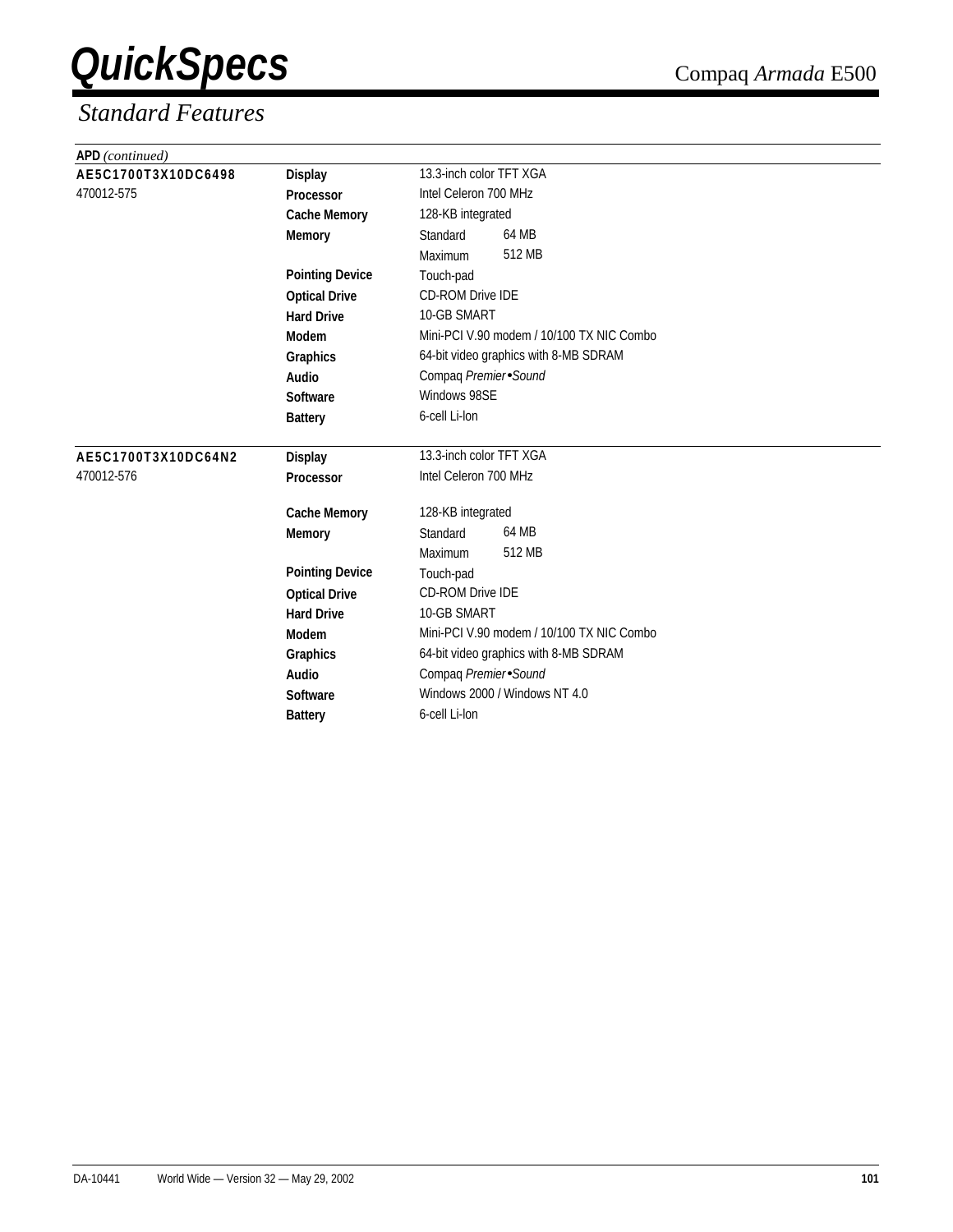## Standard Features

**APD** *(continued)*

| | | | |
|---|---|---|---|
| **AE5C1700T3X10DC6498** 470012-575 | **Display** | 13.3-inch color TFT XGA | |
| | **Processor** | Intel Celeron 700 MHz | |
| | **Cache Memory** | 128-KB integrated | |
| | **Memory** | Standard | 64 MB |
| | | Maximum | 512 MB |
| | **Pointing Device** | Touch-pad | |
| | **Optical Drive** | CD-ROM Drive IDE | |
| | **Hard Drive** | 10-GB SMART | |
| | **Modem** | Mini-PCI V.90 modem / 10/100 TX NIC Combo | |
| | **Graphics** | 64-bit video graphics with 8-MB SDRAM | |
| | **Audio** | Compaq *Premier•Sound* | |
| | **Software** | Windows 98SE | |
| | **Battery** | 6-cell Li-Ion | |

| | | | |
|---|---|---|---|
| **AE5C1700T3X10DC64N2** 470012-576 | **Display** | 13.3-inch color TFT XGA | |
| | **Processor** | Intel Celeron 700 MHz | |
| | **Cache Memory** | 128-KB integrated | |
| | **Memory** | Standard | 64 MB |
| | | Maximum | 512 MB |
| | **Pointing Device** | Touch-pad | |
| | **Optical Drive** | CD-ROM Drive IDE | |
| | **Hard Drive** | 10-GB SMART | |
| | **Modem** | Mini-PCI V.90 modem / 10/100 TX NIC Combo | |
| | **Graphics** | 64-bit video graphics with 8-MB SDRAM | |
| | **Audio** | Compaq *Premier•Sound* | |
| | **Software** | Windows 2000 / Windows NT 4.0 | |
| | **Battery** | 6-cell Li-Ion | |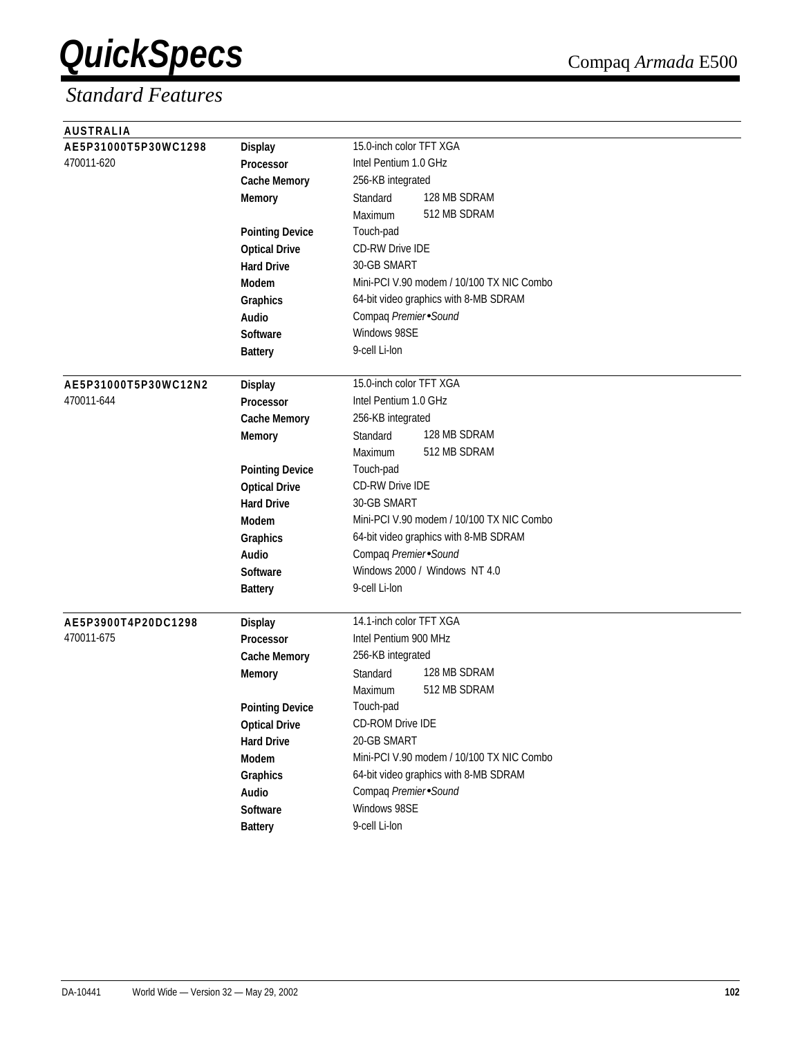# QuickSpecs

Compaq *Armada* E500

## *Standard Features*

**AUSTRALIA**

| Model | Feature | Specification | |
|---|---|---|---|
| **AE5P31000T5P30WC1298** | **Display** | 15.0-inch color TFT XGA | |
| 470011-620 | **Processor** | Intel Pentium 1.0 GHz | |
| | **Cache Memory** | 256-KB integrated | |
| | **Memory** | Standard | 128 MB SDRAM |
| | | Maximum | 512 MB SDRAM |
| | **Pointing Device** | Touch-pad | |
| | **Optical Drive** | CD-RW Drive IDE | |
| | **Hard Drive** | 30-GB SMART | |
| | **Modem** | Mini-PCI V.90 modem / 10/100 TX NIC Combo | |
| | **Graphics** | 64-bit video graphics with 8-MB SDRAM | |
| | **Audio** | Compaq *Premier•Sound* | |
| | **Software** | Windows 98SE | |
| | **Battery** | 9-cell Li-Ion | |
| **AE5P31000T5P30WC12N2** | **Display** | 15.0-inch color TFT XGA | |
| 470011-644 | **Processor** | Intel Pentium 1.0 GHz | |
| | **Cache Memory** | 256-KB integrated | |
| | **Memory** | Standard | 128 MB SDRAM |
| | | Maximum | 512 MB SDRAM |
| | **Pointing Device** | Touch-pad | |
| | **Optical Drive** | CD-RW Drive IDE | |
| | **Hard Drive** | 30-GB SMART | |
| | **Modem** | Mini-PCI V.90 modem / 10/100 TX NIC Combo | |
| | **Graphics** | 64-bit video graphics with 8-MB SDRAM | |
| | **Audio** | Compaq *Premier•Sound* | |
| | **Software** | Windows 2000 / Windows NT 4.0 | |
| | **Battery** | 9-cell Li-Ion | |
| **AE5P3900T4P20DC1298** | **Display** | 14.1-inch color TFT XGA | |
| 470011-675 | **Processor** | Intel Pentium 900 MHz | |
| | **Cache Memory** | 256-KB integrated | |
| | **Memory** | Standard | 128 MB SDRAM |
| | | Maximum | 512 MB SDRAM |
| | **Pointing Device** | Touch-pad | |
| | **Optical Drive** | CD-ROM Drive IDE | |
| | **Hard Drive** | 20-GB SMART | |
| | **Modem** | Mini-PCI V.90 modem / 10/100 TX NIC Combo | |
| | **Graphics** | 64-bit video graphics with 8-MB SDRAM | |
| | **Audio** | Compaq *Premier•Sound* | |
| | **Software** | Windows 98SE | |
| | **Battery** | 9-cell Li-Ion | |

DA-10441 World Wide — Version 32 — May 29, 2002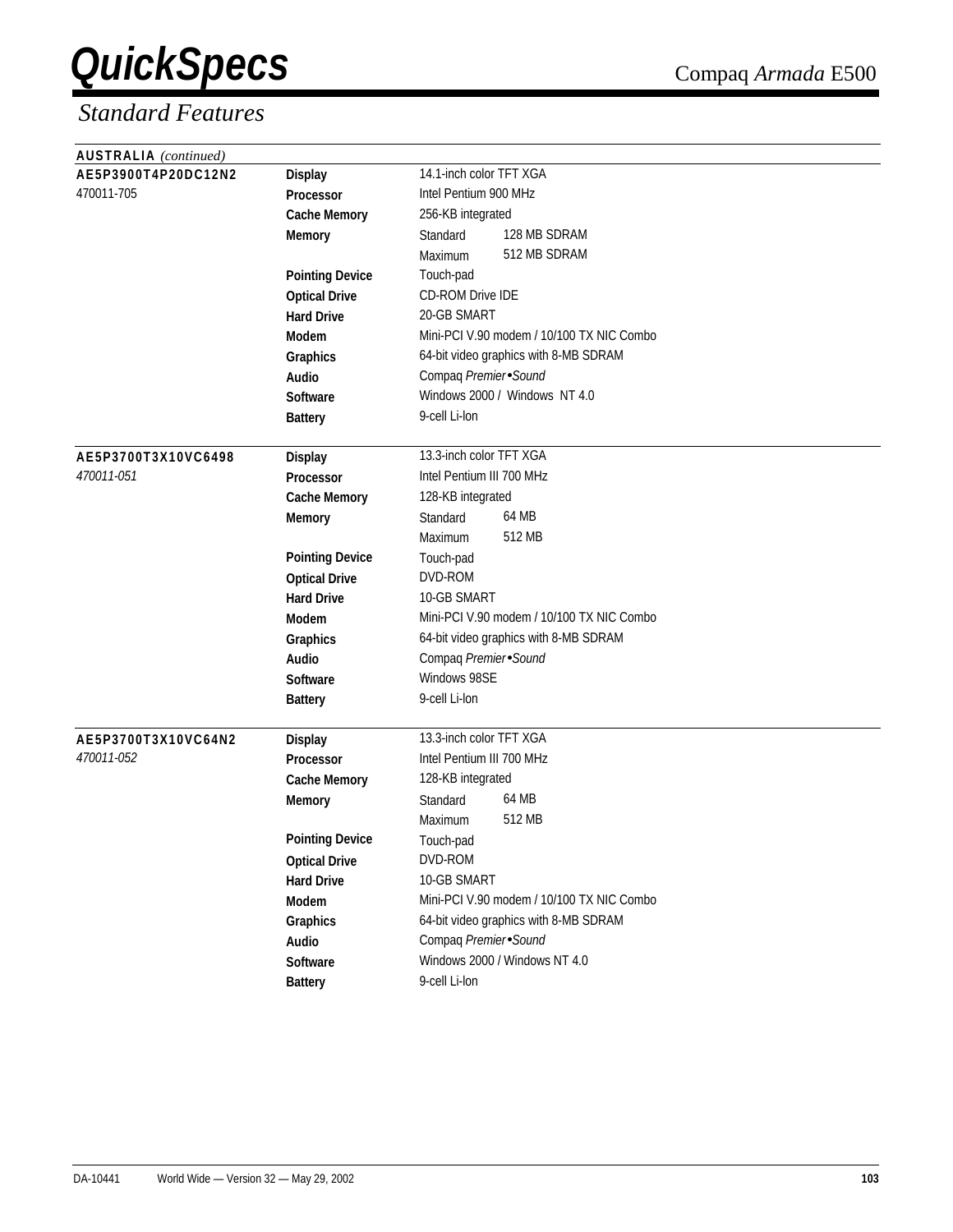# QuickSpecs

Compaq *Armada* E500

## *Standard Features*

**AUSTRALIA** *(continued)*

| Model | Feature | Specification | |
|---|---|---|---|
| **AE5P3900T4P20DC12N2** | **Display** | 14.1-inch color TFT XGA | |
| 470011-705 | **Processor** | Intel Pentium 900 MHz | |
| | **Cache Memory** | 256-KB integrated | |
| | **Memory** | Standard | 128 MB SDRAM |
| | | Maximum | 512 MB SDRAM |
| | **Pointing Device** | Touch-pad | |
| | **Optical Drive** | CD-ROM Drive IDE | |
| | **Hard Drive** | 20-GB SMART | |
| | **Modem** | Mini-PCI V.90 modem / 10/100 TX NIC Combo | |
| | **Graphics** | 64-bit video graphics with 8-MB SDRAM | |
| | **Audio** | Compaq *Premier•Sound* | |
| | **Software** | Windows 2000 / Windows NT 4.0 | |
| | **Battery** | 9-cell Li-Ion | |
| **AE5P3700T3X10VC6498** | **Display** | 13.3-inch color TFT XGA | |
| *470011-051* | **Processor** | Intel Pentium III 700 MHz | |
| | **Cache Memory** | 128-KB integrated | |
| | **Memory** | Standard | 64 MB |
| | | Maximum | 512 MB |
| | **Pointing Device** | Touch-pad | |
| | **Optical Drive** | DVD-ROM | |
| | **Hard Drive** | 10-GB SMART | |
| | **Modem** | Mini-PCI V.90 modem / 10/100 TX NIC Combo | |
| | **Graphics** | 64-bit video graphics with 8-MB SDRAM | |
| | **Audio** | Compaq *Premier•Sound* | |
| | **Software** | Windows 98SE | |
| | **Battery** | 9-cell Li-Ion | |
| **AE5P3700T3X10VC64N2** | **Display** | 13.3-inch color TFT XGA | |
| *470011-052* | **Processor** | Intel Pentium III 700 MHz | |
| | **Cache Memory** | 128-KB integrated | |
| | **Memory** | Standard | 64 MB |
| | | Maximum | 512 MB |
| | **Pointing Device** | Touch-pad | |
| | **Optical Drive** | DVD-ROM | |
| | **Hard Drive** | 10-GB SMART | |
| | **Modem** | Mini-PCI V.90 modem / 10/100 TX NIC Combo | |
| | **Graphics** | 64-bit video graphics with 8-MB SDRAM | |
| | **Audio** | Compaq *Premier•Sound* | |
| | **Software** | Windows 2000 / Windows NT 4.0 | |
| | **Battery** | 9-cell Li-Ion | |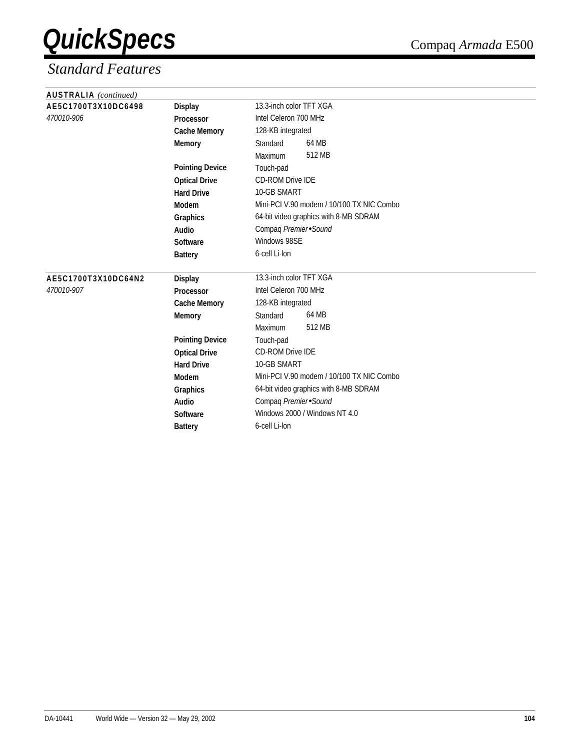## Standard Features

**AUSTRALIA** *(continued)*

| | | | |
|---|---|---|---|
| **AE5C1700T3X10DC6498** | **Display** | 13.3-inch color TFT XGA | |
| *470010-906* | **Processor** | Intel Celeron 700 MHz | |
| | **Cache Memory** | 128-KB integrated | |
| | **Memory** | Standard | 64 MB |
| | | Maximum | 512 MB |
| | **Pointing Device** | Touch-pad | |
| | **Optical Drive** | CD-ROM Drive IDE | |
| | **Hard Drive** | 10-GB SMART | |
| | **Modem** | Mini-PCI V.90 modem / 10/100 TX NIC Combo | |
| | **Graphics** | 64-bit video graphics with 8-MB SDRAM | |
| | **Audio** | Compaq *Premier•Sound* | |
| | **Software** | Windows 98SE | |
| | **Battery** | 6-cell Li-Ion | |
| **AE5C1700T3X10DC64N2** | **Display** | 13.3-inch color TFT XGA | |
| *470010-907* | **Processor** | Intel Celeron 700 MHz | |
| | **Cache Memory** | 128-KB integrated | |
| | **Memory** | Standard | 64 MB |
| | | Maximum | 512 MB |
| | **Pointing Device** | Touch-pad | |
| | **Optical Drive** | CD-ROM Drive IDE | |
| | **Hard Drive** | 10-GB SMART | |
| | **Modem** | Mini-PCI V.90 modem / 10/100 TX NIC Combo | |
| | **Graphics** | 64-bit video graphics with 8-MB SDRAM | |
| | **Audio** | Compaq *Premier•Sound* | |
| | **Software** | Windows 2000 / Windows NT 4.0 | |
| | **Battery** | 6-cell Li-Ion | |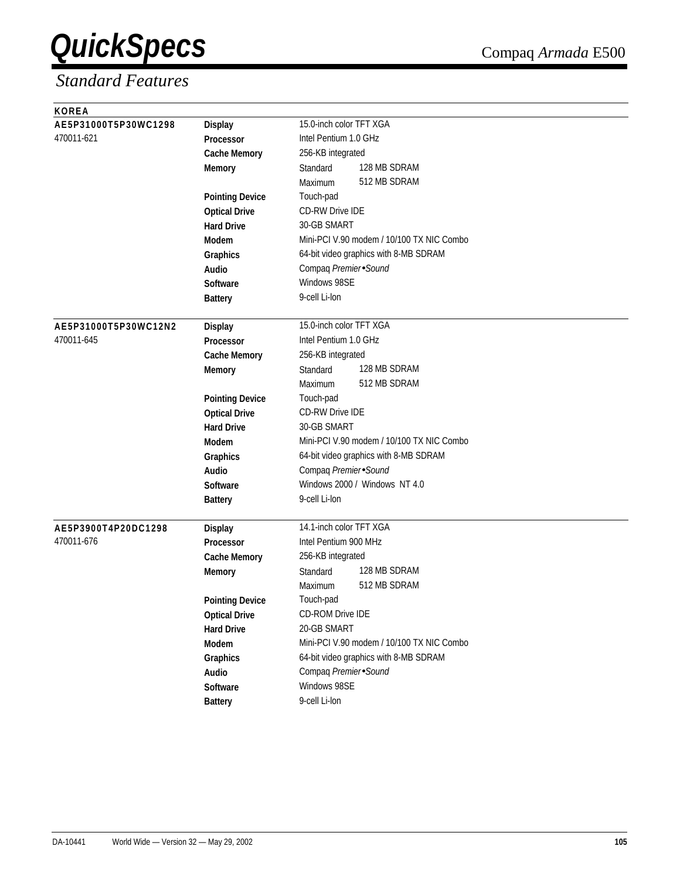## Standard Features

### KOREA

| | | |
|---|---|---|
| **AE5P31000T5P30WC1298** | **Display** | 15.0-inch color TFT XGA |
| 470011-621 | **Processor** | Intel Pentium 1.0 GHz |
| | **Cache Memory** | 256-KB integrated |
| | **Memory** | Standard 128 MB SDRAM |
| | | Maximum 512 MB SDRAM |
| | **Pointing Device** | Touch-pad |
| | **Optical Drive** | CD-RW Drive IDE |
| | **Hard Drive** | 30-GB SMART |
| | **Modem** | Mini-PCI V.90 modem / 10/100 TX NIC Combo |
| | **Graphics** | 64-bit video graphics with 8-MB SDRAM |
| | **Audio** | Compaq *Premier•Sound* |
| | **Software** | Windows 98SE |
| | **Battery** | 9-cell Li-Ion |

| | | |
|---|---|---|
| **AE5P31000T5P30WC12N2** | **Display** | 15.0-inch color TFT XGA |
| 470011-645 | **Processor** | Intel Pentium 1.0 GHz |
| | **Cache Memory** | 256-KB integrated |
| | **Memory** | Standard 128 MB SDRAM |
| | | Maximum 512 MB SDRAM |
| | **Pointing Device** | Touch-pad |
| | **Optical Drive** | CD-RW Drive IDE |
| | **Hard Drive** | 30-GB SMART |
| | **Modem** | Mini-PCI V.90 modem / 10/100 TX NIC Combo |
| | **Graphics** | 64-bit video graphics with 8-MB SDRAM |
| | **Audio** | Compaq *Premier•Sound* |
| | **Software** | Windows 2000 / Windows NT 4.0 |
| | **Battery** | 9-cell Li-Ion |

| | | |
|---|---|---|
| **AE5P3900T4P20DC1298** | **Display** | 14.1-inch color TFT XGA |
| 470011-676 | **Processor** | Intel Pentium 900 MHz |
| | **Cache Memory** | 256-KB integrated |
| | **Memory** | Standard 128 MB SDRAM |
| | | Maximum 512 MB SDRAM |
| | **Pointing Device** | Touch-pad |
| | **Optical Drive** | CD-ROM Drive IDE |
| | **Hard Drive** | 20-GB SMART |
| | **Modem** | Mini-PCI V.90 modem / 10/100 TX NIC Combo |
| | **Graphics** | 64-bit video graphics with 8-MB SDRAM |
| | **Audio** | Compaq *Premier•Sound* |
| | **Software** | Windows 98SE |
| | **Battery** | 9-cell Li-Ion |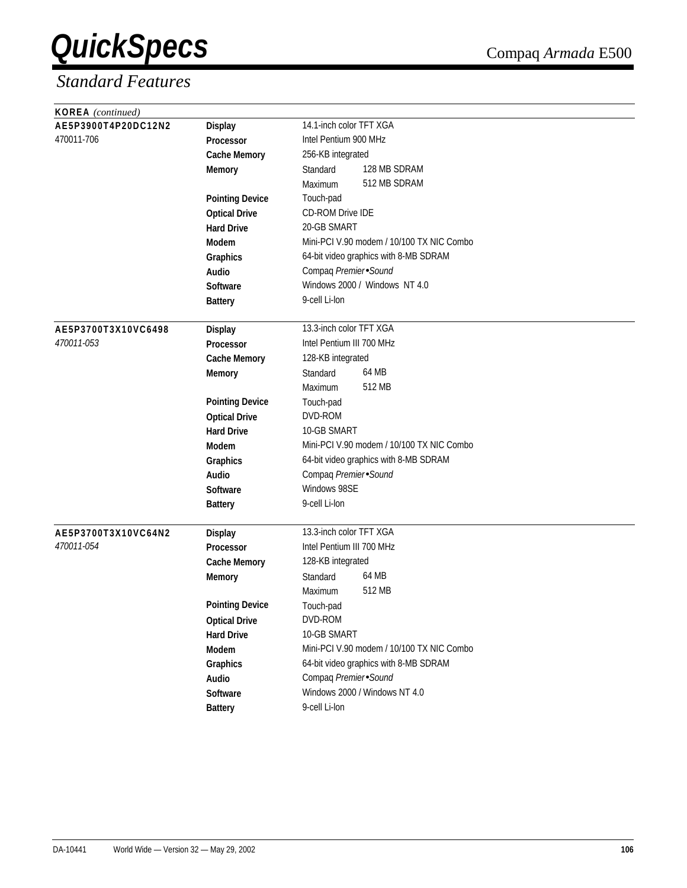# QuickSpecs

## Standard Features

**KOREA** *(continued)*

| | | | |
|---|---|---|---|
| **AE5P3900T4P20DC12N2** | **Display** | 14.1-inch color TFT XGA | |
| 470011-706 | **Processor** | Intel Pentium 900 MHz | |
| | **Cache Memory** | 256-KB integrated | |
| | **Memory** | Standard | 128 MB SDRAM |
| | | Maximum | 512 MB SDRAM |
| | **Pointing Device** | Touch-pad | |
| | **Optical Drive** | CD-ROM Drive IDE | |
| | **Hard Drive** | 20-GB SMART | |
| | **Modem** | Mini-PCI V.90 modem / 10/100 TX NIC Combo | |
| | **Graphics** | 64-bit video graphics with 8-MB SDRAM | |
| | **Audio** | Compaq *Premier•Sound* | |
| | **Software** | Windows 2000 / Windows NT 4.0 | |
| | **Battery** | 9-cell Li-Ion | |

| | | | |
|---|---|---|---|
| **AE5P3700T3X10VC6498** | **Display** | 13.3-inch color TFT XGA | |
| *470011-053* | **Processor** | Intel Pentium III 700 MHz | |
| | **Cache Memory** | 128-KB integrated | |
| | **Memory** | Standard | 64 MB |
| | | Maximum | 512 MB |
| | **Pointing Device** | Touch-pad | |
| | **Optical Drive** | DVD-ROM | |
| | **Hard Drive** | 10-GB SMART | |
| | **Modem** | Mini-PCI V.90 modem / 10/100 TX NIC Combo | |
| | **Graphics** | 64-bit video graphics with 8-MB SDRAM | |
| | **Audio** | Compaq *Premier•Sound* | |
| | **Software** | Windows 98SE | |
| | **Battery** | 9-cell Li-Ion | |

| | | | |
|---|---|---|---|
| **AE5P3700T3X10VC64N2** | **Display** | 13.3-inch color TFT XGA | |
| *470011-054* | **Processor** | Intel Pentium III 700 MHz | |
| | **Cache Memory** | 128-KB integrated | |
| | **Memory** | Standard | 64 MB |
| | | Maximum | 512 MB |
| | **Pointing Device** | Touch-pad | |
| | **Optical Drive** | DVD-ROM | |
| | **Hard Drive** | 10-GB SMART | |
| | **Modem** | Mini-PCI V.90 modem / 10/100 TX NIC Combo | |
| | **Graphics** | 64-bit video graphics with 8-MB SDRAM | |
| | **Audio** | Compaq *Premier•Sound* | |
| | **Software** | Windows 2000 / Windows NT 4.0 | |
| | **Battery** | 9-cell Li-Ion | |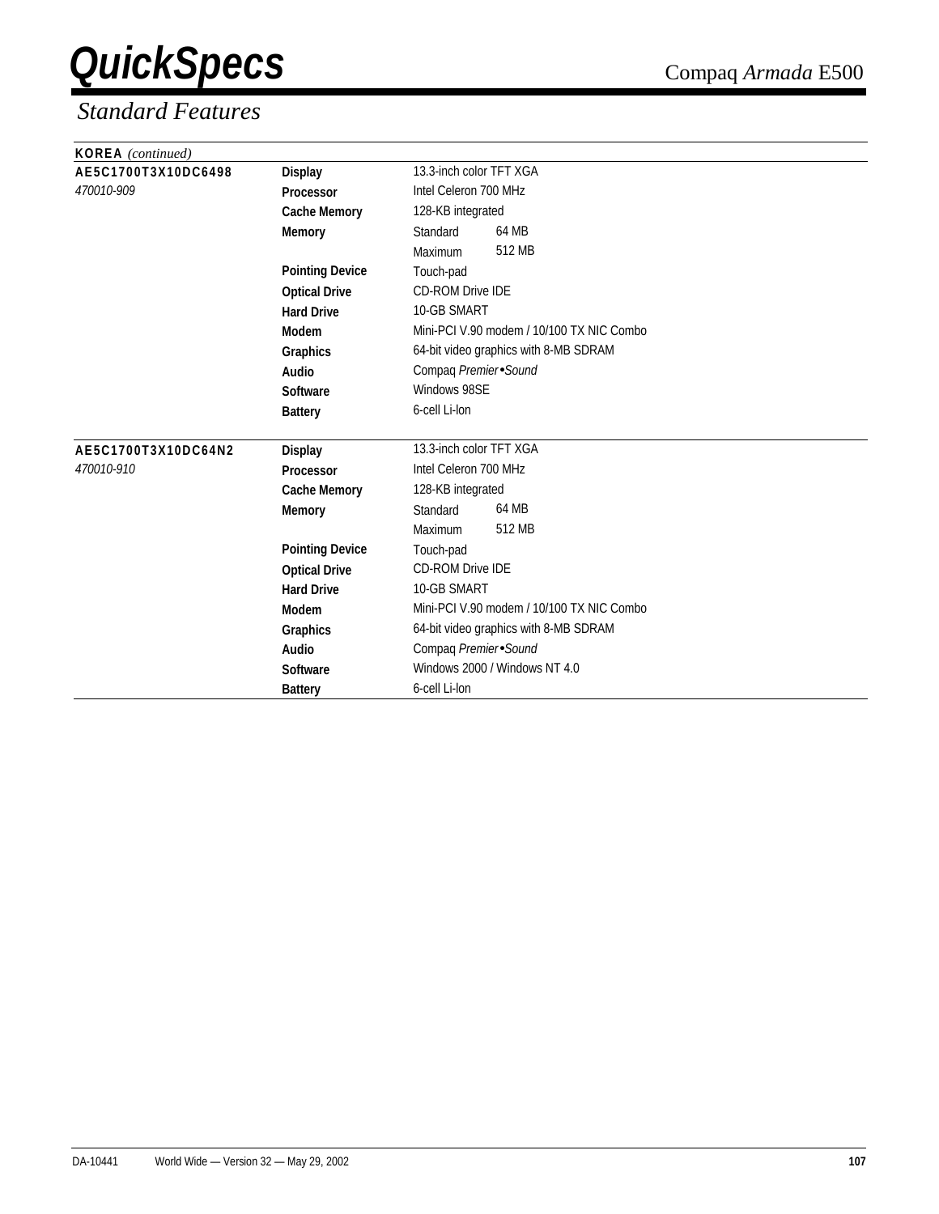## Standard Features

**KOREA** *(continued)*

| Model | Feature | Specification | |
|---|---|---|---|
| **AE5C1700T3X10DC6498** | **Display** | 13.3-inch color TFT XGA | |
| *470010-909* | **Processor** | Intel Celeron 700 MHz | |
| | **Cache Memory** | 128-KB integrated | |
| | **Memory** | Standard | 64 MB |
| | | Maximum | 512 MB |
| | **Pointing Device** | Touch-pad | |
| | **Optical Drive** | CD-ROM Drive IDE | |
| | **Hard Drive** | 10-GB SMART | |
| | **Modem** | Mini-PCI V.90 modem / 10/100 TX NIC Combo | |
| | **Graphics** | 64-bit video graphics with 8-MB SDRAM | |
| | **Audio** | Compaq *Premier•Sound* | |
| | **Software** | Windows 98SE | |
| | **Battery** | 6-cell Li-Ion | |
| **AE5C1700T3X10DC64N2** | **Display** | 13.3-inch color TFT XGA | |
| *470010-910* | **Processor** | Intel Celeron 700 MHz | |
| | **Cache Memory** | 128-KB integrated | |
| | **Memory** | Standard | 64 MB |
| | | Maximum | 512 MB |
| | **Pointing Device** | Touch-pad | |
| | **Optical Drive** | CD-ROM Drive IDE | |
| | **Hard Drive** | 10-GB SMART | |
| | **Modem** | Mini-PCI V.90 modem / 10/100 TX NIC Combo | |
| | **Graphics** | 64-bit video graphics with 8-MB SDRAM | |
| | **Audio** | Compaq *Premier•Sound* | |
| | **Software** | Windows 2000 / Windows NT 4.0 | |
| | **Battery** | 6-cell Li-Ion | |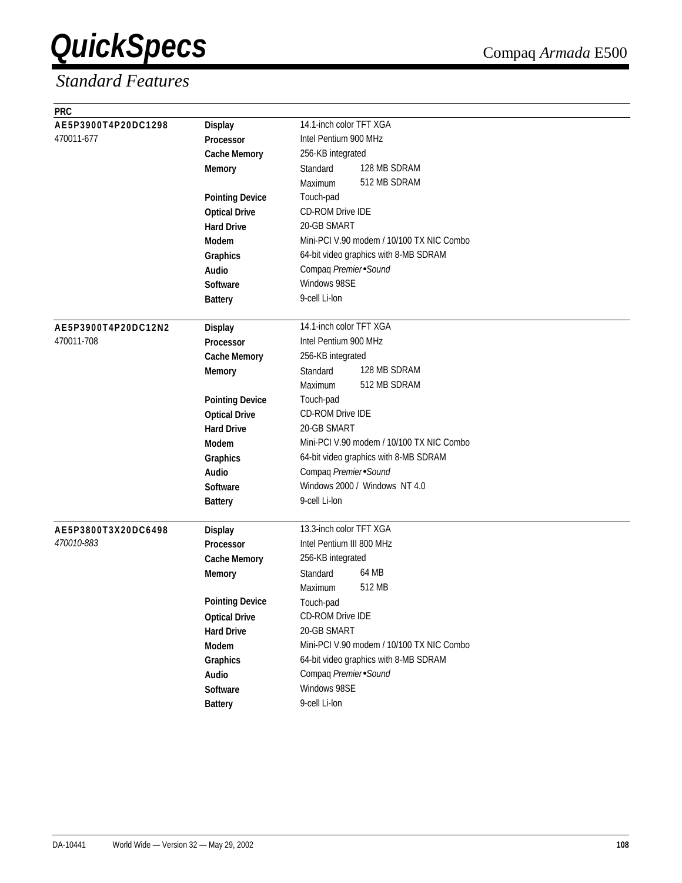## Standard Features

**PRC**

| Model | Feature | Specification | |
|---|---|---|---|
| **AE5P3900T4P20DC1298** | **Display** | 14.1-inch color TFT XGA | |
| 470011-677 | **Processor** | Intel Pentium 900 MHz | |
| | **Cache Memory** | 256-KB integrated | |
| | **Memory** | Standard | 128 MB SDRAM |
| | | Maximum | 512 MB SDRAM |
| | **Pointing Device** | Touch-pad | |
| | **Optical Drive** | CD-ROM Drive IDE | |
| | **Hard Drive** | 20-GB SMART | |
| | **Modem** | Mini-PCI V.90 modem / 10/100 TX NIC Combo | |
| | **Graphics** | 64-bit video graphics with 8-MB SDRAM | |
| | **Audio** | Compaq *Premier•Sound* | |
| | **Software** | Windows 98SE | |
| | **Battery** | 9-cell Li-Ion | |
| **AE5P3900T4P20DC12N2** | **Display** | 14.1-inch color TFT XGA | |
| 470011-708 | **Processor** | Intel Pentium 900 MHz | |
| | **Cache Memory** | 256-KB integrated | |
| | **Memory** | Standard | 128 MB SDRAM |
| | | Maximum | 512 MB SDRAM |
| | **Pointing Device** | Touch-pad | |
| | **Optical Drive** | CD-ROM Drive IDE | |
| | **Hard Drive** | 20-GB SMART | |
| | **Modem** | Mini-PCI V.90 modem / 10/100 TX NIC Combo | |
| | **Graphics** | 64-bit video graphics with 8-MB SDRAM | |
| | **Audio** | Compaq *Premier•Sound* | |
| | **Software** | Windows 2000 / Windows NT 4.0 | |
| | **Battery** | 9-cell Li-Ion | |
| **AE5P3800T3X20DC6498** | **Display** | 13.3-inch color TFT XGA | |
| *470010-883* | **Processor** | Intel Pentium III 800 MHz | |
| | **Cache Memory** | 256-KB integrated | |
| | **Memory** | Standard | 64 MB |
| | | Maximum | 512 MB |
| | **Pointing Device** | Touch-pad | |
| | **Optical Drive** | CD-ROM Drive IDE | |
| | **Hard Drive** | 20-GB SMART | |
| | **Modem** | Mini-PCI V.90 modem / 10/100 TX NIC Combo | |
| | **Graphics** | 64-bit video graphics with 8-MB SDRAM | |
| | **Audio** | Compaq *Premier•Sound* | |
| | **Software** | Windows 98SE | |
| | **Battery** | 9-cell Li-Ion | |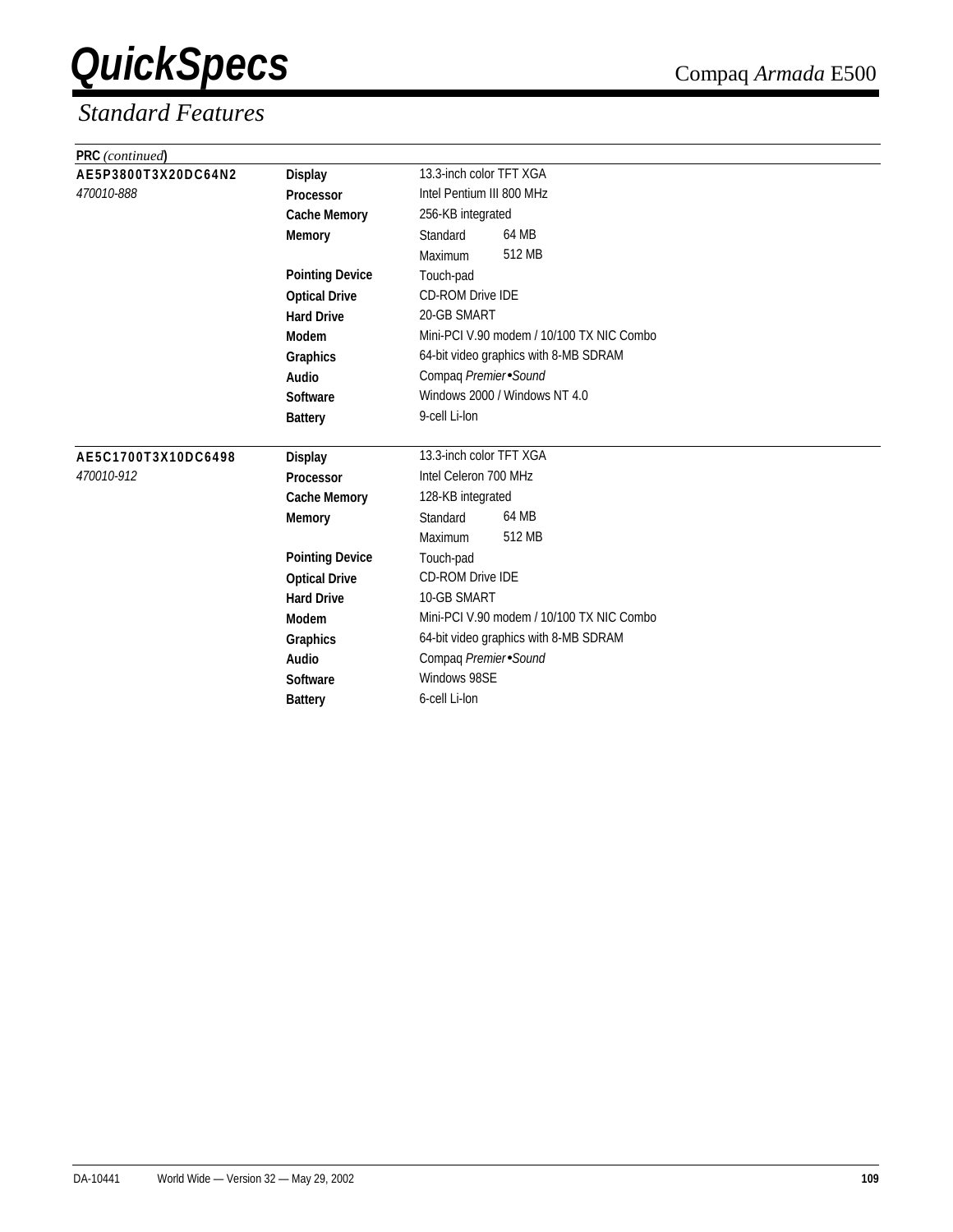## Standard Features

**PRC** *(continued)*

| | | | |
|---|---|---|---|
| **AE5P3800T3X20DC64N2** | **Display** | 13.3-inch color TFT XGA | |
| *470010-888* | **Processor** | Intel Pentium III 800 MHz | |
| | **Cache Memory** | 256-KB integrated | |
| | **Memory** | Standard | 64 MB |
| | | Maximum | 512 MB |
| | **Pointing Device** | Touch-pad | |
| | **Optical Drive** | CD-ROM Drive IDE | |
| | **Hard Drive** | 20-GB SMART | |
| | **Modem** | Mini-PCI V.90 modem / 10/100 TX NIC Combo | |
| | **Graphics** | 64-bit video graphics with 8-MB SDRAM | |
| | **Audio** | Compaq *Premier•Sound* | |
| | **Software** | Windows 2000 / Windows NT 4.0 | |
| | **Battery** | 9-cell Li-Ion | |
| **AE5C1700T3X10DC6498** | **Display** | 13.3-inch color TFT XGA | |
| *470010-912* | **Processor** | Intel Celeron 700 MHz | |
| | **Cache Memory** | 128-KB integrated | |
| | **Memory** | Standard | 64 MB |
| | | Maximum | 512 MB |
| | **Pointing Device** | Touch-pad | |
| | **Optical Drive** | CD-ROM Drive IDE | |
| | **Hard Drive** | 10-GB SMART | |
| | **Modem** | Mini-PCI V.90 modem / 10/100 TX NIC Combo | |
| | **Graphics** | 64-bit video graphics with 8-MB SDRAM | |
| | **Audio** | Compaq *Premier•Sound* | |
| | **Software** | Windows 98SE | |
| | **Battery** | 6-cell Li-Ion | |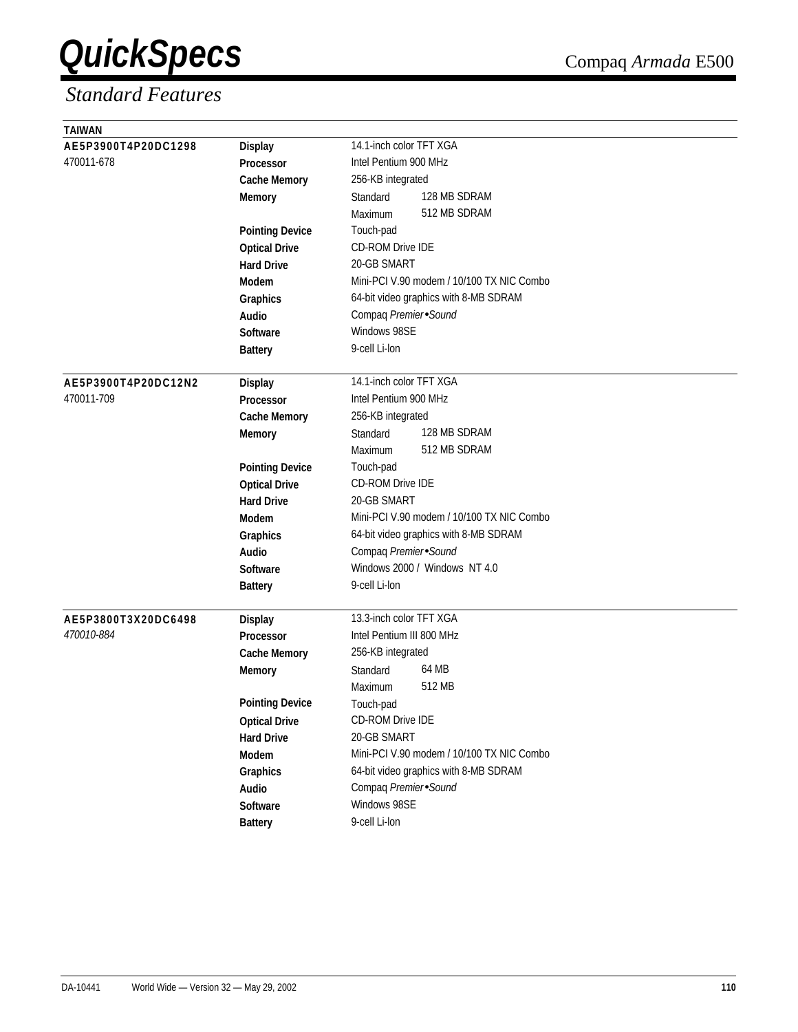# QuickSpecs

Compaq *Armada* E500

## Standard Features

**TAIWAN**

| | | | |
|---|---|---|---|
| **AE5P3900T4P20DC1298** | **Display** | 14.1-inch color TFT XGA | |
| 470011-678 | **Processor** | Intel Pentium 900 MHz | |
| | **Cache Memory** | 256-KB integrated | |
| | **Memory** | Standard | 128 MB SDRAM |
| | | Maximum | 512 MB SDRAM |
| | **Pointing Device** | Touch-pad | |
| | **Optical Drive** | CD-ROM Drive IDE | |
| | **Hard Drive** | 20-GB SMART | |
| | **Modem** | Mini-PCI V.90 modem / 10/100 TX NIC Combo | |
| | **Graphics** | 64-bit video graphics with 8-MB SDRAM | |
| | **Audio** | Compaq *Premier•Sound* | |
| | **Software** | Windows 98SE | |
| | **Battery** | 9-cell Li-Ion | |

| | | | |
|---|---|---|---|
| **AE5P3900T4P20DC12N2** | **Display** | 14.1-inch color TFT XGA | |
| 470011-709 | **Processor** | Intel Pentium 900 MHz | |
| | **Cache Memory** | 256-KB integrated | |
| | **Memory** | Standard | 128 MB SDRAM |
| | | Maximum | 512 MB SDRAM |
| | **Pointing Device** | Touch-pad | |
| | **Optical Drive** | CD-ROM Drive IDE | |
| | **Hard Drive** | 20-GB SMART | |
| | **Modem** | Mini-PCI V.90 modem / 10/100 TX NIC Combo | |
| | **Graphics** | 64-bit video graphics with 8-MB SDRAM | |
| | **Audio** | Compaq *Premier•Sound* | |
| | **Software** | Windows 2000 / Windows NT 4.0 | |
| | **Battery** | 9-cell Li-Ion | |

| | | | |
|---|---|---|---|
| **AE5P3800T3X20DC6498** | **Display** | 13.3-inch color TFT XGA | |
| *470010-884* | **Processor** | Intel Pentium III 800 MHz | |
| | **Cache Memory** | 256-KB integrated | |
| | **Memory** | Standard | 64 MB |
| | | Maximum | 512 MB |
| | **Pointing Device** | Touch-pad | |
| | **Optical Drive** | CD-ROM Drive IDE | |
| | **Hard Drive** | 20-GB SMART | |
| | **Modem** | Mini-PCI V.90 modem / 10/100 TX NIC Combo | |
| | **Graphics** | 64-bit video graphics with 8-MB SDRAM | |
| | **Audio** | Compaq *Premier•Sound* | |
| | **Software** | Windows 98SE | |
| | **Battery** | 9-cell Li-Ion | |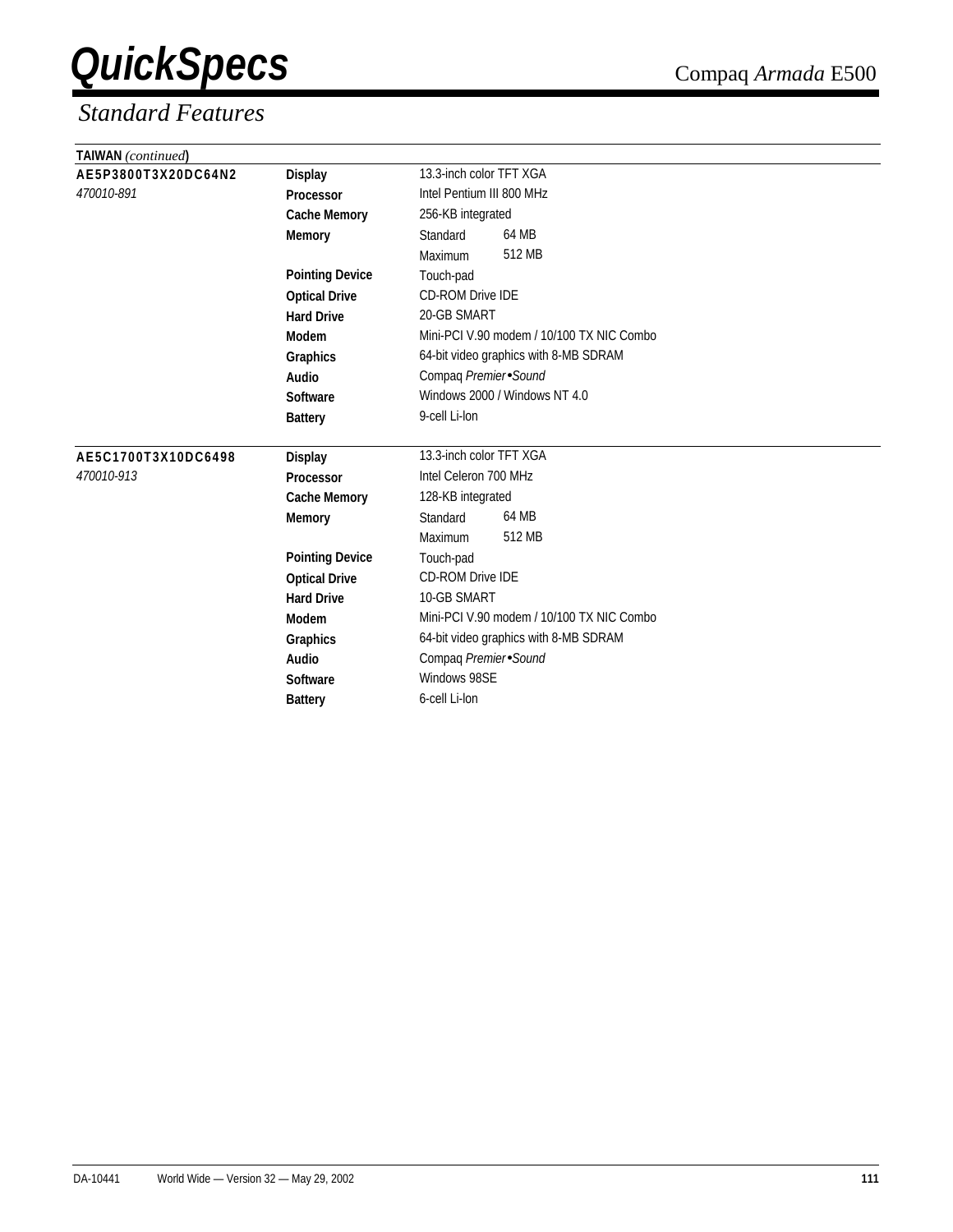# QuickSpecs

Compaq *Armada* E500

## *Standard Features*

**TAIWAN** *(continued)*

| | | | |
|---|---|---|---|
| **AE5P3800T3X20DC64N2** | **Display** | 13.3-inch color TFT XGA | |
| *470010-891* | **Processor** | Intel Pentium III 800 MHz | |
| | **Cache Memory** | 256-KB integrated | |
| | **Memory** | Standard | 64 MB |
| | | Maximum | 512 MB |
| | **Pointing Device** | Touch-pad | |
| | **Optical Drive** | CD-ROM Drive IDE | |
| | **Hard Drive** | 20-GB SMART | |
| | **Modem** | Mini-PCI V.90 modem / 10/100 TX NIC Combo | |
| | **Graphics** | 64-bit video graphics with 8-MB SDRAM | |
| | **Audio** | Compaq *Premier•Sound* | |
| | **Software** | Windows 2000 / Windows NT 4.0 | |
| | **Battery** | 9-cell Li-Ion | |

| | | | |
|---|---|---|---|
| **AE5C1700T3X10DC6498** | **Display** | 13.3-inch color TFT XGA | |
| *470010-913* | **Processor** | Intel Celeron 700 MHz | |
| | **Cache Memory** | 128-KB integrated | |
| | **Memory** | Standard | 64 MB |
| | | Maximum | 512 MB |
| | **Pointing Device** | Touch-pad | |
| | **Optical Drive** | CD-ROM Drive IDE | |
| | **Hard Drive** | 10-GB SMART | |
| | **Modem** | Mini-PCI V.90 modem / 10/100 TX NIC Combo | |
| | **Graphics** | 64-bit video graphics with 8-MB SDRAM | |
| | **Audio** | Compaq *Premier•Sound* | |
| | **Software** | Windows 98SE | |
| | **Battery** | 6-cell Li-Ion | |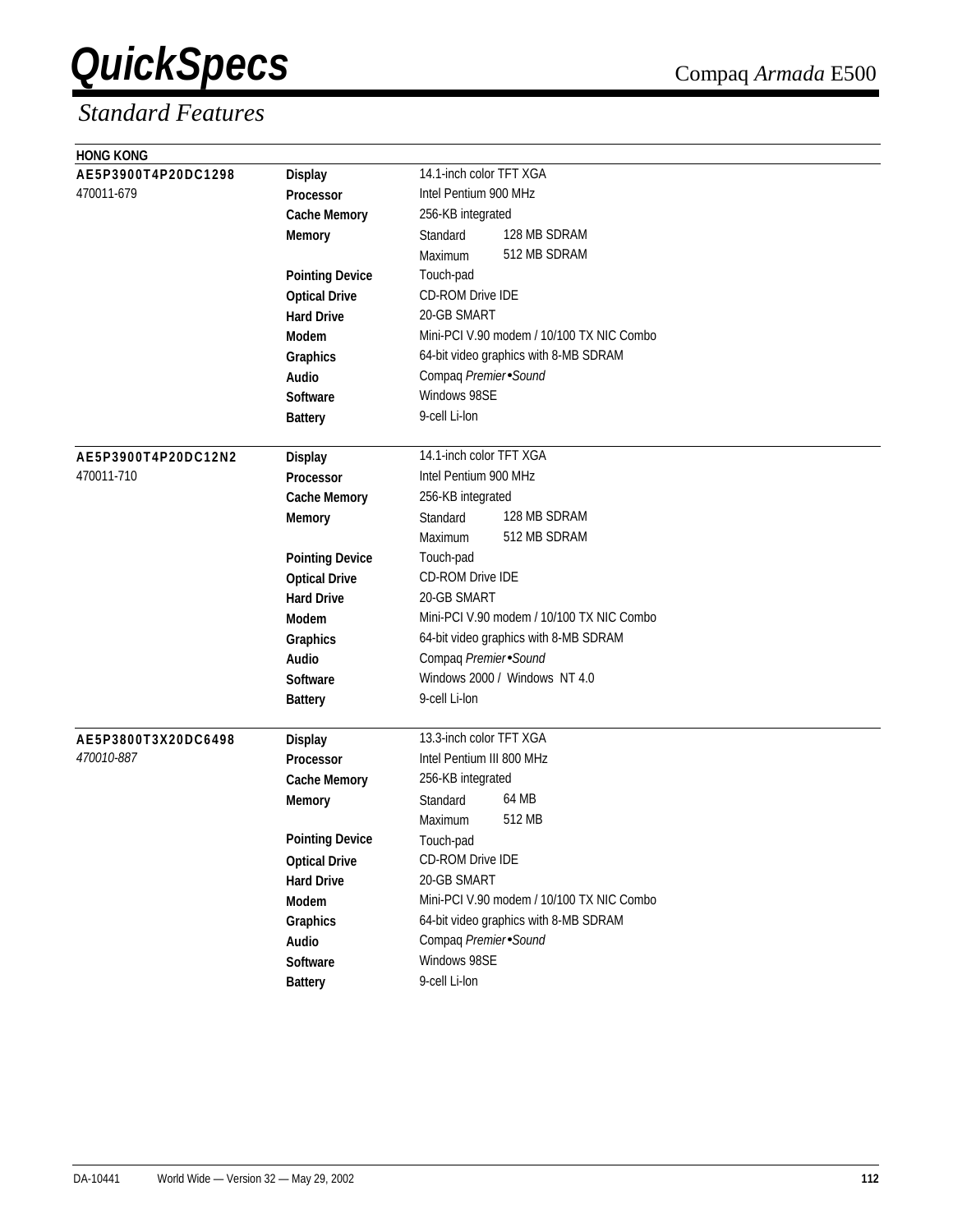## Standard Features

**HONG KONG**

| Model | Feature | Specification | |
|---|---|---|---|
| **AE5P3900T4P20DC1298** | **Display** | 14.1-inch color TFT XGA | |
| 470011-679 | **Processor** | Intel Pentium 900 MHz | |
| | **Cache Memory** | 256-KB integrated | |
| | **Memory** | Standard | 128 MB SDRAM |
| | | Maximum | 512 MB SDRAM |
| | **Pointing Device** | Touch-pad | |
| | **Optical Drive** | CD-ROM Drive IDE | |
| | **Hard Drive** | 20-GB SMART | |
| | **Modem** | Mini-PCI V.90 modem / 10/100 TX NIC Combo | |
| | **Graphics** | 64-bit video graphics with 8-MB SDRAM | |
| | **Audio** | Compaq *Premier•Sound* | |
| | **Software** | Windows 98SE | |
| | **Battery** | 9-cell Li-Ion | |
| **AE5P3900T4P20DC12N2** | **Display** | 14.1-inch color TFT XGA | |
| 470011-710 | **Processor** | Intel Pentium 900 MHz | |
| | **Cache Memory** | 256-KB integrated | |
| | **Memory** | Standard | 128 MB SDRAM |
| | | Maximum | 512 MB SDRAM |
| | **Pointing Device** | Touch-pad | |
| | **Optical Drive** | CD-ROM Drive IDE | |
| | **Hard Drive** | 20-GB SMART | |
| | **Modem** | Mini-PCI V.90 modem / 10/100 TX NIC Combo | |
| | **Graphics** | 64-bit video graphics with 8-MB SDRAM | |
| | **Audio** | Compaq *Premier•Sound* | |
| | **Software** | Windows 2000 / Windows NT 4.0 | |
| | **Battery** | 9-cell Li-Ion | |
| **AE5P3800T3X20DC6498** | **Display** | 13.3-inch color TFT XGA | |
| *470010-887* | **Processor** | Intel Pentium III 800 MHz | |
| | **Cache Memory** | 256-KB integrated | |
| | **Memory** | Standard | 64 MB |
| | | Maximum | 512 MB |
| | **Pointing Device** | Touch-pad | |
| | **Optical Drive** | CD-ROM Drive IDE | |
| | **Hard Drive** | 20-GB SMART | |
| | **Modem** | Mini-PCI V.90 modem / 10/100 TX NIC Combo | |
| | **Graphics** | 64-bit video graphics with 8-MB SDRAM | |
| | **Audio** | Compaq *Premier•Sound* | |
| | **Software** | Windows 98SE | |
| | **Battery** | 9-cell Li-Ion | |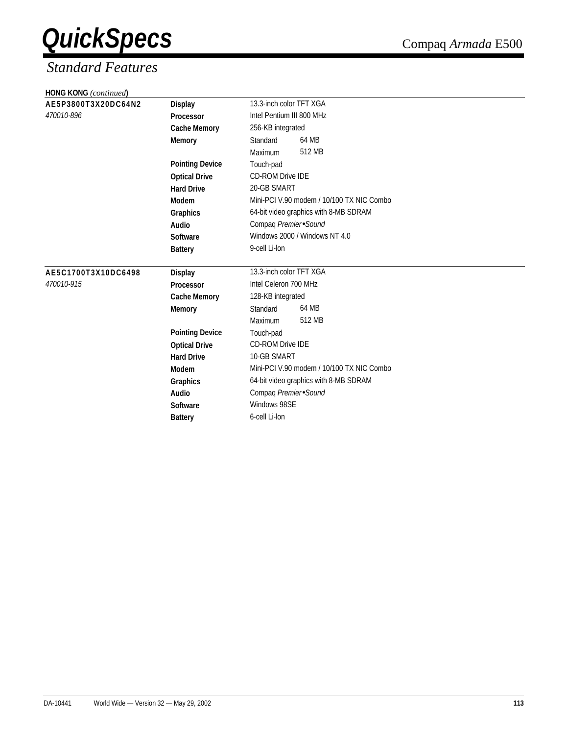## Standard Features

**HONG KONG** *(continued)*

| Model | Feature | Specification | |
|---|---|---|---|
| **AE5P3800T3X20DC64N2** | **Display** | 13.3-inch color TFT XGA | |
| *470010-896* | **Processor** | Intel Pentium III 800 MHz | |
| | **Cache Memory** | 256-KB integrated | |
| | **Memory** | Standard | 64 MB |
| | | Maximum | 512 MB |
| | **Pointing Device** | Touch-pad | |
| | **Optical Drive** | CD-ROM Drive IDE | |
| | **Hard Drive** | 20-GB SMART | |
| | **Modem** | Mini-PCI V.90 modem / 10/100 TX NIC Combo | |
| | **Graphics** | 64-bit video graphics with 8-MB SDRAM | |
| | **Audio** | Compaq *Premier•Sound* | |
| | **Software** | Windows 2000 / Windows NT 4.0 | |
| | **Battery** | 9-cell Li-Ion | |

| Model | Feature | Specification | |
|---|---|---|---|
| **AE5C1700T3X10DC6498** | **Display** | 13.3-inch color TFT XGA | |
| *470010-915* | **Processor** | Intel Celeron 700 MHz | |
| | **Cache Memory** | 128-KB integrated | |
| | **Memory** | Standard | 64 MB |
| | | Maximum | 512 MB |
| | **Pointing Device** | Touch-pad | |
| | **Optical Drive** | CD-ROM Drive IDE | |
| | **Hard Drive** | 10-GB SMART | |
| | **Modem** | Mini-PCI V.90 modem / 10/100 TX NIC Combo | |
| | **Graphics** | 64-bit video graphics with 8-MB SDRAM | |
| | **Audio** | Compaq *Premier•Sound* | |
| | **Software** | Windows 98SE | |
| | **Battery** | 6-cell Li-Ion | |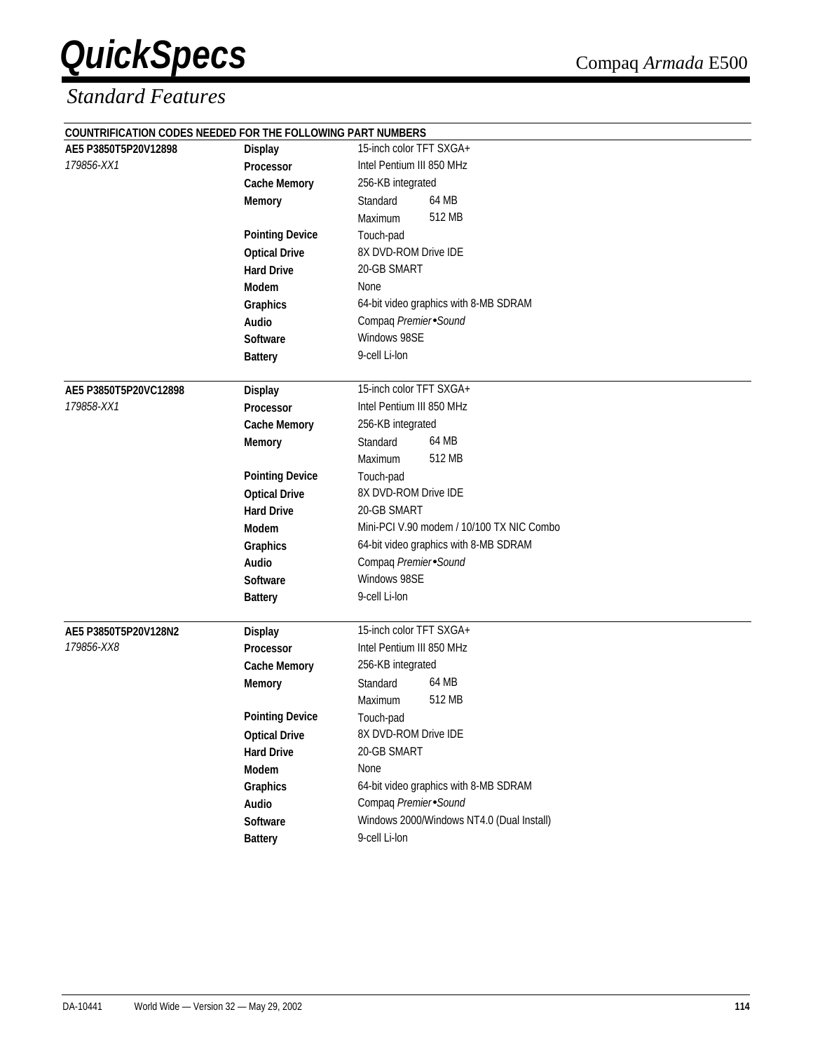## Standard Features

**COUNTRIFICATION CODES NEEDED FOR THE FOLLOWING PART NUMBERS**

| | | | |
|---|---|---|---|
| **AE5 P3850T5P20V12898** | **Display** | 15-inch color TFT SXGA+ | |
| *179856-XX1* | **Processor** | Intel Pentium III 850 MHz | |
| | **Cache Memory** | 256-KB integrated | |
| | **Memory** | Standard | 64 MB |
| | | Maximum | 512 MB |
| | **Pointing Device** | Touch-pad | |
| | **Optical Drive** | 8X DVD-ROM Drive IDE | |
| | **Hard Drive** | 20-GB SMART | |
| | **Modem** | None | |
| | **Graphics** | 64-bit video graphics with 8-MB SDRAM | |
| | **Audio** | Compaq *Premier•Sound* | |
| | **Software** | Windows 98SE | |
| | **Battery** | 9-cell Li-Ion | |
| **AE5 P3850T5P20VC12898** | **Display** | 15-inch color TFT SXGA+ | |
| *179858-XX1* | **Processor** | Intel Pentium III 850 MHz | |
| | **Cache Memory** | 256-KB integrated | |
| | **Memory** | Standard | 64 MB |
| | | Maximum | 512 MB |
| | **Pointing Device** | Touch-pad | |
| | **Optical Drive** | 8X DVD-ROM Drive IDE | |
| | **Hard Drive** | 20-GB SMART | |
| | **Modem** | Mini-PCI V.90 modem / 10/100 TX NIC Combo | |
| | **Graphics** | 64-bit video graphics with 8-MB SDRAM | |
| | **Audio** | Compaq *Premier•Sound* | |
| | **Software** | Windows 98SE | |
| | **Battery** | 9-cell Li-Ion | |
| **AE5 P3850T5P20V128N2** | **Display** | 15-inch color TFT SXGA+ | |
| *179856-XX8* | **Processor** | Intel Pentium III 850 MHz | |
| | **Cache Memory** | 256-KB integrated | |
| | **Memory** | Standard | 64 MB |
| | | Maximum | 512 MB |
| | **Pointing Device** | Touch-pad | |
| | **Optical Drive** | 8X DVD-ROM Drive IDE | |
| | **Hard Drive** | 20-GB SMART | |
| | **Modem** | None | |
| | **Graphics** | 64-bit video graphics with 8-MB SDRAM | |
| | **Audio** | Compaq *Premier•Sound* | |
| | **Software** | Windows 2000/Windows NT4.0 (Dual Install) | |
| | **Battery** | 9-cell Li-Ion | |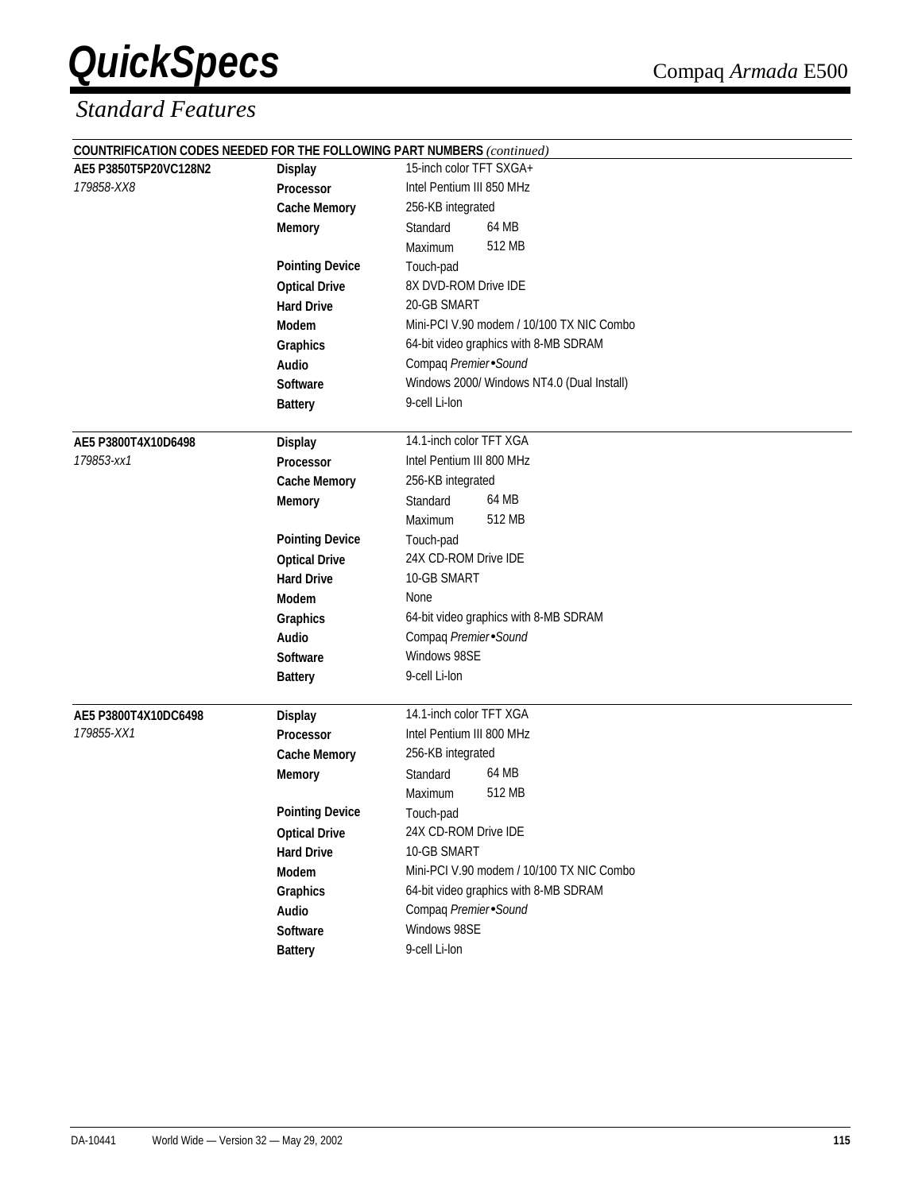## Standard Features

**COUNTRIFICATION CODES NEEDED FOR THE FOLLOWING PART NUMBERS** *(continued)*

| | | | |
|---|---|---|---|
| **AE5 P3850T5P20VC128N2** | **Display** | 15-inch color TFT SXGA+ | |
| *179858-XX8* | **Processor** | Intel Pentium III 850 MHz | |
| | **Cache Memory** | 256-KB integrated | |
| | **Memory** | Standard | 64 MB |
| | | Maximum | 512 MB |
| | **Pointing Device** | Touch-pad | |
| | **Optical Drive** | 8X DVD-ROM Drive IDE | |
| | **Hard Drive** | 20-GB SMART | |
| | **Modem** | Mini-PCI V.90 modem / 10/100 TX NIC Combo | |
| | **Graphics** | 64-bit video graphics with 8-MB SDRAM | |
| | **Audio** | Compaq *Premier•Sound* | |
| | **Software** | Windows 2000/ Windows NT4.0 (Dual Install) | |
| | **Battery** | 9-cell Li-Ion | |
| **AE5 P3800T4X10D6498** | **Display** | 14.1-inch color TFT XGA | |
| *179853-xx1* | **Processor** | Intel Pentium III 800 MHz | |
| | **Cache Memory** | 256-KB integrated | |
| | **Memory** | Standard | 64 MB |
| | | Maximum | 512 MB |
| | **Pointing Device** | Touch-pad | |
| | **Optical Drive** | 24X CD-ROM Drive IDE | |
| | **Hard Drive** | 10-GB SMART | |
| | **Modem** | None | |
| | **Graphics** | 64-bit video graphics with 8-MB SDRAM | |
| | **Audio** | Compaq *Premier•Sound* | |
| | **Software** | Windows 98SE | |
| | **Battery** | 9-cell Li-Ion | |
| **AE5 P3800T4X10DC6498** | **Display** | 14.1-inch color TFT XGA | |
| *179855-XX1* | **Processor** | Intel Pentium III 800 MHz | |
| | **Cache Memory** | 256-KB integrated | |
| | **Memory** | Standard | 64 MB |
| | | Maximum | 512 MB |
| | **Pointing Device** | Touch-pad | |
| | **Optical Drive** | 24X CD-ROM Drive IDE | |
| | **Hard Drive** | 10-GB SMART | |
| | **Modem** | Mini-PCI V.90 modem / 10/100 TX NIC Combo | |
| | **Graphics** | 64-bit video graphics with 8-MB SDRAM | |
| | **Audio** | Compaq *Premier•Sound* | |
| | **Software** | Windows 98SE | |
| | **Battery** | 9-cell Li-Ion | |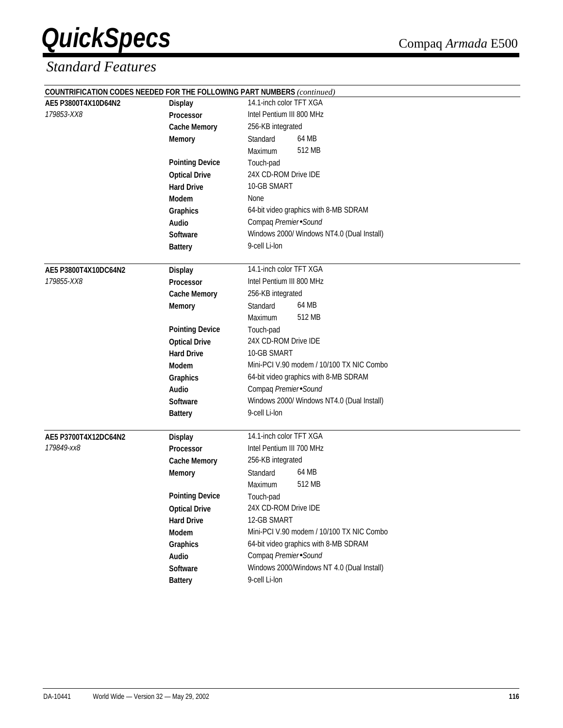## Standard Features

**COUNTRIFICATION CODES NEEDED FOR THE FOLLOWING PART NUMBERS** *(continued)*

| Part Number | Feature | Specification | |
|---|---|---|---|
| **AE5 P3800T4X10D64N2** | **Display** | 14.1-inch color TFT XGA | |
| *179853-XX8* | **Processor** | Intel Pentium III 800 MHz | |
| | **Cache Memory** | 256-KB integrated | |
| | **Memory** | Standard | 64 MB |
| | | Maximum | 512 MB |
| | **Pointing Device** | Touch-pad | |
| | **Optical Drive** | 24X CD-ROM Drive IDE | |
| | **Hard Drive** | 10-GB SMART | |
| | **Modem** | None | |
| | **Graphics** | 64-bit video graphics with 8-MB SDRAM | |
| | **Audio** | Compaq *Premier•Sound* | |
| | **Software** | Windows 2000/ Windows NT4.0 (Dual Install) | |
| | **Battery** | 9-cell Li-Ion | |

| Part Number | Feature | Specification | |
|---|---|---|---|
| **AE5 P3800T4X10DC64N2** | **Display** | 14.1-inch color TFT XGA | |
| *179855-XX8* | **Processor** | Intel Pentium III 800 MHz | |
| | **Cache Memory** | 256-KB integrated | |
| | **Memory** | Standard | 64 MB |
| | | Maximum | 512 MB |
| | **Pointing Device** | Touch-pad | |
| | **Optical Drive** | 24X CD-ROM Drive IDE | |
| | **Hard Drive** | 10-GB SMART | |
| | **Modem** | Mini-PCI V.90 modem / 10/100 TX NIC Combo | |
| | **Graphics** | 64-bit video graphics with 8-MB SDRAM | |
| | **Audio** | Compaq *Premier•Sound* | |
| | **Software** | Windows 2000/ Windows NT4.0 (Dual Install) | |
| | **Battery** | 9-cell Li-Ion | |

| Part Number | Feature | Specification | |
|---|---|---|---|
| **AE5 P3700T4X12DC64N2** | **Display** | 14.1-inch color TFT XGA | |
| *179849-xx8* | **Processor** | Intel Pentium III 700 MHz | |
| | **Cache Memory** | 256-KB integrated | |
| | **Memory** | Standard | 64 MB |
| | | Maximum | 512 MB |
| | **Pointing Device** | Touch-pad | |
| | **Optical Drive** | 24X CD-ROM Drive IDE | |
| | **Hard Drive** | 12-GB SMART | |
| | **Modem** | Mini-PCI V.90 modem / 10/100 TX NIC Combo | |
| | **Graphics** | 64-bit video graphics with 8-MB SDRAM | |
| | **Audio** | Compaq *Premier•Sound* | |
| | **Software** | Windows 2000/Windows NT 4.0 (Dual Install) | |
| | **Battery** | 9-cell Li-Ion | |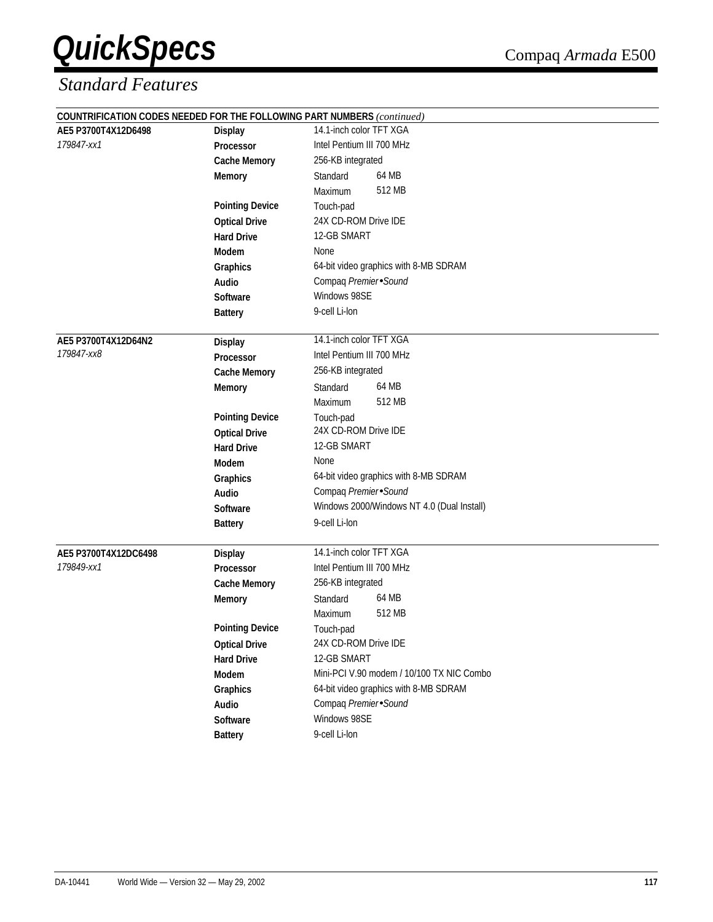## Standard Features

**COUNTRIFICATION CODES NEEDED FOR THE FOLLOWING PART NUMBERS** *(continued)*

| Part Number | Feature | Specification | |
|---|---|---|---|
| **AE5 P3700T4X12D6498** | **Display** | 14.1-inch color TFT XGA | |
| *179847-xx1* | **Processor** | Intel Pentium III 700 MHz | |
| | **Cache Memory** | 256-KB integrated | |
| | **Memory** | Standard | 64 MB |
| | | Maximum | 512 MB |
| | **Pointing Device** | Touch-pad | |
| | **Optical Drive** | 24X CD-ROM Drive IDE | |
| | **Hard Drive** | 12-GB SMART | |
| | **Modem** | None | |
| | **Graphics** | 64-bit video graphics with 8-MB SDRAM | |
| | **Audio** | Compaq *Premier•Sound* | |
| | **Software** | Windows 98SE | |
| | **Battery** | 9-cell Li-Ion | |
| **AE5 P3700T4X12D64N2** | **Display** | 14.1-inch color TFT XGA | |
| *179847-xx8* | **Processor** | Intel Pentium III 700 MHz | |
| | **Cache Memory** | 256-KB integrated | |
| | **Memory** | Standard | 64 MB |
| | | Maximum | 512 MB |
| | **Pointing Device** | Touch-pad | |
| | **Optical Drive** | 24X CD-ROM Drive IDE | |
| | **Hard Drive** | 12-GB SMART | |
| | **Modem** | None | |
| | **Graphics** | 64-bit video graphics with 8-MB SDRAM | |
| | **Audio** | Compaq *Premier•Sound* | |
| | **Software** | Windows 2000/Windows NT 4.0 (Dual Install) | |
| | **Battery** | 9-cell Li-Ion | |
| **AE5 P3700T4X12DC6498** | **Display** | 14.1-inch color TFT XGA | |
| *179849-xx1* | **Processor** | Intel Pentium III 700 MHz | |
| | **Cache Memory** | 256-KB integrated | |
| | **Memory** | Standard | 64 MB |
| | | Maximum | 512 MB |
| | **Pointing Device** | Touch-pad | |
| | **Optical Drive** | 24X CD-ROM Drive IDE | |
| | **Hard Drive** | 12-GB SMART | |
| | **Modem** | Mini-PCI V.90 modem / 10/100 TX NIC Combo | |
| | **Graphics** | 64-bit video graphics with 8-MB SDRAM | |
| | **Audio** | Compaq *Premier•Sound* | |
| | **Software** | Windows 98SE | |
| | **Battery** | 9-cell Li-Ion | |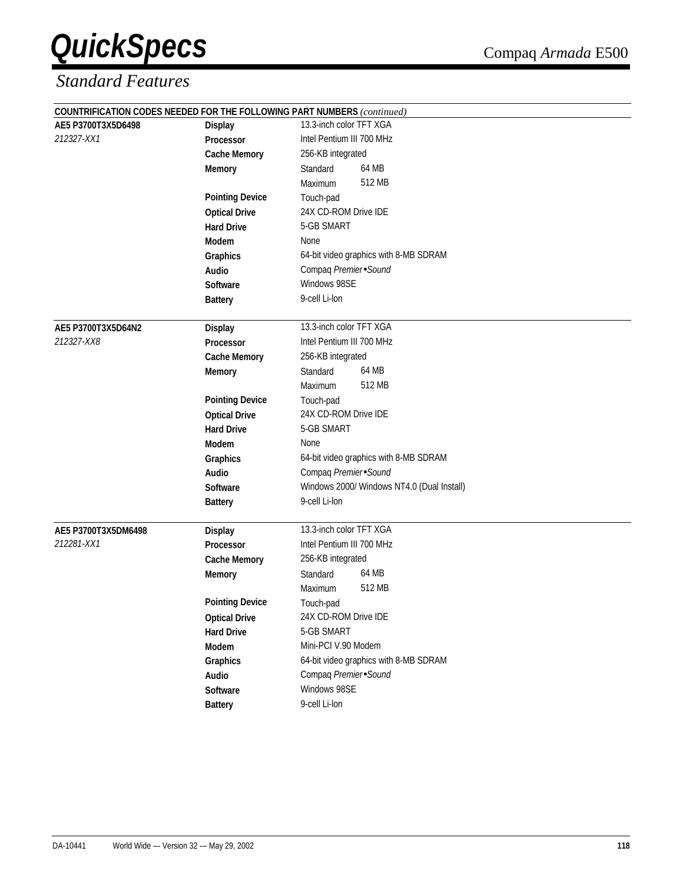## Standard Features

**COUNTRIFICATION CODES NEEDED FOR THE FOLLOWING PART NUMBERS** *(continued)*

| | | | |
|---|---|---|---|
| **AE5 P3700T3X5D6498** | **Display** | 13.3-inch color TFT XGA | |
| *212327-XX1* | **Processor** | Intel Pentium III 700 MHz | |
| | **Cache Memory** | 256-KB integrated | |
| | **Memory** | Standard | 64 MB |
| | | Maximum | 512 MB |
| | **Pointing Device** | Touch-pad | |
| | **Optical Drive** | 24X CD-ROM Drive IDE | |
| | **Hard Drive** | 5-GB SMART | |
| | **Modem** | None | |
| | **Graphics** | 64-bit video graphics with 8-MB SDRAM | |
| | **Audio** | Compaq *Premier•Sound* | |
| | **Software** | Windows 98SE | |
| | **Battery** | 9-cell Li-Ion | |
| **AE5 P3700T3X5D64N2** | **Display** | 13.3-inch color TFT XGA | |
| *212327-XX8* | **Processor** | Intel Pentium III 700 MHz | |
| | **Cache Memory** | 256-KB integrated | |
| | **Memory** | Standard | 64 MB |
| | | Maximum | 512 MB |
| | **Pointing Device** | Touch-pad | |
| | **Optical Drive** | 24X CD-ROM Drive IDE | |
| | **Hard Drive** | 5-GB SMART | |
| | **Modem** | None | |
| | **Graphics** | 64-bit video graphics with 8-MB SDRAM | |
| | **Audio** | Compaq *Premier•Sound* | |
| | **Software** | Windows 2000/ Windows NT4.0 (Dual Install) | |
| | **Battery** | 9-cell Li-Ion | |
| **AE5 P3700T3X5DM6498** | **Display** | 13.3-inch color TFT XGA | |
| *212281-XX1* | **Processor** | Intel Pentium III 700 MHz | |
| | **Cache Memory** | 256-KB integrated | |
| | **Memory** | Standard | 64 MB |
| | | Maximum | 512 MB |
| | **Pointing Device** | Touch-pad | |
| | **Optical Drive** | 24X CD-ROM Drive IDE | |
| | **Hard Drive** | 5-GB SMART | |
| | **Modem** | Mini-PCI V.90 Modem | |
| | **Graphics** | 64-bit video graphics with 8-MB SDRAM | |
| | **Audio** | Compaq *Premier•Sound* | |
| | **Software** | Windows 98SE | |
| | **Battery** | 9-cell Li-Ion | |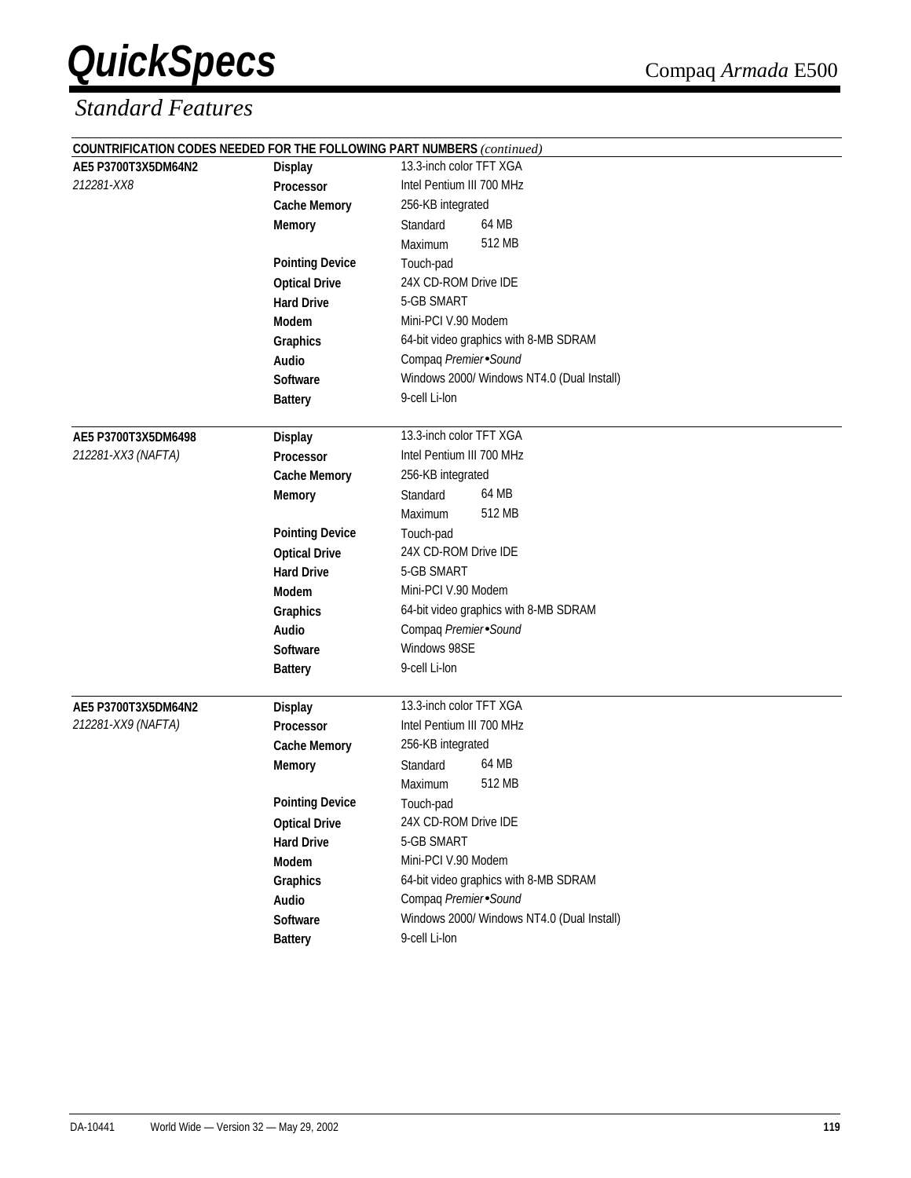# QuickSpecs

Compaq *Armada* E500

## *Standard Features*

**COUNTRIFICATION CODES NEEDED FOR THE FOLLOWING PART NUMBERS** *(continued)*

| | | | |
|---|---|---|---|
| **AE5 P3700T3X5DM64N2** | **Display** | 13.3-inch color TFT XGA | |
| *212281-XX8* | **Processor** | Intel Pentium III 700 MHz | |
| | **Cache Memory** | 256-KB integrated | |
| | **Memory** | Standard | 64 MB |
| | | Maximum | 512 MB |
| | **Pointing Device** | Touch-pad | |
| | **Optical Drive** | 24X CD-ROM Drive IDE | |
| | **Hard Drive** | 5-GB SMART | |
| | **Modem** | Mini-PCI V.90 Modem | |
| | **Graphics** | 64-bit video graphics with 8-MB SDRAM | |
| | **Audio** | Compaq *Premier•Sound* | |
| | **Software** | Windows 2000/ Windows NT4.0 (Dual Install) | |
| | **Battery** | 9-cell Li-Ion | |

| | | | |
|---|---|---|---|
| **AE5 P3700T3X5DM6498** | **Display** | 13.3-inch color TFT XGA | |
| *212281-XX3 (NAFTA)* | **Processor** | Intel Pentium III 700 MHz | |
| | **Cache Memory** | 256-KB integrated | |
| | **Memory** | Standard | 64 MB |
| | | Maximum | 512 MB |
| | **Pointing Device** | Touch-pad | |
| | **Optical Drive** | 24X CD-ROM Drive IDE | |
| | **Hard Drive** | 5-GB SMART | |
| | **Modem** | Mini-PCI V.90 Modem | |
| | **Graphics** | 64-bit video graphics with 8-MB SDRAM | |
| | **Audio** | Compaq *Premier•Sound* | |
| | **Software** | Windows 98SE | |
| | **Battery** | 9-cell Li-Ion | |

| | | | |
|---|---|---|---|
| **AE5 P3700T3X5DM64N2** | **Display** | 13.3-inch color TFT XGA | |
| *212281-XX9 (NAFTA)* | **Processor** | Intel Pentium III 700 MHz | |
| | **Cache Memory** | 256-KB integrated | |
| | **Memory** | Standard | 64 MB |
| | | Maximum | 512 MB |
| | **Pointing Device** | Touch-pad | |
| | **Optical Drive** | 24X CD-ROM Drive IDE | |
| | **Hard Drive** | 5-GB SMART | |
| | **Modem** | Mini-PCI V.90 Modem | |
| | **Graphics** | 64-bit video graphics with 8-MB SDRAM | |
| | **Audio** | Compaq *Premier•Sound* | |
| | **Software** | Windows 2000/ Windows NT4.0 (Dual Install) | |
| | **Battery** | 9-cell Li-Ion | |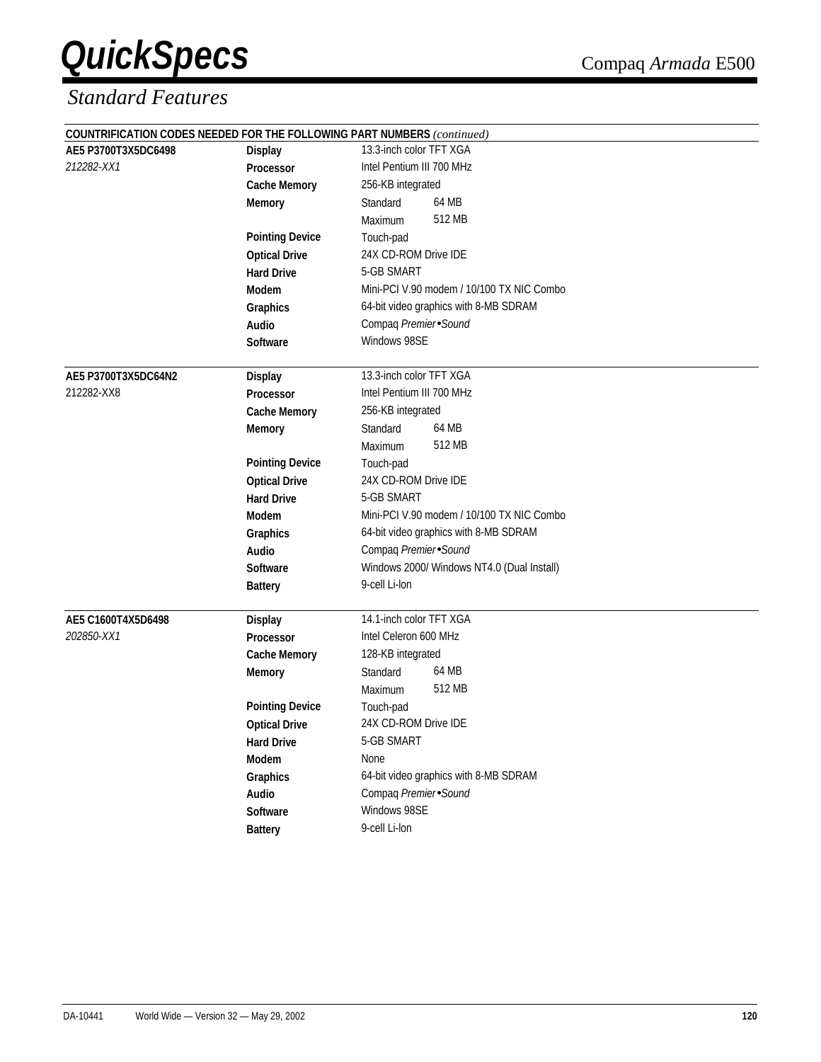## Standard Features

**COUNTRIFICATION CODES NEEDED FOR THE FOLLOWING PART NUMBERS** *(continued)*

| | | | |
|---|---|---|---|
| **AE5 P3700T3X5DC6498** | **Display** | 13.3-inch color TFT XGA | |
| *212282-XX1* | **Processor** | Intel Pentium III 700 MHz | |
| | **Cache Memory** | 256-KB integrated | |
| | **Memory** | Standard | 64 MB |
| | | Maximum | 512 MB |
| | **Pointing Device** | Touch-pad | |
| | **Optical Drive** | 24X CD-ROM Drive IDE | |
| | **Hard Drive** | 5-GB SMART | |
| | **Modem** | Mini-PCI V.90 modem / 10/100 TX NIC Combo | |
| | **Graphics** | 64-bit video graphics with 8-MB SDRAM | |
| | **Audio** | Compaq *Premier•Sound* | |
| | **Software** | Windows 98SE | |

| | | | |
|---|---|---|---|
| **AE5 P3700T3X5DC64N2** | **Display** | 13.3-inch color TFT XGA | |
| 212282-XX8 | **Processor** | Intel Pentium III 700 MHz | |
| | **Cache Memory** | 256-KB integrated | |
| | **Memory** | Standard | 64 MB |
| | | Maximum | 512 MB |
| | **Pointing Device** | Touch-pad | |
| | **Optical Drive** | 24X CD-ROM Drive IDE | |
| | **Hard Drive** | 5-GB SMART | |
| | **Modem** | Mini-PCI V.90 modem / 10/100 TX NIC Combo | |
| | **Graphics** | 64-bit video graphics with 8-MB SDRAM | |
| | **Audio** | Compaq *Premier•Sound* | |
| | **Software** | Windows 2000/ Windows NT4.0 (Dual Install) | |
| | **Battery** | 9-cell Li-Ion | |

| | | | |
|---|---|---|---|
| **AE5 C1600T4X5D6498** | **Display** | 14.1-inch color TFT XGA | |
| *202850-XX1* | **Processor** | Intel Celeron 600 MHz | |
| | **Cache Memory** | 128-KB integrated | |
| | **Memory** | Standard | 64 MB |
| | | Maximum | 512 MB |
| | **Pointing Device** | Touch-pad | |
| | **Optical Drive** | 24X CD-ROM Drive IDE | |
| | **Hard Drive** | 5-GB SMART | |
| | **Modem** | None | |
| | **Graphics** | 64-bit video graphics with 8-MB SDRAM | |
| | **Audio** | Compaq *Premier•Sound* | |
| | **Software** | Windows 98SE | |
| | **Battery** | 9-cell Li-Ion | |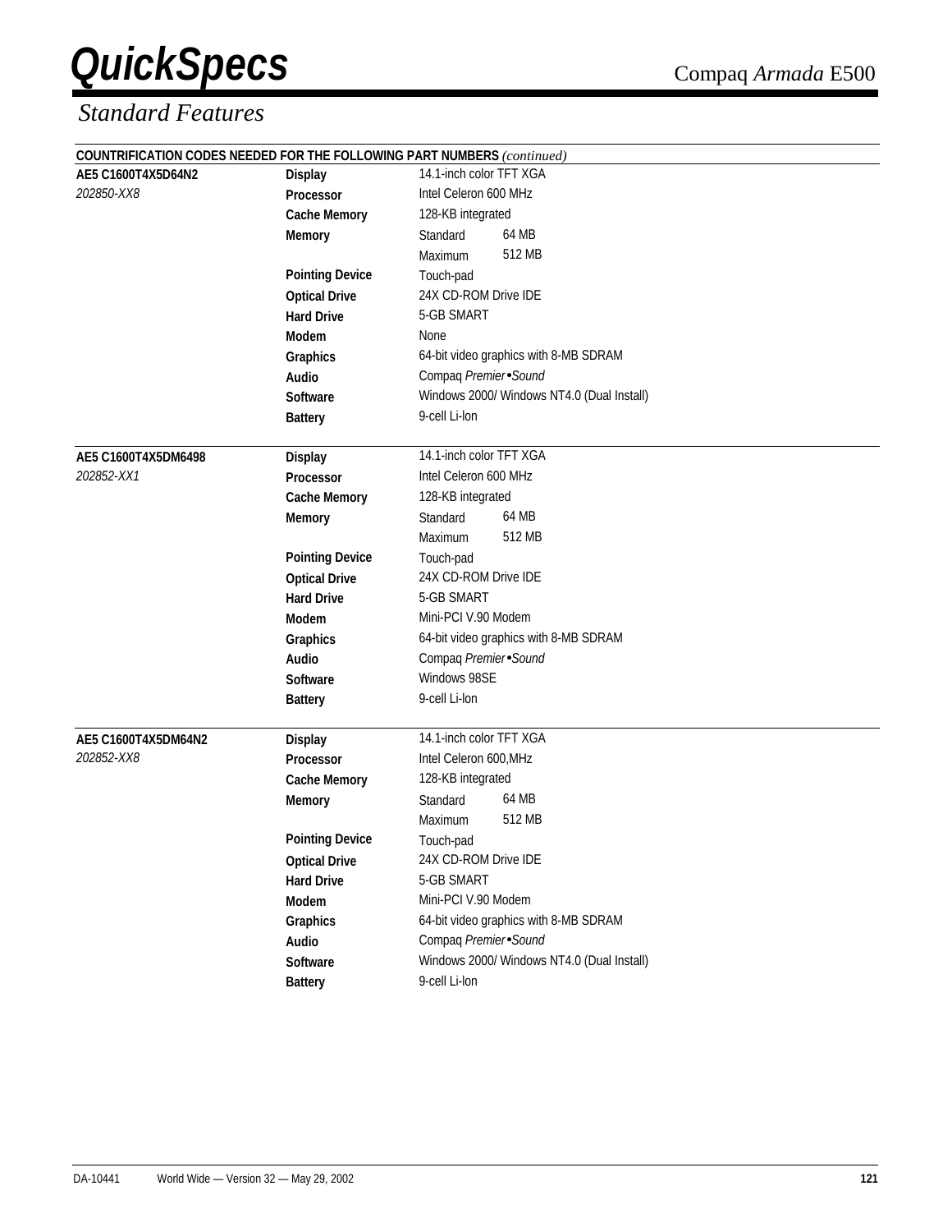## Standard Features

**COUNTRIFICATION CODES NEEDED FOR THE FOLLOWING PART NUMBERS** *(continued)*

| | | | |
|---|---|---|---|
| **AE5 C1600T4X5D64N2** | **Display** | 14.1-inch color TFT XGA | |
| *202850-XX8* | **Processor** | Intel Celeron 600 MHz | |
| | **Cache Memory** | 128-KB integrated | |
| | **Memory** | Standard | 64 MB |
| | | Maximum | 512 MB |
| | **Pointing Device** | Touch-pad | |
| | **Optical Drive** | 24X CD-ROM Drive IDE | |
| | **Hard Drive** | 5-GB SMART | |
| | **Modem** | None | |
| | **Graphics** | 64-bit video graphics with 8-MB SDRAM | |
| | **Audio** | Compaq *Premier•Sound* | |
| | **Software** | Windows 2000/ Windows NT4.0 (Dual Install) | |
| | **Battery** | 9-cell Li-Ion | |
| **AE5 C1600T4X5DM6498** | **Display** | 14.1-inch color TFT XGA | |
| *202852-XX1* | **Processor** | Intel Celeron 600 MHz | |
| | **Cache Memory** | 128-KB integrated | |
| | **Memory** | Standard | 64 MB |
| | | Maximum | 512 MB |
| | **Pointing Device** | Touch-pad | |
| | **Optical Drive** | 24X CD-ROM Drive IDE | |
| | **Hard Drive** | 5-GB SMART | |
| | **Modem** | Mini-PCI V.90 Modem | |
| | **Graphics** | 64-bit video graphics with 8-MB SDRAM | |
| | **Audio** | Compaq *Premier•Sound* | |
| | **Software** | Windows 98SE | |
| | **Battery** | 9-cell Li-Ion | |
| **AE5 C1600T4X5DM64N2** | **Display** | 14.1-inch color TFT XGA | |
| *202852-XX8* | **Processor** | Intel Celeron 600,MHz | |
| | **Cache Memory** | 128-KB integrated | |
| | **Memory** | Standard | 64 MB |
| | | Maximum | 512 MB |
| | **Pointing Device** | Touch-pad | |
| | **Optical Drive** | 24X CD-ROM Drive IDE | |
| | **Hard Drive** | 5-GB SMART | |
| | **Modem** | Mini-PCI V.90 Modem | |
| | **Graphics** | 64-bit video graphics with 8-MB SDRAM | |
| | **Audio** | Compaq *Premier•Sound* | |
| | **Software** | Windows 2000/ Windows NT4.0 (Dual Install) | |
| | **Battery** | 9-cell Li-Ion | |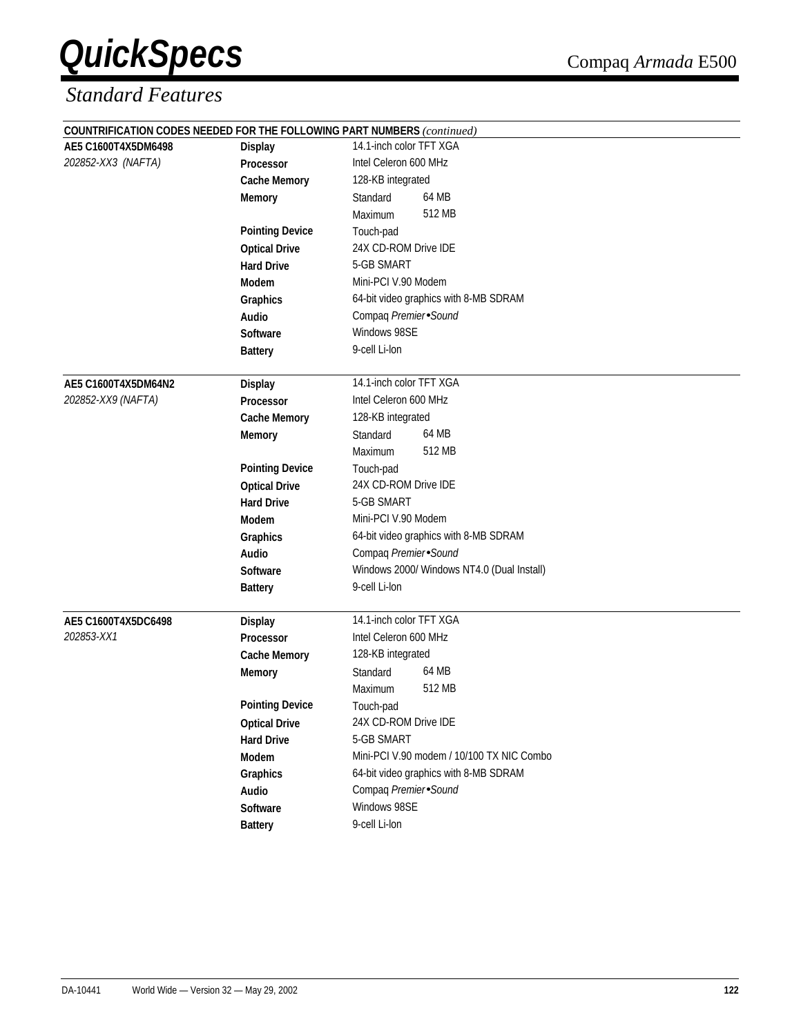## Standard Features

| COUNTRIFICATION CODES NEEDED FOR THE FOLLOWING PART NUMBERS *(continued)* | | |
|---|---|---|
| **AE5 C1600T4X5DM6498** | **Display** | 14.1-inch color TFT XGA |
| *202852-XX3 (NAFTA)* | **Processor** | Intel Celeron 600 MHz |
| | **Cache Memory** | 128-KB integrated |
| | **Memory** | Standard 64 MB |
| | | Maximum 512 MB |
| | **Pointing Device** | Touch-pad |
| | **Optical Drive** | 24X CD-ROM Drive IDE |
| | **Hard Drive** | 5-GB SMART |
| | **Modem** | Mini-PCI V.90 Modem |
| | **Graphics** | 64-bit video graphics with 8-MB SDRAM |
| | **Audio** | Compaq *Premier•Sound* |
| | **Software** | Windows 98SE |
| | **Battery** | 9-cell Li-Ion |
| **AE5 C1600T4X5DM64N2** | **Display** | 14.1-inch color TFT XGA |
| *202852-XX9 (NAFTA)* | **Processor** | Intel Celeron 600 MHz |
| | **Cache Memory** | 128-KB integrated |
| | **Memory** | Standard 64 MB |
| | | Maximum 512 MB |
| | **Pointing Device** | Touch-pad |
| | **Optical Drive** | 24X CD-ROM Drive IDE |
| | **Hard Drive** | 5-GB SMART |
| | **Modem** | Mini-PCI V.90 Modem |
| | **Graphics** | 64-bit video graphics with 8-MB SDRAM |
| | **Audio** | Compaq *Premier•Sound* |
| | **Software** | Windows 2000/ Windows NT4.0 (Dual Install) |
| | **Battery** | 9-cell Li-Ion |
| **AE5 C1600T4X5DC6498** | **Display** | 14.1-inch color TFT XGA |
| *202853-XX1* | **Processor** | Intel Celeron 600 MHz |
| | **Cache Memory** | 128-KB integrated |
| | **Memory** | Standard 64 MB |
| | | Maximum 512 MB |
| | **Pointing Device** | Touch-pad |
| | **Optical Drive** | 24X CD-ROM Drive IDE |
| | **Hard Drive** | 5-GB SMART |
| | **Modem** | Mini-PCI V.90 modem / 10/100 TX NIC Combo |
| | **Graphics** | 64-bit video graphics with 8-MB SDRAM |
| | **Audio** | Compaq *Premier•Sound* |
| | **Software** | Windows 98SE |
| | **Battery** | 9-cell Li-Ion |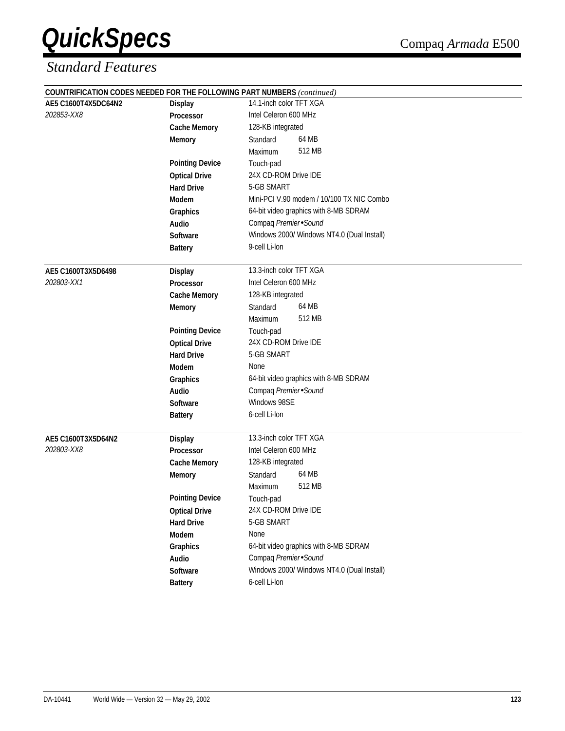## Standard Features

**COUNTRIFICATION CODES NEEDED FOR THE FOLLOWING PART NUMBERS** *(continued)*

| Part Number | Feature | Specification | |
|---|---|---|---|
| **AE5 C1600T4X5DC64N2** | **Display** | 14.1-inch color TFT XGA | |
| *202853-XX8* | **Processor** | Intel Celeron 600 MHz | |
| | **Cache Memory** | 128-KB integrated | |
| | **Memory** | Standard | 64 MB |
| | | Maximum | 512 MB |
| | **Pointing Device** | Touch-pad | |
| | **Optical Drive** | 24X CD-ROM Drive IDE | |
| | **Hard Drive** | 5-GB SMART | |
| | **Modem** | Mini-PCI V.90 modem / 10/100 TX NIC Combo | |
| | **Graphics** | 64-bit video graphics with 8-MB SDRAM | |
| | **Audio** | Compaq *Premier•Sound* | |
| | **Software** | Windows 2000/ Windows NT4.0 (Dual Install) | |
| | **Battery** | 9-cell Li-Ion | |
| **AE5 C1600T3X5D6498** | **Display** | 13.3-inch color TFT XGA | |
| *202803-XX1* | **Processor** | Intel Celeron 600 MHz | |
| | **Cache Memory** | 128-KB integrated | |
| | **Memory** | Standard | 64 MB |
| | | Maximum | 512 MB |
| | **Pointing Device** | Touch-pad | |
| | **Optical Drive** | 24X CD-ROM Drive IDE | |
| | **Hard Drive** | 5-GB SMART | |
| | **Modem** | None | |
| | **Graphics** | 64-bit video graphics with 8-MB SDRAM | |
| | **Audio** | Compaq *Premier•Sound* | |
| | **Software** | Windows 98SE | |
| | **Battery** | 6-cell Li-Ion | |
| **AE5 C1600T3X5D64N2** | **Display** | 13.3-inch color TFT XGA | |
| *202803-XX8* | **Processor** | Intel Celeron 600 MHz | |
| | **Cache Memory** | 128-KB integrated | |
| | **Memory** | Standard | 64 MB |
| | | Maximum | 512 MB |
| | **Pointing Device** | Touch-pad | |
| | **Optical Drive** | 24X CD-ROM Drive IDE | |
| | **Hard Drive** | 5-GB SMART | |
| | **Modem** | None | |
| | **Graphics** | 64-bit video graphics with 8-MB SDRAM | |
| | **Audio** | Compaq *Premier•Sound* | |
| | **Software** | Windows 2000/ Windows NT4.0 (Dual Install) | |
| | **Battery** | 6-cell Li-Ion | |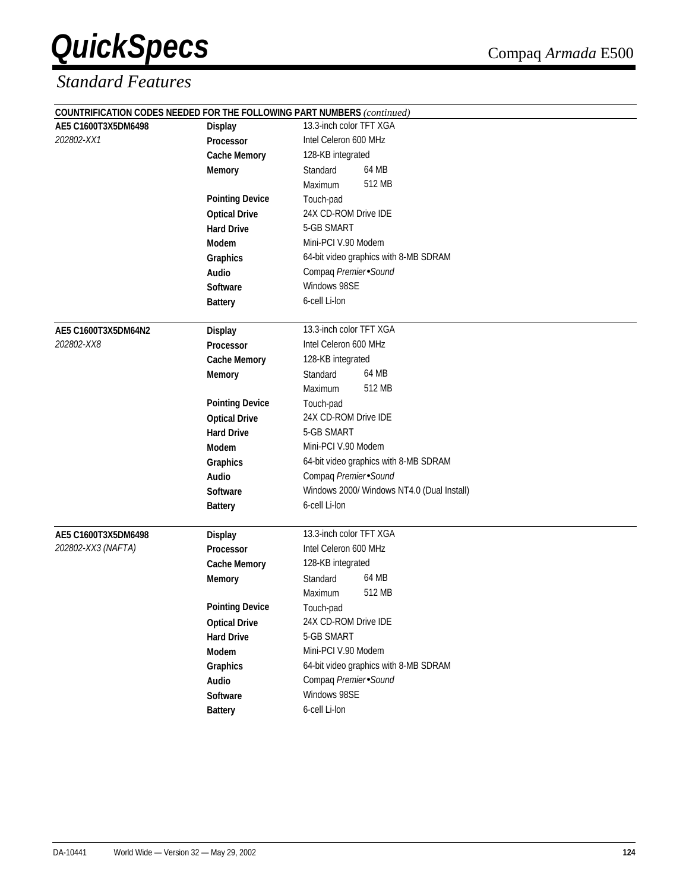# QuickSpecs

Compaq *Armada* E500

## *Standard Features*

**COUNTRIFICATION CODES NEEDED FOR THE FOLLOWING PART NUMBERS** *(continued)*

| | | | |
|---|---|---|---|
| **AE5 C1600T3X5DM6498** | **Display** | 13.3-inch color TFT XGA | |
| *202802-XX1* | **Processor** | Intel Celeron 600 MHz | |
| | **Cache Memory** | 128-KB integrated | |
| | **Memory** | Standard | 64 MB |
| | | Maximum | 512 MB |
| | **Pointing Device** | Touch-pad | |
| | **Optical Drive** | 24X CD-ROM Drive IDE | |
| | **Hard Drive** | 5-GB SMART | |
| | **Modem** | Mini-PCI V.90 Modem | |
| | **Graphics** | 64-bit video graphics with 8-MB SDRAM | |
| | **Audio** | Compaq *Premier•Sound* | |
| | **Software** | Windows 98SE | |
| | **Battery** | 6-cell Li-Ion | |
| **AE5 C1600T3X5DM64N2** | **Display** | 13.3-inch color TFT XGA | |
| *202802-XX8* | **Processor** | Intel Celeron 600 MHz | |
| | **Cache Memory** | 128-KB integrated | |
| | **Memory** | Standard | 64 MB |
| | | Maximum | 512 MB |
| | **Pointing Device** | Touch-pad | |
| | **Optical Drive** | 24X CD-ROM Drive IDE | |
| | **Hard Drive** | 5-GB SMART | |
| | **Modem** | Mini-PCI V.90 Modem | |
| | **Graphics** | 64-bit video graphics with 8-MB SDRAM | |
| | **Audio** | Compaq *Premier•Sound* | |
| | **Software** | Windows 2000/ Windows NT4.0 (Dual Install) | |
| | **Battery** | 6-cell Li-Ion | |
| **AE5 C1600T3X5DM6498** | **Display** | 13.3-inch color TFT XGA | |
| *202802-XX3 (NAFTA)* | **Processor** | Intel Celeron 600 MHz | |
| | **Cache Memory** | 128-KB integrated | |
| | **Memory** | Standard | 64 MB |
| | | Maximum | 512 MB |
| | **Pointing Device** | Touch-pad | |
| | **Optical Drive** | 24X CD-ROM Drive IDE | |
| | **Hard Drive** | 5-GB SMART | |
| | **Modem** | Mini-PCI V.90 Modem | |
| | **Graphics** | 64-bit video graphics with 8-MB SDRAM | |
| | **Audio** | Compaq *Premier•Sound* | |
| | **Software** | Windows 98SE | |
| | **Battery** | 6-cell Li-Ion | |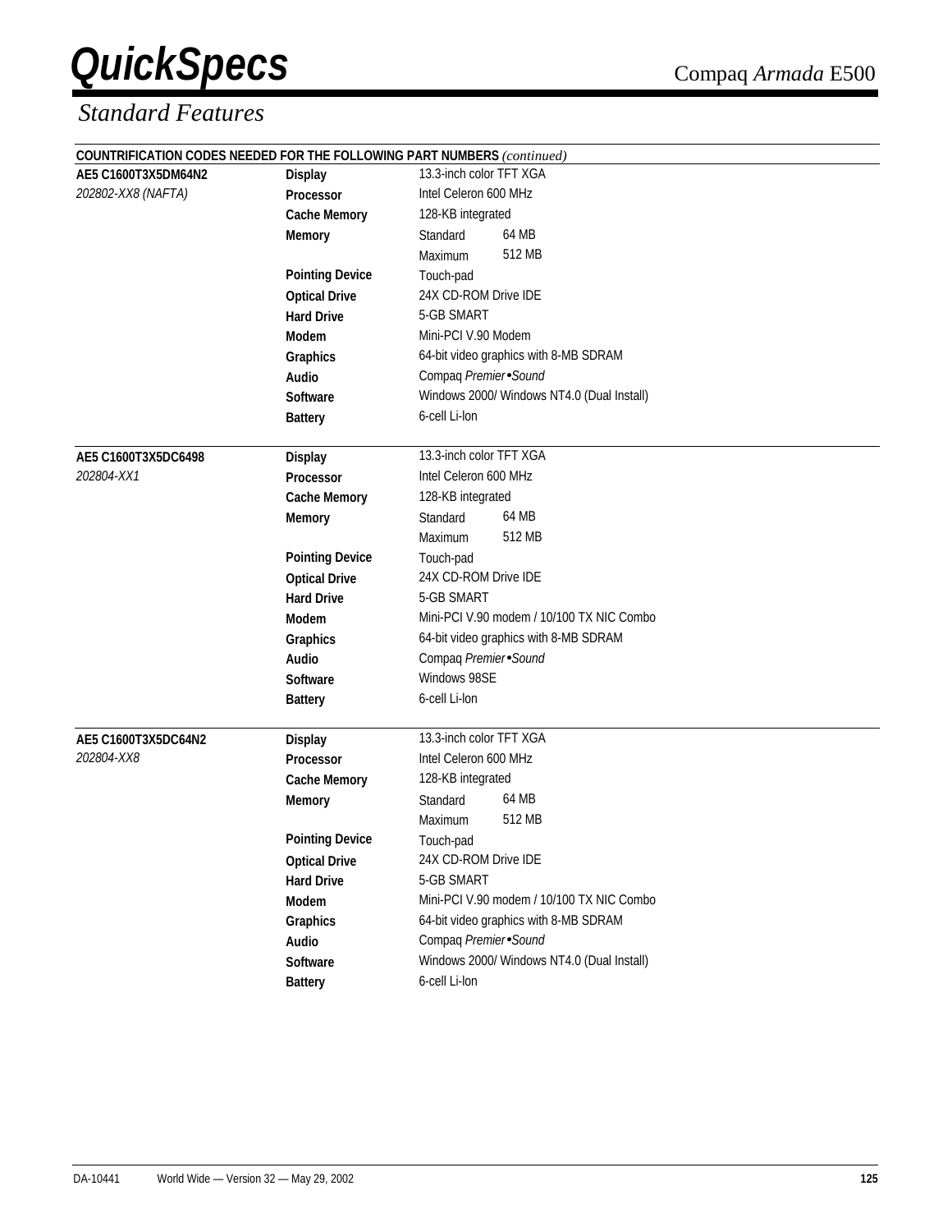## Standard Features

**COUNTRIFICATION CODES NEEDED FOR THE FOLLOWING PART NUMBERS** *(continued)*

| Model | Feature | Specification | |
|---|---|---|---|
| **AE5 C1600T3X5DM64N2** | **Display** | 13.3-inch color TFT XGA | |
| *202802-XX8 (NAFTA)* | **Processor** | Intel Celeron 600 MHz | |
| | **Cache Memory** | 128-KB integrated | |
| | **Memory** | Standard | 64 MB |
| | | Maximum | 512 MB |
| | **Pointing Device** | Touch-pad | |
| | **Optical Drive** | 24X CD-ROM Drive IDE | |
| | **Hard Drive** | 5-GB SMART | |
| | **Modem** | Mini-PCI V.90 Modem | |
| | **Graphics** | 64-bit video graphics with 8-MB SDRAM | |
| | **Audio** | Compaq *Premier•Sound* | |
| | **Software** | Windows 2000/ Windows NT4.0 (Dual Install) | |
| | **Battery** | 6-cell Li-Ion | |
| **AE5 C1600T3X5DC6498** | **Display** | 13.3-inch color TFT XGA | |
| *202804-XX1* | **Processor** | Intel Celeron 600 MHz | |
| | **Cache Memory** | 128-KB integrated | |
| | **Memory** | Standard | 64 MB |
| | | Maximum | 512 MB |
| | **Pointing Device** | Touch-pad | |
| | **Optical Drive** | 24X CD-ROM Drive IDE | |
| | **Hard Drive** | 5-GB SMART | |
| | **Modem** | Mini-PCI V.90 modem / 10/100 TX NIC Combo | |
| | **Graphics** | 64-bit video graphics with 8-MB SDRAM | |
| | **Audio** | Compaq *Premier•Sound* | |
| | **Software** | Windows 98SE | |
| | **Battery** | 6-cell Li-Ion | |
| **AE5 C1600T3X5DC64N2** | **Display** | 13.3-inch color TFT XGA | |
| *202804-XX8* | **Processor** | Intel Celeron 600 MHz | |
| | **Cache Memory** | 128-KB integrated | |
| | **Memory** | Standard | 64 MB |
| | | Maximum | 512 MB |
| | **Pointing Device** | Touch-pad | |
| | **Optical Drive** | 24X CD-ROM Drive IDE | |
| | **Hard Drive** | 5-GB SMART | |
| | **Modem** | Mini-PCI V.90 modem / 10/100 TX NIC Combo | |
| | **Graphics** | 64-bit video graphics with 8-MB SDRAM | |
| | **Audio** | Compaq *Premier•Sound* | |
| | **Software** | Windows 2000/ Windows NT4.0 (Dual Install) | |
| | **Battery** | 6-cell Li-Ion | |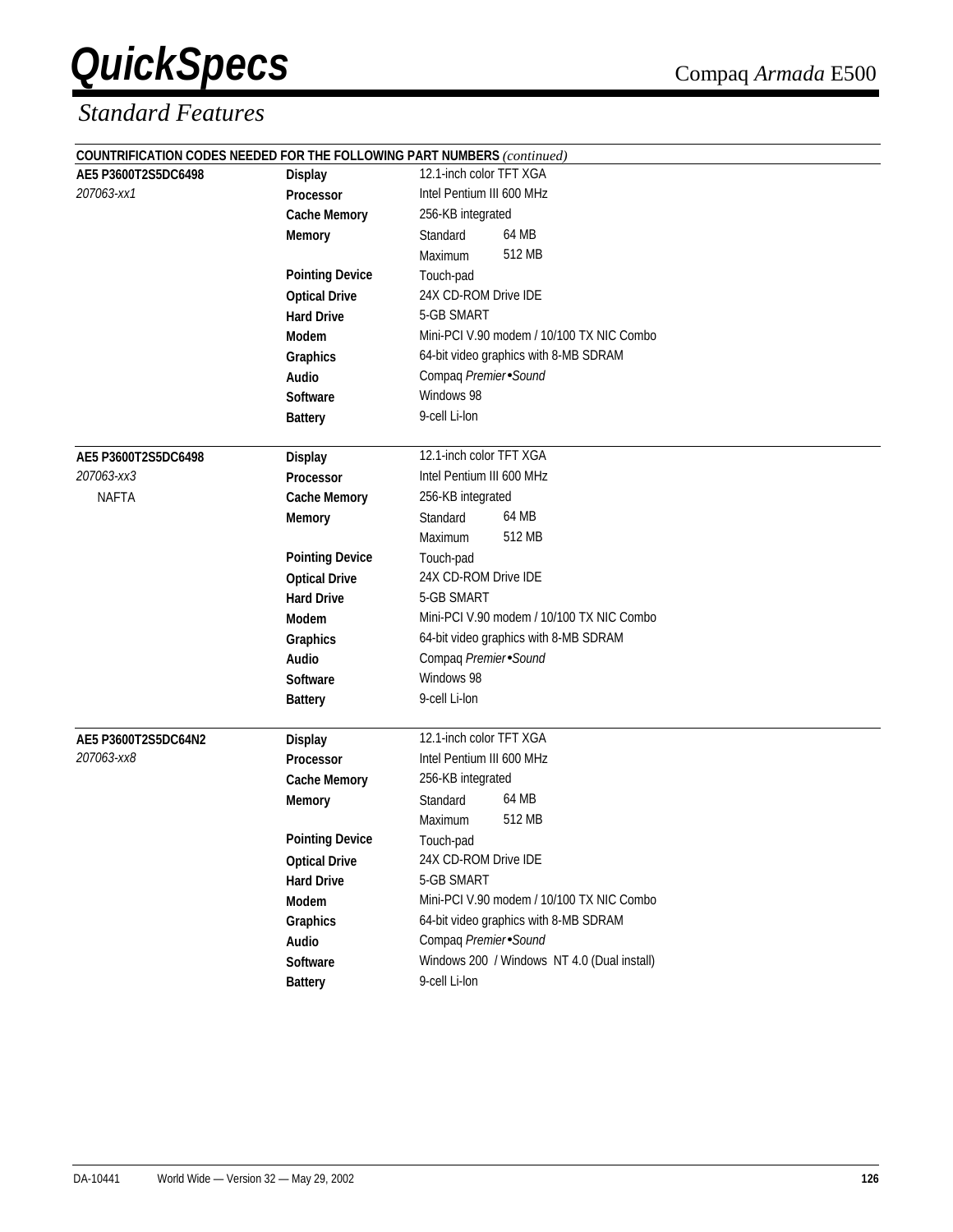# QuickSpecs

Compaq *Armada* E500

## *Standard Features*

**COUNTRIFICATION CODES NEEDED FOR THE FOLLOWING PART NUMBERS** *(continued)*

| | | | |
|---|---|---|---|
| **AE5 P3600T2S5DC6498** | **Display** | 12.1-inch color TFT XGA | |
| *207063-xx1* | **Processor** | Intel Pentium III 600 MHz | |
| | **Cache Memory** | 256-KB integrated | |
| | **Memory** | Standard | 64 MB |
| | | Maximum | 512 MB |
| | **Pointing Device** | Touch-pad | |
| | **Optical Drive** | 24X CD-ROM Drive IDE | |
| | **Hard Drive** | 5-GB SMART | |
| | **Modem** | Mini-PCI V.90 modem / 10/100 TX NIC Combo | |
| | **Graphics** | 64-bit video graphics with 8-MB SDRAM | |
| | **Audio** | Compaq *Premier•Sound* | |
| | **Software** | Windows 98 | |
| | **Battery** | 9-cell Li-Ion | |
| **AE5 P3600T2S5DC6498** | **Display** | 12.1-inch color TFT XGA | |
| *207063-xx3* | **Processor** | Intel Pentium III 600 MHz | |
| NAFTA | **Cache Memory** | 256-KB integrated | |
| | **Memory** | Standard | 64 MB |
| | | Maximum | 512 MB |
| | **Pointing Device** | Touch-pad | |
| | **Optical Drive** | 24X CD-ROM Drive IDE | |
| | **Hard Drive** | 5-GB SMART | |
| | **Modem** | Mini-PCI V.90 modem / 10/100 TX NIC Combo | |
| | **Graphics** | 64-bit video graphics with 8-MB SDRAM | |
| | **Audio** | Compaq *Premier•Sound* | |
| | **Software** | Windows 98 | |
| | **Battery** | 9-cell Li-Ion | |
| **AE5 P3600T2S5DC64N2** | **Display** | 12.1-inch color TFT XGA | |
| *207063-xx8* | **Processor** | Intel Pentium III 600 MHz | |
| | **Cache Memory** | 256-KB integrated | |
| | **Memory** | Standard | 64 MB |
| | | Maximum | 512 MB |
| | **Pointing Device** | Touch-pad | |
| | **Optical Drive** | 24X CD-ROM Drive IDE | |
| | **Hard Drive** | 5-GB SMART | |
| | **Modem** | Mini-PCI V.90 modem / 10/100 TX NIC Combo | |
| | **Graphics** | 64-bit video graphics with 8-MB SDRAM | |
| | **Audio** | Compaq *Premier•Sound* | |
| | **Software** | Windows 200 / Windows NT 4.0 (Dual install) | |
| | **Battery** | 9-cell Li-Ion | |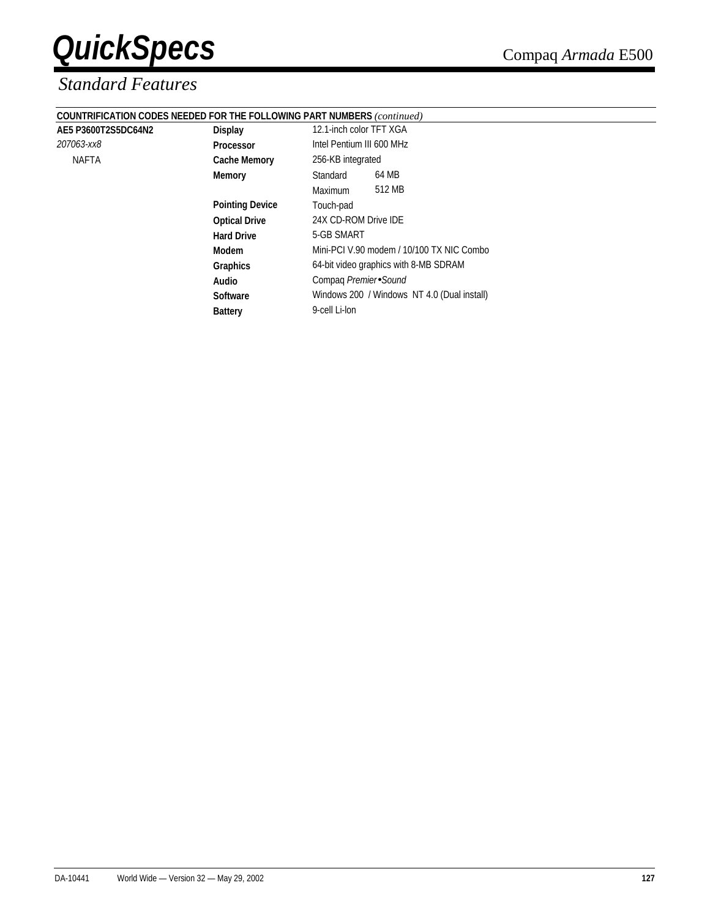## Standard Features

**COUNTRIFICATION CODES NEEDED FOR THE FOLLOWING PART NUMBERS** *(continued)*

| | | | |
|---|---|---|---|
| **AE5 P3600T2S5DC64N2** | **Display** | 12.1-inch color TFT XGA | |
| *207063-xx8* | **Processor** | Intel Pentium III 600 MHz | |
| NAFTA | **Cache Memory** | 256-KB integrated | |
| | **Memory** | Standard | 64 MB |
| | | Maximum | 512 MB |
| | **Pointing Device** | Touch-pad | |
| | **Optical Drive** | 24X CD-ROM Drive IDE | |
| | **Hard Drive** | 5-GB SMART | |
| | **Modem** | Mini-PCI V.90 modem / 10/100 TX NIC Combo | |
| | **Graphics** | 64-bit video graphics with 8-MB SDRAM | |
| | **Audio** | Compaq *Premier•Sound* | |
| | **Software** | Windows 200 / Windows NT 4.0 (Dual install) | |
| | **Battery** | 9-cell Li-Ion | |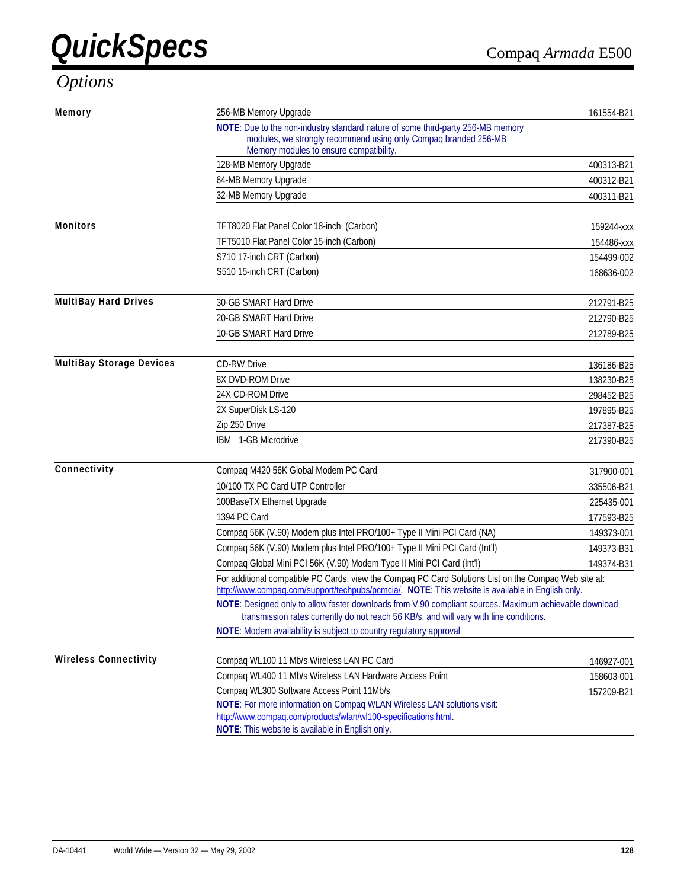# Options

| Category | Description | Part Number |
|---|---|---|
| **Memory** | 256-MB Memory Upgrade | 161554-B21 |
| | **NOTE**: Due to the non-industry standard nature of some third-party 256-MB memory modules, we strongly recommend using only Compaq branded 256-MB Memory modules to ensure compatibility. | |
| | 128-MB Memory Upgrade | 400313-B21 |
| | 64-MB Memory Upgrade | 400312-B21 |
| | 32-MB Memory Upgrade | 400311-B21 |
| **Monitors** | TFT8020 Flat Panel Color 18-inch (Carbon) | 159244-xxx |
| | TFT5010 Flat Panel Color 15-inch (Carbon) | 154486-xxx |
| | S710 17-inch CRT (Carbon) | 154499-002 |
| | S510 15-inch CRT (Carbon) | 168636-002 |
| **MultiBay Hard Drives** | 30-GB SMART Hard Drive | 212791-B25 |
| | 20-GB SMART Hard Drive | 212790-B25 |
| | 10-GB SMART Hard Drive | 212789-B25 |
| **MultiBay Storage Devices** | CD-RW Drive | 136186-B25 |
| | 8X DVD-ROM Drive | 138230-B25 |
| | 24X CD-ROM Drive | 298452-B25 |
| | 2X SuperDisk LS-120 | 197895-B25 |
| | Zip 250 Drive | 217387-B25 |
| | IBM 1-GB Microdrive | 217390-B25 |
| **Connectivity** | Compaq M420 56K Global Modem PC Card | 317900-001 |
| | 10/100 TX PC Card UTP Controller | 335506-B21 |
| | 100BaseTX Ethernet Upgrade | 225435-001 |
| | 1394 PC Card | 177593-B25 |
| | Compaq 56K (V.90) Modem plus Intel PRO/100+ Type II Mini PCI Card (NA) | 149373-001 |
| | Compaq 56K (V.90) Modem plus Intel PRO/100+ Type II Mini PCI Card (Int'l) | 149373-B31 |
| | Compaq Global Mini PCI 56K (V.90) Modem Type II Mini PCI Card (Int'l) | 149374-B31 |
| | For additional compatible PC Cards, view the Compaq PC Card Solutions List on the Compaq Web site at: http://www.compaq.com/support/techpubs/pcmcia/. **NOTE**: This website is available in English only. | |
| | **NOTE**: Designed only to allow faster downloads from V.90 compliant sources. Maximum achievable download transmission rates currently do not reach 56 KB/s, and will vary with line conditions. | |
| | **NOTE**: Modem availability is subject to country regulatory approval | |
| **Wireless Connectivity** | Compaq WL100 11 Mb/s Wireless LAN PC Card | 146927-001 |
| | Compaq WL400 11 Mb/s Wireless LAN Hardware Access Point | 158603-001 |
| | Compaq WL300 Software Access Point 11Mb/s | 157209-B21 |
| | **NOTE**: For more information on Compaq WLAN Wireless LAN solutions visit: http://www.compaq.com/products/wlan/wl100-specifications.html. **NOTE**: This website is available in English only. | |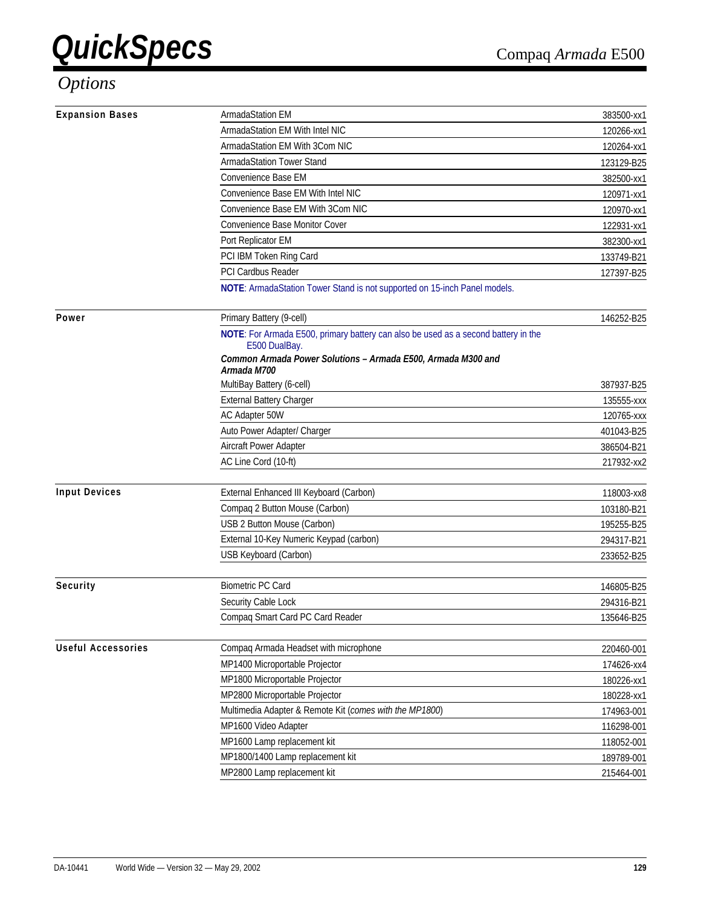# QuickSpecs

Compaq *Armada* E500

## Options

| Category | Option | Part Number |
|---|---|---|
| **Expansion Bases** | ArmadaStation EM | 383500-xx1 |
| | ArmadaStation EM With Intel NIC | 120266-xx1 |
| | ArmadaStation EM With 3Com NIC | 120264-xx1 |
| | ArmadaStation Tower Stand | 123129-B25 |
| | Convenience Base EM | 382500-xx1 |
| | Convenience Base EM With Intel NIC | 120971-xx1 |
| | Convenience Base EM With 3Com NIC | 120970-xx1 |
| | Convenience Base Monitor Cover | 122931-xx1 |
| | Port Replicator EM | 382300-xx1 |
| | PCI IBM Token Ring Card | 133749-B21 |
| | PCI Cardbus Reader | 127397-B25 |

**NOTE**: ArmadaStation Tower Stand is not supported on 15-inch Panel models.

| Category | Option | Part Number |
|---|---|---|
| **Power** | Primary Battery (9-cell) | 146252-B25 |

**NOTE**: For Armada E500, primary battery can also be used as a second battery in the E500 DualBay.

***Common Armada Power Solutions – Armada E500, Armada M300 and Armada M700***

| Category | Option | Part Number |
|---|---|---|
| **Power** | MultiBay Battery (6-cell) | 387937-B25 |
| | External Battery Charger | 135555-xxx |
| | AC Adapter 50W | 120765-xxx |
| | Auto Power Adapter/ Charger | 401043-B25 |
| | Aircraft Power Adapter | 386504-B21 |
| | AC Line Cord (10-ft) | 217932-xx2 |
| **Input Devices** | External Enhanced III Keyboard (Carbon) | 118003-xx8 |
| | Compaq 2 Button Mouse (Carbon) | 103180-B21 |
| | USB 2 Button Mouse (Carbon) | 195255-B25 |
| | External 10-Key Numeric Keypad (carbon) | 294317-B21 |
| | USB Keyboard (Carbon) | 233652-B25 |
| **Security** | Biometric PC Card | 146805-B25 |
| | Security Cable Lock | 294316-B21 |
| | Compaq Smart Card PC Card Reader | 135646-B25 |
| **Useful Accessories** | Compaq Armada Headset with microphone | 220460-001 |
| | MP1400 Microportable Projector | 174626-xx4 |
| | MP1800 Microportable Projector | 180226-xx1 |
| | MP2800 Microportable Projector | 180228-xx1 |
| | Multimedia Adapter & Remote Kit (*comes with the MP1800*) | 174963-001 |
| | MP1600 Video Adapter | 116298-001 |
| | MP1600 Lamp replacement kit | 118052-001 |
| | MP1800/1400 Lamp replacement kit | 189789-001 |
| | MP2800 Lamp replacement kit | 215464-001 |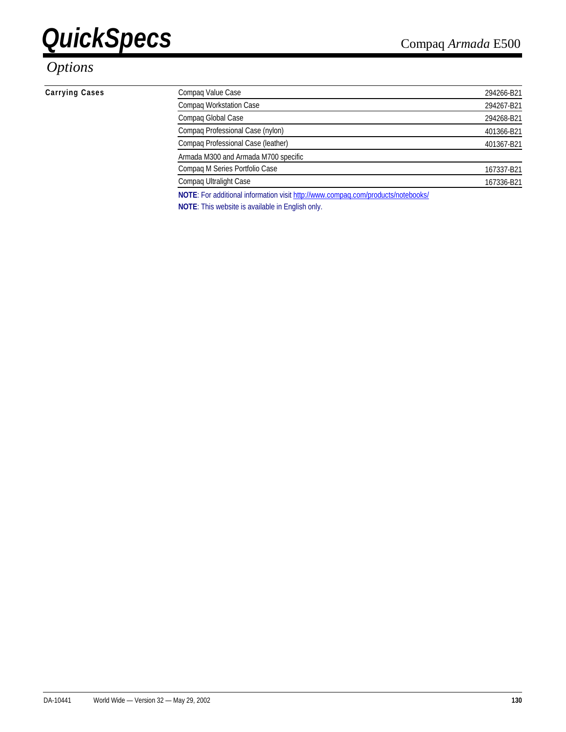## Options

**Carrying Cases**

| Item | Part Number |
|---|---|
| Compaq Value Case | 294266-B21 |
| Compaq Workstation Case | 294267-B21 |
| Compaq Global Case | 294268-B21 |
| Compaq Professional Case (nylon) | 401366-B21 |
| Compaq Professional Case (leather) | 401367-B21 |
| Armada M300 and Armada M700 specific | |
| Compaq M Series Portfolio Case | 167337-B21 |
| Compaq Ultralight Case | 167336-B21 |

**NOTE**: For additional information visit http://www.compaq.com/products/notebooks/

**NOTE**: This website is available in English only.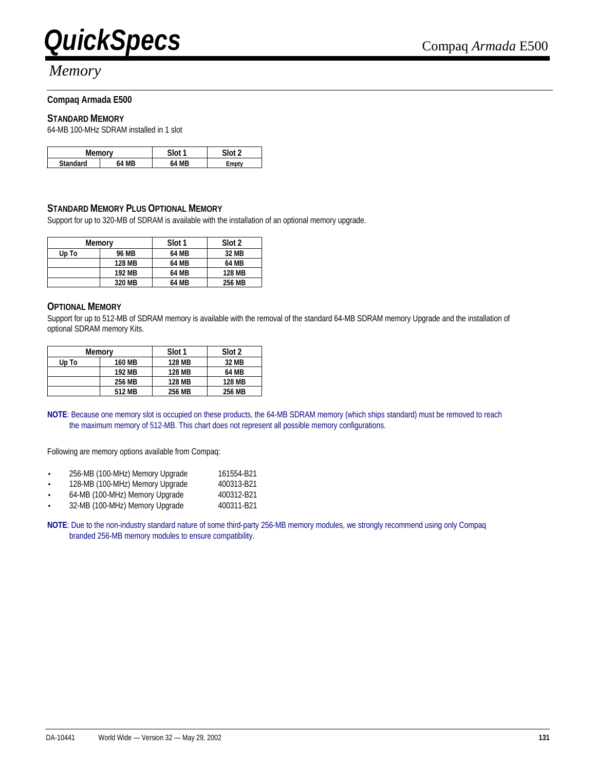## Memory

**Compaq Armada E500**

### STANDARD MEMORY

64-MB 100-MHz SDRAM installed in 1 slot

| Memory | | Slot 1 | Slot 2 |
|---|---|---|---|
| Standard | 64 MB | 64 MB | Empty |

### STANDARD MEMORY PLUS OPTIONAL MEMORY

Support for up to 320-MB of SDRAM is available with the installation of an optional memory upgrade.

| Memory | | Slot 1 | Slot 2 |
|---|---|---|---|
| Up To | 96 MB | 64 MB | 32 MB |
| | 128 MB | 64 MB | 64 MB |
| | 192 MB | 64 MB | 128 MB |
| | 320 MB | 64 MB | 256 MB |

### OPTIONAL MEMORY

Support for up to 512-MB of SDRAM memory is available with the removal of the standard 64-MB SDRAM memory Upgrade and the installation of optional SDRAM memory Kits.

| Memory | | Slot 1 | Slot 2 |
|---|---|---|---|
| Up To | 160 MB | 128 MB | 32 MB |
| | 192 MB | 128 MB | 64 MB |
| | 256 MB | 128 MB | 128 MB |
| | 512 MB | 256 MB | 256 MB |

**NOTE**: Because one memory slot is occupied on these products, the 64-MB SDRAM memory (which ships standard) must be removed to reach the maximum memory of 512-MB. This chart does not represent all possible memory configurations.

Following are memory options available from Compaq:

- 256-MB (100-MHz) Memory Upgrade 161554-B21
- 128-MB (100-MHz) Memory Upgrade 400313-B21
- 64-MB (100-MHz) Memory Upgrade 400312-B21
- 32-MB (100-MHz) Memory Upgrade 400311-B21

**NOTE**: Due to the non-industry standard nature of some third-party 256-MB memory modules, we strongly recommend using only Compaq branded 256-MB memory modules to ensure compatibility.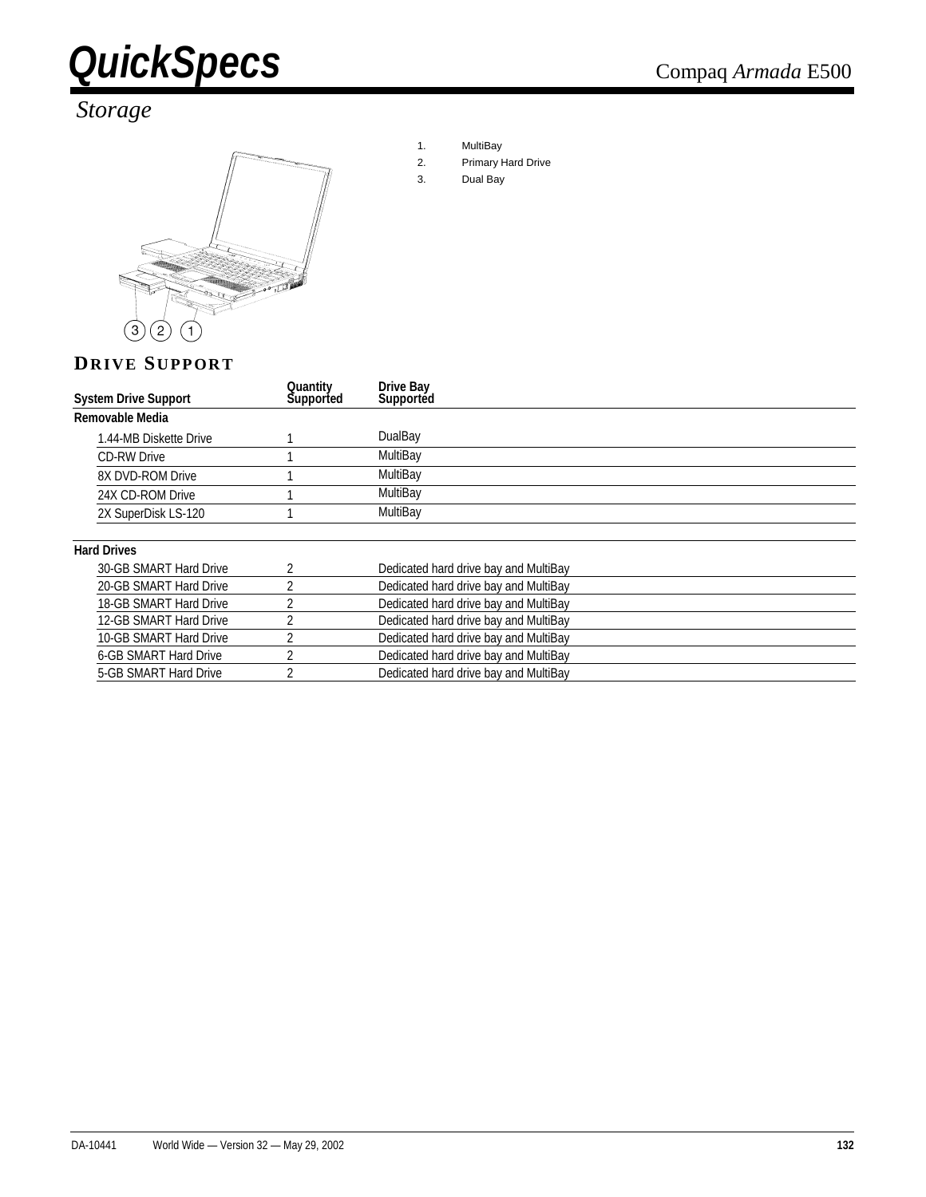# Storage

1. MultiBay
2. Primary Hard Drive
3. Dual Bay

## DRIVE SUPPORT

| System Drive Support | Quantity Supported | Drive Bay Supported |
|---|---|---|
| **Removable Media** | | |
| 1.44-MB Diskette Drive | 1 | DualBay |
| CD-RW Drive | 1 | MultiBay |
| 8X DVD-ROM Drive | 1 | MultiBay |
| 24X CD-ROM Drive | 1 | MultiBay |
| 2X SuperDisk LS-120 | 1 | MultiBay |
| **Hard Drives** | | |
| 30-GB SMART Hard Drive | 2 | Dedicated hard drive bay and MultiBay |
| 20-GB SMART Hard Drive | 2 | Dedicated hard drive bay and MultiBay |
| 18-GB SMART Hard Drive | 2 | Dedicated hard drive bay and MultiBay |
| 12-GB SMART Hard Drive | 2 | Dedicated hard drive bay and MultiBay |
| 10-GB SMART Hard Drive | 2 | Dedicated hard drive bay and MultiBay |
| 6-GB SMART Hard Drive | 2 | Dedicated hard drive bay and MultiBay |
| 5-GB SMART Hard Drive | 2 | Dedicated hard drive bay and MultiBay |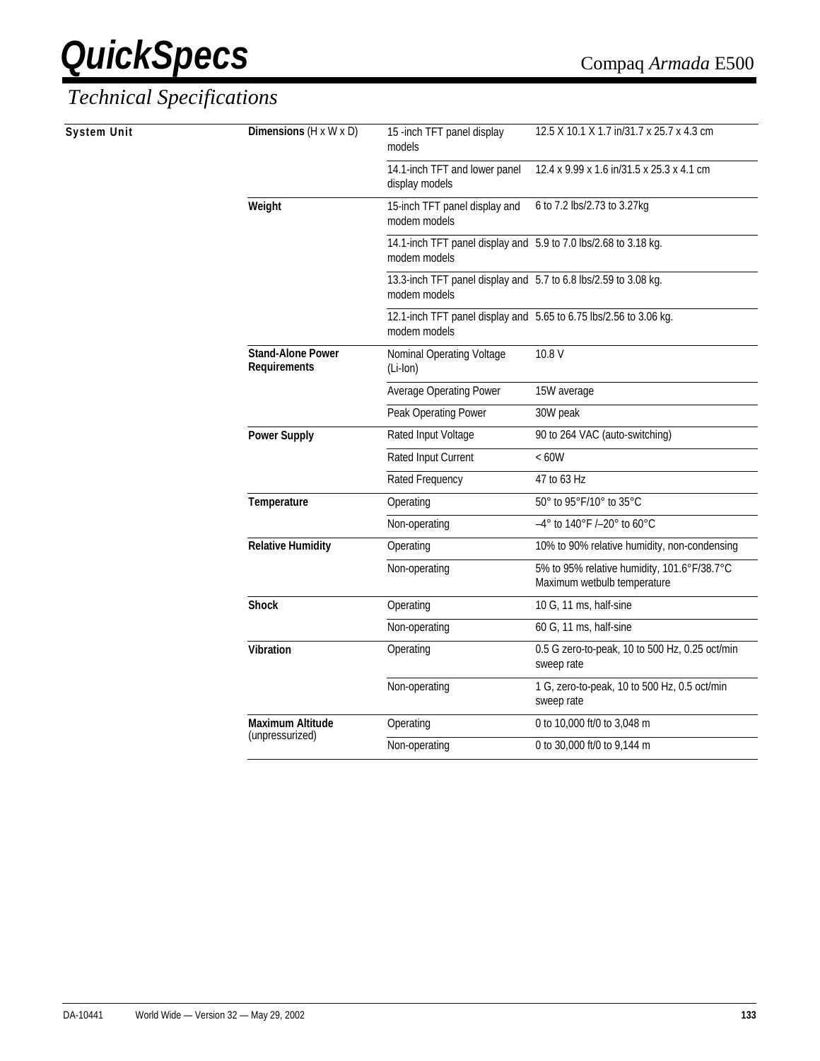# QuickSpecs

Compaq *Armada* E500

## *Technical Specifications*

| System Unit | | | |
|---|---|---|---|
| | **Dimensions** (H x W x D) | 15 -inch TFT panel display models | 12.5 X 10.1 X 1.7 in/31.7 x 25.7 x 4.3 cm |
| | | 14.1-inch TFT and lower panel display models | 12.4 x 9.99 x 1.6 in/31.5 x 25.3 x 4.1 cm |
| | **Weight** | 15-inch TFT panel display and modem models | 6 to 7.2 lbs/2.73 to 3.27kg |
| | | 14.1-inch TFT panel display and modem models | 5.9 to 7.0 lbs/2.68 to 3.18 kg. |
| | | 13.3-inch TFT panel display and modem models | 5.7 to 6.8 lbs/2.59 to 3.08 kg. |
| | | 12.1-inch TFT panel display and modem models | 5.65 to 6.75 lbs/2.56 to 3.06 kg. |
| | **Stand-Alone Power Requirements** | Nominal Operating Voltage (Li-Ion) | 10.8 V |
| | | Average Operating Power | 15W average |
| | | Peak Operating Power | 30W peak |
| | **Power Supply** | Rated Input Voltage | 90 to 264 VAC (auto-switching) |
| | | Rated Input Current | < 60W |
| | | Rated Frequency | 47 to 63 Hz |
| | **Temperature** | Operating | 50° to 95°F/10° to 35°C |
| | | Non-operating | –4° to 140°F /–20° to 60°C |
| | **Relative Humidity** | Operating | 10% to 90% relative humidity, non-condensing |
| | | Non-operating | 5% to 95% relative humidity, 101.6°F/38.7°C Maximum wetbulb temperature |
| | **Shock** | Operating | 10 G, 11 ms, half-sine |
| | | Non-operating | 60 G, 11 ms, half-sine |
| | **Vibration** | Operating | 0.5 G zero-to-peak, 10 to 500 Hz, 0.25 oct/min sweep rate |
| | | Non-operating | 1 G, zero-to-peak, 10 to 500 Hz, 0.5 oct/min sweep rate |
| | **Maximum Altitude** (unpressurized) | Operating | 0 to 10,000 ft/0 to 3,048 m |
| | | Non-operating | 0 to 30,000 ft/0 to 9,144 m |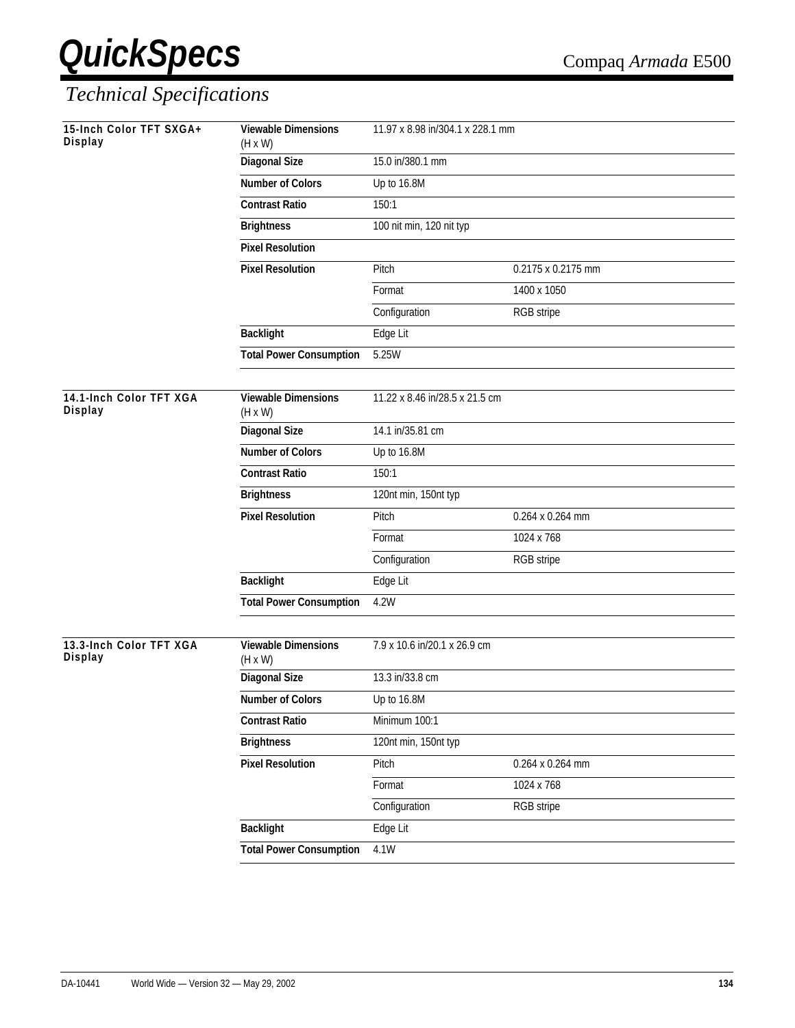## Technical Specifications

| 15-Inch Color TFT SXGA+ Display | | | |
|---|---|---|---|
| | **Viewable Dimensions** (H x W) | 11.97 x 8.98 in/304.1 x 228.1 mm | |
| | **Diagonal Size** | 15.0 in/380.1 mm | |
| | **Number of Colors** | Up to 16.8M | |
| | **Contrast Ratio** | 150:1 | |
| | **Brightness** | 100 nit min, 120 nit typ | |
| | **Pixel Resolution** | | |
| | **Pixel Resolution** | Pitch | 0.2175 x 0.2175 mm |
| | | Format | 1400 x 1050 |
| | | Configuration | RGB stripe |
| | **Backlight** | Edge Lit | |
| | **Total Power Consumption** | 5.25W | |

| 14.1-Inch Color TFT XGA Display | | | |
|---|---|---|---|
| | **Viewable Dimensions** (H x W) | 11.22 x 8.46 in/28.5 x 21.5 cm | |
| | **Diagonal Size** | 14.1 in/35.81 cm | |
| | **Number of Colors** | Up to 16.8M | |
| | **Contrast Ratio** | 150:1 | |
| | **Brightness** | 120nt min, 150nt typ | |
| | **Pixel Resolution** | Pitch | 0.264 x 0.264 mm |
| | | Format | 1024 x 768 |
| | | Configuration | RGB stripe |
| | **Backlight** | Edge Lit | |
| | **Total Power Consumption** | 4.2W | |

| 13.3-Inch Color TFT XGA Display | | | |
|---|---|---|---|
| | **Viewable Dimensions** (H x W) | 7.9 x 10.6 in/20.1 x 26.9 cm | |
| | **Diagonal Size** | 13.3 in/33.8 cm | |
| | **Number of Colors** | Up to 16.8M | |
| | **Contrast Ratio** | Minimum 100:1 | |
| | **Brightness** | 120nt min, 150nt typ | |
| | **Pixel Resolution** | Pitch | 0.264 x 0.264 mm |
| | | Format | 1024 x 768 |
| | | Configuration | RGB stripe |
| | **Backlight** | Edge Lit | |
| | **Total Power Consumption** | 4.1W | |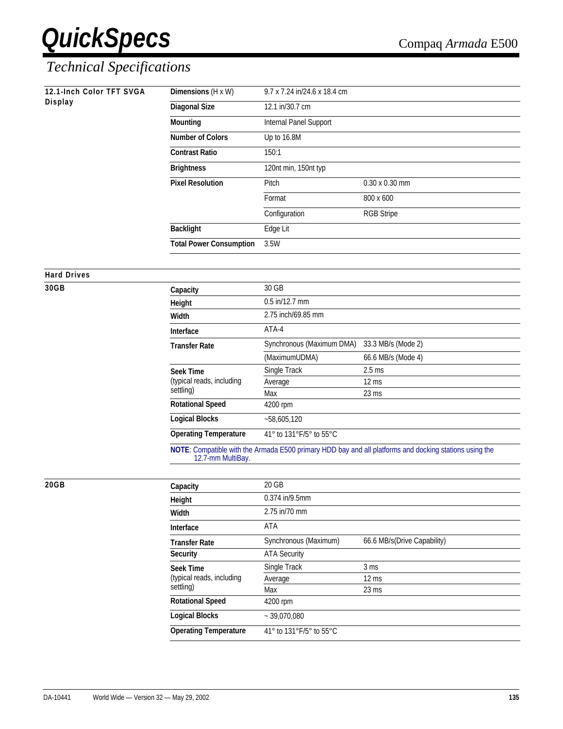# QuickSpecs

Compaq *Armada* E500

## *Technical Specifications*

### 12.1-Inch Color TFT SVGA Display

| | | |
|---|---|---|
| **Dimensions** (H x W) | 9.7 x 7.24 in/24.6 x 18.4 cm | |
| **Diagonal Size** | 12.1 in/30.7 cm | |
| **Mounting** | Internal Panel Support | |
| **Number of Colors** | Up to 16.8M | |
| **Contrast Ratio** | 150:1 | |
| **Brightness** | 120nt min, 150nt typ | |
| **Pixel Resolution** | Pitch | 0.30 x 0.30 mm |
| | Format | 800 x 600 |
| | Configuration | RGB Stripe |
| **Backlight** | Edge Lit | |
| **Total Power Consumption** | 3.5W | |

### Hard Drives

#### 30GB

| | | |
|---|---|---|
| **Capacity** | 30 GB | |
| **Height** | 0.5 in/12.7 mm | |
| **Width** | 2.75 inch/69.85 mm | |
| **Interface** | ATA-4 | |
| **Transfer Rate** | Synchronous (Maximum DMA) | 33.3 MB/s (Mode 2) |
| | (MaximumUDMA) | 66.6 MB/s (Mode 4) |
| **Seek Time** (typical reads, including settling) | Single Track | 2.5 ms |
| | Average | 12 ms |
| | Max | 23 ms |
| **Rotational Speed** | 4200 rpm | |
| **Logical Blocks** | ~58,605,120 | |
| **Operating Temperature** | 41° to 131°F/5° to 55°C | |

**NOTE**: Compatible with the Armada E500 primary HDD bay and all platforms and docking stations using the 12.7-mm MultiBay.

#### 20GB

| | | |
|---|---|---|
| **Capacity** | 20 GB | |
| **Height** | 0.374 in/9.5mm | |
| **Width** | 2.75 in/70 mm | |
| **Interface** | ATA | |
| **Transfer Rate** | Synchronous (Maximum) | 66.6 MB/s(Drive Capability) |
| **Security** | ATA Security | |
| **Seek Time** (typical reads, including settling) | Single Track | 3 ms |
| | Average | 12 ms |
| | Max | 23 ms |
| **Rotational Speed** | 4200 rpm | |
| **Logical Blocks** | ~ 39,070,080 | |
| **Operating Temperature** | 41° to 131°F/5° to 55°C | |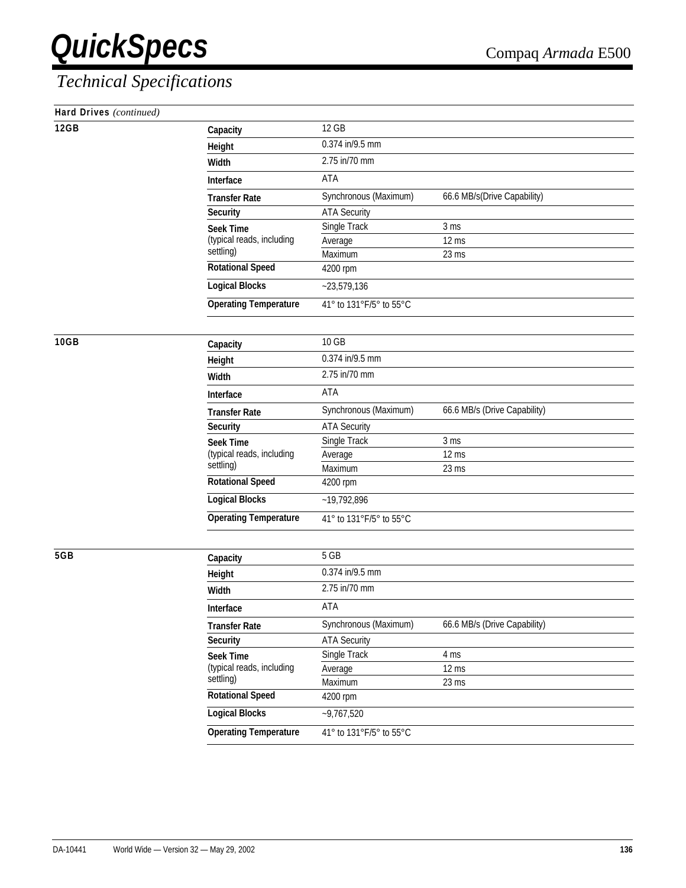## Technical Specifications

### Hard Drives *(continued)*

**12GB**

| | | |
|---|---|---|
| **Capacity** | 12 GB | |
| **Height** | 0.374 in/9.5 mm | |
| **Width** | 2.75 in/70 mm | |
| **Interface** | ATA | |
| **Transfer Rate** | Synchronous (Maximum) | 66.6 MB/s(Drive Capability) |
| **Security** | ATA Security | |
| **Seek Time** (typical reads, including settling) | Single Track | 3 ms |
| | Average | 12 ms |
| | Maximum | 23 ms |
| **Rotational Speed** | 4200 rpm | |
| **Logical Blocks** | ~23,579,136 | |
| **Operating Temperature** | 41° to 131°F/5° to 55°C | |

**10GB**

| | | |
|---|---|---|
| **Capacity** | 10 GB | |
| **Height** | 0.374 in/9.5 mm | |
| **Width** | 2.75 in/70 mm | |
| **Interface** | ATA | |
| **Transfer Rate** | Synchronous (Maximum) | 66.6 MB/s (Drive Capability) |
| **Security** | ATA Security | |
| **Seek Time** (typical reads, including settling) | Single Track | 3 ms |
| | Average | 12 ms |
| | Maximum | 23 ms |
| **Rotational Speed** | 4200 rpm | |
| **Logical Blocks** | ~19,792,896 | |
| **Operating Temperature** | 41° to 131°F/5° to 55°C | |

**5GB**

| | | |
|---|---|---|
| **Capacity** | 5 GB | |
| **Height** | 0.374 in/9.5 mm | |
| **Width** | 2.75 in/70 mm | |
| **Interface** | ATA | |
| **Transfer Rate** | Synchronous (Maximum) | 66.6 MB/s (Drive Capability) |
| **Security** | ATA Security | |
| **Seek Time** (typical reads, including settling) | Single Track | 4 ms |
| | Average | 12 ms |
| | Maximum | 23 ms |
| **Rotational Speed** | 4200 rpm | |
| **Logical Blocks** | ~9,767,520 | |
| **Operating Temperature** | 41° to 131°F/5° to 55°C | |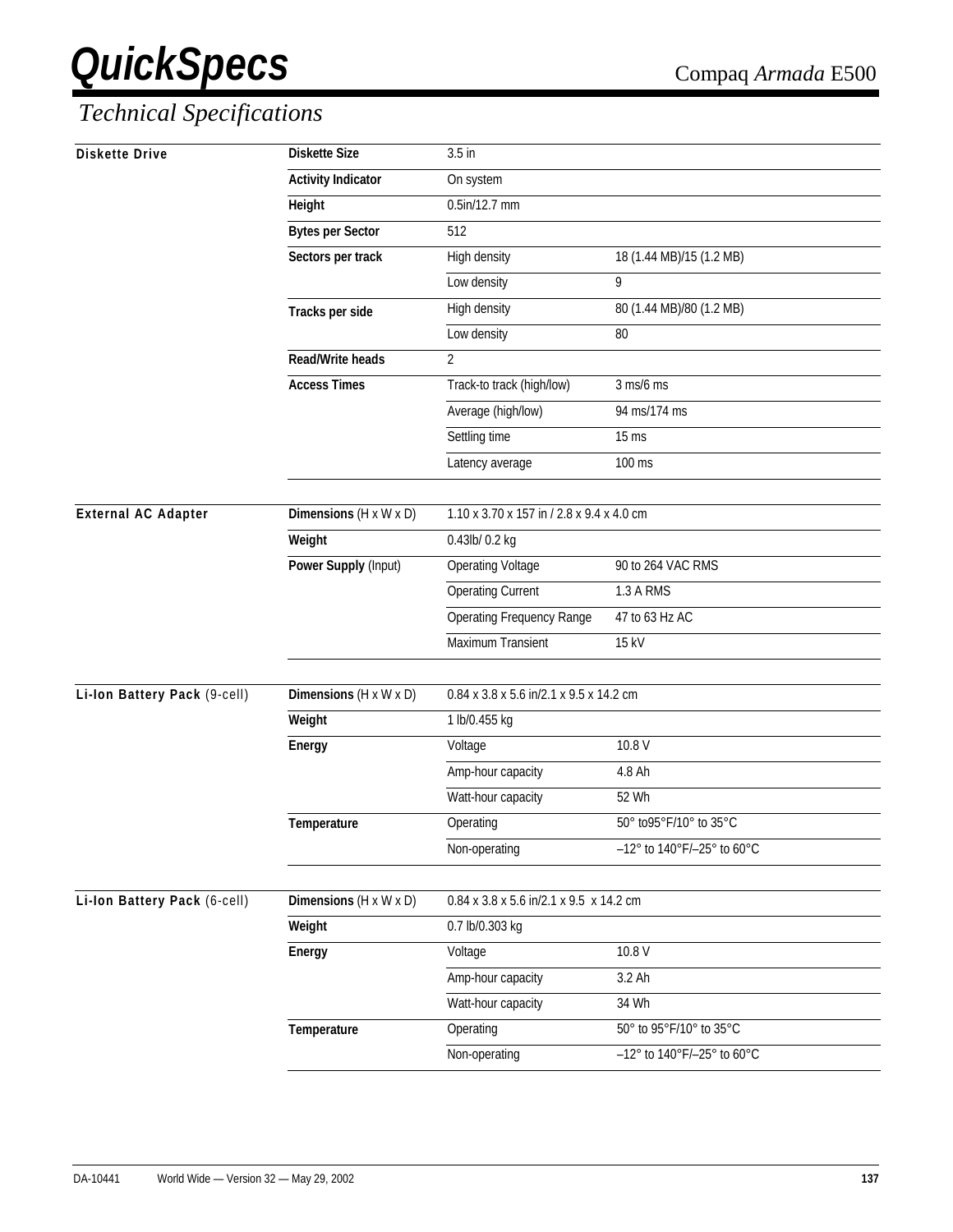# QuickSpecs

Compaq *Armada* E500

## *Technical Specifications*

| | | | |
|---|---|---|---|
| **Diskette Drive** | **Diskette Size** | 3.5 in | |
| | **Activity Indicator** | On system | |
| | **Height** | 0.5in/12.7 mm | |
| | **Bytes per Sector** | 512 | |
| | **Sectors per track** | High density | 18 (1.44 MB)/15 (1.2 MB) |
| | | Low density | 9 |
| | **Tracks per side** | High density | 80 (1.44 MB)/80 (1.2 MB) |
| | | Low density | 80 |
| | **Read/Write heads** | 2 | |
| | **Access Times** | Track-to track (high/low) | 3 ms/6 ms |
| | | Average (high/low) | 94 ms/174 ms |
| | | Settling time | 15 ms |
| | | Latency average | 100 ms |

| | | | |
|---|---|---|---|
| **External AC Adapter** | **Dimensions** (H x W x D) | 1.10 x 3.70 x 157 in / 2.8 x 9.4 x 4.0 cm | |
| | **Weight** | 0.43lb/ 0.2 kg | |
| | **Power Supply** (Input) | Operating Voltage | 90 to 264 VAC RMS |
| | | Operating Current | 1.3 A RMS |
| | | Operating Frequency Range | 47 to 63 Hz AC |
| | | Maximum Transient | 15 kV |

| | | | |
|---|---|---|---|
| **Li-Ion Battery Pack** (9-cell) | **Dimensions** (H x W x D) | 0.84 x 3.8 x 5.6 in/2.1 x 9.5 x 14.2 cm | |
| | **Weight** | 1 lb/0.455 kg | |
| | **Energy** | Voltage | 10.8 V |
| | | Amp-hour capacity | 4.8 Ah |
| | | Watt-hour capacity | 52 Wh |
| | **Temperature** | Operating | 50° to95°F/10° to 35°C |
| | | Non-operating | –12° to 140°F/–25° to 60°C |

| | | | |
|---|---|---|---|
| **Li-Ion Battery Pack** (6-cell) | **Dimensions** (H x W x D) | 0.84 x 3.8 x 5.6 in/2.1 x 9.5 x 14.2 cm | |
| | **Weight** | 0.7 lb/0.303 kg | |
| | **Energy** | Voltage | 10.8 V |
| | | Amp-hour capacity | 3.2 Ah |
| | | Watt-hour capacity | 34 Wh |
| | **Temperature** | Operating | 50° to 95°F/10° to 35°C |
| | | Non-operating | –12° to 140°F/–25° to 60°C |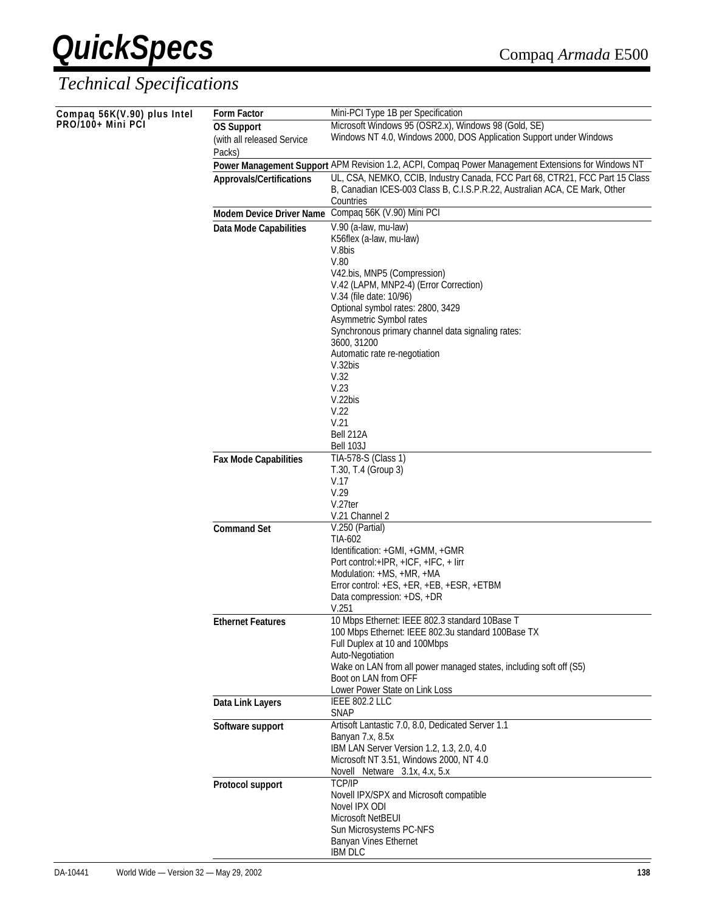# QuickSpecs

Compaq *Armada* E500

## *Technical Specifications*

**Compaq 56K(V.90) plus Intel PRO/100+ Mini PCI**

| | |
|---|---|
| **Form Factor** | Mini-PCI Type 1B per Specification |
| **OS Support** (with all released Service Packs) | Microsoft Windows 95 (OSR2.x), Windows 98 (Gold, SE)<br>Windows NT 4.0, Windows 2000, DOS Application Support under Windows |
| **Power Management Support** | APM Revision 1.2, ACPI, Compaq Power Management Extensions for Windows NT |
| **Approvals/Certifications** | UL, CSA, NEMKO, CCIB, Industry Canada, FCC Part 68, CTR21, FCC Part 15 Class B, Canadian ICES-003 Class B, C.I.S.P.R.22, Australian ACA, CE Mark, Other Countries |
| **Modem Device Driver Name** | Compaq 56K (V.90) Mini PCI |
| **Data Mode Capabilities** | V.90 (a-law, mu-law)<br>K56flex (a-law, mu-law)<br>V.8bis<br>V.80<br>V42.bis, MNP5 (Compression)<br>V.42 (LAPM, MNP2-4) (Error Correction)<br>V.34 (file date: 10/96)<br>Optional symbol rates: 2800, 3429<br>Asymmetric Symbol rates<br>Synchronous primary channel data signaling rates:<br>3600, 31200<br>Automatic rate re-negotiation<br>V.32bis<br>V.32<br>V.23<br>V.22bis<br>V.22<br>V.21<br>Bell 212A<br>Bell 103J |
| **Fax Mode Capabilities** | TIA-578-S (Class 1)<br>T.30, T.4 (Group 3)<br>V.17<br>V.29<br>V.27ter<br>V.21 Channel 2 |
| **Command Set** | V.250 (Partial)<br>TIA-602<br>Identification: +GMI, +GMM, +GMR<br>Port control:+IPR, +ICF, +IFC, + Iirr<br>Modulation: +MS, +MR, +MA<br>Error control: +ES, +ER, +EB, +ESR, +ETBM<br>Data compression: +DS, +DR<br>V.251 |
| **Ethernet Features** | 10 Mbps Ethernet: IEEE 802.3 standard 10Base T<br>100 Mbps Ethernet: IEEE 802.3u standard 100Base TX<br>Full Duplex at 10 and 100Mbps<br>Auto-Negotiation<br>Wake on LAN from all power managed states, including soft off (S5)<br>Boot on LAN from OFF<br>Lower Power State on Link Loss |
| **Data Link Layers** | IEEE 802.2 LLC<br>SNAP |
| **Software support** | Artisoft Lantastic 7.0, 8.0, Dedicated Server 1.1<br>Banyan 7.x, 8.5x<br>IBM LAN Server Version 1.2, 1.3, 2.0, 4.0<br>Microsoft NT 3.51, Windows 2000, NT 4.0<br>Novell Netware 3.1x, 4.x, 5.x |
| **Protocol support** | TCP/IP<br>Novell IPX/SPX and Microsoft compatible<br>Novel IPX ODI<br>Microsoft NetBEUI<br>Sun Microsystems PC-NFS<br>Banyan Vines Ethernet<br>IBM DLC |

DA-10441 World Wide — Version 32 — May 29, 2002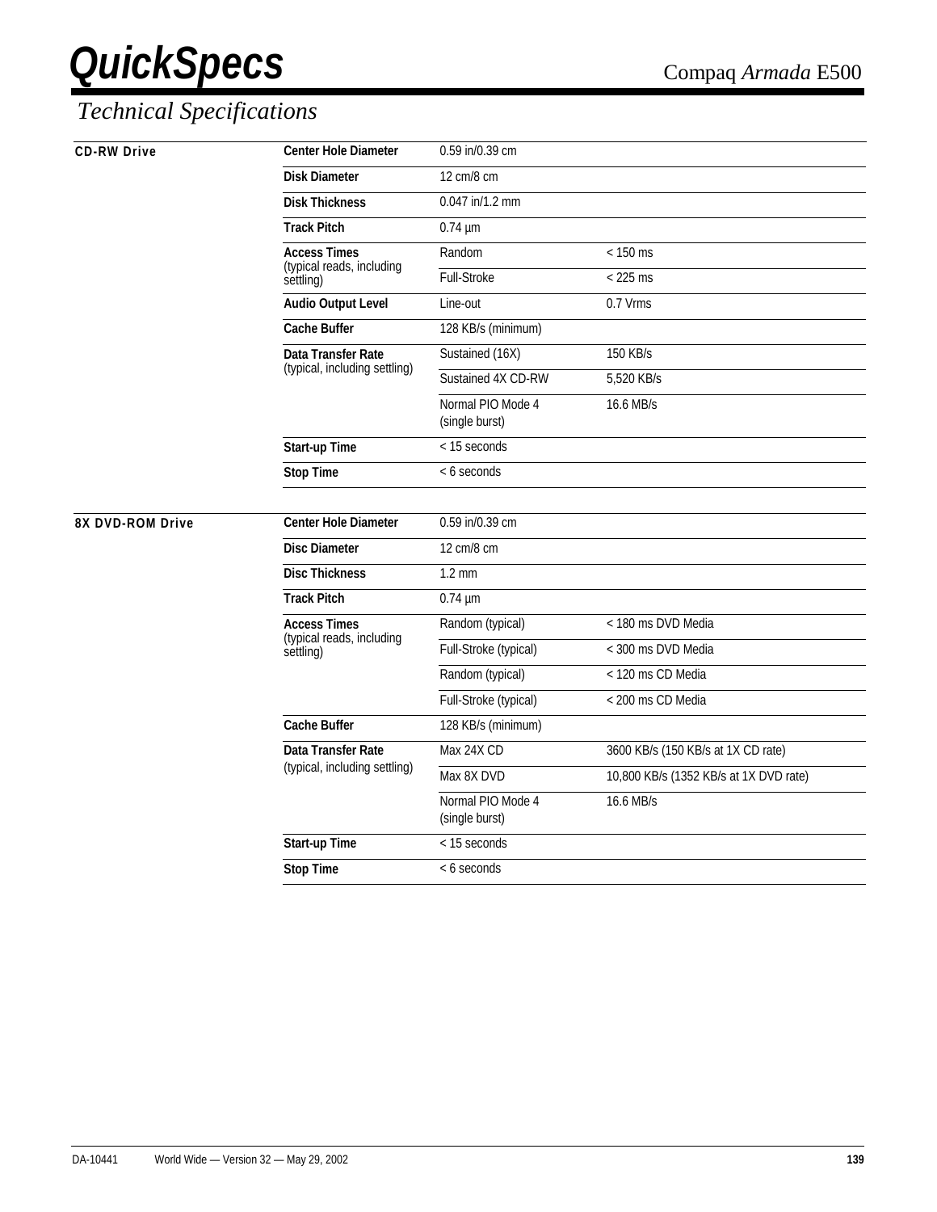# QuickSpecs

Compaq *Armada* E500

## *Technical Specifications*

| | | | |
|---|---|---|---|
| **CD-RW Drive** | **Center Hole Diameter** | 0.59 in/0.39 cm | |
| | **Disk Diameter** | 12 cm/8 cm | |
| | **Disk Thickness** | 0.047 in/1.2 mm | |
| | **Track Pitch** | 0.74 µm | |
| | **Access Times** (typical reads, including settling) | Random | < 150 ms |
| | | Full-Stroke | < 225 ms |
| | **Audio Output Level** | Line-out | 0.7 Vrms |
| | **Cache Buffer** | 128 KB/s (minimum) | |
| | **Data Transfer Rate** (typical, including settling) | Sustained (16X) | 150 KB/s |
| | | Sustained 4X CD-RW | 5,520 KB/s |
| | | Normal PIO Mode 4 (single burst) | 16.6 MB/s |
| | **Start-up Time** | < 15 seconds | |
| | **Stop Time** | < 6 seconds | |

| | | | |
|---|---|---|---|
| **8X DVD-ROM Drive** | **Center Hole Diameter** | 0.59 in/0.39 cm | |
| | **Disc Diameter** | 12 cm/8 cm | |
| | **Disc Thickness** | 1.2 mm | |
| | **Track Pitch** | 0.74 µm | |
| | **Access Times** (typical reads, including settling) | Random (typical) | < 180 ms DVD Media |
| | | Full-Stroke (typical) | < 300 ms DVD Media |
| | | Random (typical) | < 120 ms CD Media |
| | | Full-Stroke (typical) | < 200 ms CD Media |
| | **Cache Buffer** | 128 KB/s (minimum) | |
| | **Data Transfer Rate** (typical, including settling) | Max 24X CD | 3600 KB/s (150 KB/s at 1X CD rate) |
| | | Max 8X DVD | 10,800 KB/s (1352 KB/s at 1X DVD rate) |
| | | Normal PIO Mode 4 (single burst) | 16.6 MB/s |
| | **Start-up Time** | < 15 seconds | |
| | **Stop Time** | < 6 seconds | |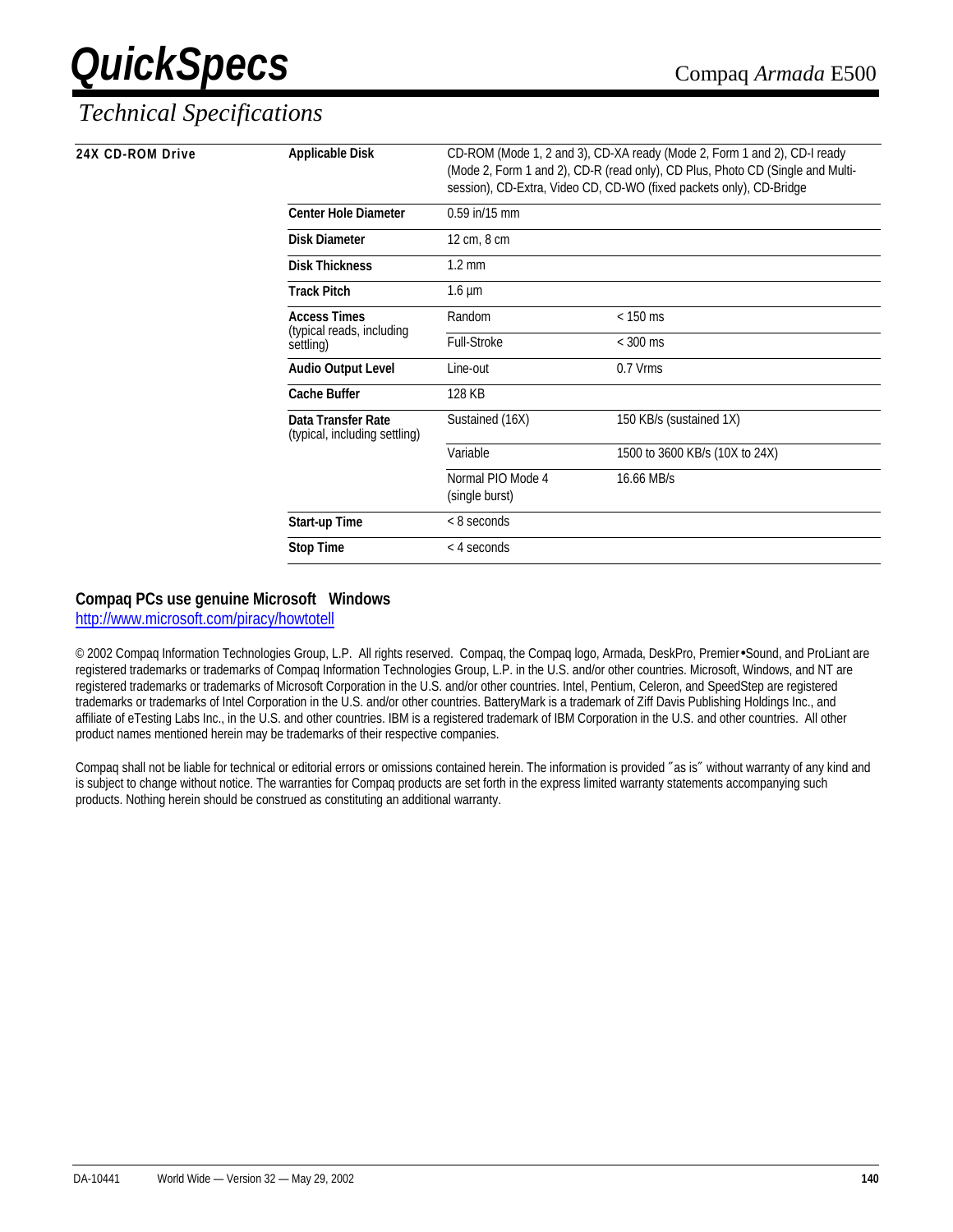# QuickSpecs

Compaq *Armada* E500

## *Technical Specifications*

| | | | |
|---|---|---|---|
| **24X CD-ROM Drive** | **Applicable Disk** | CD-ROM (Mode 1, 2 and 3), CD-XA ready (Mode 2, Form 1 and 2), CD-I ready (Mode 2, Form 1 and 2), CD-R (read only), CD Plus, Photo CD (Single and Multi-session), CD-Extra, Video CD, CD-WO (fixed packets only), CD-Bridge | |
| | **Center Hole Diameter** | 0.59 in/15 mm | |
| | **Disk Diameter** | 12 cm, 8 cm | |
| | **Disk Thickness** | 1.2 mm | |
| | **Track Pitch** | 1.6 µm | |
| | **Access Times** (typical reads, including settling) | Random | < 150 ms |
| | | Full-Stroke | < 300 ms |
| | **Audio Output Level** | Line-out | 0.7 Vrms |
| | **Cache Buffer** | 128 KB | |
| | **Data Transfer Rate** (typical, including settling) | Sustained (16X) | 150 KB/s (sustained 1X) |
| | | Variable | 1500 to 3600 KB/s (10X to 24X) |
| | | Normal PIO Mode 4 (single burst) | 16.66 MB/s |
| | **Start-up Time** | < 8 seconds | |
| | **Stop Time** | < 4 seconds | |

**Compaq PCs use genuine Microsoft Windows**
http://www.microsoft.com/piracy/howtotell

© 2002 Compaq Information Technologies Group, L.P. All rights reserved. Compaq, the Compaq logo, Armada, DeskPro, Premier•Sound, and ProLiant are registered trademarks or trademarks of Compaq Information Technologies Group, L.P. in the U.S. and/or other countries. Microsoft, Windows, and NT are registered trademarks or trademarks of Microsoft Corporation in the U.S. and/or other countries. Intel, Pentium, Celeron, and SpeedStep are registered trademarks or trademarks of Intel Corporation in the U.S. and/or other countries. BatteryMark is a trademark of Ziff Davis Publishing Holdings Inc., and affiliate of eTesting Labs Inc., in the U.S. and other countries. IBM is a registered trademark of IBM Corporation in the U.S. and other countries. All other product names mentioned herein may be trademarks of their respective companies.

Compaq shall not be liable for technical or editorial errors or omissions contained herein. The information is provided "as is" without warranty of any kind and is subject to change without notice. The warranties for Compaq products are set forth in the express limited warranty statements accompanying such products. Nothing herein should be construed as constituting an additional warranty.